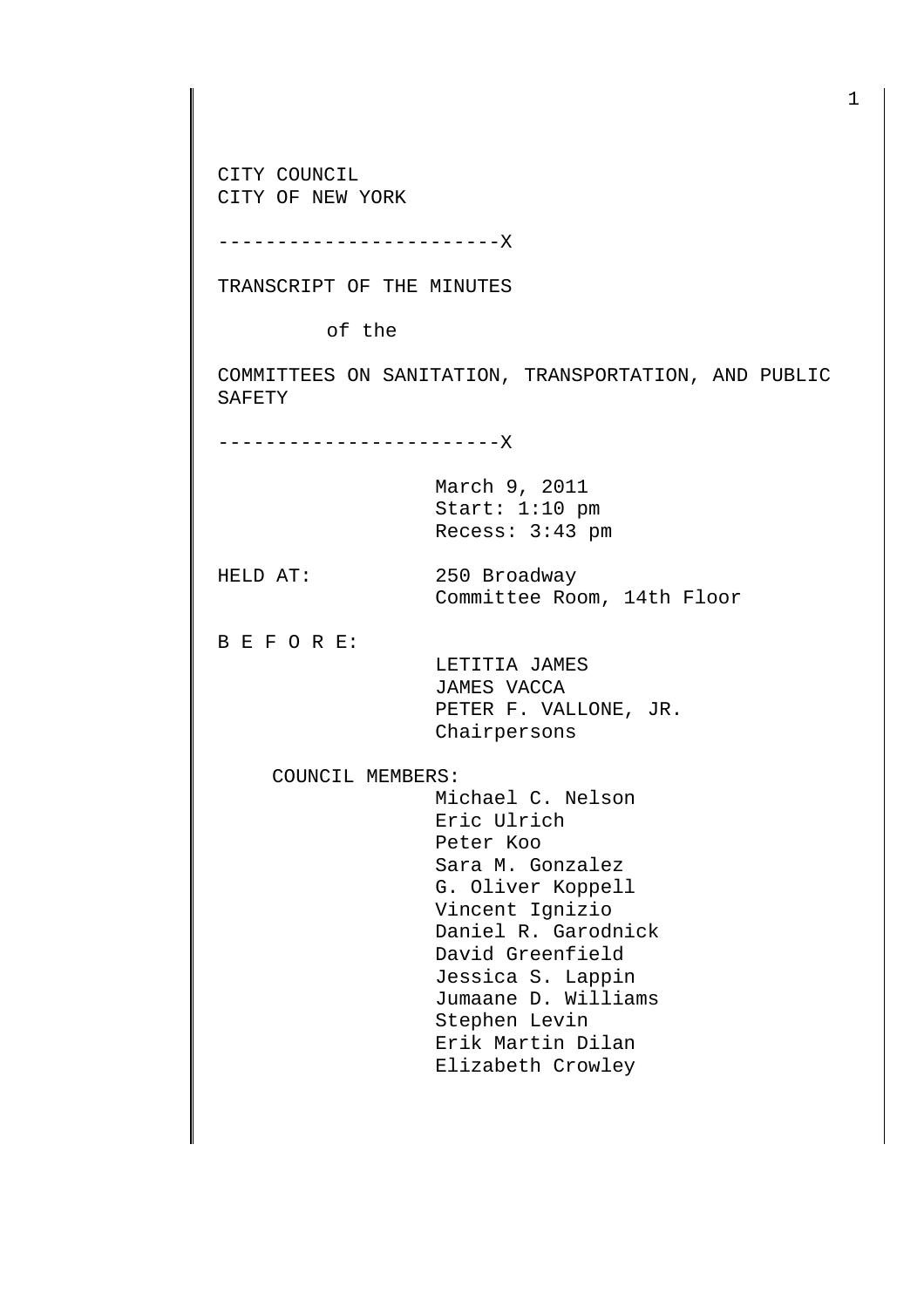CITY COUNCIL
CITY OF NEW YORK

------------------------X

TRANSCRIPT OF THE MINUTES

of the

COMMITTEES ON SANITATION, TRANSPORTATION, AND PUBLIC SAFETY

------------------------X

March 9, 2011
Start: 1:10 pm
Recess: 3:43 pm

HELD AT: 250 Broadway
Committee Room, 14th Floor

B E F O R E:
LETITIA JAMES
JAMES VACCA
PETER F. VALLONE, JR.
Chairpersons

COUNCIL MEMBERS:
Michael C. Nelson
Eric Ulrich
Peter Koo
Sara M. Gonzalez
G. Oliver Koppell
Vincent Ignizio
Daniel R. Garodnick
David Greenfield
Jessica S. Lappin
Jumaane D. Williams
Stephen Levin
Erik Martin Dilan
Elizabeth Crowley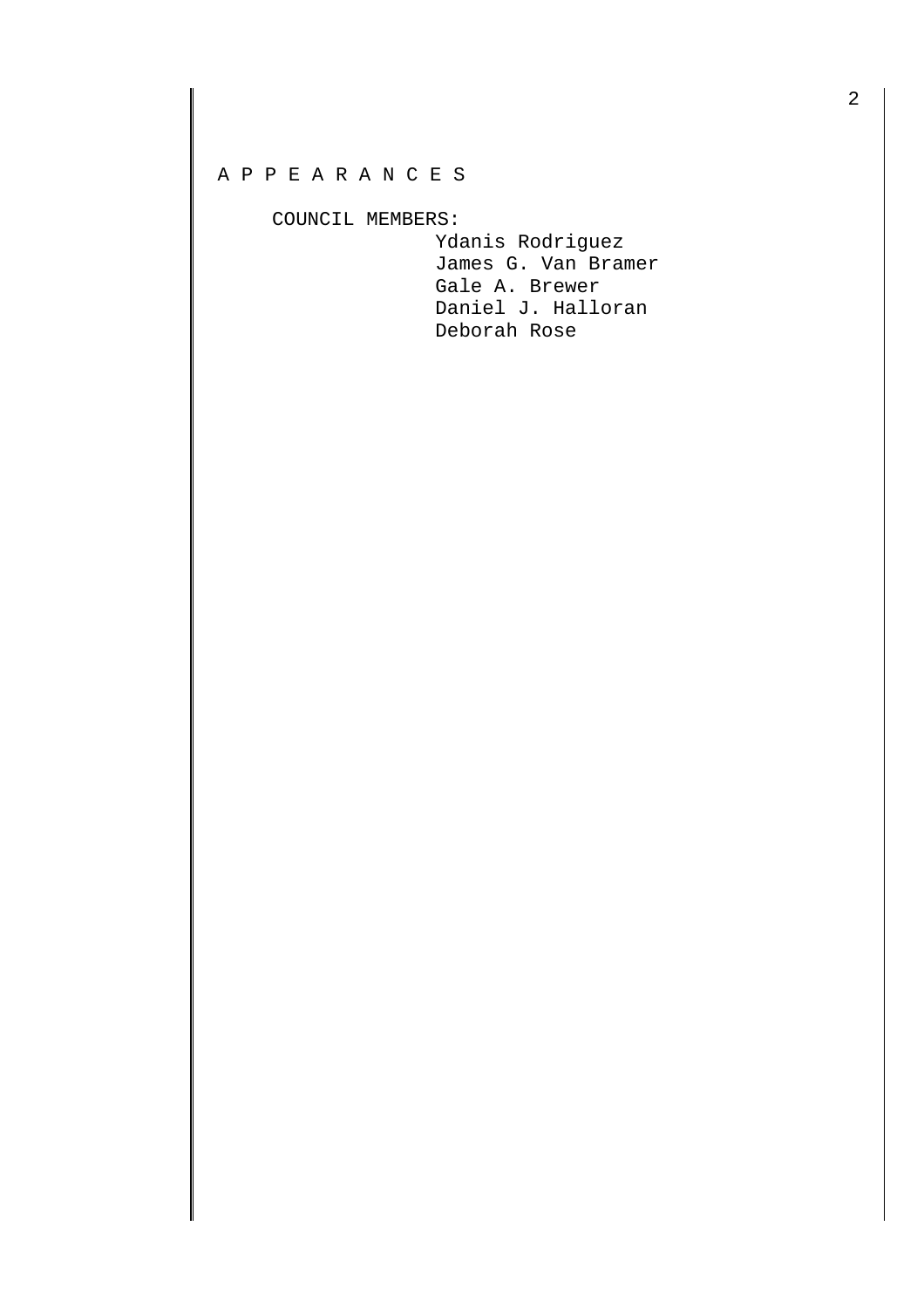A P P E A R A N C E S

COUNCIL MEMBERS:

Ydanis Rodriguez
James G. Van Bramer
Gale A. Brewer
Daniel J. Halloran
Deborah Rose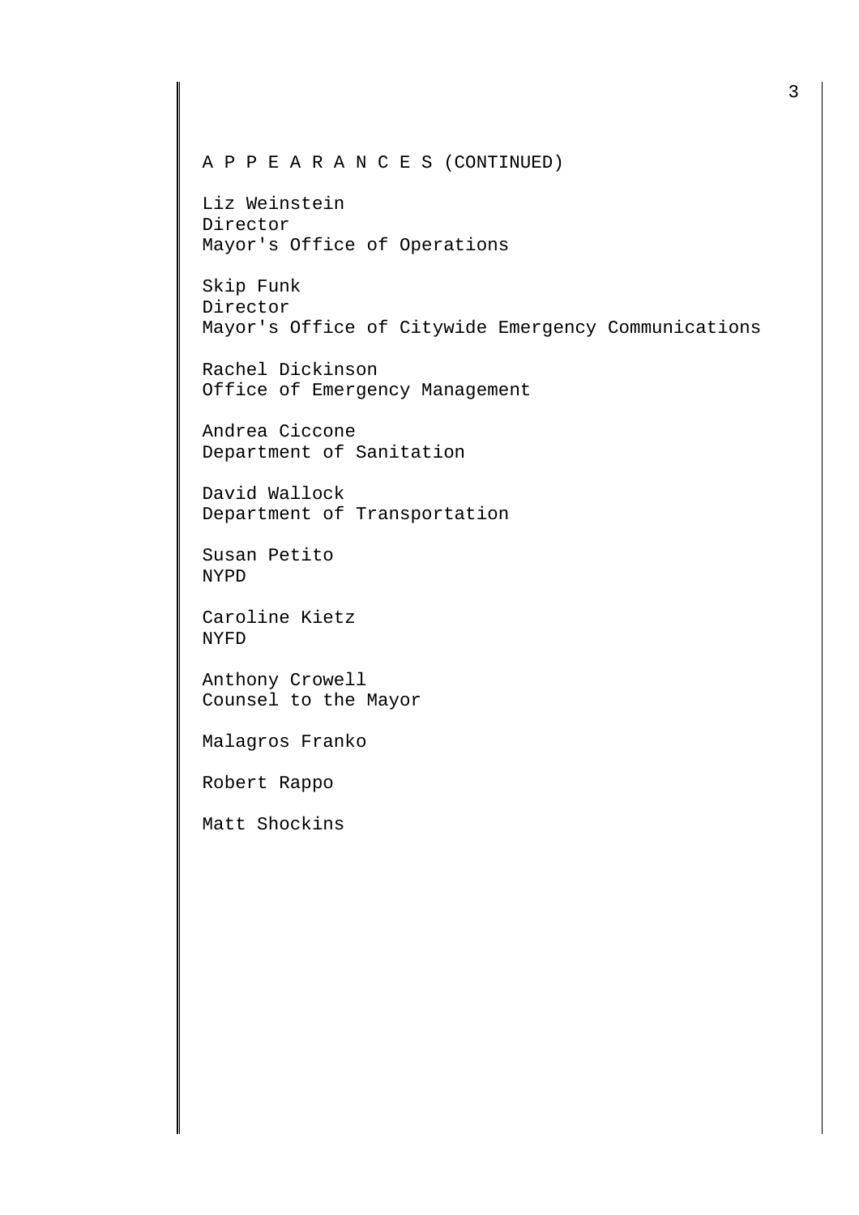A P P E A R A N C E S (CONTINUED)

Liz Weinstein
Director
Mayor's Office of Operations

Skip Funk
Director
Mayor's Office of Citywide Emergency Communications

Rachel Dickinson
Office of Emergency Management

Andrea Ciccone
Department of Sanitation

David Wallock
Department of Transportation

Susan Petito
NYPD

Caroline Kietz
NYFD

Anthony Crowell
Counsel to the Mayor

Malagros Franko

Robert Rappo

Matt Shockins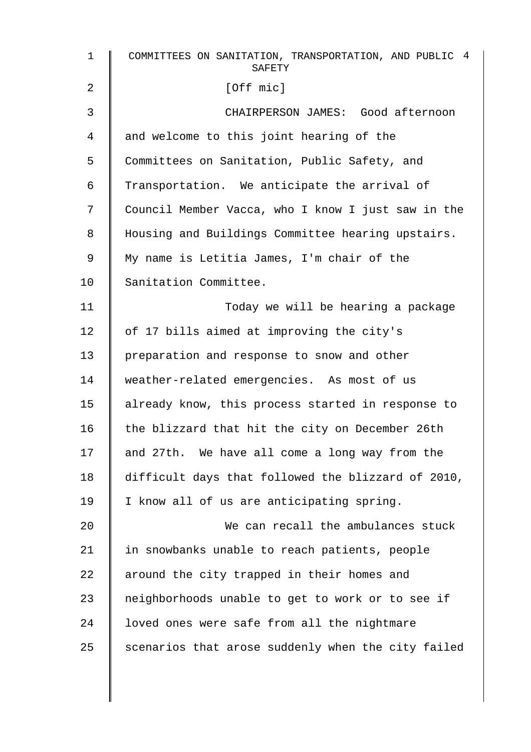[Off mic]

CHAIRPERSON JAMES: Good afternoon and welcome to this joint hearing of the Committees on Sanitation, Public Safety, and Transportation. We anticipate the arrival of Council Member Vacca, who I know I just saw in the Housing and Buildings Committee hearing upstairs. My name is Letitia James, I'm chair of the Sanitation Committee.

Today we will be hearing a package of 17 bills aimed at improving the city's preparation and response to snow and other weather-related emergencies. As most of us already know, this process started in response to the blizzard that hit the city on December 26th and 27th. We have all come a long way from the difficult days that followed the blizzard of 2010, I know all of us are anticipating spring.

We can recall the ambulances stuck in snowbanks unable to reach patients, people around the city trapped in their homes and neighborhoods unable to get to work or to see if loved ones were safe from all the nightmare scenarios that arose suddenly when the city failed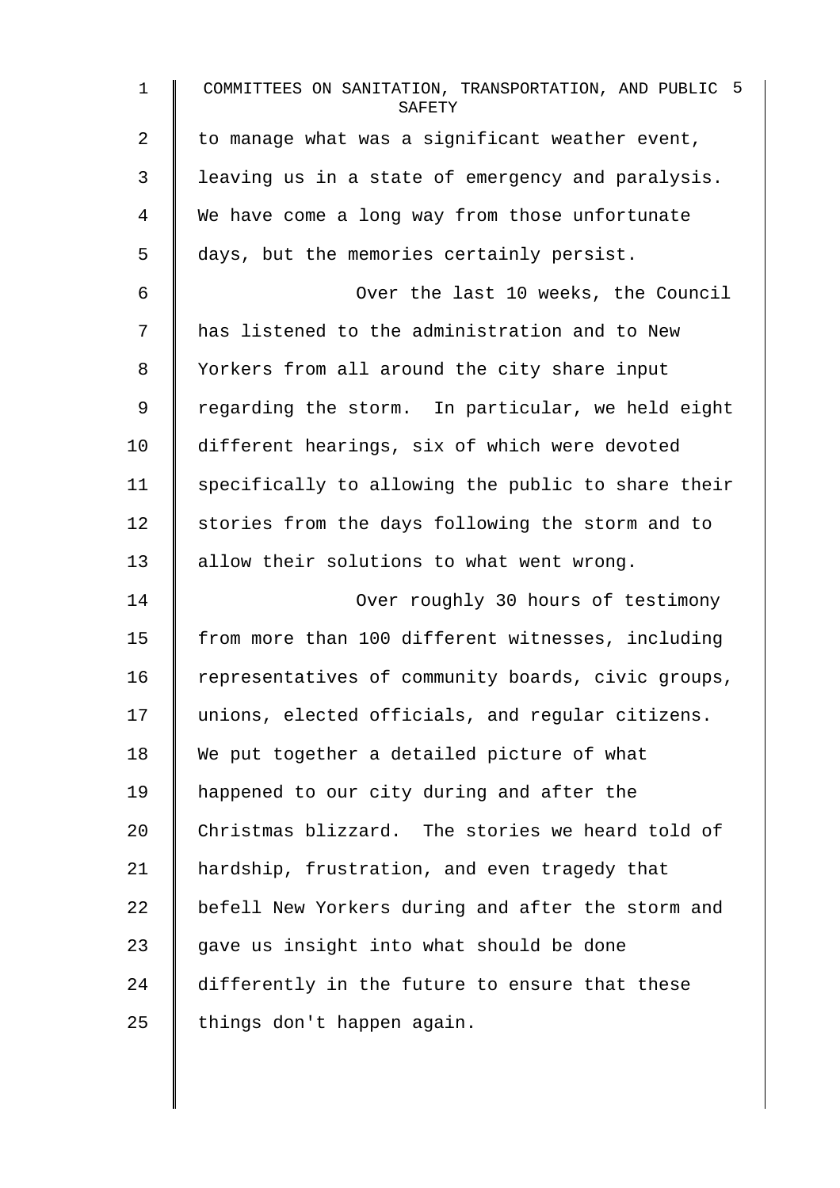to manage what was a significant weather event, leaving us in a state of emergency and paralysis. We have come a long way from those unfortunate days, but the memories certainly persist.

Over the last 10 weeks, the Council has listened to the administration and to New Yorkers from all around the city share input regarding the storm. In particular, we held eight different hearings, six of which were devoted specifically to allowing the public to share their stories from the days following the storm and to allow their solutions to what went wrong.

Over roughly 30 hours of testimony from more than 100 different witnesses, including representatives of community boards, civic groups, unions, elected officials, and regular citizens. We put together a detailed picture of what happened to our city during and after the Christmas blizzard. The stories we heard told of hardship, frustration, and even tragedy that befell New Yorkers during and after the storm and gave us insight into what should be done differently in the future to ensure that these things don't happen again.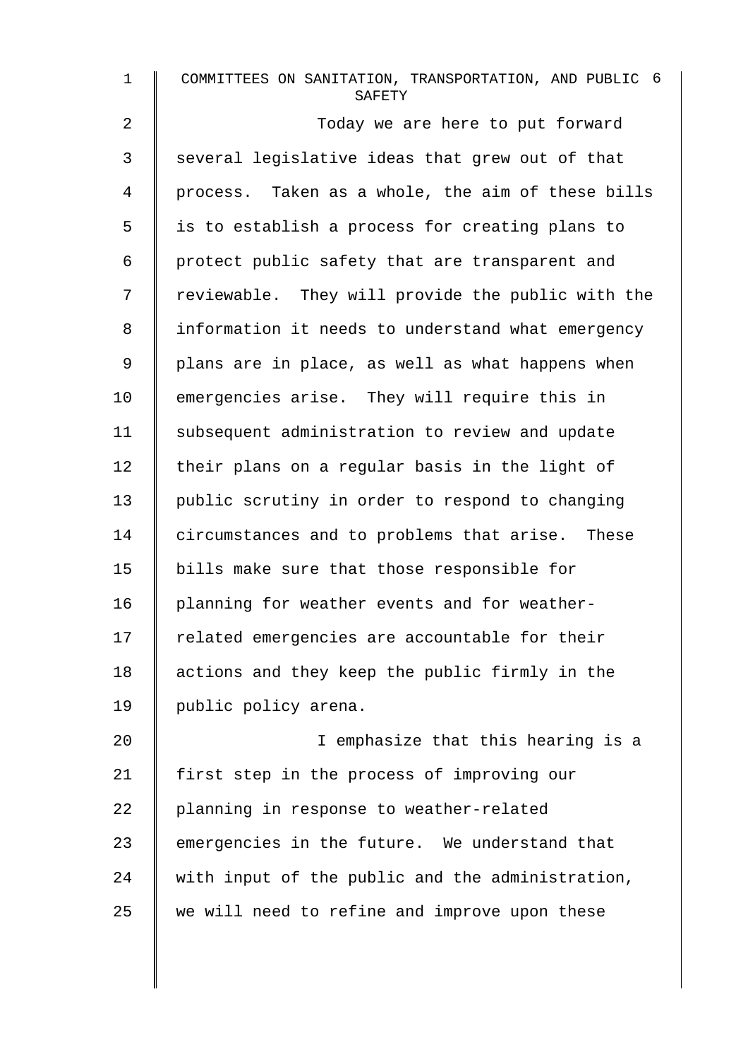Today we are here to put forward several legislative ideas that grew out of that process. Taken as a whole, the aim of these bills is to establish a process for creating plans to protect public safety that are transparent and reviewable. They will provide the public with the information it needs to understand what emergency plans are in place, as well as what happens when emergencies arise. They will require this in subsequent administration to review and update their plans on a regular basis in the light of public scrutiny in order to respond to changing circumstances and to problems that arise. These bills make sure that those responsible for planning for weather events and for weather-related emergencies are accountable for their actions and they keep the public firmly in the public policy arena.

I emphasize that this hearing is a first step in the process of improving our planning in response to weather-related emergencies in the future. We understand that with input of the public and the administration, we will need to refine and improve upon these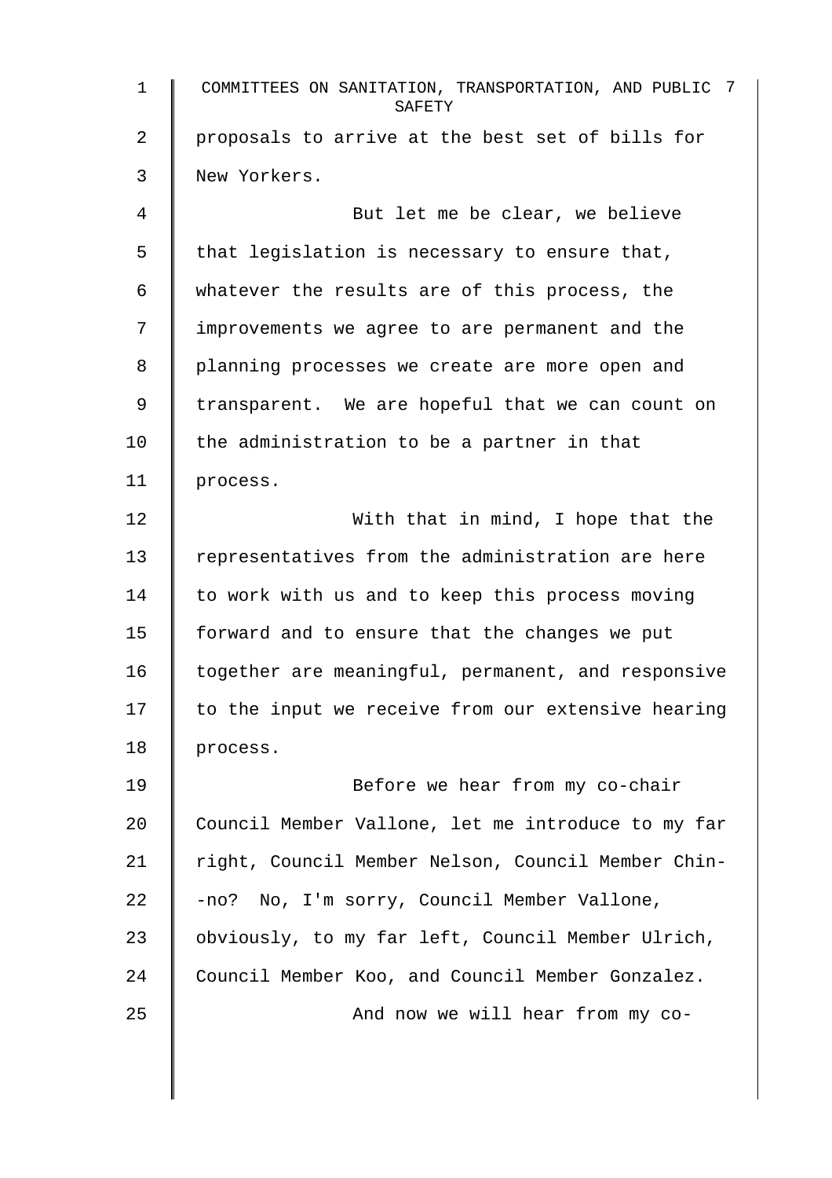proposals to arrive at the best set of bills for New Yorkers.

But let me be clear, we believe that legislation is necessary to ensure that, whatever the results are of this process, the improvements we agree to are permanent and the planning processes we create are more open and transparent. We are hopeful that we can count on the administration to be a partner in that process.

With that in mind, I hope that the representatives from the administration are here to work with us and to keep this process moving forward and to ensure that the changes we put together are meaningful, permanent, and responsive to the input we receive from our extensive hearing process.

Before we hear from my co-chair Council Member Vallone, let me introduce to my far right, Council Member Nelson, Council Member Chin--no? No, I'm sorry, Council Member Vallone, obviously, to my far left, Council Member Ulrich, Council Member Koo, and Council Member Gonzalez.

And now we will hear from my co-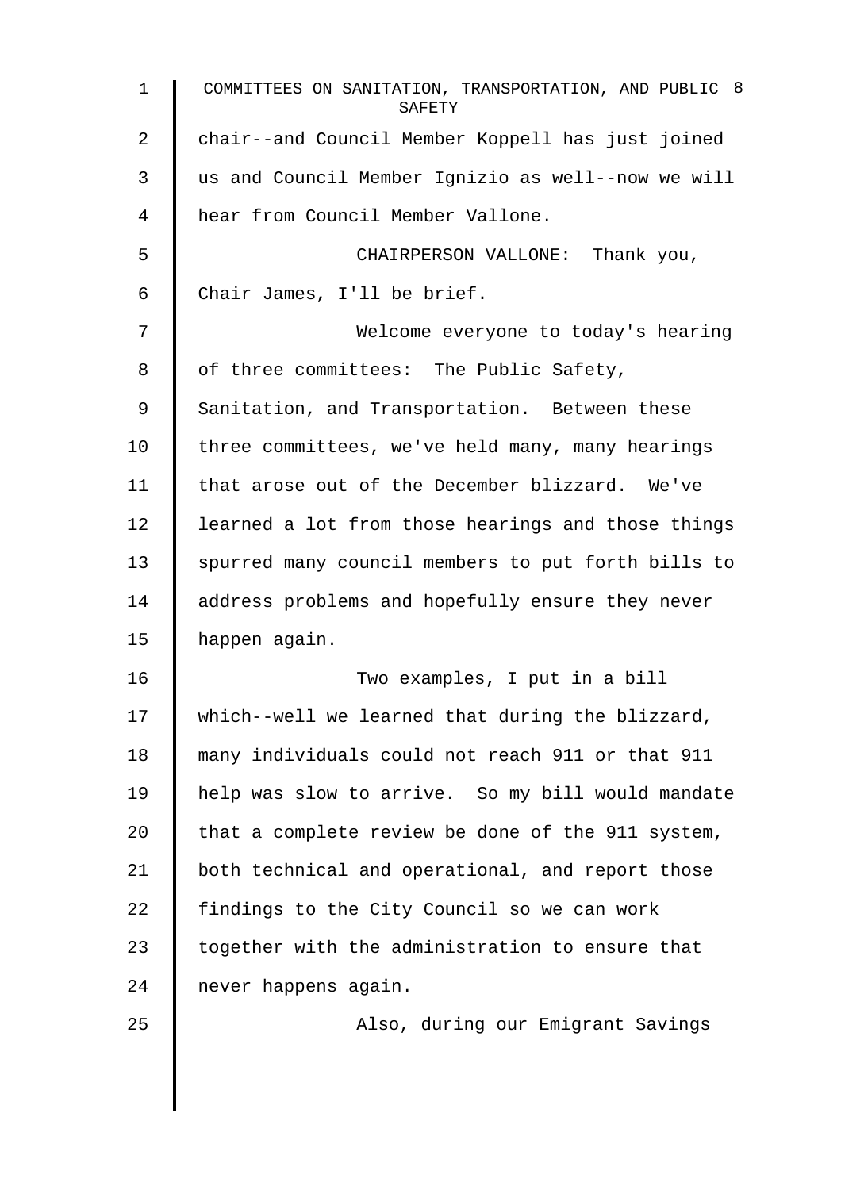chair--and Council Member Koppell has just joined us and Council Member Ignizio as well--now we will hear from Council Member Vallone.

CHAIRPERSON VALLONE: Thank you, Chair James, I'll be brief.

Welcome everyone to today's hearing of three committees: The Public Safety, Sanitation, and Transportation. Between these three committees, we've held many, many hearings that arose out of the December blizzard. We've learned a lot from those hearings and those things spurred many council members to put forth bills to address problems and hopefully ensure they never happen again.

Two examples, I put in a bill which--well we learned that during the blizzard, many individuals could not reach 911 or that 911 help was slow to arrive. So my bill would mandate that a complete review be done of the 911 system, both technical and operational, and report those findings to the City Council so we can work together with the administration to ensure that never happens again.

Also, during our Emigrant Savings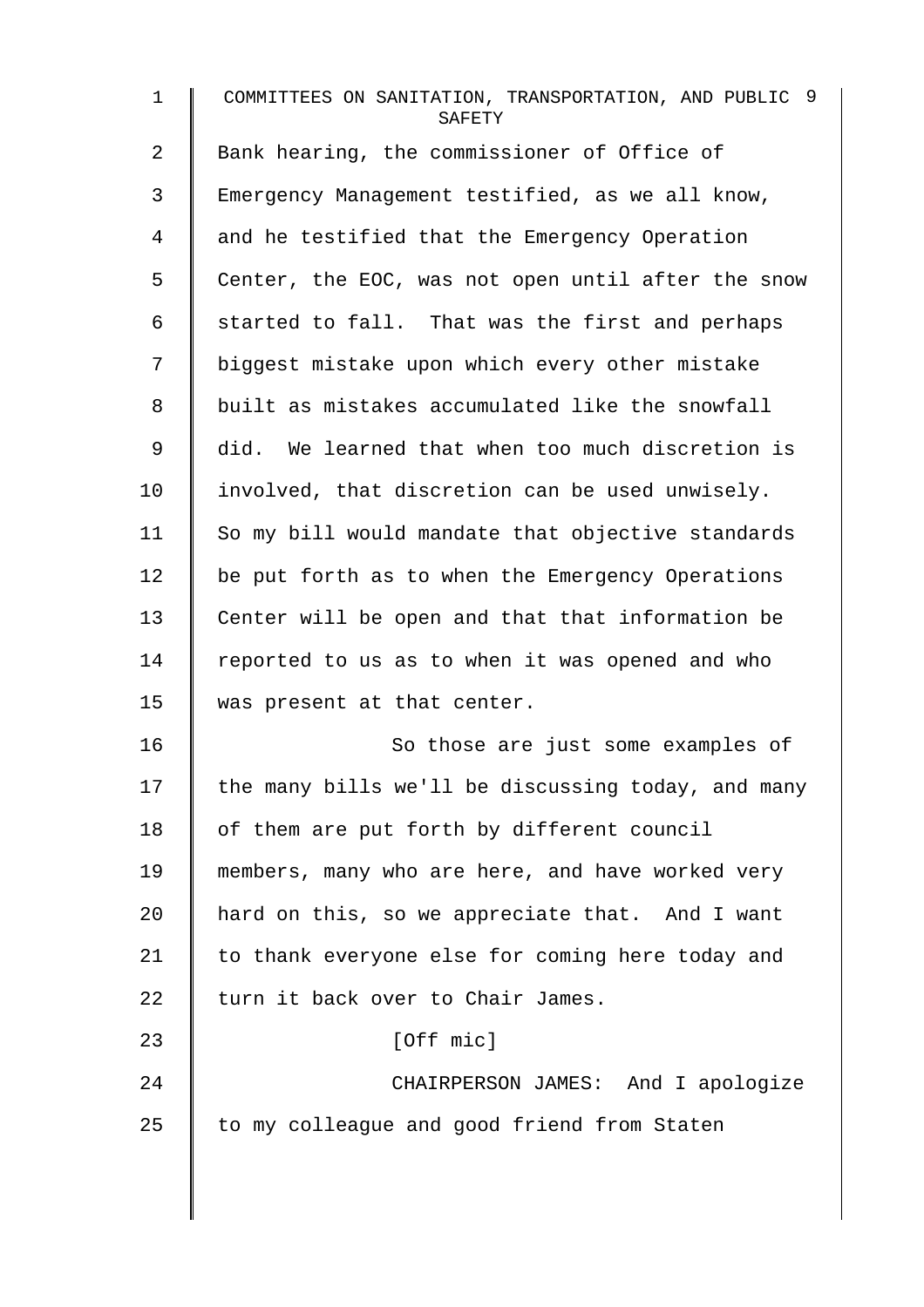Bank hearing, the commissioner of Office of Emergency Management testified, as we all know, and he testified that the Emergency Operation Center, the EOC, was not open until after the snow started to fall. That was the first and perhaps biggest mistake upon which every other mistake built as mistakes accumulated like the snowfall did. We learned that when too much discretion is involved, that discretion can be used unwisely. So my bill would mandate that objective standards be put forth as to when the Emergency Operations Center will be open and that that information be reported to us as to when it was opened and who was present at that center.

So those are just some examples of the many bills we'll be discussing today, and many of them are put forth by different council members, many who are here, and have worked very hard on this, so we appreciate that. And I want to thank everyone else for coming here today and turn it back over to Chair James.

[Off mic]

CHAIRPERSON JAMES: And I apologize to my colleague and good friend from Staten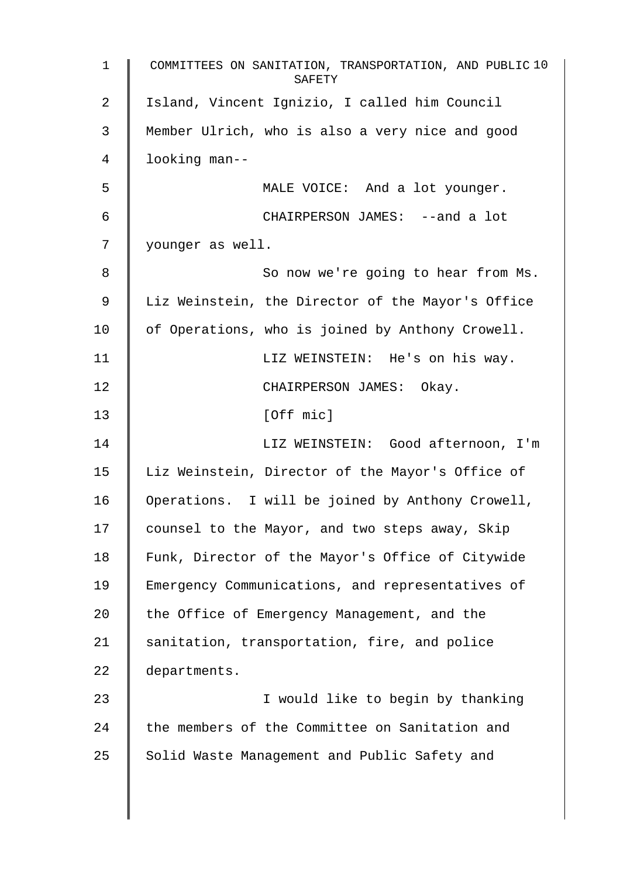Island, Vincent Ignizio, I called him Council Member Ulrich, who is also a very nice and good looking man--

MALE VOICE: And a lot younger.

CHAIRPERSON JAMES: --and a lot younger as well.

So now we're going to hear from Ms. Liz Weinstein, the Director of the Mayor's Office of Operations, who is joined by Anthony Crowell.

LIZ WEINSTEIN: He's on his way.

CHAIRPERSON JAMES: Okay.

[Off mic]

LIZ WEINSTEIN: Good afternoon, I'm Liz Weinstein, Director of the Mayor's Office of Operations. I will be joined by Anthony Crowell, counsel to the Mayor, and two steps away, Skip Funk, Director of the Mayor's Office of Citywide Emergency Communications, and representatives of the Office of Emergency Management, and the sanitation, transportation, fire, and police departments.

I would like to begin by thanking the members of the Committee on Sanitation and Solid Waste Management and Public Safety and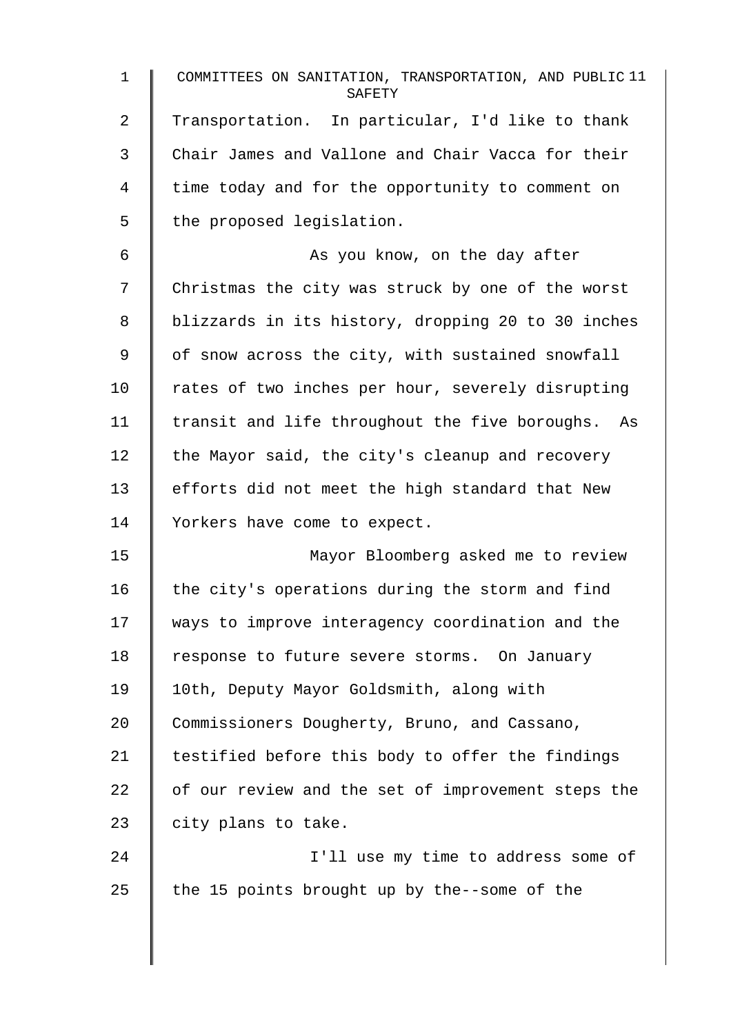Transportation. In particular, I'd like to thank Chair James and Vallone and Chair Vacca for their time today and for the opportunity to comment on the proposed legislation.

As you know, on the day after Christmas the city was struck by one of the worst blizzards in its history, dropping 20 to 30 inches of snow across the city, with sustained snowfall rates of two inches per hour, severely disrupting transit and life throughout the five boroughs. As the Mayor said, the city's cleanup and recovery efforts did not meet the high standard that New Yorkers have come to expect.

Mayor Bloomberg asked me to review the city's operations during the storm and find ways to improve interagency coordination and the response to future severe storms. On January 10th, Deputy Mayor Goldsmith, along with Commissioners Dougherty, Bruno, and Cassano, testified before this body to offer the findings of our review and the set of improvement steps the city plans to take.

I'll use my time to address some of the 15 points brought up by the--some of the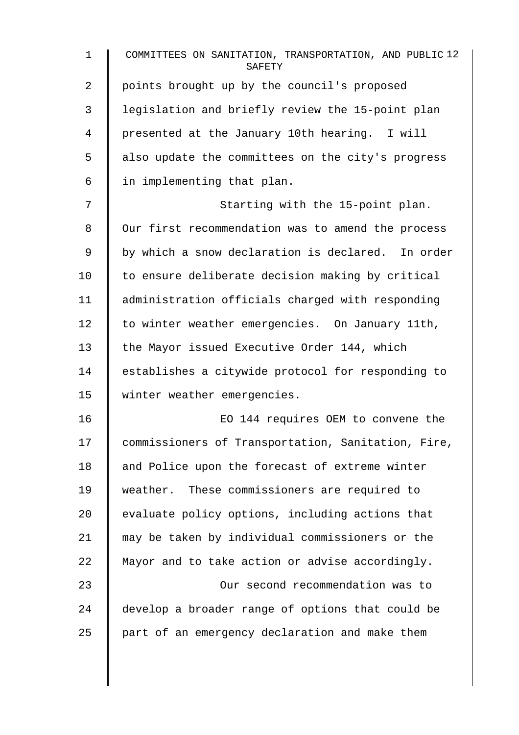points brought up by the council's proposed legislation and briefly review the 15-point plan presented at the January 10th hearing. I will also update the committees on the city's progress in implementing that plan.

Starting with the 15-point plan. Our first recommendation was to amend the process by which a snow declaration is declared. In order to ensure deliberate decision making by critical administration officials charged with responding to winter weather emergencies. On January 11th, the Mayor issued Executive Order 144, which establishes a citywide protocol for responding to winter weather emergencies.

EO 144 requires OEM to convene the commissioners of Transportation, Sanitation, Fire, and Police upon the forecast of extreme winter weather. These commissioners are required to evaluate policy options, including actions that may be taken by individual commissioners or the Mayor and to take action or advise accordingly.

Our second recommendation was to develop a broader range of options that could be part of an emergency declaration and make them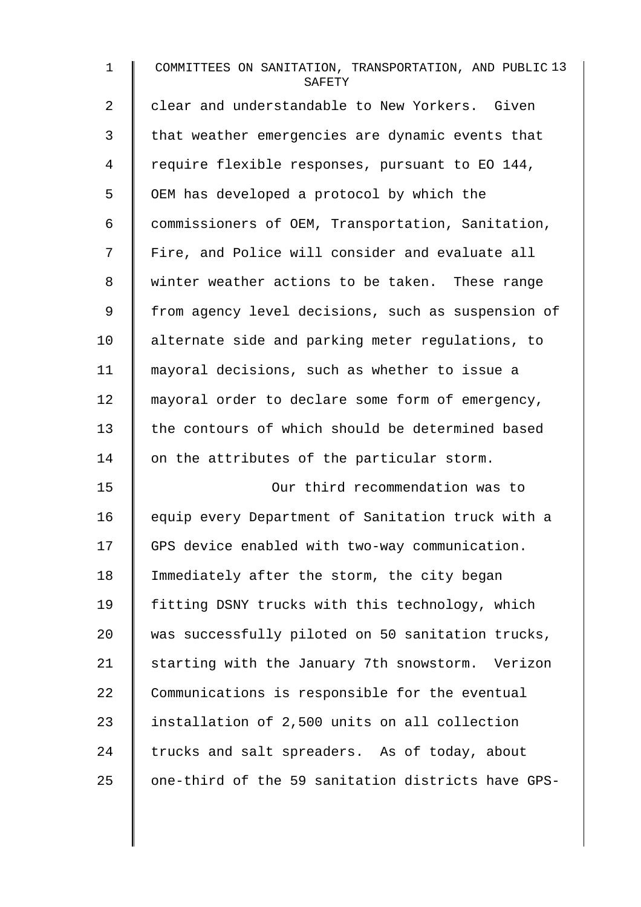clear and understandable to New Yorkers. Given that weather emergencies are dynamic events that require flexible responses, pursuant to EO 144, OEM has developed a protocol by which the commissioners of OEM, Transportation, Sanitation, Fire, and Police will consider and evaluate all winter weather actions to be taken. These range from agency level decisions, such as suspension of alternate side and parking meter regulations, to mayoral decisions, such as whether to issue a mayoral order to declare some form of emergency, the contours of which should be determined based on the attributes of the particular storm.

Our third recommendation was to equip every Department of Sanitation truck with a GPS device enabled with two-way communication. Immediately after the storm, the city began fitting DSNY trucks with this technology, which was successfully piloted on 50 sanitation trucks, starting with the January 7th snowstorm. Verizon Communications is responsible for the eventual installation of 2,500 units on all collection trucks and salt spreaders. As of today, about one-third of the 59 sanitation districts have GPS-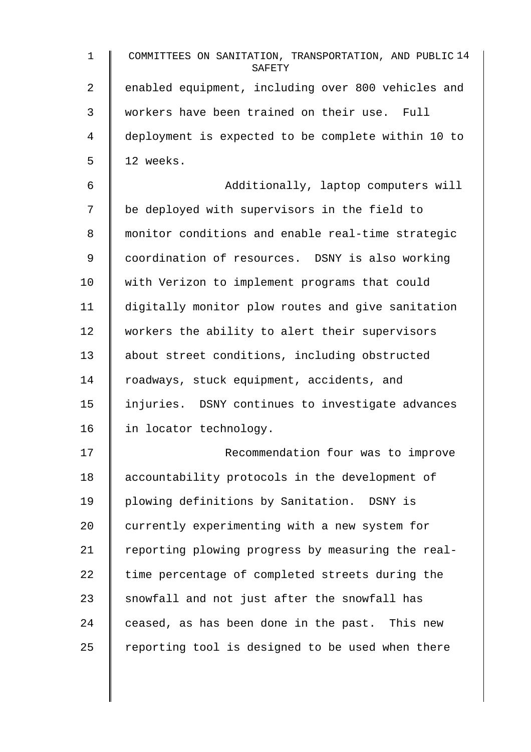enabled equipment, including over 800 vehicles and workers have been trained on their use. Full deployment is expected to be complete within 10 to 12 weeks.

Additionally, laptop computers will be deployed with supervisors in the field to monitor conditions and enable real-time strategic coordination of resources. DSNY is also working with Verizon to implement programs that could digitally monitor plow routes and give sanitation workers the ability to alert their supervisors about street conditions, including obstructed roadways, stuck equipment, accidents, and injuries. DSNY continues to investigate advances in locator technology.

Recommendation four was to improve accountability protocols in the development of plowing definitions by Sanitation. DSNY is currently experimenting with a new system for reporting plowing progress by measuring the real-time percentage of completed streets during the snowfall and not just after the snowfall has ceased, as has been done in the past. This new reporting tool is designed to be used when there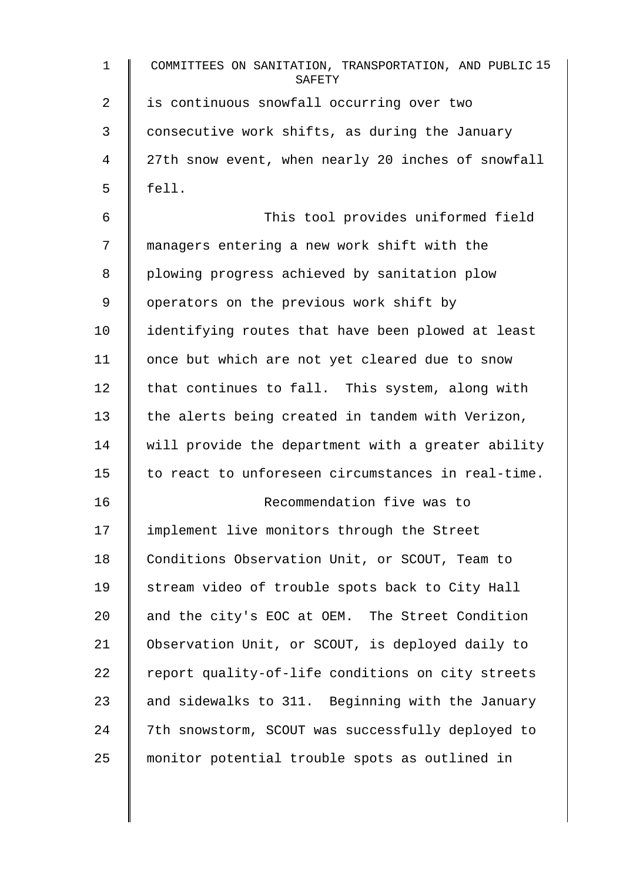is continuous snowfall occurring over two consecutive work shifts, as during the January 27th snow event, when nearly 20 inches of snowfall fell.

This tool provides uniformed field managers entering a new work shift with the plowing progress achieved by sanitation plow operators on the previous work shift by identifying routes that have been plowed at least once but which are not yet cleared due to snow that continues to fall. This system, along with the alerts being created in tandem with Verizon, will provide the department with a greater ability to react to unforeseen circumstances in real-time.

Recommendation five was to implement live monitors through the Street Conditions Observation Unit, or SCOUT, Team to stream video of trouble spots back to City Hall and the city's EOC at OEM. The Street Condition Observation Unit, or SCOUT, is deployed daily to report quality-of-life conditions on city streets and sidewalks to 311. Beginning with the January 7th snowstorm, SCOUT was successfully deployed to monitor potential trouble spots as outlined in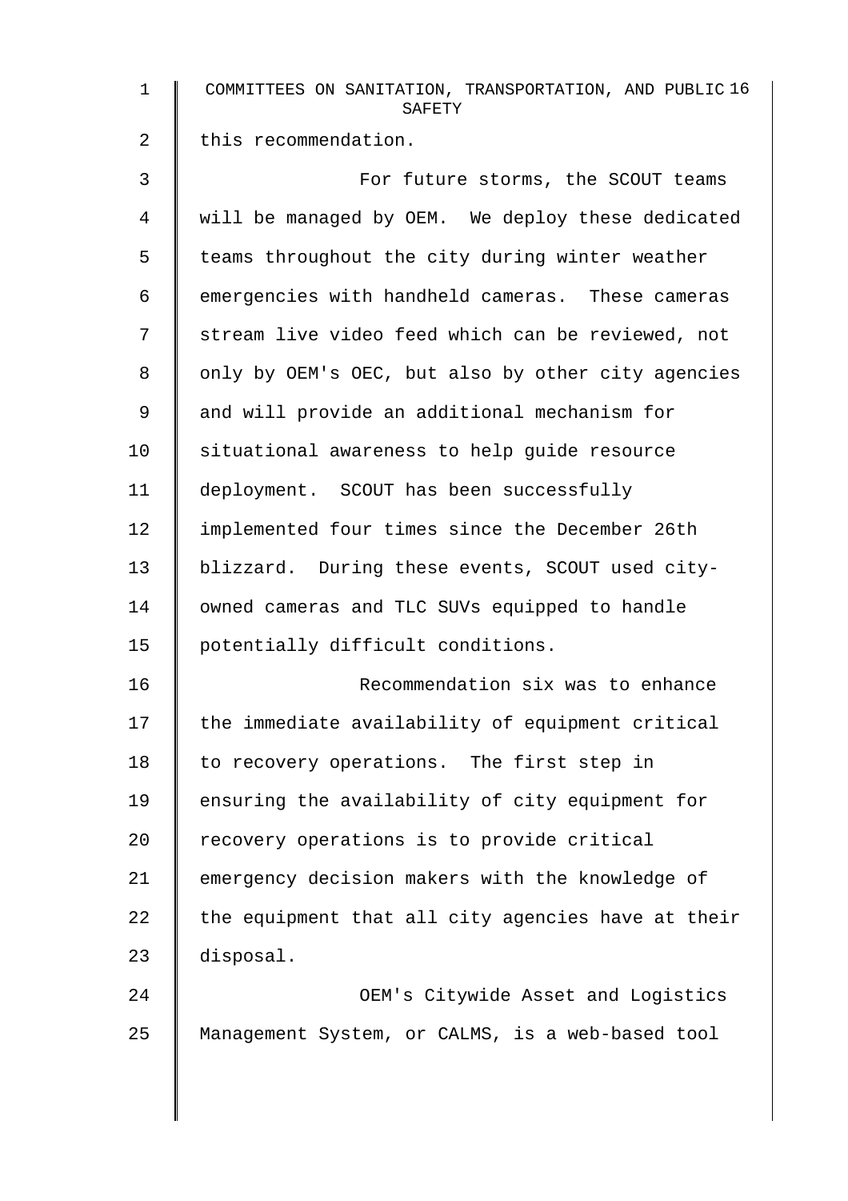this recommendation.

For future storms, the SCOUT teams will be managed by OEM. We deploy these dedicated teams throughout the city during winter weather emergencies with handheld cameras. These cameras stream live video feed which can be reviewed, not only by OEM's OEC, but also by other city agencies and will provide an additional mechanism for situational awareness to help guide resource deployment. SCOUT has been successfully implemented four times since the December 26th blizzard. During these events, SCOUT used city-owned cameras and TLC SUVs equipped to handle potentially difficult conditions.

Recommendation six was to enhance the immediate availability of equipment critical to recovery operations. The first step in ensuring the availability of city equipment for recovery operations is to provide critical emergency decision makers with the knowledge of the equipment that all city agencies have at their disposal.

OEM's Citywide Asset and Logistics Management System, or CALMS, is a web-based tool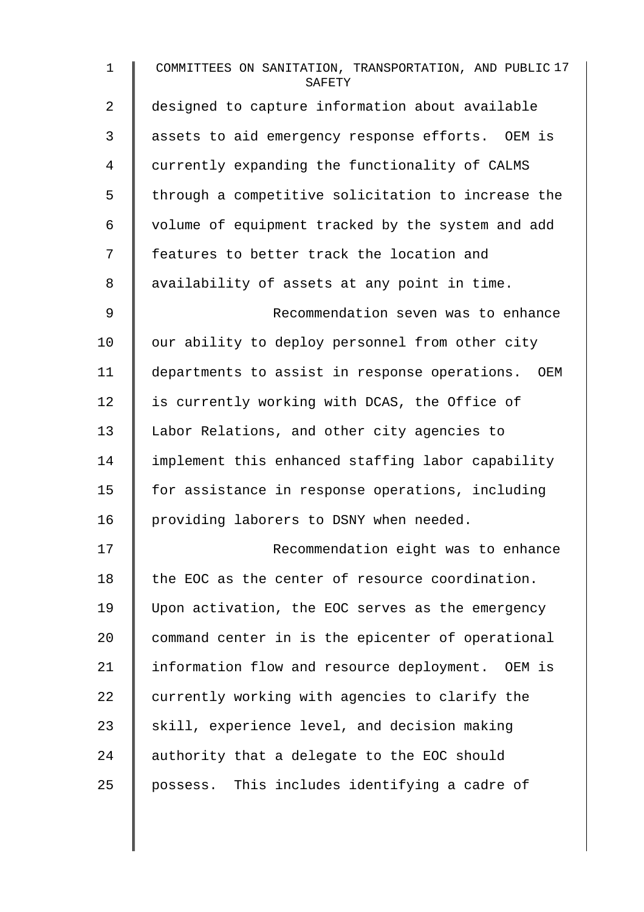designed to capture information about available assets to aid emergency response efforts. OEM is currently expanding the functionality of CALMS through a competitive solicitation to increase the volume of equipment tracked by the system and add features to better track the location and availability of assets at any point in time.

Recommendation seven was to enhance our ability to deploy personnel from other city departments to assist in response operations. OEM is currently working with DCAS, the Office of Labor Relations, and other city agencies to implement this enhanced staffing labor capability for assistance in response operations, including providing laborers to DSNY when needed.

Recommendation eight was to enhance the EOC as the center of resource coordination. Upon activation, the EOC serves as the emergency command center in is the epicenter of operational information flow and resource deployment. OEM is currently working with agencies to clarify the skill, experience level, and decision making authority that a delegate to the EOC should possess. This includes identifying a cadre of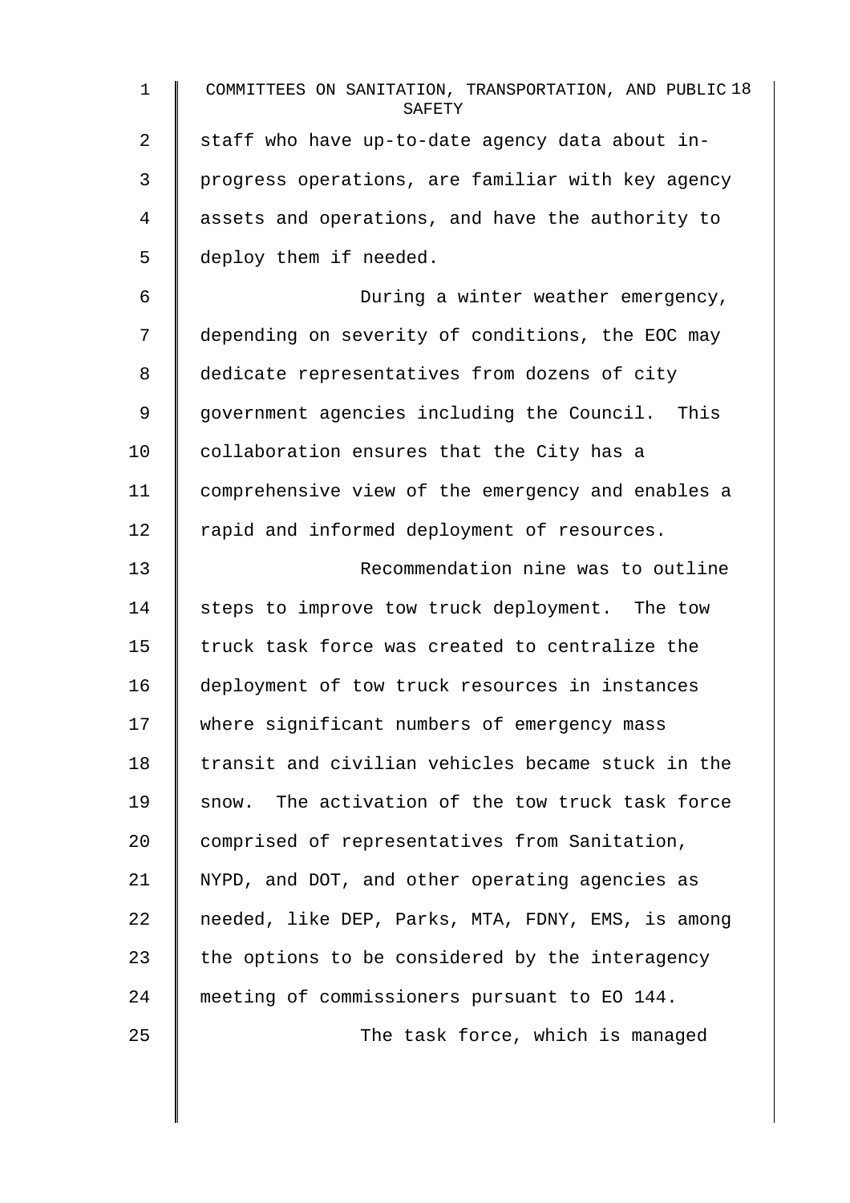staff who have up-to-date agency data about in-progress operations, are familiar with key agency assets and operations, and have the authority to deploy them if needed.

During a winter weather emergency, depending on severity of conditions, the EOC may dedicate representatives from dozens of city government agencies including the Council. This collaboration ensures that the City has a comprehensive view of the emergency and enables a rapid and informed deployment of resources.

Recommendation nine was to outline steps to improve tow truck deployment. The tow truck task force was created to centralize the deployment of tow truck resources in instances where significant numbers of emergency mass transit and civilian vehicles became stuck in the snow. The activation of the tow truck task force comprised of representatives from Sanitation, NYPD, and DOT, and other operating agencies as needed, like DEP, Parks, MTA, FDNY, EMS, is among the options to be considered by the interagency meeting of commissioners pursuant to EO 144.

The task force, which is managed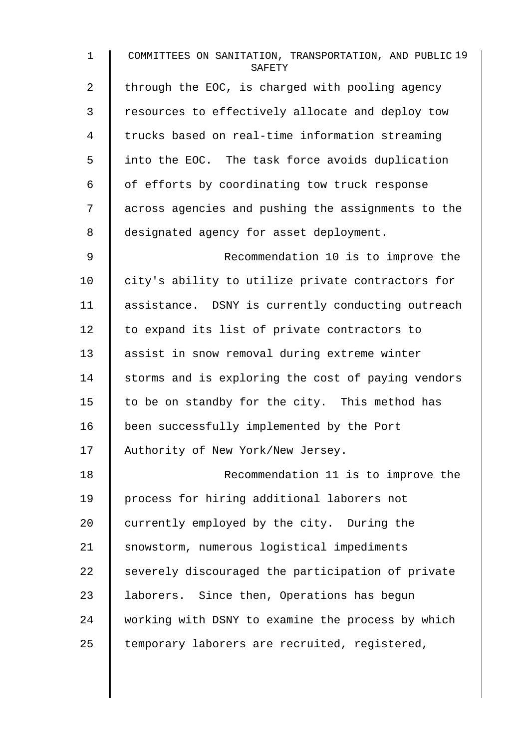through the EOC, is charged with pooling agency resources to effectively allocate and deploy tow trucks based on real-time information streaming into the EOC. The task force avoids duplication of efforts by coordinating tow truck response across agencies and pushing the assignments to the designated agency for asset deployment.

Recommendation 10 is to improve the city's ability to utilize private contractors for assistance. DSNY is currently conducting outreach to expand its list of private contractors to assist in snow removal during extreme winter storms and is exploring the cost of paying vendors to be on standby for the city. This method has been successfully implemented by the Port Authority of New York/New Jersey.

Recommendation 11 is to improve the process for hiring additional laborers not currently employed by the city. During the snowstorm, numerous logistical impediments severely discouraged the participation of private laborers. Since then, Operations has begun working with DSNY to examine the process by which temporary laborers are recruited, registered,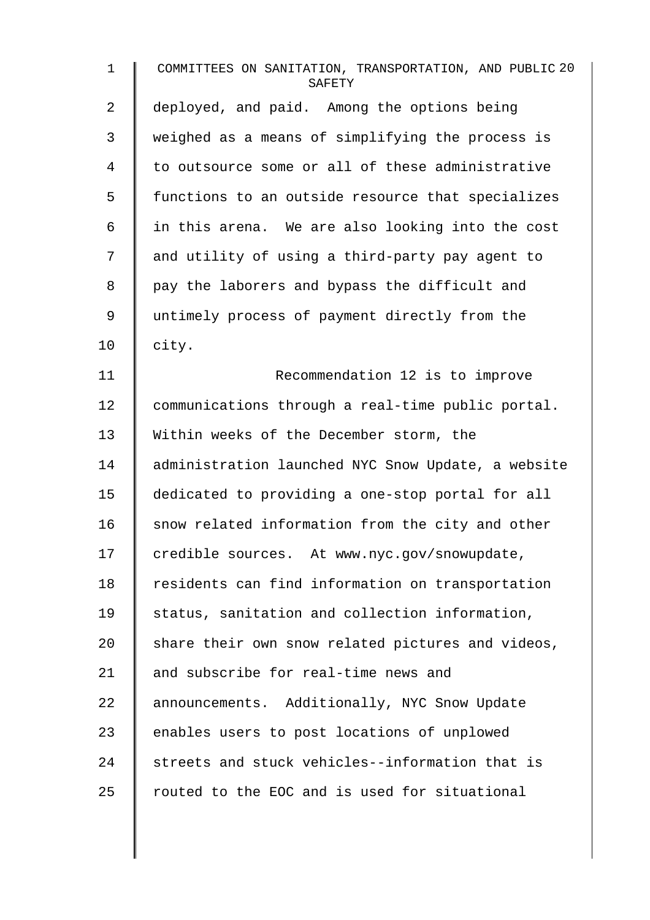deployed, and paid. Among the options being weighed as a means of simplifying the process is to outsource some or all of these administrative functions to an outside resource that specializes in this arena. We are also looking into the cost and utility of using a third-party pay agent to pay the laborers and bypass the difficult and untimely process of payment directly from the city.

Recommendation 12 is to improve communications through a real-time public portal. Within weeks of the December storm, the administration launched NYC Snow Update, a website dedicated to providing a one-stop portal for all snow related information from the city and other credible sources. At www.nyc.gov/snowupdate, residents can find information on transportation status, sanitation and collection information, share their own snow related pictures and videos, and subscribe for real-time news and announcements. Additionally, NYC Snow Update enables users to post locations of unplowed streets and stuck vehicles--information that is routed to the EOC and is used for situational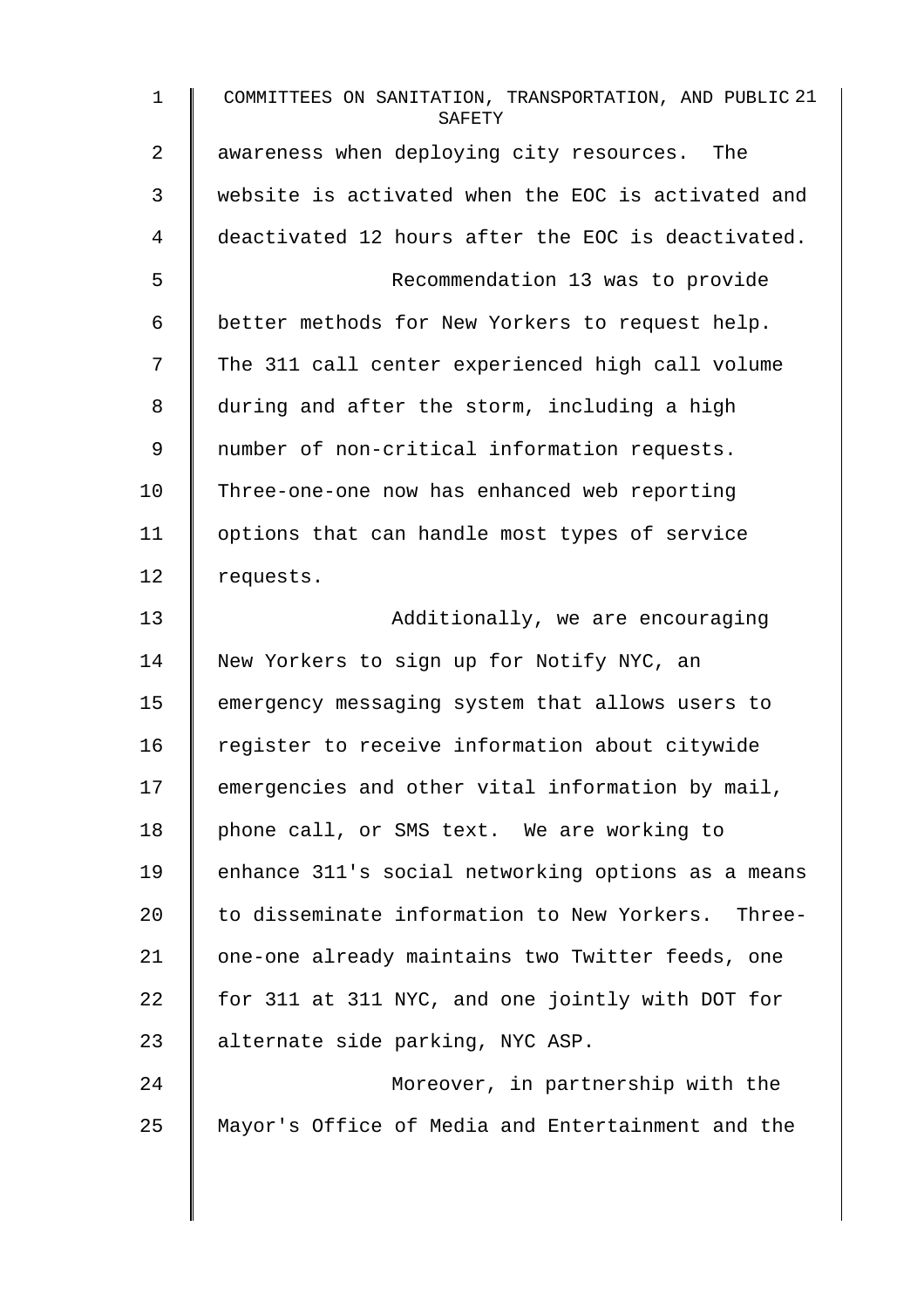awareness when deploying city resources. The website is activated when the EOC is activated and deactivated 12 hours after the EOC is deactivated.

Recommendation 13 was to provide better methods for New Yorkers to request help. The 311 call center experienced high call volume during and after the storm, including a high number of non-critical information requests. Three-one-one now has enhanced web reporting options that can handle most types of service requests.

Additionally, we are encouraging New Yorkers to sign up for Notify NYC, an emergency messaging system that allows users to register to receive information about citywide emergencies and other vital information by mail, phone call, or SMS text. We are working to enhance 311's social networking options as a means to disseminate information to New Yorkers. Three-one-one already maintains two Twitter feeds, one for 311 at 311 NYC, and one jointly with DOT for alternate side parking, NYC ASP.

Moreover, in partnership with the Mayor's Office of Media and Entertainment and the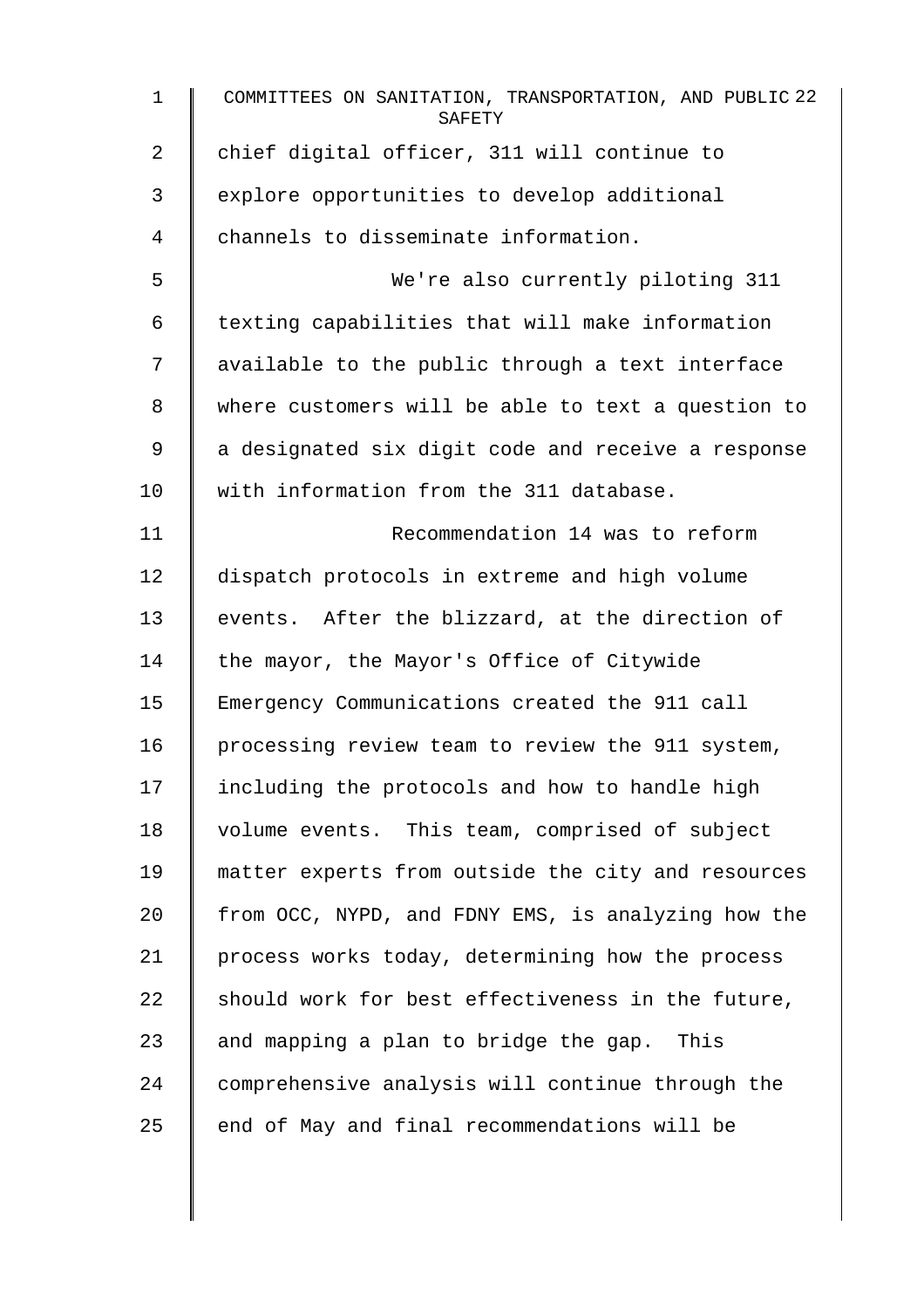chief digital officer, 311 will continue to explore opportunities to develop additional channels to disseminate information.

We're also currently piloting 311 texting capabilities that will make information available to the public through a text interface where customers will be able to text a question to a designated six digit code and receive a response with information from the 311 database.

Recommendation 14 was to reform dispatch protocols in extreme and high volume events. After the blizzard, at the direction of the mayor, the Mayor's Office of Citywide Emergency Communications created the 911 call processing review team to review the 911 system, including the protocols and how to handle high volume events. This team, comprised of subject matter experts from outside the city and resources from OCC, NYPD, and FDNY EMS, is analyzing how the process works today, determining how the process should work for best effectiveness in the future, and mapping a plan to bridge the gap. This comprehensive analysis will continue through the end of May and final recommendations will be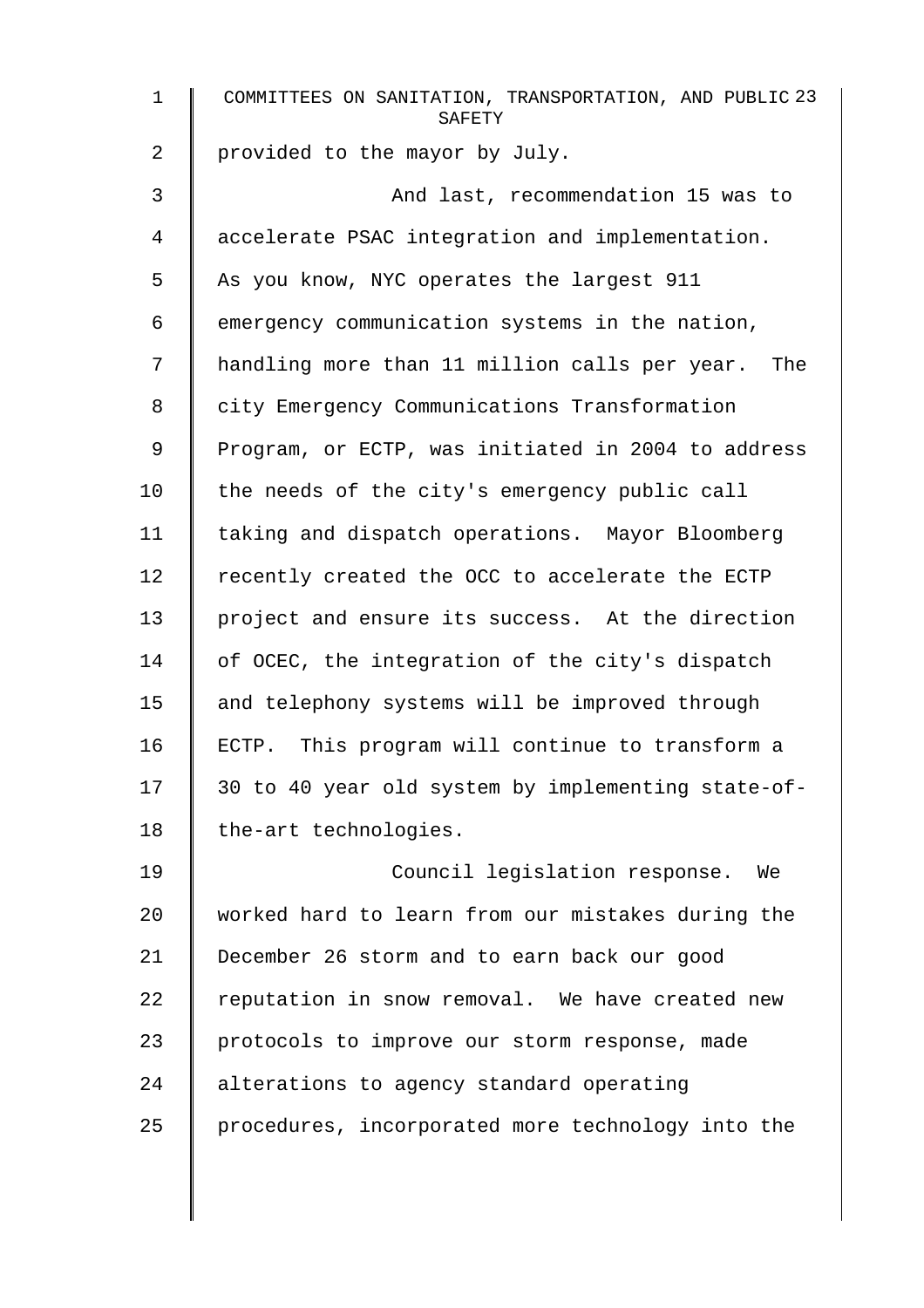provided to the mayor by July.

And last, recommendation 15 was to accelerate PSAC integration and implementation. As you know, NYC operates the largest 911 emergency communication systems in the nation, handling more than 11 million calls per year. The city Emergency Communications Transformation Program, or ECTP, was initiated in 2004 to address the needs of the city's emergency public call taking and dispatch operations. Mayor Bloomberg recently created the OCC to accelerate the ECTP project and ensure its success. At the direction of OCEC, the integration of the city's dispatch and telephony systems will be improved through ECTP. This program will continue to transform a 30 to 40 year old system by implementing state-of-the-art technologies.

Council legislation response. We worked hard to learn from our mistakes during the December 26 storm and to earn back our good reputation in snow removal. We have created new protocols to improve our storm response, made alterations to agency standard operating procedures, incorporated more technology into the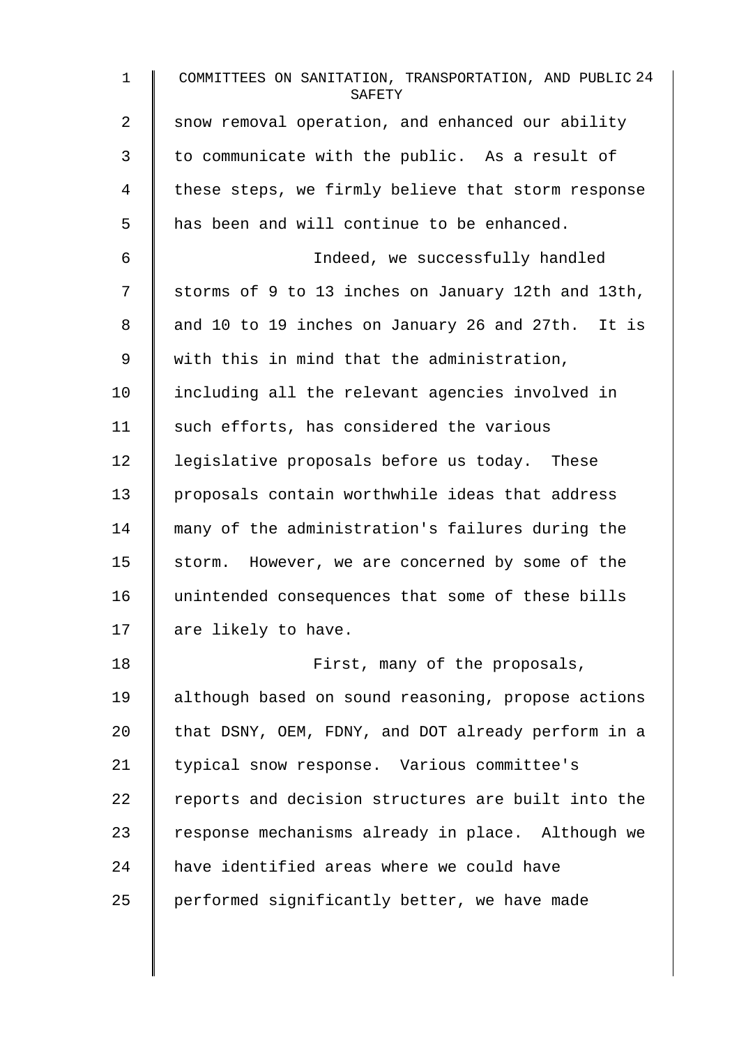snow removal operation, and enhanced our ability to communicate with the public. As a result of these steps, we firmly believe that storm response has been and will continue to be enhanced.

Indeed, we successfully handled storms of 9 to 13 inches on January 12th and 13th, and 10 to 19 inches on January 26 and 27th. It is with this in mind that the administration, including all the relevant agencies involved in such efforts, has considered the various legislative proposals before us today. These proposals contain worthwhile ideas that address many of the administration's failures during the storm. However, we are concerned by some of the unintended consequences that some of these bills are likely to have.

First, many of the proposals, although based on sound reasoning, propose actions that DSNY, OEM, FDNY, and DOT already perform in a typical snow response. Various committee's reports and decision structures are built into the response mechanisms already in place. Although we have identified areas where we could have performed significantly better, we have made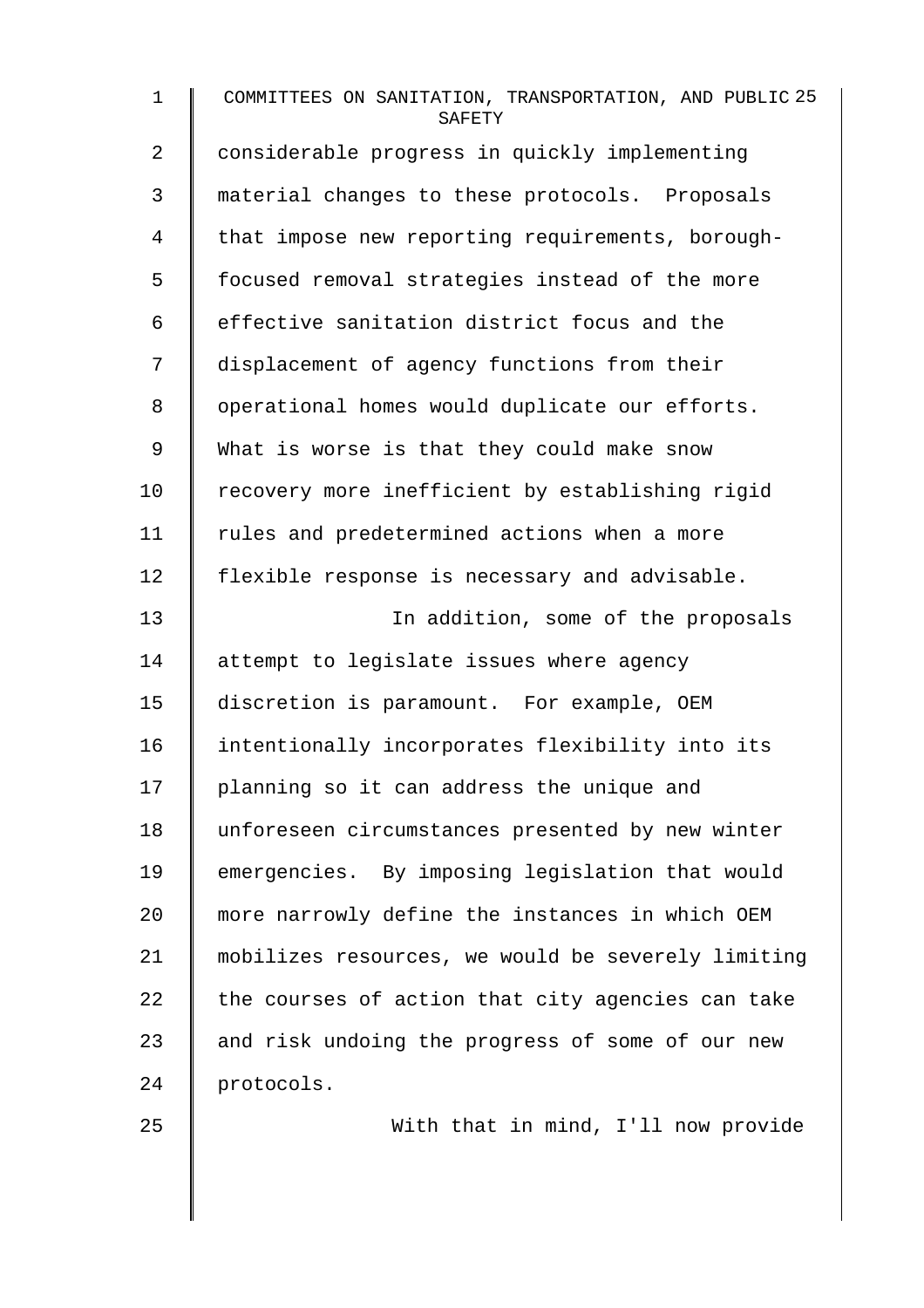considerable progress in quickly implementing material changes to these protocols. Proposals that impose new reporting requirements, borough-focused removal strategies instead of the more effective sanitation district focus and the displacement of agency functions from their operational homes would duplicate our efforts. What is worse is that they could make snow recovery more inefficient by establishing rigid rules and predetermined actions when a more flexible response is necessary and advisable.

In addition, some of the proposals attempt to legislate issues where agency discretion is paramount. For example, OEM intentionally incorporates flexibility into its planning so it can address the unique and unforeseen circumstances presented by new winter emergencies. By imposing legislation that would more narrowly define the instances in which OEM mobilizes resources, we would be severely limiting the courses of action that city agencies can take and risk undoing the progress of some of our new protocols.

With that in mind, I'll now provide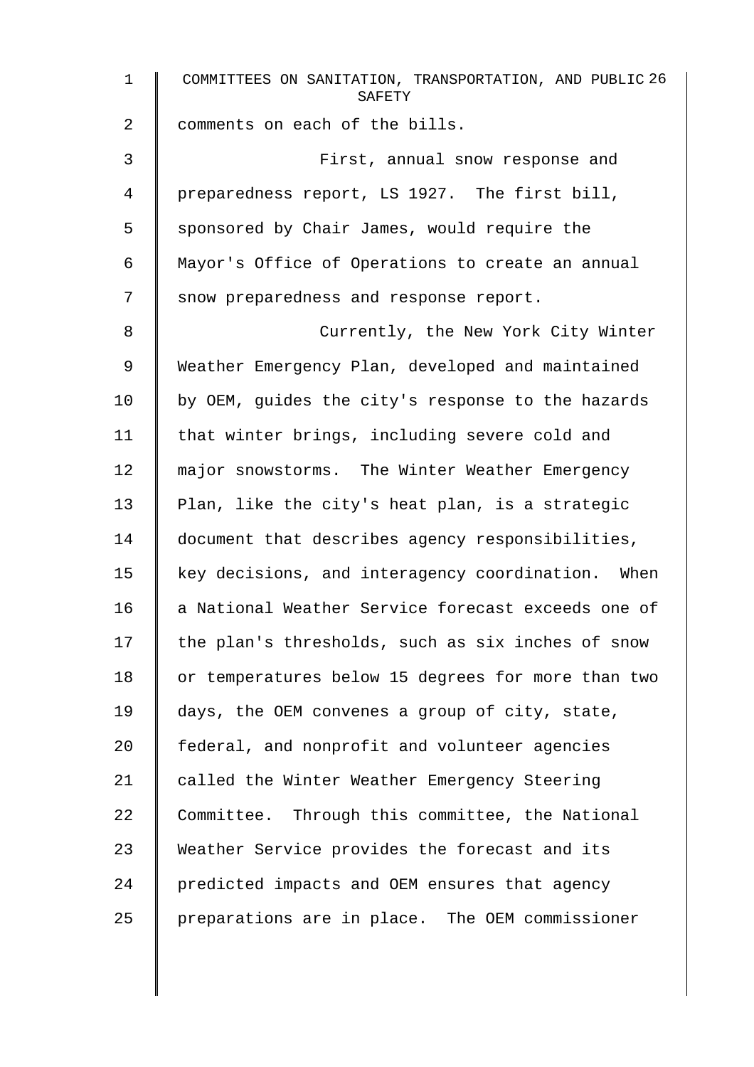comments on each of the bills.

First, annual snow response and preparedness report, LS 1927. The first bill, sponsored by Chair James, would require the Mayor's Office of Operations to create an annual snow preparedness and response report.

Currently, the New York City Winter Weather Emergency Plan, developed and maintained by OEM, guides the city's response to the hazards that winter brings, including severe cold and major snowstorms. The Winter Weather Emergency Plan, like the city's heat plan, is a strategic document that describes agency responsibilities, key decisions, and interagency coordination. When a National Weather Service forecast exceeds one of the plan's thresholds, such as six inches of snow or temperatures below 15 degrees for more than two days, the OEM convenes a group of city, state, federal, and nonprofit and volunteer agencies called the Winter Weather Emergency Steering Committee. Through this committee, the National Weather Service provides the forecast and its predicted impacts and OEM ensures that agency preparations are in place. The OEM commissioner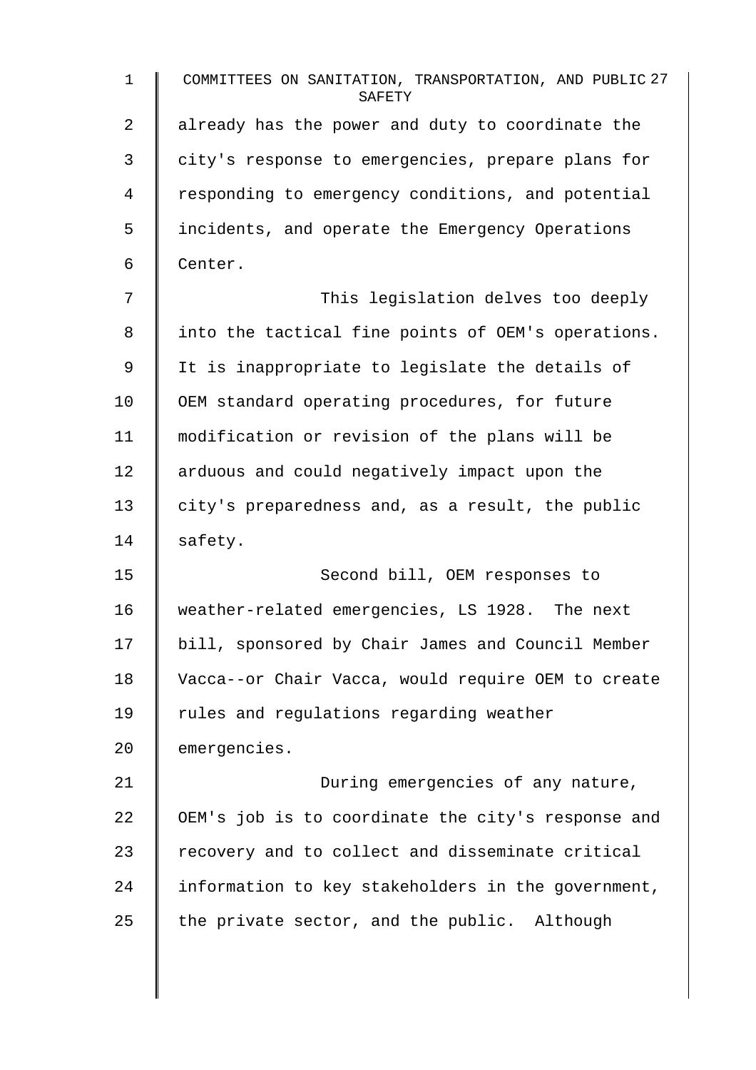already has the power and duty to coordinate the city's response to emergencies, prepare plans for responding to emergency conditions, and potential incidents, and operate the Emergency Operations Center.

This legislation delves too deeply into the tactical fine points of OEM's operations. It is inappropriate to legislate the details of OEM standard operating procedures, for future modification or revision of the plans will be arduous and could negatively impact upon the city's preparedness and, as a result, the public safety.

Second bill, OEM responses to weather-related emergencies, LS 1928. The next bill, sponsored by Chair James and Council Member Vacca--or Chair Vacca, would require OEM to create rules and regulations regarding weather emergencies.

During emergencies of any nature, OEM's job is to coordinate the city's response and recovery and to collect and disseminate critical information to key stakeholders in the government, the private sector, and the public. Although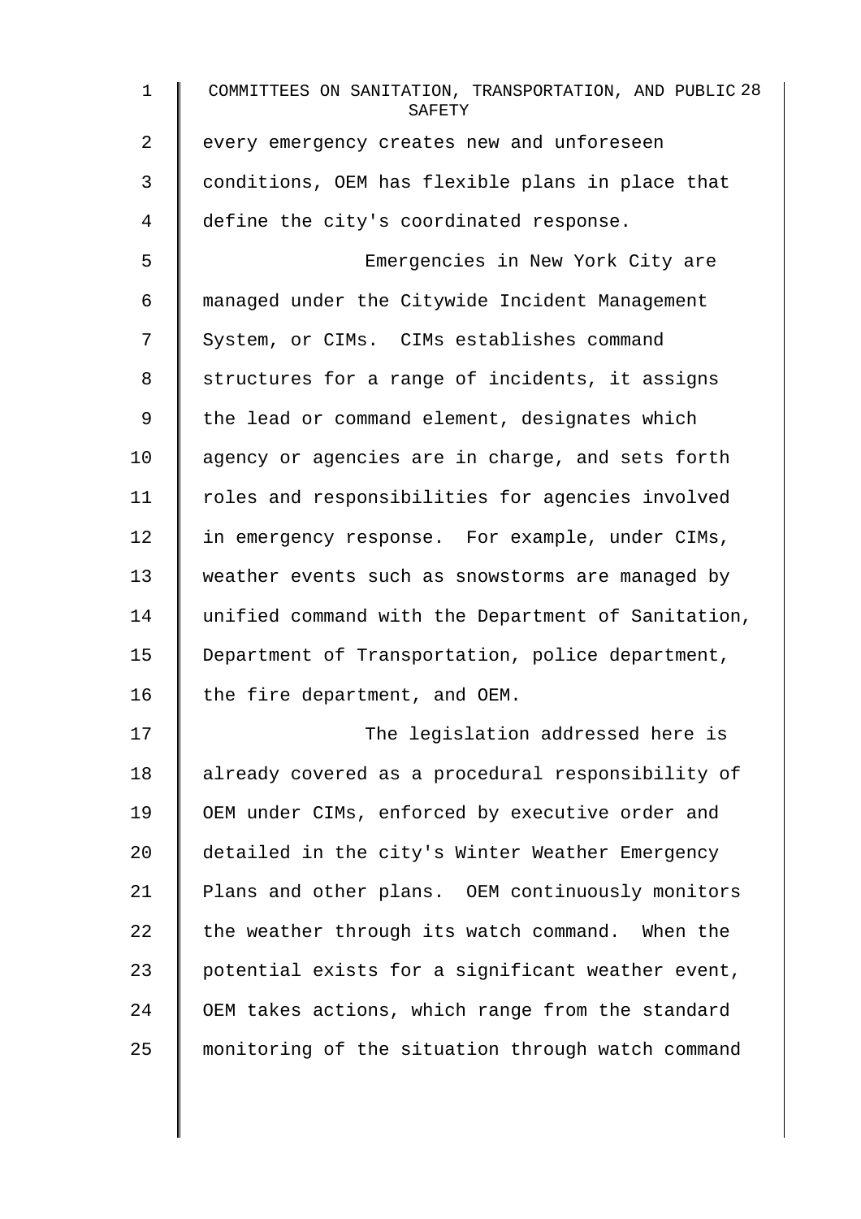every emergency creates new and unforeseen conditions, OEM has flexible plans in place that define the city's coordinated response.

Emergencies in New York City are managed under the Citywide Incident Management System, or CIMs. CIMs establishes command structures for a range of incidents, it assigns the lead or command element, designates which agency or agencies are in charge, and sets forth roles and responsibilities for agencies involved in emergency response. For example, under CIMs, weather events such as snowstorms are managed by unified command with the Department of Sanitation, Department of Transportation, police department, the fire department, and OEM.

The legislation addressed here is already covered as a procedural responsibility of OEM under CIMs, enforced by executive order and detailed in the city's Winter Weather Emergency Plans and other plans. OEM continuously monitors the weather through its watch command. When the potential exists for a significant weather event, OEM takes actions, which range from the standard monitoring of the situation through watch command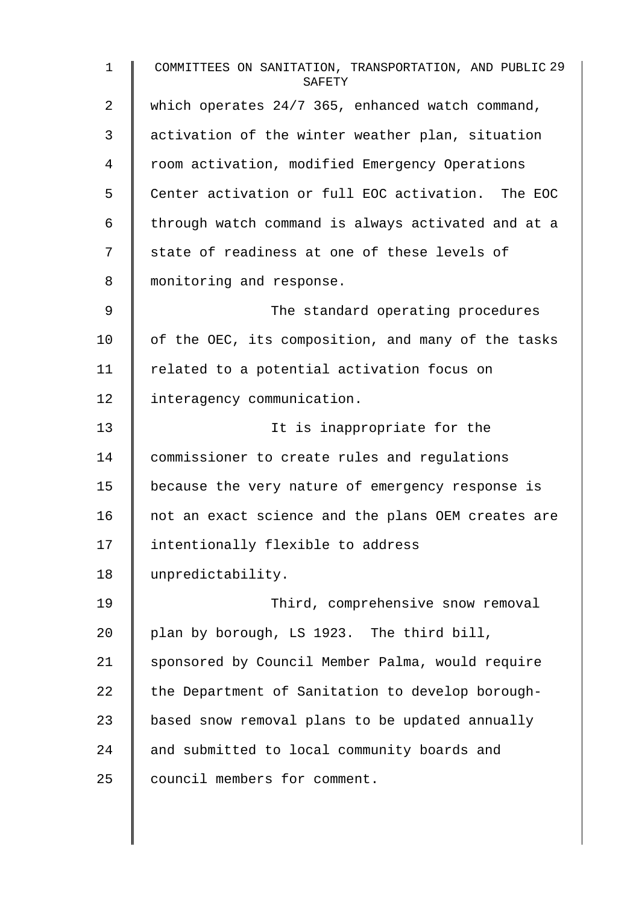which operates 24/7 365, enhanced watch command, activation of the winter weather plan, situation room activation, modified Emergency Operations Center activation or full EOC activation. The EOC through watch command is always activated and at a state of readiness at one of these levels of monitoring and response.

The standard operating procedures of the OEC, its composition, and many of the tasks related to a potential activation focus on interagency communication.

It is inappropriate for the commissioner to create rules and regulations because the very nature of emergency response is not an exact science and the plans OEM creates are intentionally flexible to address unpredictability.

Third, comprehensive snow removal plan by borough, LS 1923. The third bill, sponsored by Council Member Palma, would require the Department of Sanitation to develop borough-based snow removal plans to be updated annually and submitted to local community boards and council members for comment.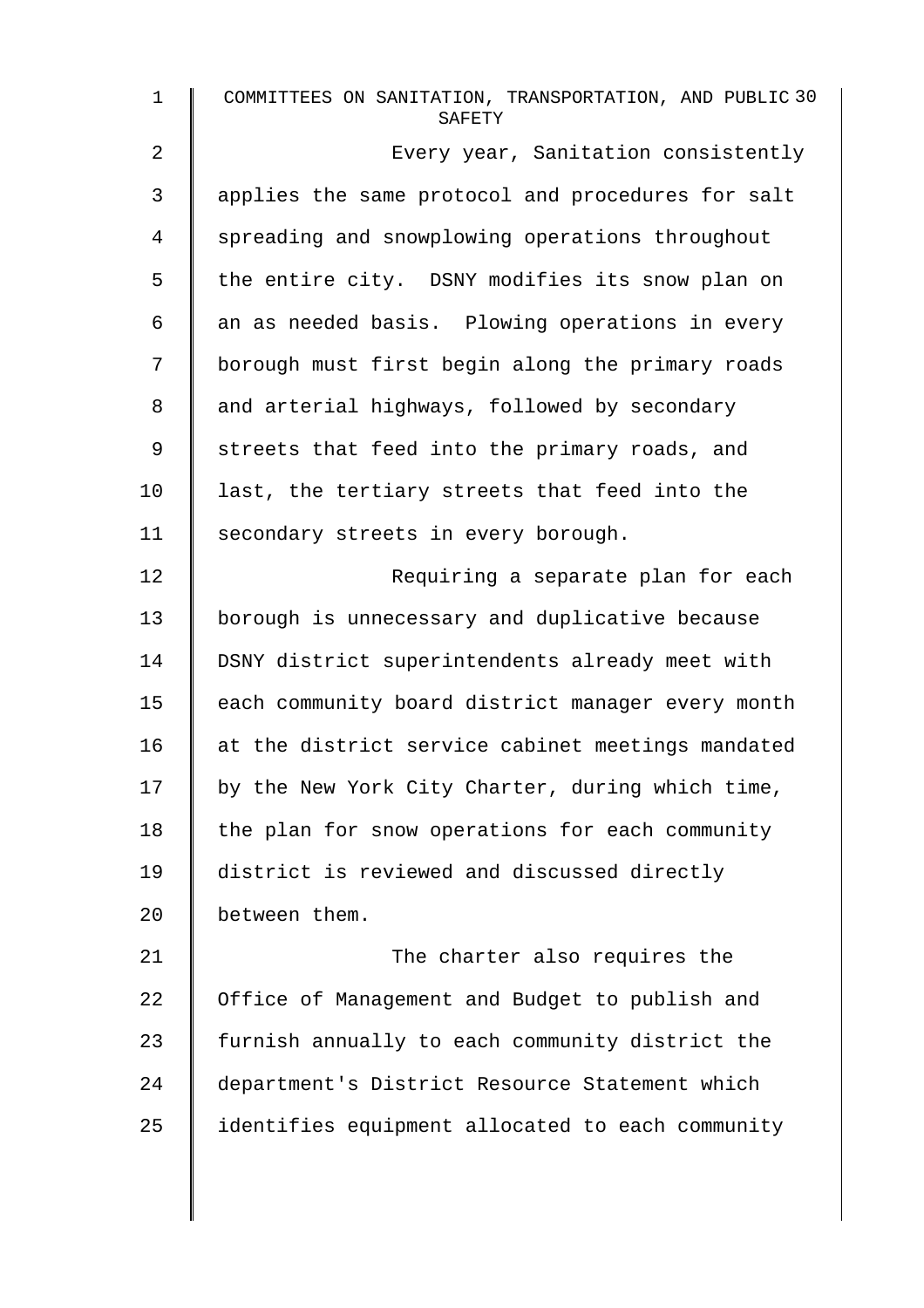Every year, Sanitation consistently applies the same protocol and procedures for salt spreading and snowplowing operations throughout the entire city. DSNY modifies its snow plan on an as needed basis. Plowing operations in every borough must first begin along the primary roads and arterial highways, followed by secondary streets that feed into the primary roads, and last, the tertiary streets that feed into the secondary streets in every borough.

Requiring a separate plan for each borough is unnecessary and duplicative because DSNY district superintendents already meet with each community board district manager every month at the district service cabinet meetings mandated by the New York City Charter, during which time, the plan for snow operations for each community district is reviewed and discussed directly between them.

The charter also requires the Office of Management and Budget to publish and furnish annually to each community district the department's District Resource Statement which identifies equipment allocated to each community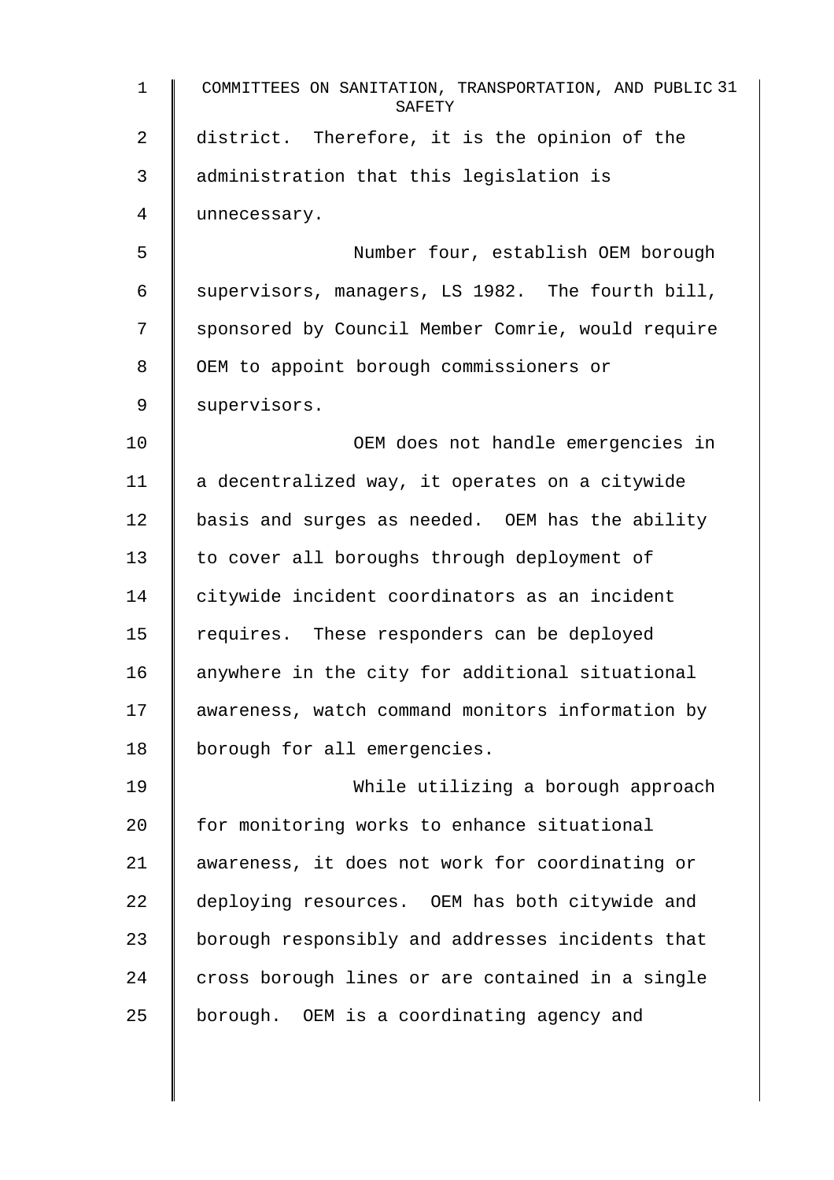district. Therefore, it is the opinion of the administration that this legislation is unnecessary.

Number four, establish OEM borough supervisors, managers, LS 1982. The fourth bill, sponsored by Council Member Comrie, would require OEM to appoint borough commissioners or supervisors.

OEM does not handle emergencies in a decentralized way, it operates on a citywide basis and surges as needed. OEM has the ability to cover all boroughs through deployment of citywide incident coordinators as an incident requires. These responders can be deployed anywhere in the city for additional situational awareness, watch command monitors information by borough for all emergencies.

While utilizing a borough approach for monitoring works to enhance situational awareness, it does not work for coordinating or deploying resources. OEM has both citywide and borough responsibly and addresses incidents that cross borough lines or are contained in a single borough. OEM is a coordinating agency and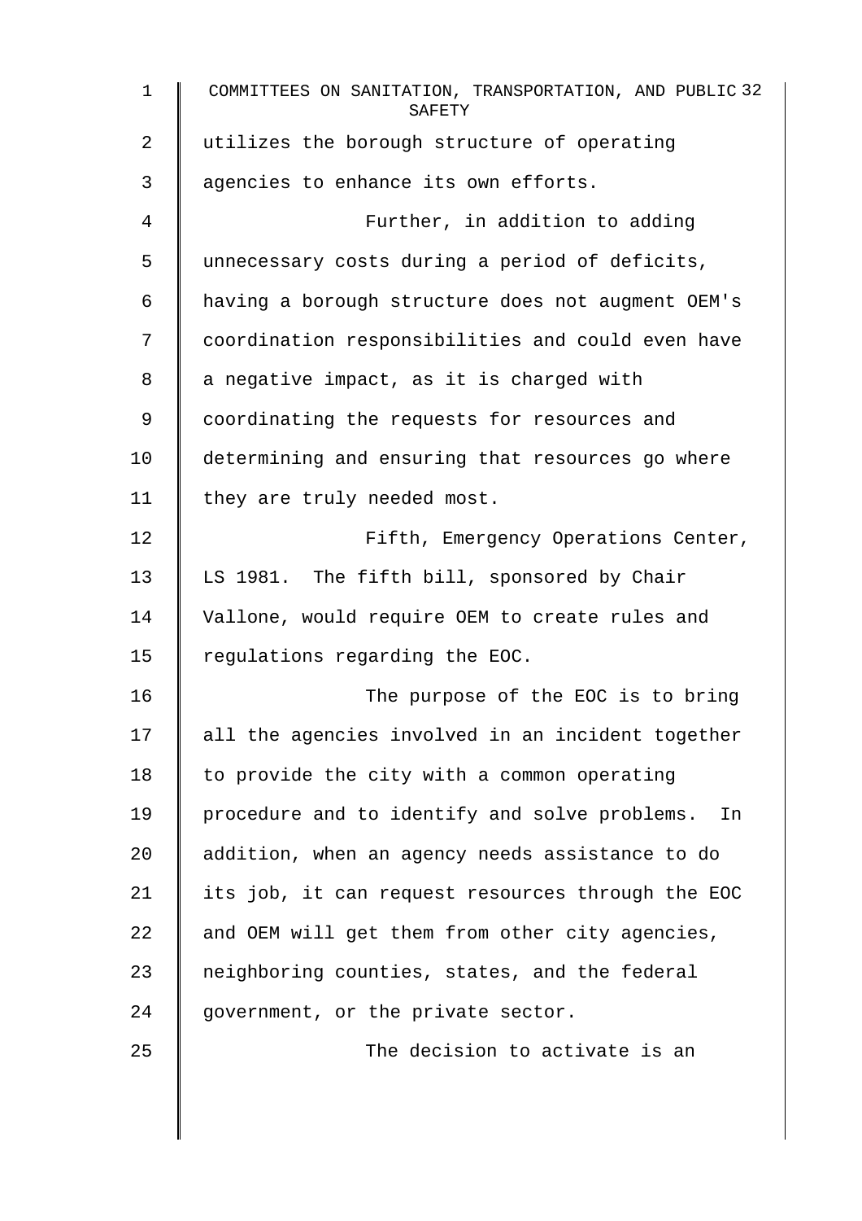utilizes the borough structure of operating agencies to enhance its own efforts.

Further, in addition to adding unnecessary costs during a period of deficits, having a borough structure does not augment OEM's coordination responsibilities and could even have a negative impact, as it is charged with coordinating the requests for resources and determining and ensuring that resources go where they are truly needed most.

Fifth, Emergency Operations Center, LS 1981. The fifth bill, sponsored by Chair Vallone, would require OEM to create rules and regulations regarding the EOC.

The purpose of the EOC is to bring all the agencies involved in an incident together to provide the city with a common operating procedure and to identify and solve problems. In addition, when an agency needs assistance to do its job, it can request resources through the EOC and OEM will get them from other city agencies, neighboring counties, states, and the federal government, or the private sector.

The decision to activate is an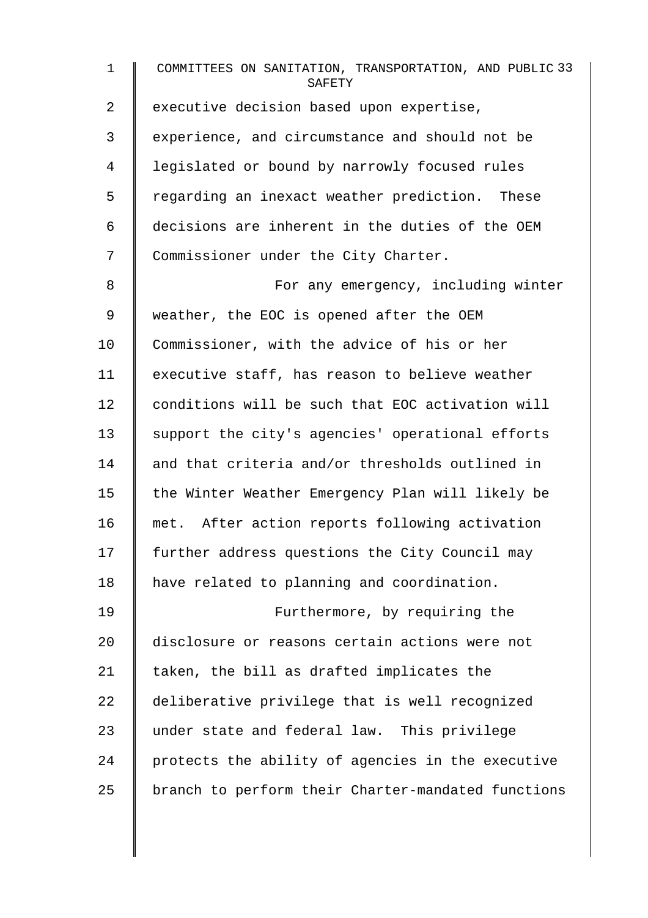executive decision based upon expertise, experience, and circumstance and should not be legislated or bound by narrowly focused rules regarding an inexact weather prediction. These decisions are inherent in the duties of the OEM Commissioner under the City Charter.

For any emergency, including winter weather, the EOC is opened after the OEM Commissioner, with the advice of his or her executive staff, has reason to believe weather conditions will be such that EOC activation will support the city's agencies' operational efforts and that criteria and/or thresholds outlined in the Winter Weather Emergency Plan will likely be met. After action reports following activation further address questions the City Council may have related to planning and coordination.

Furthermore, by requiring the disclosure or reasons certain actions were not taken, the bill as drafted implicates the deliberative privilege that is well recognized under state and federal law. This privilege protects the ability of agencies in the executive branch to perform their Charter-mandated functions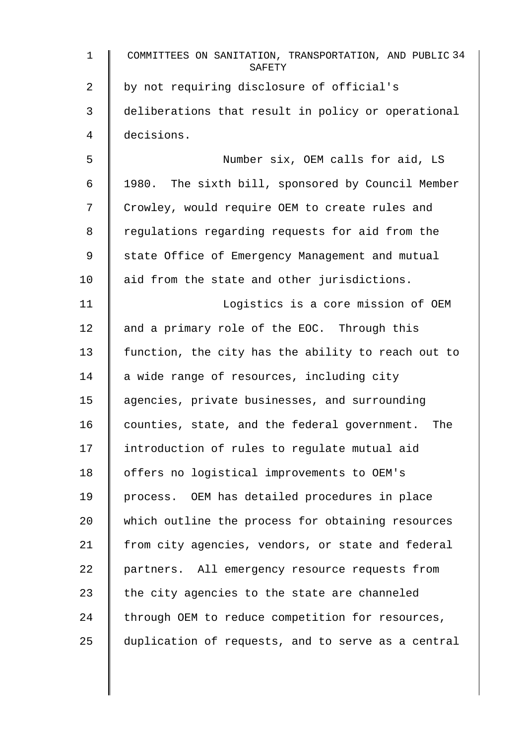by not requiring disclosure of official's deliberations that result in policy or operational decisions.

Number six, OEM calls for aid, LS 1980. The sixth bill, sponsored by Council Member Crowley, would require OEM to create rules and regulations regarding requests for aid from the state Office of Emergency Management and mutual aid from the state and other jurisdictions.

Logistics is a core mission of OEM and a primary role of the EOC. Through this function, the city has the ability to reach out to a wide range of resources, including city agencies, private businesses, and surrounding counties, state, and the federal government. The introduction of rules to regulate mutual aid offers no logistical improvements to OEM's process. OEM has detailed procedures in place which outline the process for obtaining resources from city agencies, vendors, or state and federal partners. All emergency resource requests from the city agencies to the state are channeled through OEM to reduce competition for resources, duplication of requests, and to serve as a central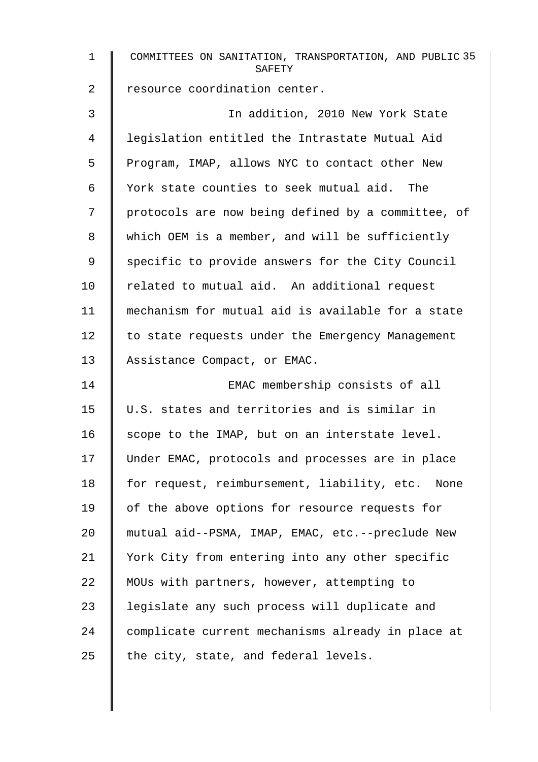resource coordination center.

In addition, 2010 New York State legislation entitled the Intrastate Mutual Aid Program, IMAP, allows NYC to contact other New York state counties to seek mutual aid. The protocols are now being defined by a committee, of which OEM is a member, and will be sufficiently specific to provide answers for the City Council related to mutual aid. An additional request mechanism for mutual aid is available for a state to state requests under the Emergency Management Assistance Compact, or EMAC.

EMAC membership consists of all U.S. states and territories and is similar in scope to the IMAP, but on an interstate level. Under EMAC, protocols and processes are in place for request, reimbursement, liability, etc. None of the above options for resource requests for mutual aid--PSMA, IMAP, EMAC, etc.--preclude New York City from entering into any other specific MOUs with partners, however, attempting to legislate any such process will duplicate and complicate current mechanisms already in place at the city, state, and federal levels.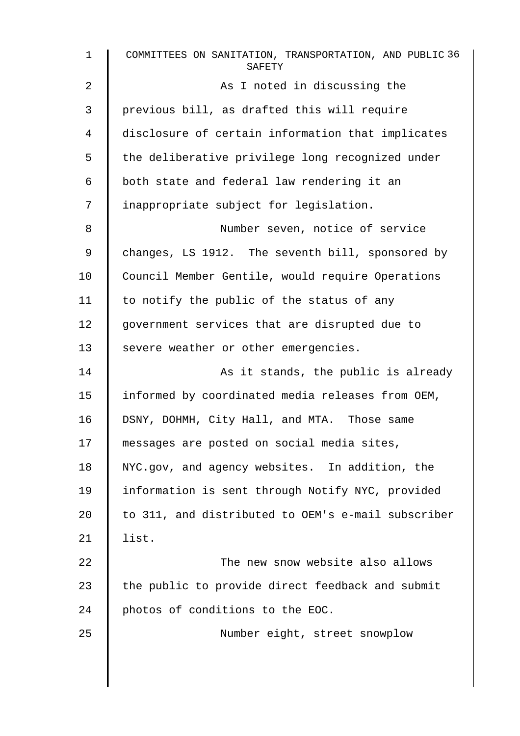As I noted in discussing the previous bill, as drafted this will require disclosure of certain information that implicates the deliberative privilege long recognized under both state and federal law rendering it an inappropriate subject for legislation.

Number seven, notice of service changes, LS 1912. The seventh bill, sponsored by Council Member Gentile, would require Operations to notify the public of the status of any government services that are disrupted due to severe weather or other emergencies.

As it stands, the public is already informed by coordinated media releases from OEM, DSNY, DOHMH, City Hall, and MTA. Those same messages are posted on social media sites, NYC.gov, and agency websites. In addition, the information is sent through Notify NYC, provided to 311, and distributed to OEM's e-mail subscriber list.

The new snow website also allows the public to provide direct feedback and submit photos of conditions to the EOC.

Number eight, street snowplow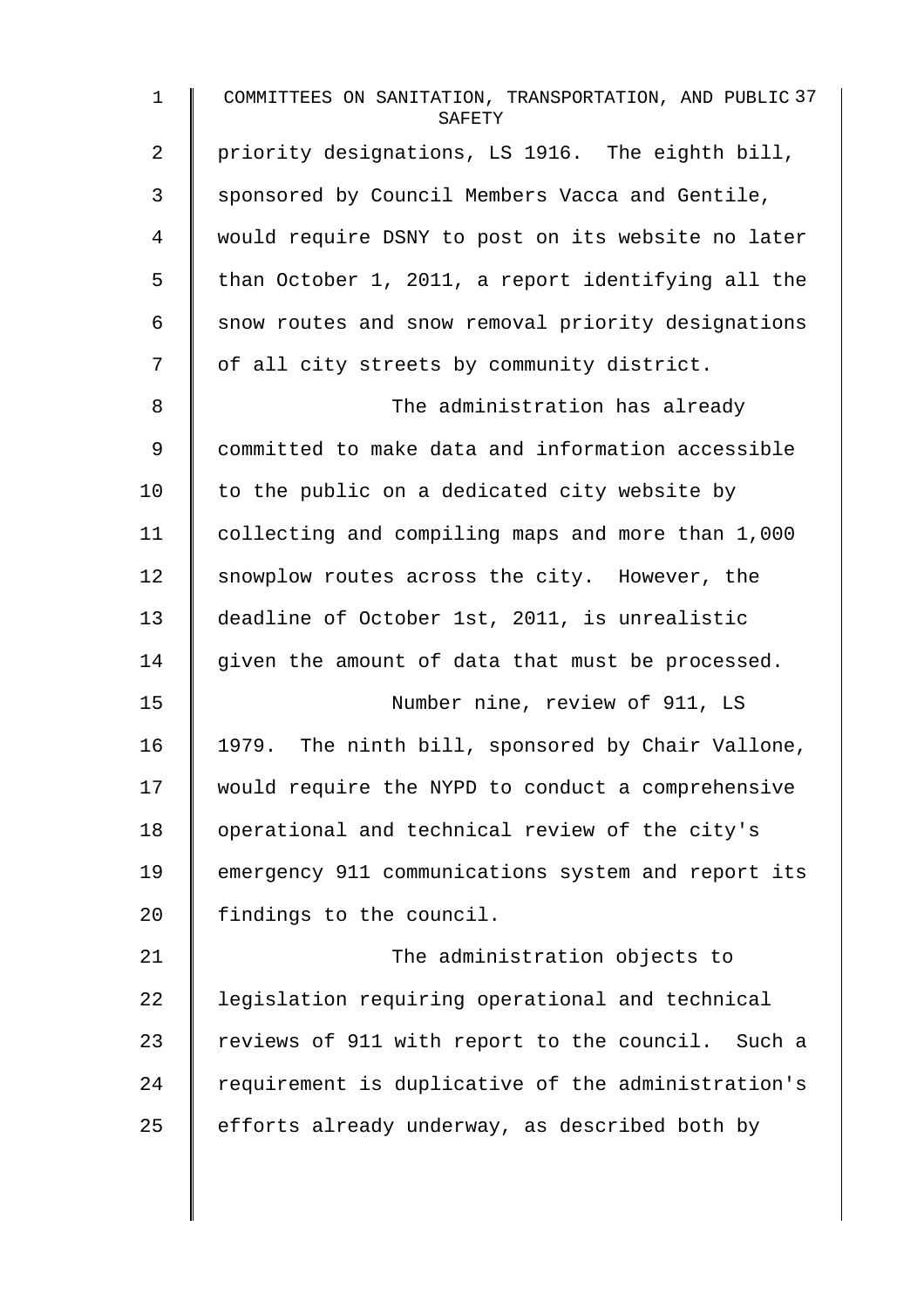priority designations, LS 1916. The eighth bill, sponsored by Council Members Vacca and Gentile, would require DSNY to post on its website no later than October 1, 2011, a report identifying all the snow routes and snow removal priority designations of all city streets by community district.

The administration has already committed to make data and information accessible to the public on a dedicated city website by collecting and compiling maps and more than 1,000 snowplow routes across the city. However, the deadline of October 1st, 2011, is unrealistic given the amount of data that must be processed.

Number nine, review of 911, LS 1979. The ninth bill, sponsored by Chair Vallone, would require the NYPD to conduct a comprehensive operational and technical review of the city's emergency 911 communications system and report its findings to the council.

The administration objects to legislation requiring operational and technical reviews of 911 with report to the council. Such a requirement is duplicative of the administration's efforts already underway, as described both by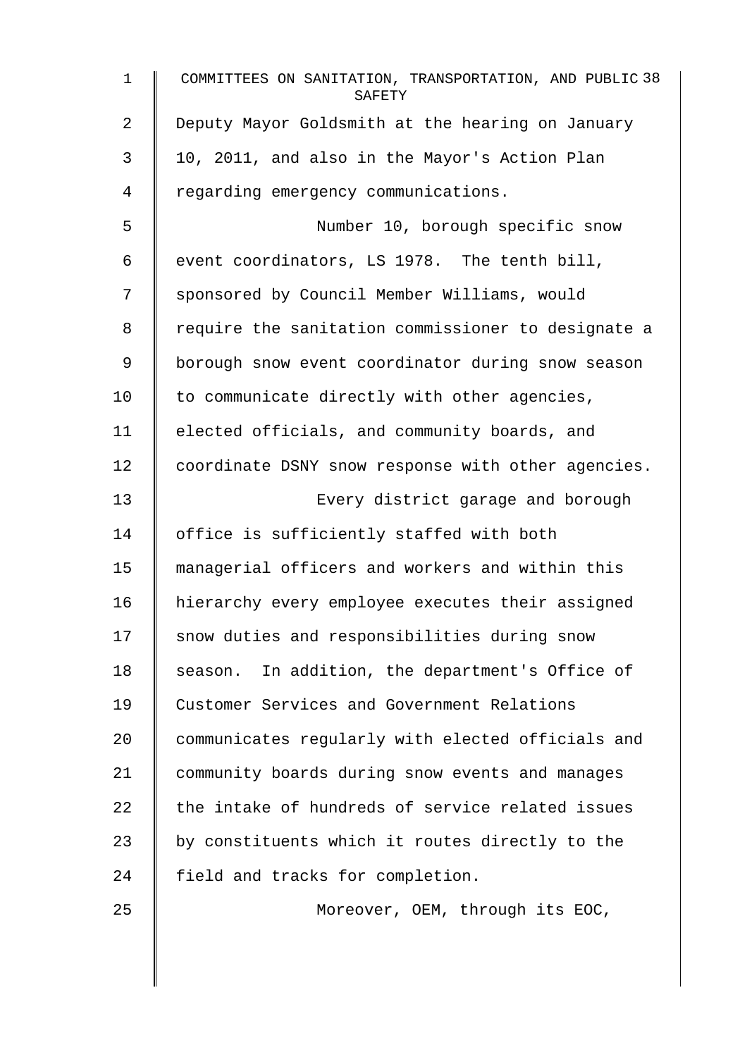Deputy Mayor Goldsmith at the hearing on January 10, 2011, and also in the Mayor's Action Plan regarding emergency communications.

Number 10, borough specific snow event coordinators, LS 1978. The tenth bill, sponsored by Council Member Williams, would require the sanitation commissioner to designate a borough snow event coordinator during snow season to communicate directly with other agencies, elected officials, and community boards, and coordinate DSNY snow response with other agencies.

Every district garage and borough office is sufficiently staffed with both managerial officers and workers and within this hierarchy every employee executes their assigned snow duties and responsibilities during snow season. In addition, the department's Office of Customer Services and Government Relations communicates regularly with elected officials and community boards during snow events and manages the intake of hundreds of service related issues by constituents which it routes directly to the field and tracks for completion.

Moreover, OEM, through its EOC,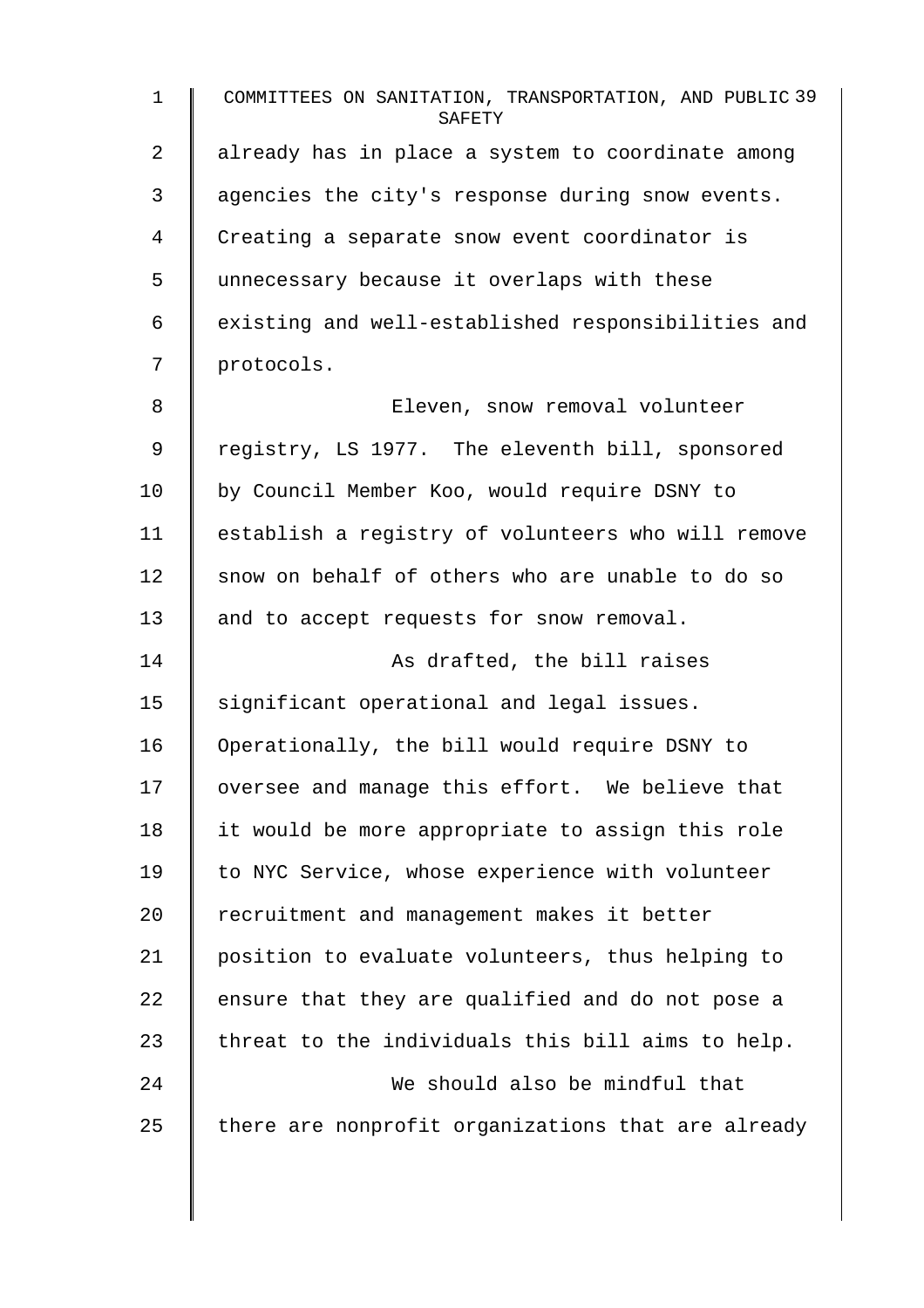already has in place a system to coordinate among agencies the city's response during snow events. Creating a separate snow event coordinator is unnecessary because it overlaps with these existing and well-established responsibilities and protocols.

Eleven, snow removal volunteer registry, LS 1977. The eleventh bill, sponsored by Council Member Koo, would require DSNY to establish a registry of volunteers who will remove snow on behalf of others who are unable to do so and to accept requests for snow removal.

As drafted, the bill raises significant operational and legal issues. Operationally, the bill would require DSNY to oversee and manage this effort. We believe that it would be more appropriate to assign this role to NYC Service, whose experience with volunteer recruitment and management makes it better position to evaluate volunteers, thus helping to ensure that they are qualified and do not pose a threat to the individuals this bill aims to help.

We should also be mindful that there are nonprofit organizations that are already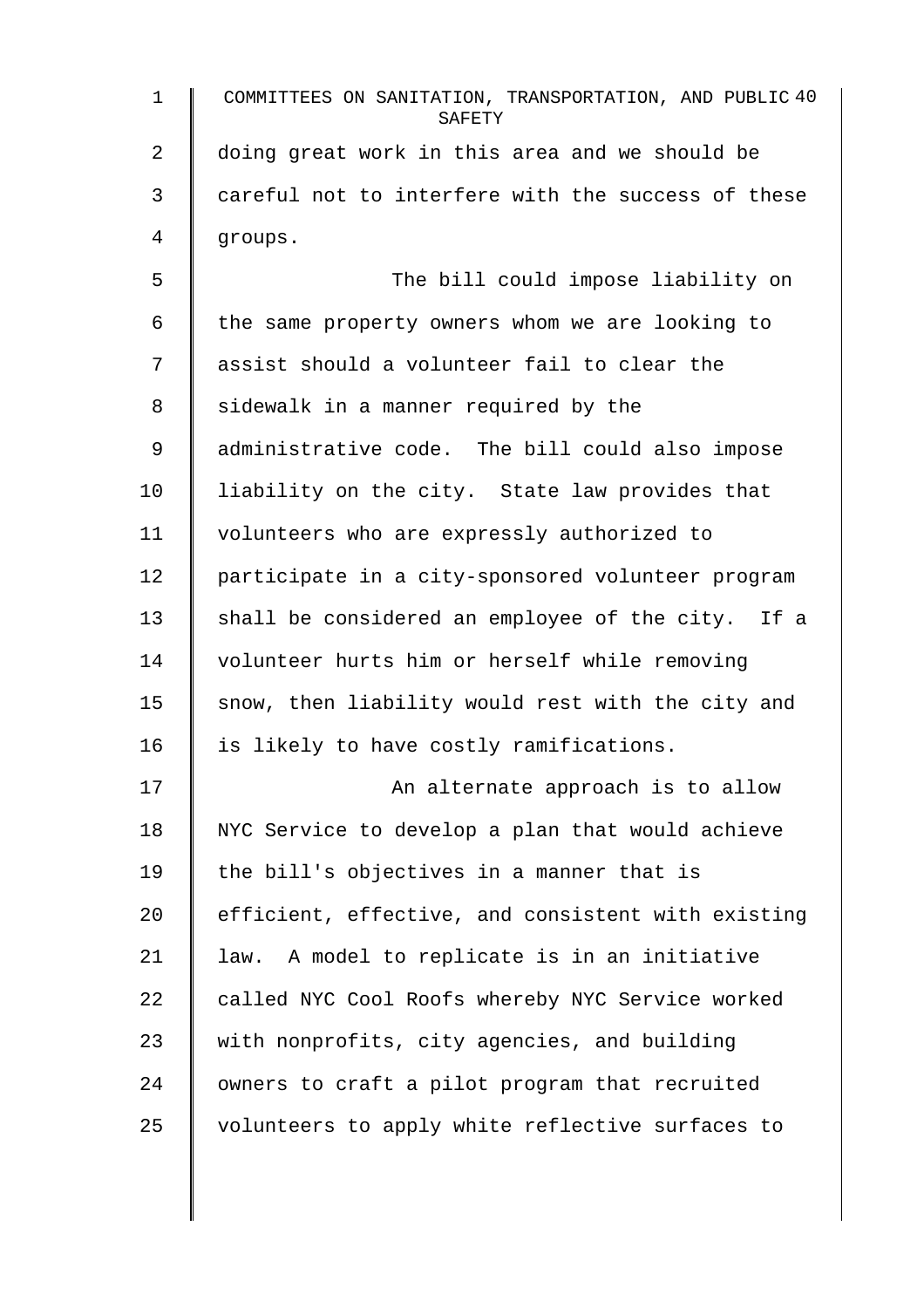doing great work in this area and we should be careful not to interfere with the success of these groups.

The bill could impose liability on the same property owners whom we are looking to assist should a volunteer fail to clear the sidewalk in a manner required by the administrative code. The bill could also impose liability on the city. State law provides that volunteers who are expressly authorized to participate in a city-sponsored volunteer program shall be considered an employee of the city. If a volunteer hurts him or herself while removing snow, then liability would rest with the city and is likely to have costly ramifications.

An alternate approach is to allow NYC Service to develop a plan that would achieve the bill's objectives in a manner that is efficient, effective, and consistent with existing law. A model to replicate is in an initiative called NYC Cool Roofs whereby NYC Service worked with nonprofits, city agencies, and building owners to craft a pilot program that recruited volunteers to apply white reflective surfaces to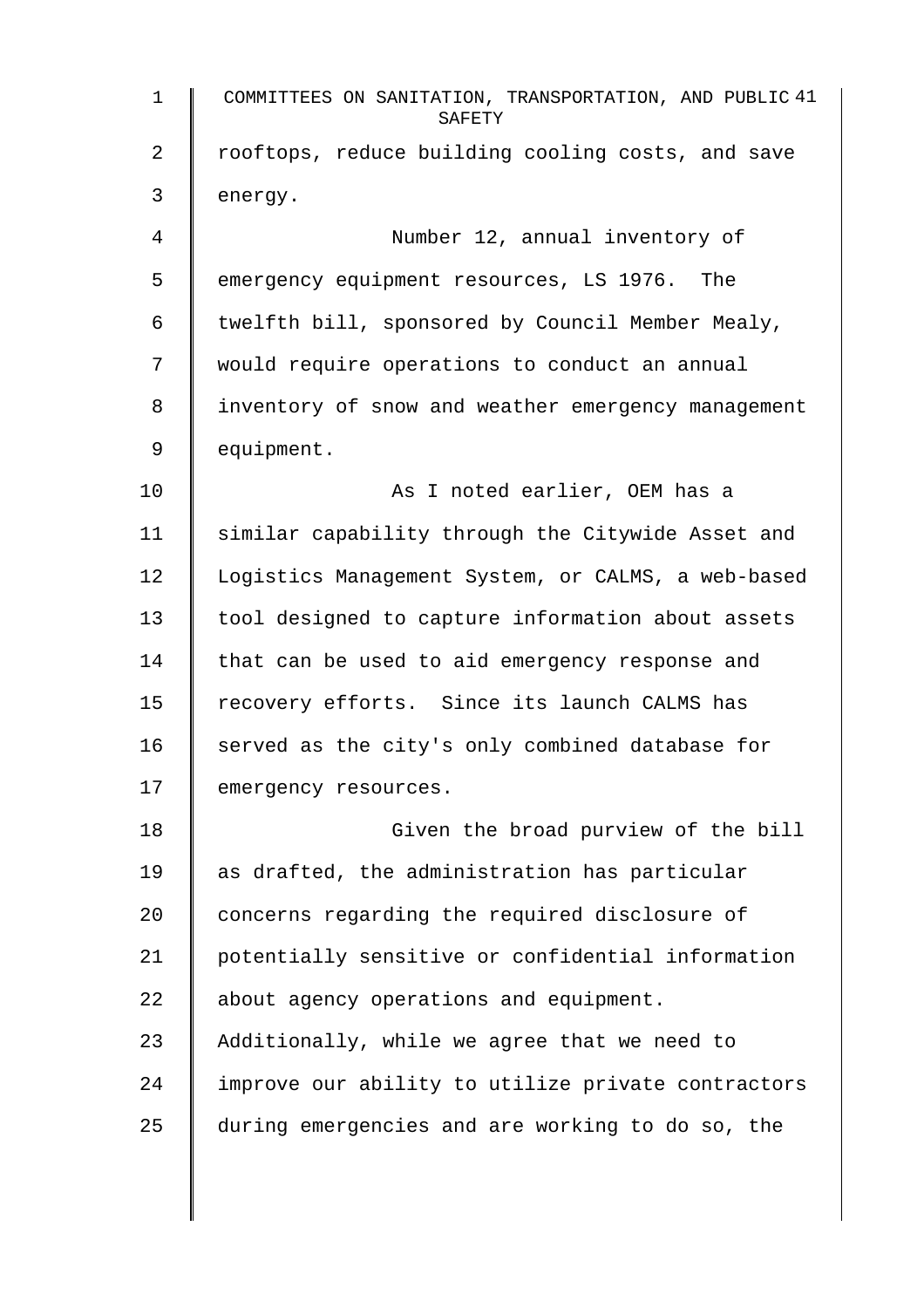rooftops, reduce building cooling costs, and save energy.

Number 12, annual inventory of emergency equipment resources, LS 1976. The twelfth bill, sponsored by Council Member Mealy, would require operations to conduct an annual inventory of snow and weather emergency management equipment.

As I noted earlier, OEM has a similar capability through the Citywide Asset and Logistics Management System, or CALMS, a web-based tool designed to capture information about assets that can be used to aid emergency response and recovery efforts. Since its launch CALMS has served as the city's only combined database for emergency resources.

Given the broad purview of the bill as drafted, the administration has particular concerns regarding the required disclosure of potentially sensitive or confidential information about agency operations and equipment. Additionally, while we agree that we need to improve our ability to utilize private contractors during emergencies and are working to do so, the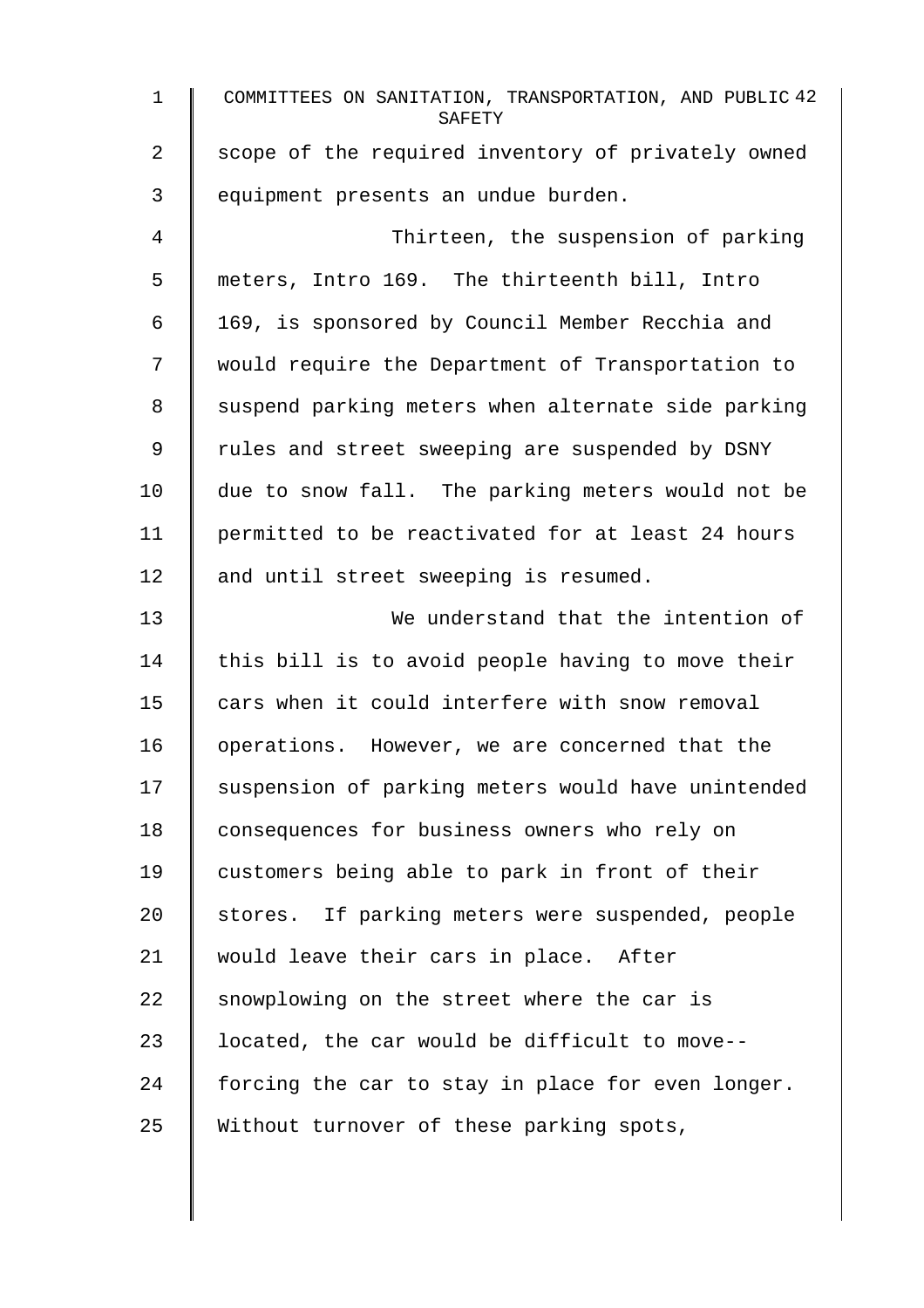scope of the required inventory of privately owned equipment presents an undue burden.

Thirteen, the suspension of parking meters, Intro 169. The thirteenth bill, Intro 169, is sponsored by Council Member Recchia and would require the Department of Transportation to suspend parking meters when alternate side parking rules and street sweeping are suspended by DSNY due to snow fall. The parking meters would not be permitted to be reactivated for at least 24 hours and until street sweeping is resumed.

We understand that the intention of this bill is to avoid people having to move their cars when it could interfere with snow removal operations. However, we are concerned that the suspension of parking meters would have unintended consequences for business owners who rely on customers being able to park in front of their stores. If parking meters were suspended, people would leave their cars in place. After snowplowing on the street where the car is located, the car would be difficult to move-- forcing the car to stay in place for even longer. Without turnover of these parking spots,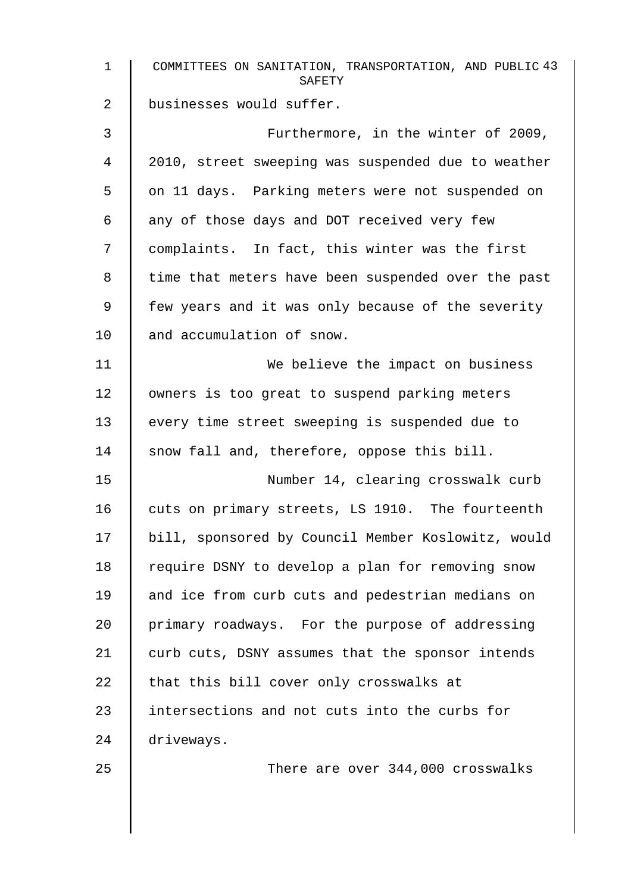businesses would suffer.

Furthermore, in the winter of 2009, 2010, street sweeping was suspended due to weather on 11 days. Parking meters were not suspended on any of those days and DOT received very few complaints. In fact, this winter was the first time that meters have been suspended over the past few years and it was only because of the severity and accumulation of snow.

We believe the impact on business owners is too great to suspend parking meters every time street sweeping is suspended due to snow fall and, therefore, oppose this bill.

Number 14, clearing crosswalk curb cuts on primary streets, LS 1910. The fourteenth bill, sponsored by Council Member Koslowitz, would require DSNY to develop a plan for removing snow and ice from curb cuts and pedestrian medians on primary roadways. For the purpose of addressing curb cuts, DSNY assumes that the sponsor intends that this bill cover only crosswalks at intersections and not cuts into the curbs for driveways.

There are over 344,000 crosswalks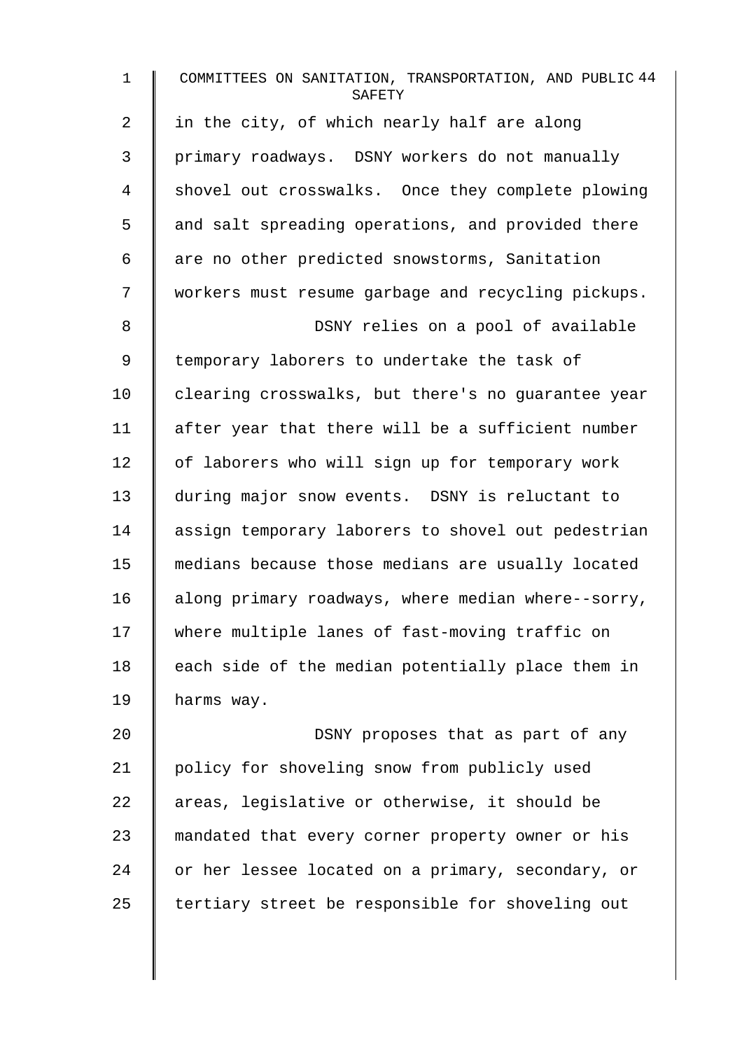in the city, of which nearly half are along primary roadways. DSNY workers do not manually shovel out crosswalks. Once they complete plowing and salt spreading operations, and provided there are no other predicted snowstorms, Sanitation workers must resume garbage and recycling pickups.

DSNY relies on a pool of available temporary laborers to undertake the task of clearing crosswalks, but there's no guarantee year after year that there will be a sufficient number of laborers who will sign up for temporary work during major snow events. DSNY is reluctant to assign temporary laborers to shovel out pedestrian medians because those medians are usually located along primary roadways, where median where--sorry, where multiple lanes of fast-moving traffic on each side of the median potentially place them in harms way.

DSNY proposes that as part of any policy for shoveling snow from publicly used areas, legislative or otherwise, it should be mandated that every corner property owner or his or her lessee located on a primary, secondary, or tertiary street be responsible for shoveling out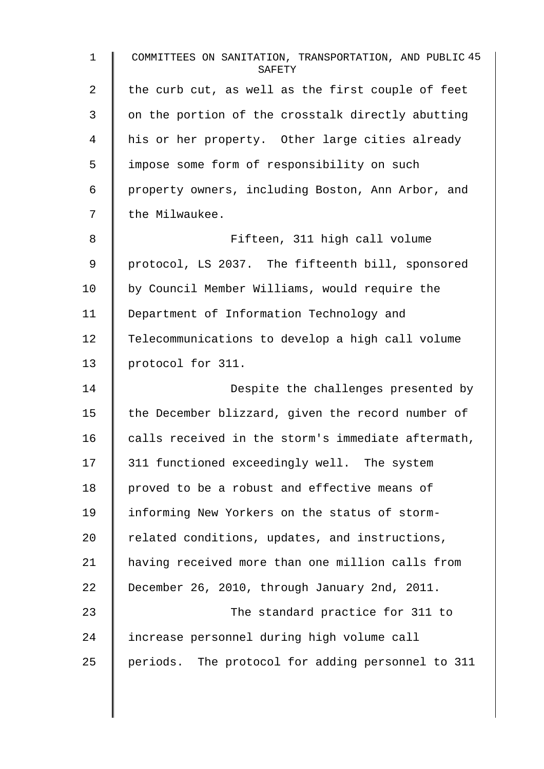the curb cut, as well as the first couple of feet on the portion of the crosstalk directly abutting his or her property. Other large cities already impose some form of responsibility on such property owners, including Boston, Ann Arbor, and the Milwaukee.

Fifteen, 311 high call volume protocol, LS 2037. The fifteenth bill, sponsored by Council Member Williams, would require the Department of Information Technology and Telecommunications to develop a high call volume protocol for 311.

Despite the challenges presented by the December blizzard, given the record number of calls received in the storm's immediate aftermath, 311 functioned exceedingly well. The system proved to be a robust and effective means of informing New Yorkers on the status of storm-related conditions, updates, and instructions, having received more than one million calls from December 26, 2010, through January 2nd, 2011.

The standard practice for 311 to increase personnel during high volume call periods. The protocol for adding personnel to 311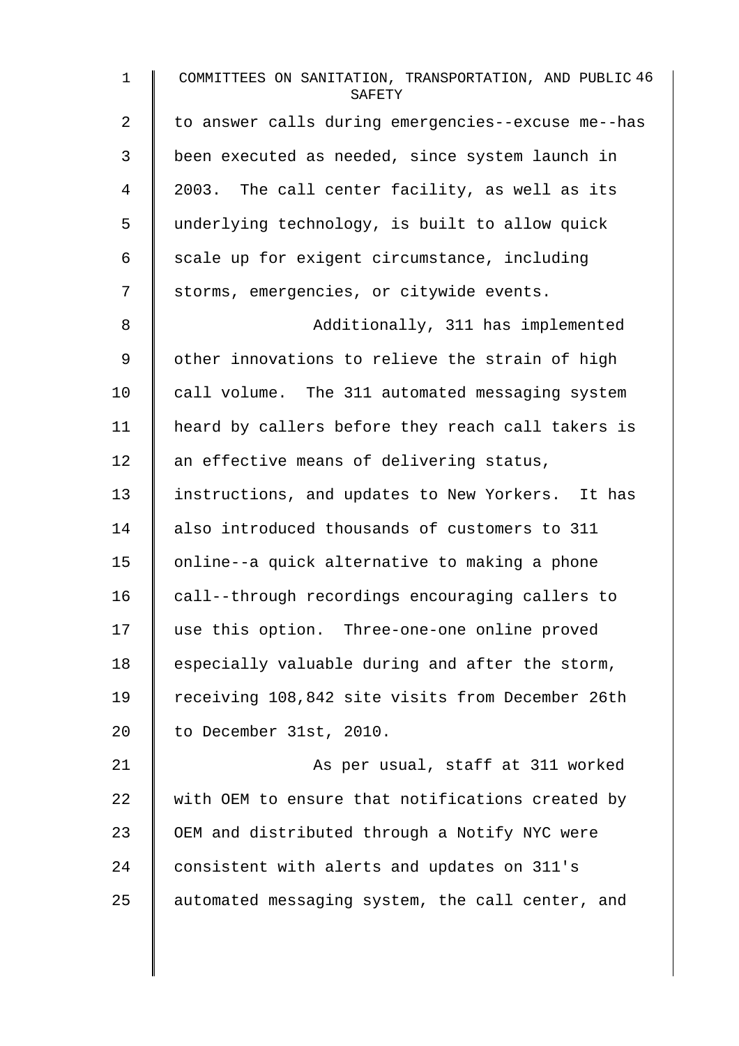to answer calls during emergencies--excuse me--has been executed as needed, since system launch in 2003. The call center facility, as well as its underlying technology, is built to allow quick scale up for exigent circumstance, including storms, emergencies, or citywide events.

Additionally, 311 has implemented other innovations to relieve the strain of high call volume. The 311 automated messaging system heard by callers before they reach call takers is an effective means of delivering status, instructions, and updates to New Yorkers. It has also introduced thousands of customers to 311 online--a quick alternative to making a phone call--through recordings encouraging callers to use this option. Three-one-one online proved especially valuable during and after the storm, receiving 108,842 site visits from December 26th to December 31st, 2010.

As per usual, staff at 311 worked with OEM to ensure that notifications created by OEM and distributed through a Notify NYC were consistent with alerts and updates on 311's automated messaging system, the call center, and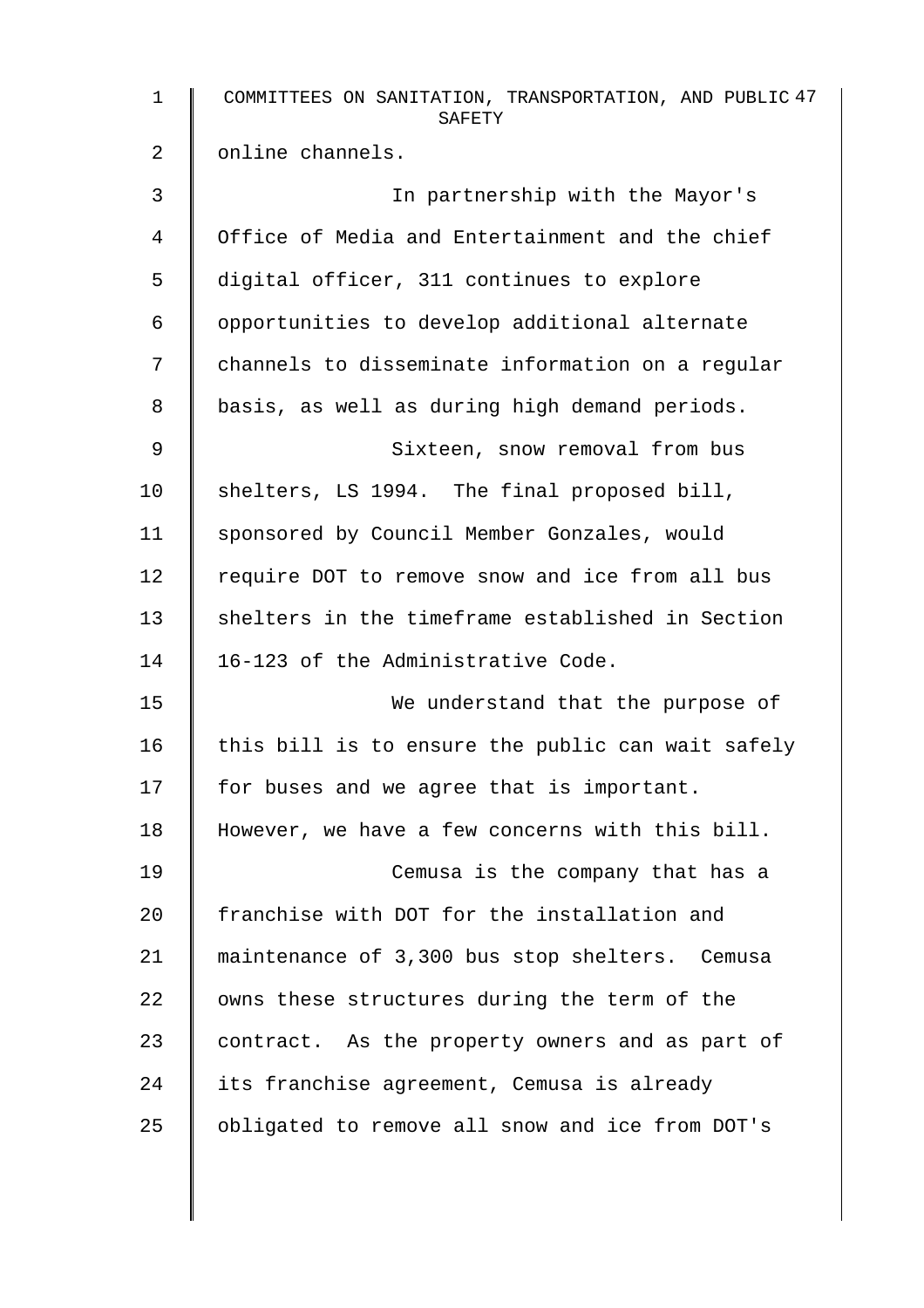online channels.

In partnership with the Mayor's Office of Media and Entertainment and the chief digital officer, 311 continues to explore opportunities to develop additional alternate channels to disseminate information on a regular basis, as well as during high demand periods.

Sixteen, snow removal from bus shelters, LS 1994. The final proposed bill, sponsored by Council Member Gonzales, would require DOT to remove snow and ice from all bus shelters in the timeframe established in Section 16-123 of the Administrative Code.

We understand that the purpose of this bill is to ensure the public can wait safely for buses and we agree that is important. However, we have a few concerns with this bill.

Cemusa is the company that has a franchise with DOT for the installation and maintenance of 3,300 bus stop shelters. Cemusa owns these structures during the term of the contract. As the property owners and as part of its franchise agreement, Cemusa is already obligated to remove all snow and ice from DOT's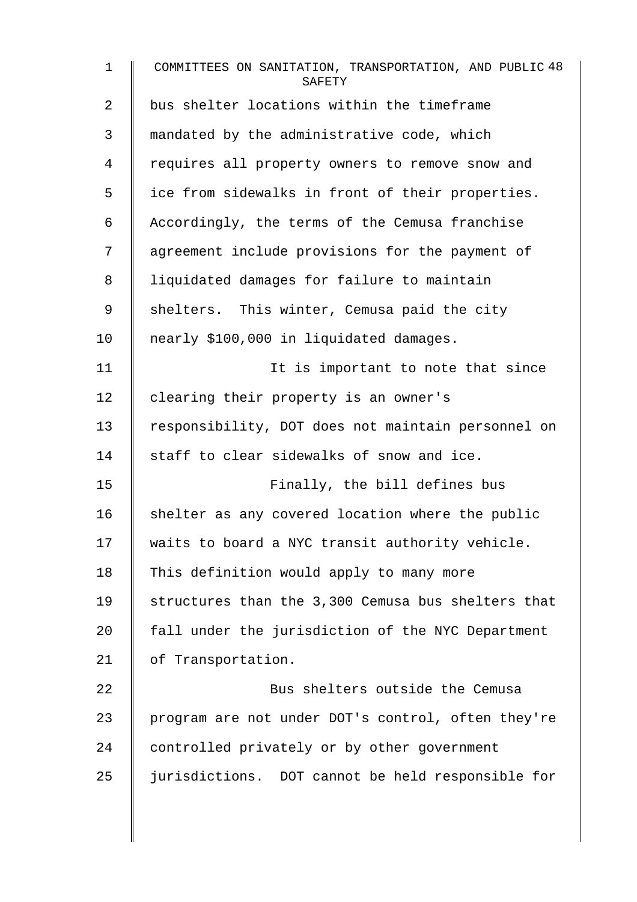bus shelter locations within the timeframe mandated by the administrative code, which requires all property owners to remove snow and ice from sidewalks in front of their properties. Accordingly, the terms of the Cemusa franchise agreement include provisions for the payment of liquidated damages for failure to maintain shelters. This winter, Cemusa paid the city nearly $100,000 in liquidated damages.

It is important to note that since clearing their property is an owner's responsibility, DOT does not maintain personnel on staff to clear sidewalks of snow and ice.

Finally, the bill defines bus shelter as any covered location where the public waits to board a NYC transit authority vehicle. This definition would apply to many more structures than the 3,300 Cemusa bus shelters that fall under the jurisdiction of the NYC Department of Transportation.

Bus shelters outside the Cemusa program are not under DOT's control, often they're controlled privately or by other government jurisdictions. DOT cannot be held responsible for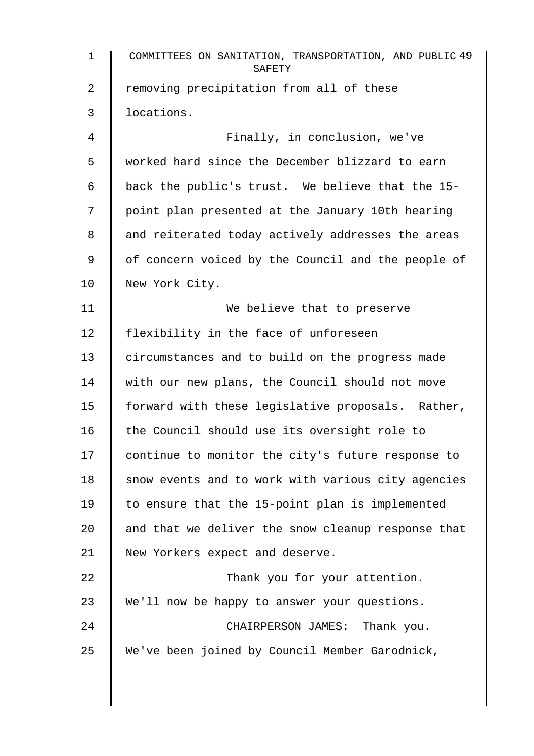removing precipitation from all of these locations.

Finally, in conclusion, we've worked hard since the December blizzard to earn back the public's trust. We believe that the 15-point plan presented at the January 10th hearing and reiterated today actively addresses the areas of concern voiced by the Council and the people of New York City.

We believe that to preserve flexibility in the face of unforeseen circumstances and to build on the progress made with our new plans, the Council should not move forward with these legislative proposals. Rather, the Council should use its oversight role to continue to monitor the city's future response to snow events and to work with various city agencies to ensure that the 15-point plan is implemented and that we deliver the snow cleanup response that New Yorkers expect and deserve.

Thank you for your attention. We'll now be happy to answer your questions.

CHAIRPERSON JAMES: Thank you. We've been joined by Council Member Garodnick,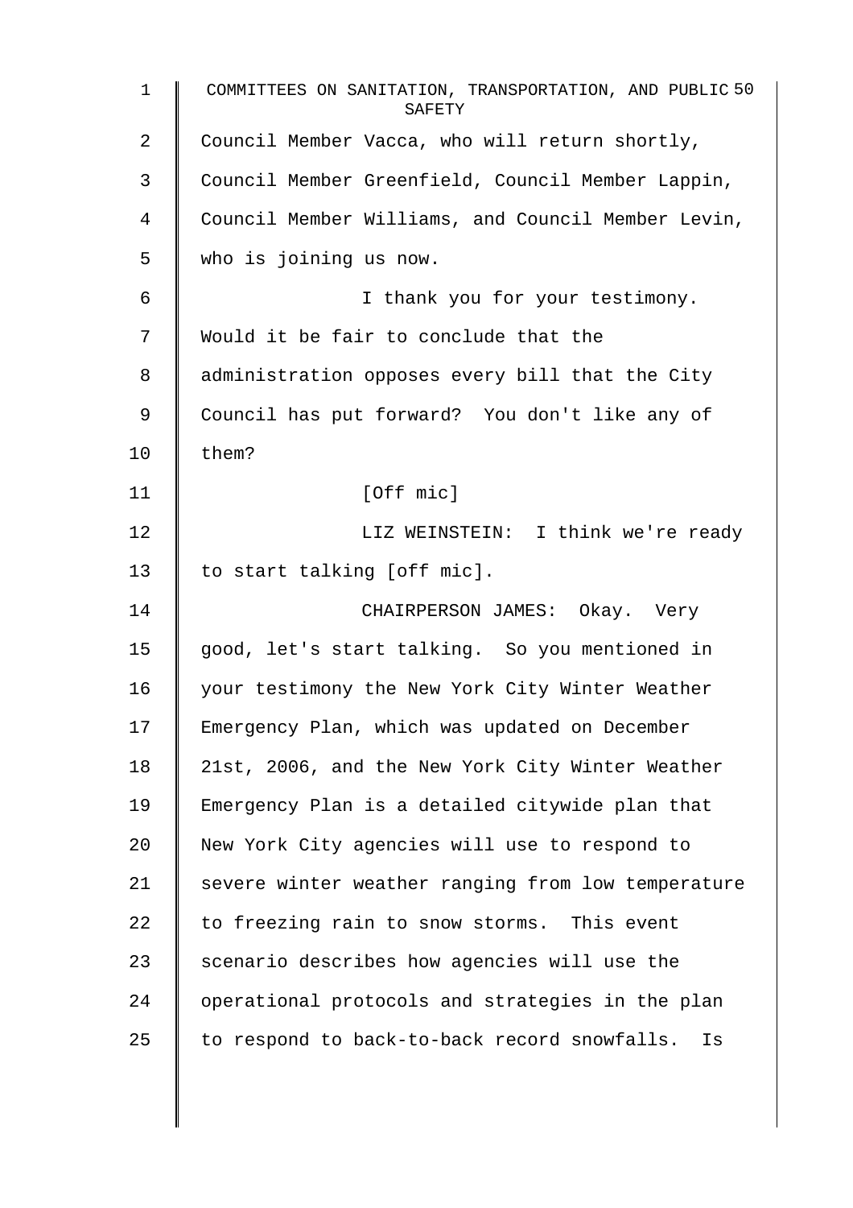Council Member Vacca, who will return shortly, Council Member Greenfield, Council Member Lappin, Council Member Williams, and Council Member Levin, who is joining us now.

I thank you for your testimony. Would it be fair to conclude that the administration opposes every bill that the City Council has put forward? You don't like any of them?

[Off mic]

LIZ WEINSTEIN: I think we're ready to start talking [off mic].

CHAIRPERSON JAMES: Okay. Very good, let's start talking. So you mentioned in your testimony the New York City Winter Weather Emergency Plan, which was updated on December 21st, 2006, and the New York City Winter Weather Emergency Plan is a detailed citywide plan that New York City agencies will use to respond to severe winter weather ranging from low temperature to freezing rain to snow storms. This event scenario describes how agencies will use the operational protocols and strategies in the plan to respond to back-to-back record snowfalls. Is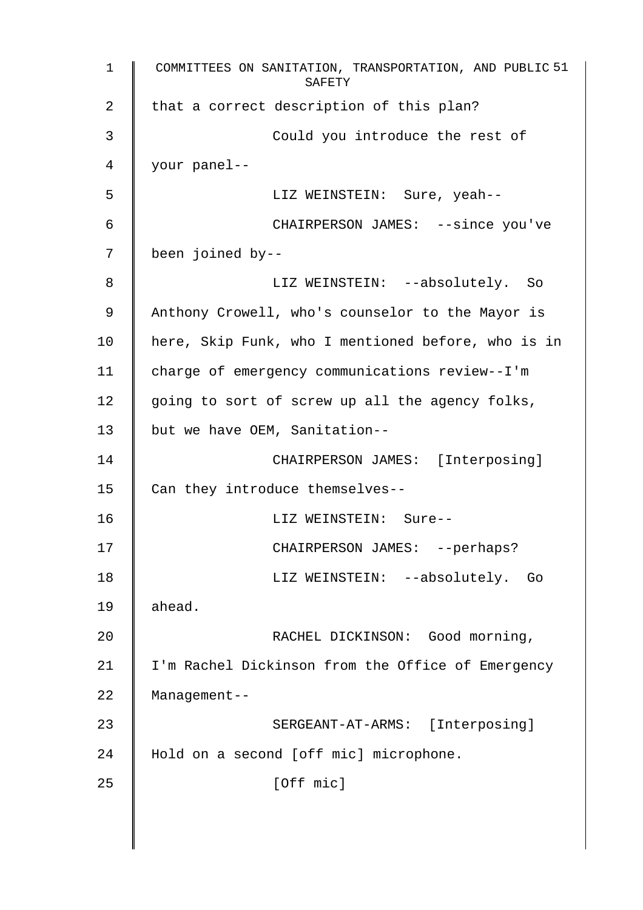that a correct description of this plan?

Could you introduce the rest of your panel--

LIZ WEINSTEIN: Sure, yeah--

CHAIRPERSON JAMES: --since you've been joined by--

LIZ WEINSTEIN: --absolutely. So Anthony Crowell, who's counselor to the Mayor is here, Skip Funk, who I mentioned before, who is in charge of emergency communications review--I'm going to sort of screw up all the agency folks, but we have OEM, Sanitation--

CHAIRPERSON JAMES: [Interposing] Can they introduce themselves--

LIZ WEINSTEIN: Sure--

CHAIRPERSON JAMES: --perhaps?

LIZ WEINSTEIN: --absolutely. Go ahead.

RACHEL DICKINSON: Good morning, I'm Rachel Dickinson from the Office of Emergency Management--

SERGEANT-AT-ARMS: [Interposing] Hold on a second [off mic] microphone.

[Off mic]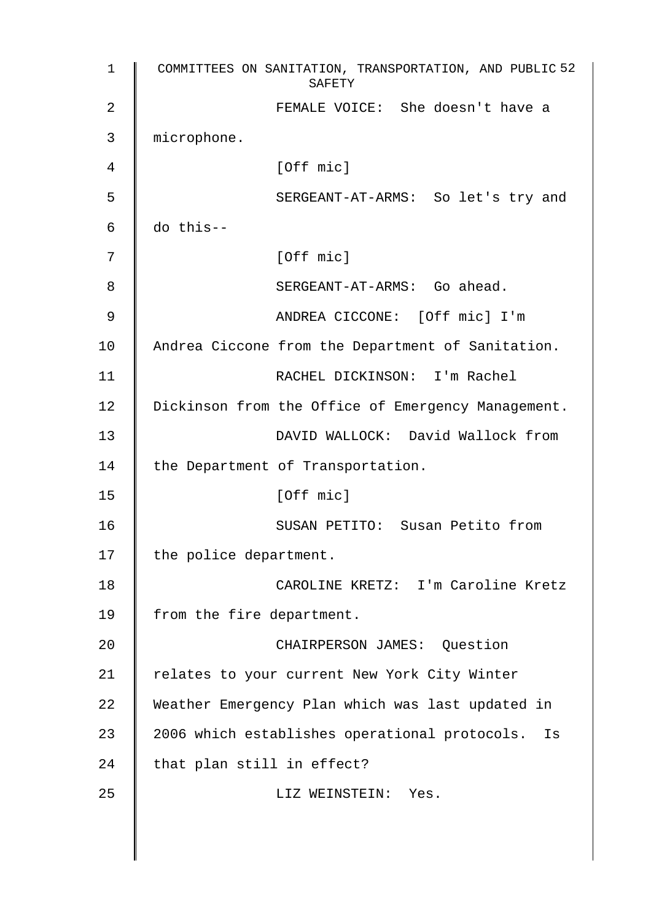FEMALE VOICE: She doesn't have a microphone.

[Off mic]

SERGEANT-AT-ARMS: So let's try and do this--

[Off mic]

SERGEANT-AT-ARMS: Go ahead.

ANDREA CICCONE: [Off mic] I'm Andrea Ciccone from the Department of Sanitation.

RACHEL DICKINSON: I'm Rachel Dickinson from the Office of Emergency Management.

DAVID WALLOCK: David Wallock from the Department of Transportation.

[Off mic]

SUSAN PETITO: Susan Petito from the police department.

CAROLINE KRETZ: I'm Caroline Kretz from the fire department.

CHAIRPERSON JAMES: Question relates to your current New York City Winter Weather Emergency Plan which was last updated in 2006 which establishes operational protocols. Is that plan still in effect?

LIZ WEINSTEIN: Yes.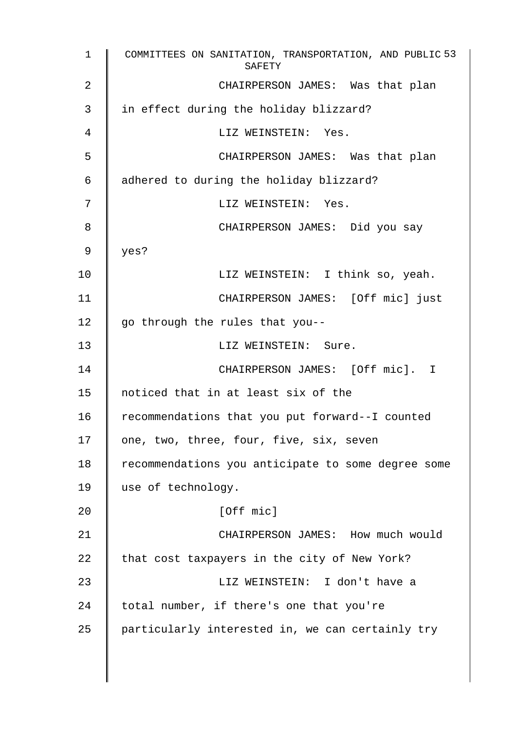CHAIRPERSON JAMES: Was that plan in effect during the holiday blizzard?

LIZ WEINSTEIN: Yes.

CHAIRPERSON JAMES: Was that plan adhered to during the holiday blizzard?

LIZ WEINSTEIN: Yes.

CHAIRPERSON JAMES: Did you say yes?

LIZ WEINSTEIN: I think so, yeah.

CHAIRPERSON JAMES: [Off mic] just go through the rules that you--

LIZ WEINSTEIN: Sure.

CHAIRPERSON JAMES: [Off mic]. I noticed that in at least six of the recommendations that you put forward--I counted one, two, three, four, five, six, seven recommendations you anticipate to some degree some use of technology.

[Off mic]

CHAIRPERSON JAMES: How much would that cost taxpayers in the city of New York?

LIZ WEINSTEIN: I don't have a total number, if there's one that you're particularly interested in, we can certainly try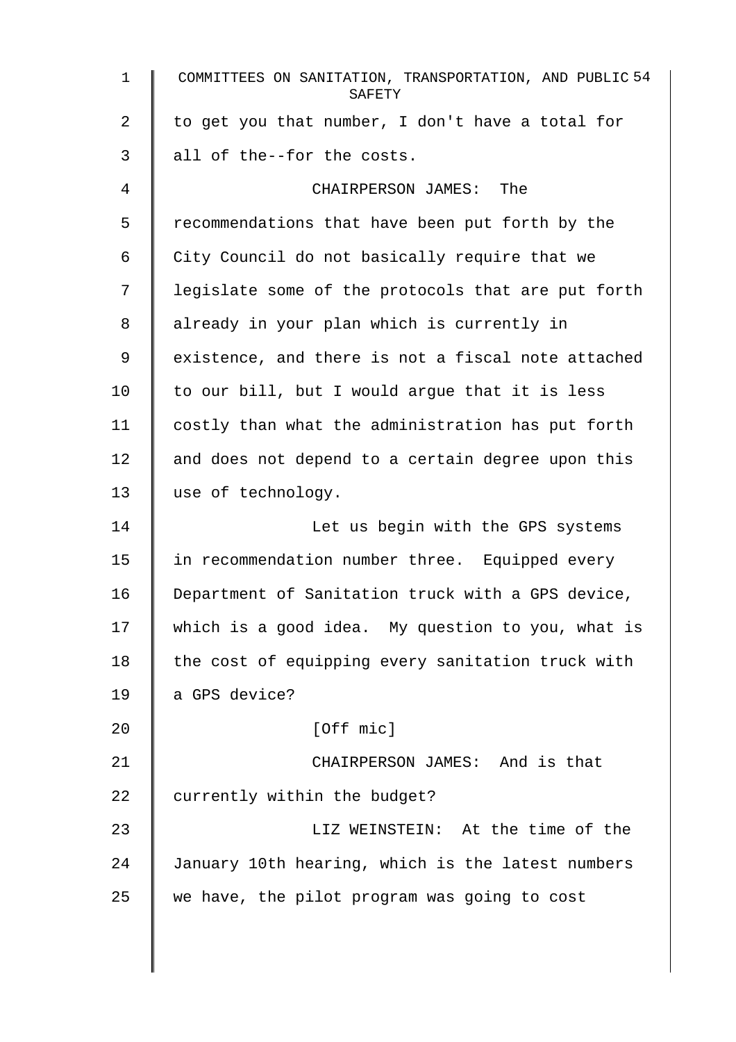to get you that number, I don't have a total for all of the--for the costs.

CHAIRPERSON JAMES: The recommendations that have been put forth by the City Council do not basically require that we legislate some of the protocols that are put forth already in your plan which is currently in existence, and there is not a fiscal note attached to our bill, but I would argue that it is less costly than what the administration has put forth and does not depend to a certain degree upon this use of technology.

Let us begin with the GPS systems in recommendation number three. Equipped every Department of Sanitation truck with a GPS device, which is a good idea. My question to you, what is the cost of equipping every sanitation truck with a GPS device?

[Off mic]

CHAIRPERSON JAMES: And is that currently within the budget?

LIZ WEINSTEIN: At the time of the January 10th hearing, which is the latest numbers we have, the pilot program was going to cost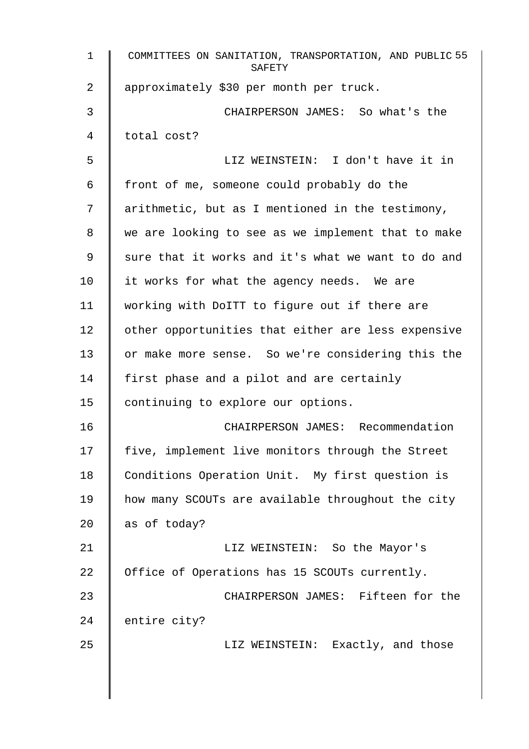approximately $30 per month per truck.

CHAIRPERSON JAMES: So what's the total cost?

LIZ WEINSTEIN: I don't have it in front of me, someone could probably do the arithmetic, but as I mentioned in the testimony, we are looking to see as we implement that to make sure that it works and it's what we want to do and it works for what the agency needs. We are working with DoITT to figure out if there are other opportunities that either are less expensive or make more sense. So we're considering this the first phase and a pilot and are certainly continuing to explore our options.

CHAIRPERSON JAMES: Recommendation five, implement live monitors through the Street Conditions Operation Unit. My first question is how many SCOUTs are available throughout the city as of today?

LIZ WEINSTEIN: So the Mayor's Office of Operations has 15 SCOUTs currently.

CHAIRPERSON JAMES: Fifteen for the entire city?

LIZ WEINSTEIN: Exactly, and those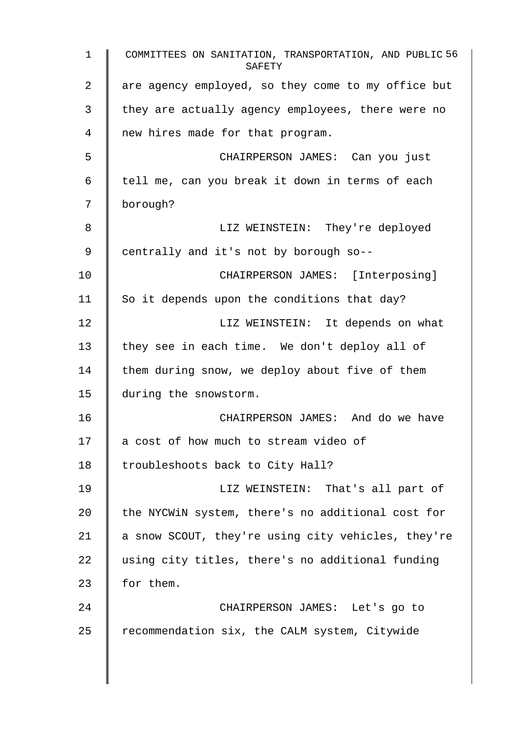are agency employed, so they come to my office but they are actually agency employees, there were no new hires made for that program.

CHAIRPERSON JAMES: Can you just tell me, can you break it down in terms of each borough?

LIZ WEINSTEIN: They're deployed centrally and it's not by borough so--

CHAIRPERSON JAMES: [Interposing] So it depends upon the conditions that day?

LIZ WEINSTEIN: It depends on what they see in each time. We don't deploy all of them during snow, we deploy about five of them during the snowstorm.

CHAIRPERSON JAMES: And do we have a cost of how much to stream video of troubleshoots back to City Hall?

LIZ WEINSTEIN: That's all part of the NYCWiN system, there's no additional cost for a snow SCOUT, they're using city vehicles, they're using city titles, there's no additional funding for them.

CHAIRPERSON JAMES: Let's go to recommendation six, the CALM system, Citywide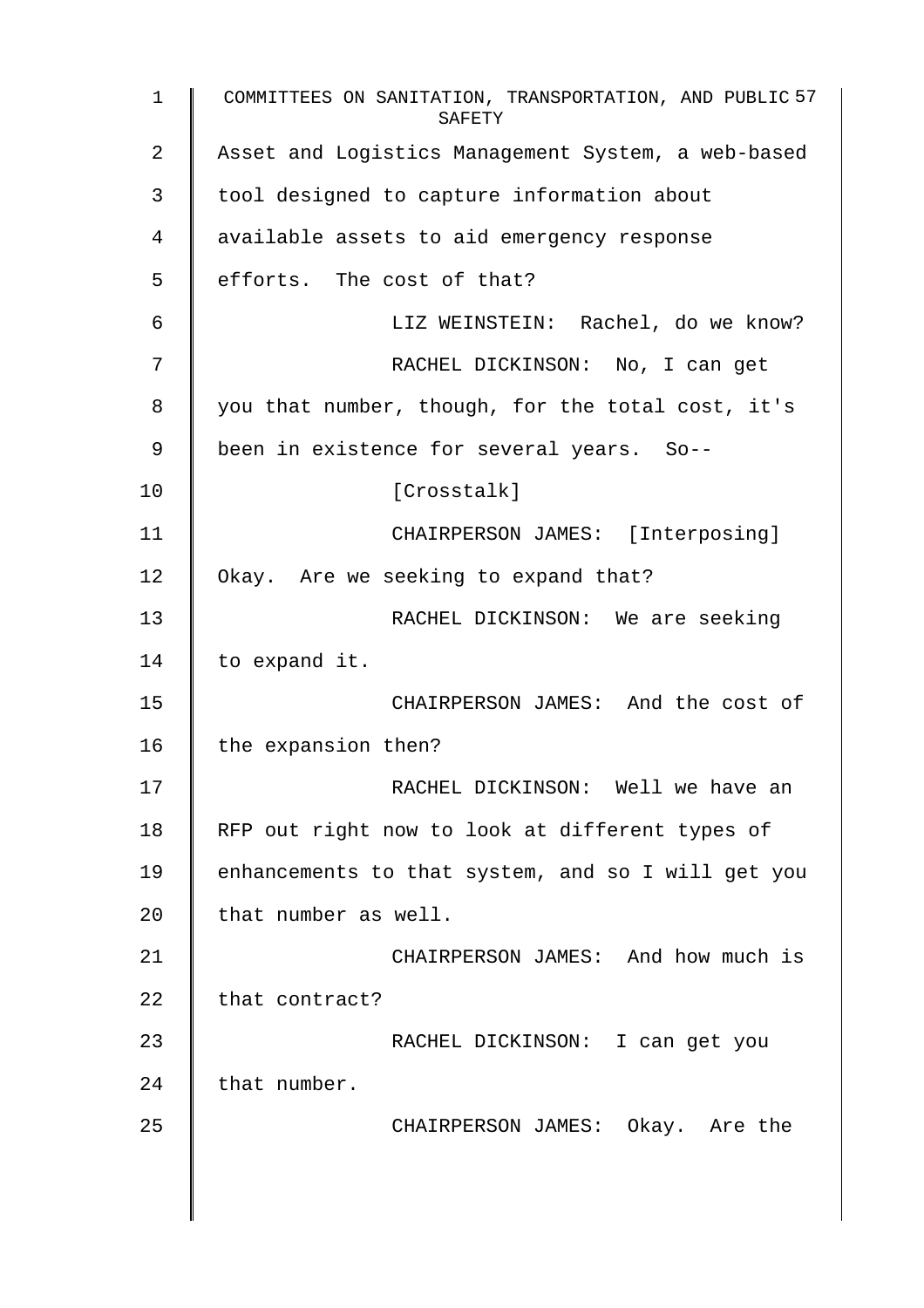Asset and Logistics Management System, a web-based tool designed to capture information about available assets to aid emergency response efforts. The cost of that?

LIZ WEINSTEIN: Rachel, do we know?

RACHEL DICKINSON: No, I can get you that number, though, for the total cost, it's been in existence for several years. So--

[Crosstalk]

CHAIRPERSON JAMES: [Interposing] Okay. Are we seeking to expand that?

RACHEL DICKINSON: We are seeking to expand it.

CHAIRPERSON JAMES: And the cost of the expansion then?

RACHEL DICKINSON: Well we have an RFP out right now to look at different types of enhancements to that system, and so I will get you that number as well.

CHAIRPERSON JAMES: And how much is that contract?

RACHEL DICKINSON: I can get you that number.

CHAIRPERSON JAMES: Okay. Are the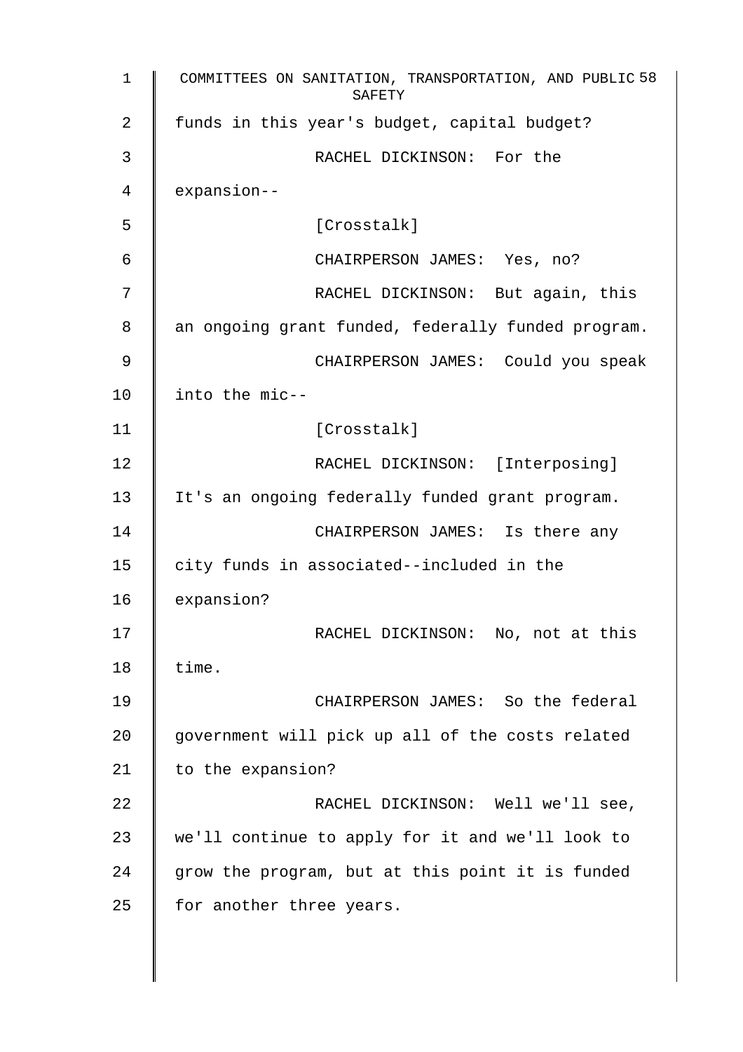funds in this year's budget, capital budget?

RACHEL DICKINSON: For the expansion--

[Crosstalk]

CHAIRPERSON JAMES: Yes, no?

RACHEL DICKINSON: But again, this an ongoing grant funded, federally funded program.

CHAIRPERSON JAMES: Could you speak into the mic--

[Crosstalk]

RACHEL DICKINSON: [Interposing] It's an ongoing federally funded grant program.

CHAIRPERSON JAMES: Is there any city funds in associated--included in the expansion?

RACHEL DICKINSON: No, not at this time.

CHAIRPERSON JAMES: So the federal government will pick up all of the costs related to the expansion?

RACHEL DICKINSON: Well we'll see, we'll continue to apply for it and we'll look to grow the program, but at this point it is funded for another three years.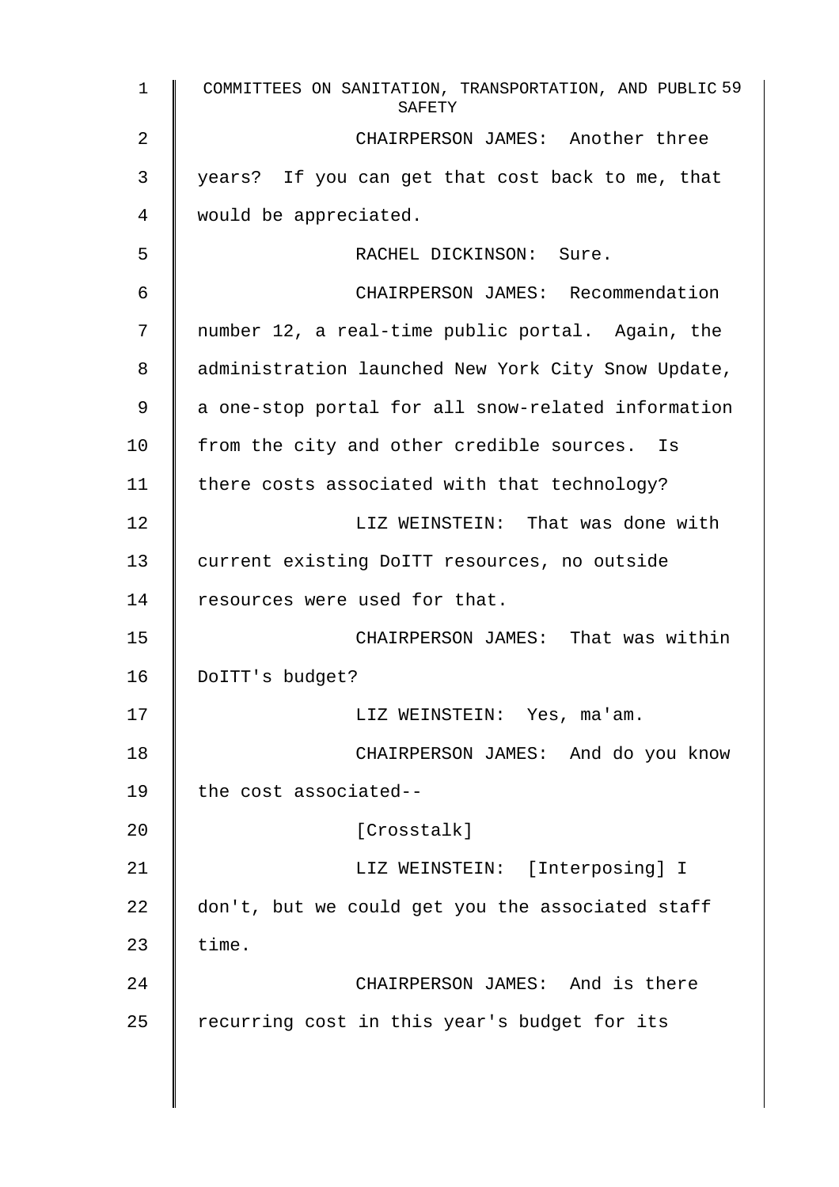CHAIRPERSON JAMES: Another three years? If you can get that cost back to me, that would be appreciated.

RACHEL DICKINSON: Sure.

CHAIRPERSON JAMES: Recommendation number 12, a real-time public portal. Again, the administration launched New York City Snow Update, a one-stop portal for all snow-related information from the city and other credible sources. Is there costs associated with that technology?

LIZ WEINSTEIN: That was done with current existing DoITT resources, no outside resources were used for that.

CHAIRPERSON JAMES: That was within DoITT's budget?

LIZ WEINSTEIN: Yes, ma'am.

CHAIRPERSON JAMES: And do you know the cost associated--

[Crosstalk]

LIZ WEINSTEIN: [Interposing] I don't, but we could get you the associated staff time.

CHAIRPERSON JAMES: And is there recurring cost in this year's budget for its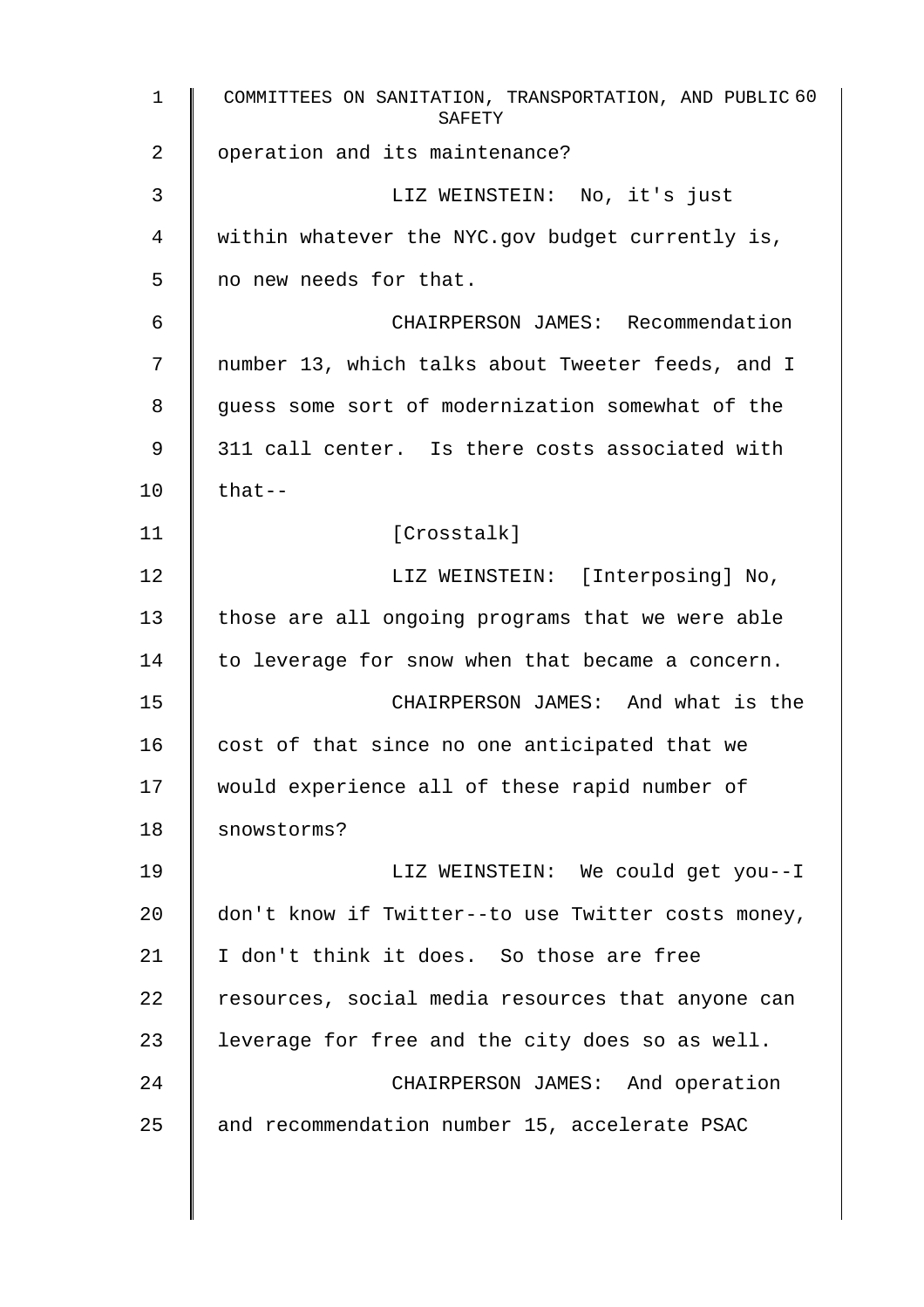operation and its maintenance?

LIZ WEINSTEIN: No, it's just within whatever the NYC.gov budget currently is, no new needs for that.

CHAIRPERSON JAMES: Recommendation number 13, which talks about Tweeter feeds, and I guess some sort of modernization somewhat of the 311 call center. Is there costs associated with that--

[Crosstalk]

LIZ WEINSTEIN: [Interposing] No, those are all ongoing programs that we were able to leverage for snow when that became a concern.

CHAIRPERSON JAMES: And what is the cost of that since no one anticipated that we would experience all of these rapid number of snowstorms?

LIZ WEINSTEIN: We could get you--I don't know if Twitter--to use Twitter costs money, I don't think it does. So those are free resources, social media resources that anyone can leverage for free and the city does so as well.

CHAIRPERSON JAMES: And operation and recommendation number 15, accelerate PSAC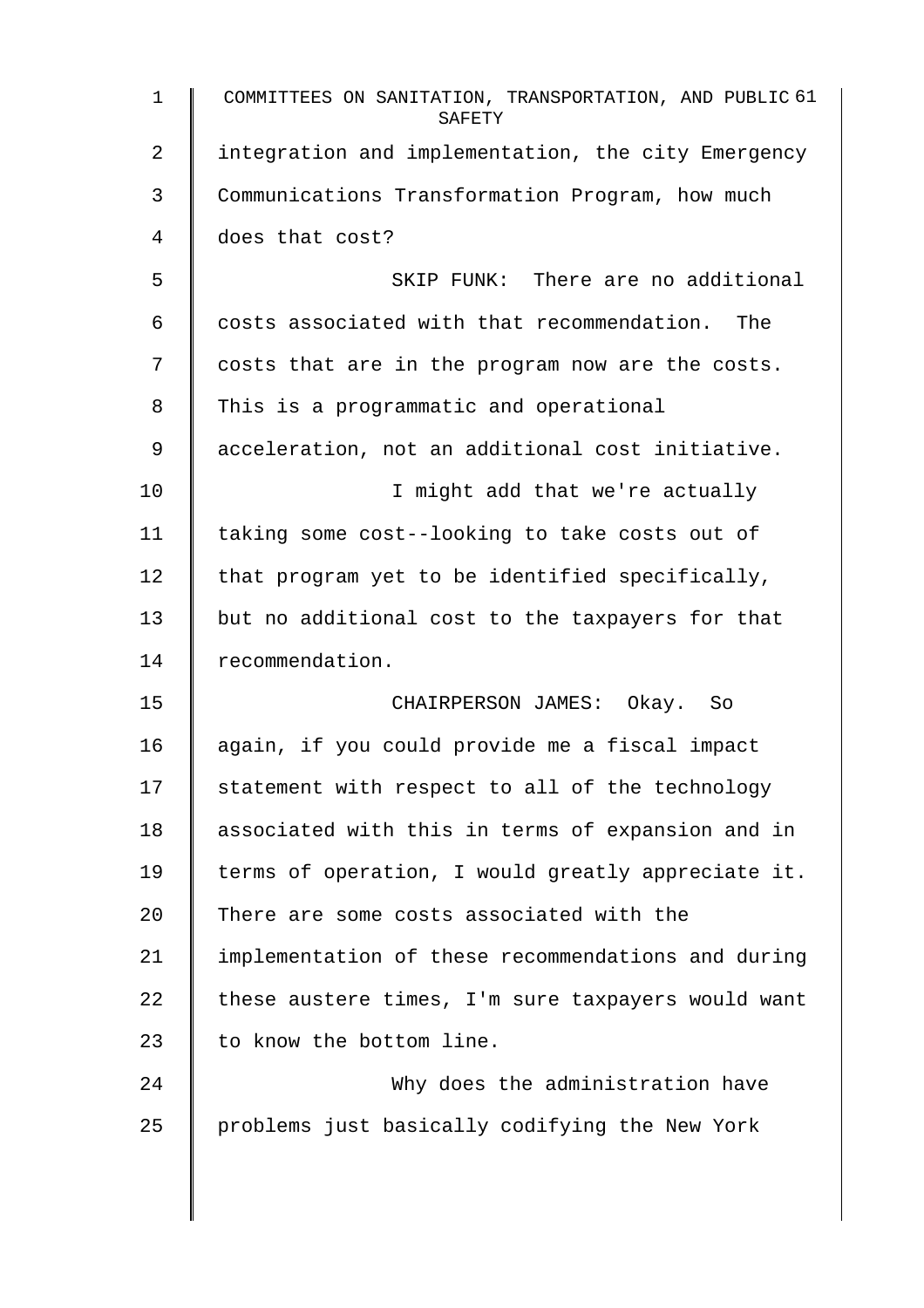integration and implementation, the city Emergency Communications Transformation Program, how much does that cost?

SKIP FUNK: There are no additional costs associated with that recommendation. The costs that are in the program now are the costs. This is a programmatic and operational acceleration, not an additional cost initiative.

I might add that we're actually taking some cost--looking to take costs out of that program yet to be identified specifically, but no additional cost to the taxpayers for that recommendation.

CHAIRPERSON JAMES: Okay. So again, if you could provide me a fiscal impact statement with respect to all of the technology associated with this in terms of expansion and in terms of operation, I would greatly appreciate it. There are some costs associated with the implementation of these recommendations and during these austere times, I'm sure taxpayers would want to know the bottom line.

Why does the administration have problems just basically codifying the New York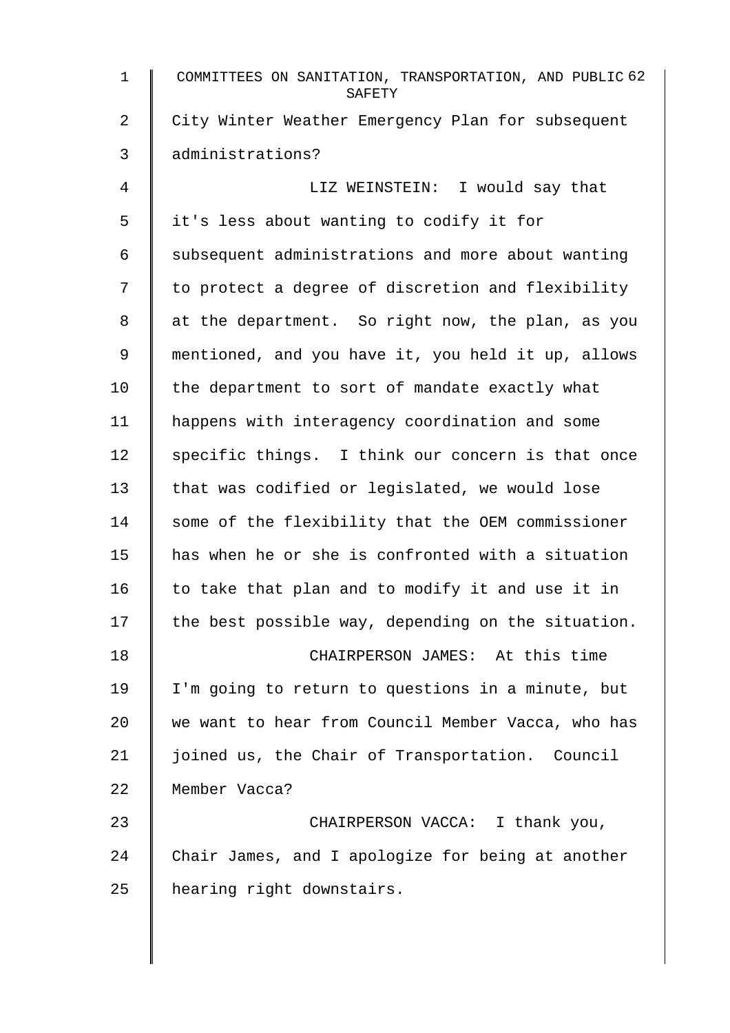City Winter Weather Emergency Plan for subsequent administrations?

LIZ WEINSTEIN: I would say that it's less about wanting to codify it for subsequent administrations and more about wanting to protect a degree of discretion and flexibility at the department. So right now, the plan, as you mentioned, and you have it, you held it up, allows the department to sort of mandate exactly what happens with interagency coordination and some specific things. I think our concern is that once that was codified or legislated, we would lose some of the flexibility that the OEM commissioner has when he or she is confronted with a situation to take that plan and to modify it and use it in the best possible way, depending on the situation.

CHAIRPERSON JAMES: At this time I'm going to return to questions in a minute, but we want to hear from Council Member Vacca, who has joined us, the Chair of Transportation. Council Member Vacca?

CHAIRPERSON VACCA: I thank you, Chair James, and I apologize for being at another hearing right downstairs.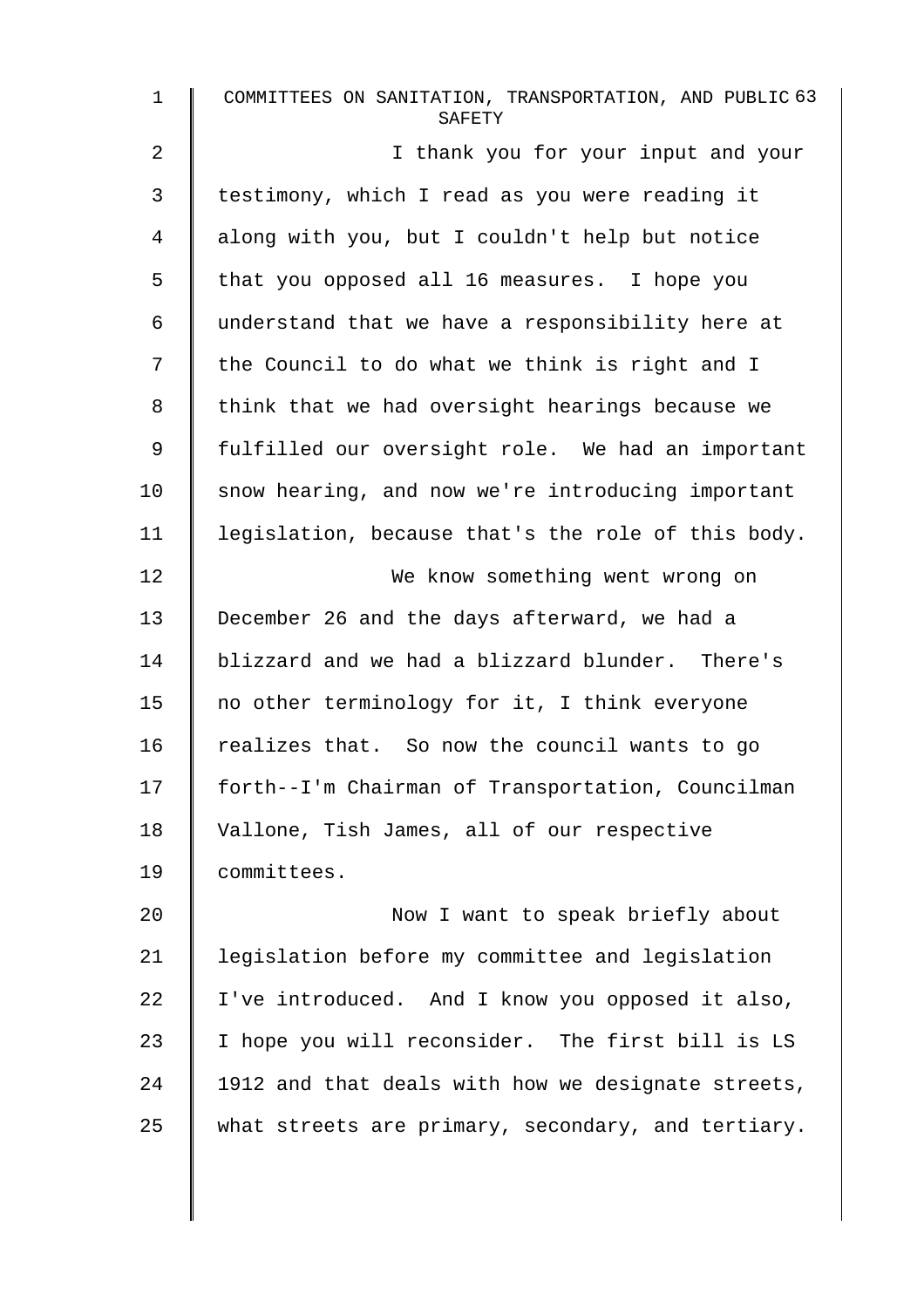I thank you for your input and your testimony, which I read as you were reading it along with you, but I couldn't help but notice that you opposed all 16 measures. I hope you understand that we have a responsibility here at the Council to do what we think is right and I think that we had oversight hearings because we fulfilled our oversight role. We had an important snow hearing, and now we're introducing important legislation, because that's the role of this body.

We know something went wrong on December 26 and the days afterward, we had a blizzard and we had a blizzard blunder. There's no other terminology for it, I think everyone realizes that. So now the council wants to go forth--I'm Chairman of Transportation, Councilman Vallone, Tish James, all of our respective committees.

Now I want to speak briefly about legislation before my committee and legislation I've introduced. And I know you opposed it also, I hope you will reconsider. The first bill is LS 1912 and that deals with how we designate streets, what streets are primary, secondary, and tertiary.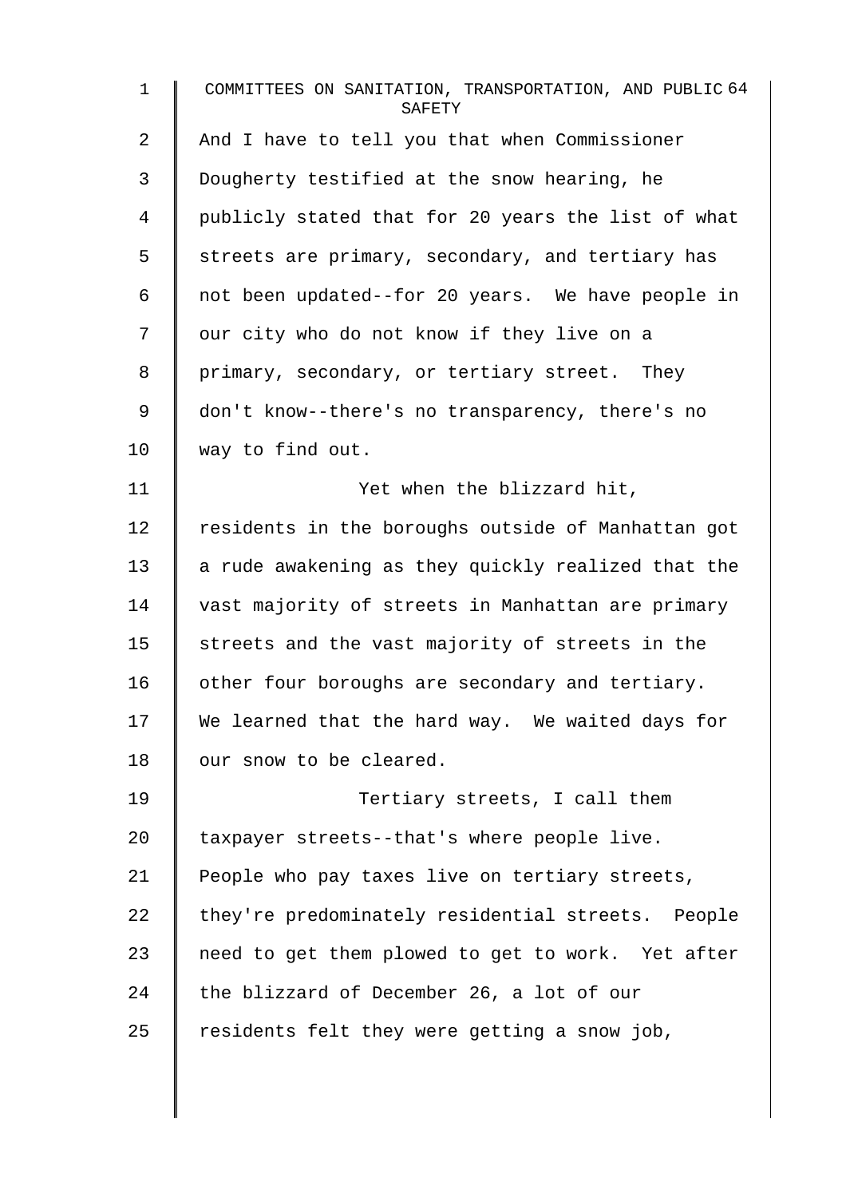And I have to tell you that when Commissioner Dougherty testified at the snow hearing, he publicly stated that for 20 years the list of what streets are primary, secondary, and tertiary has not been updated--for 20 years. We have people in our city who do not know if they live on a primary, secondary, or tertiary street. They don't know--there's no transparency, there's no way to find out.

Yet when the blizzard hit, residents in the boroughs outside of Manhattan got a rude awakening as they quickly realized that the vast majority of streets in Manhattan are primary streets and the vast majority of streets in the other four boroughs are secondary and tertiary. We learned that the hard way. We waited days for our snow to be cleared.

Tertiary streets, I call them taxpayer streets--that's where people live. People who pay taxes live on tertiary streets, they're predominately residential streets. People need to get them plowed to get to work. Yet after the blizzard of December 26, a lot of our residents felt they were getting a snow job,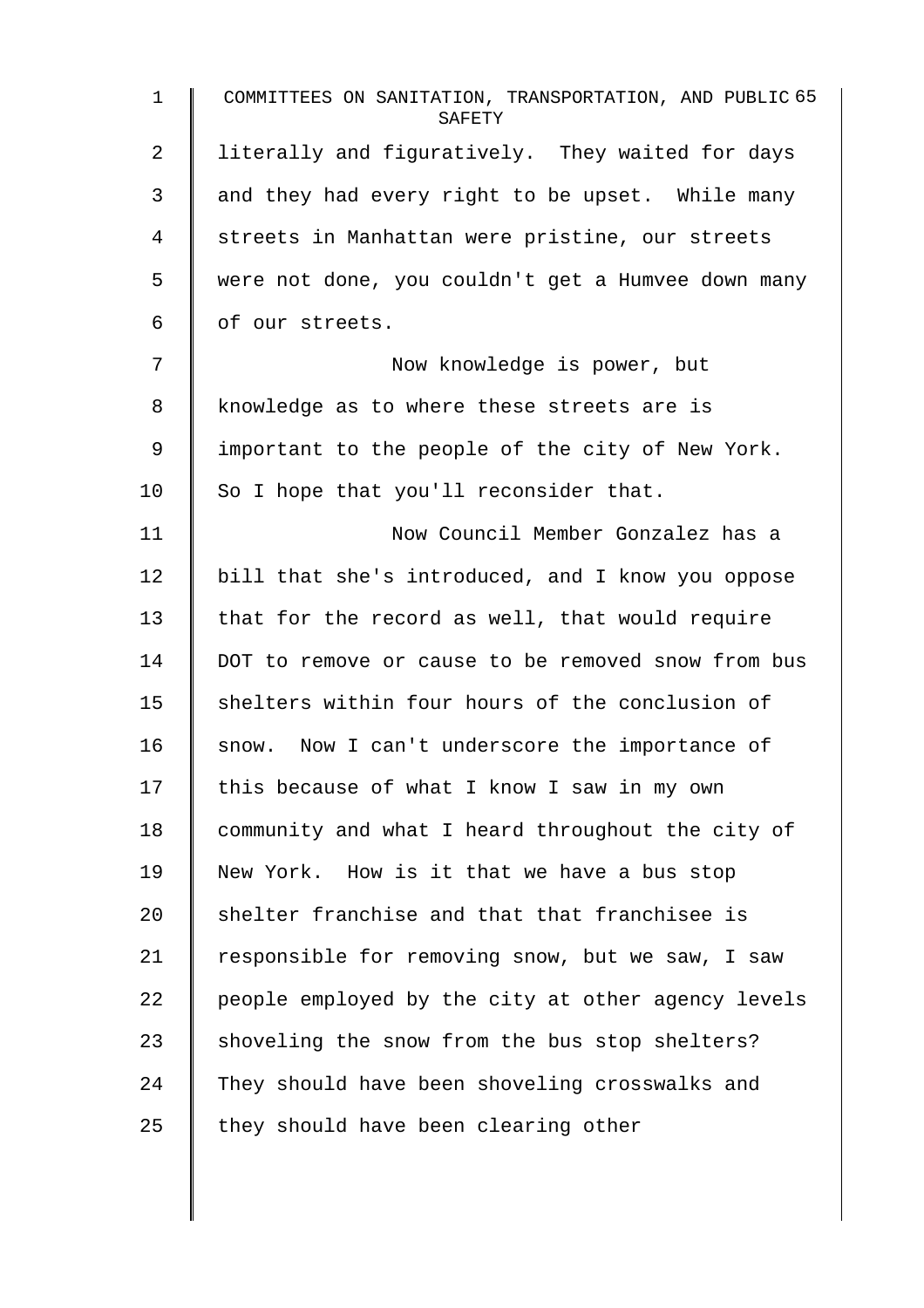literally and figuratively. They waited for days and they had every right to be upset. While many streets in Manhattan were pristine, our streets were not done, you couldn't get a Humvee down many of our streets.

Now knowledge is power, but knowledge as to where these streets are is important to the people of the city of New York. So I hope that you'll reconsider that.

Now Council Member Gonzalez has a bill that she's introduced, and I know you oppose that for the record as well, that would require DOT to remove or cause to be removed snow from bus shelters within four hours of the conclusion of snow. Now I can't underscore the importance of this because of what I know I saw in my own community and what I heard throughout the city of New York. How is it that we have a bus stop shelter franchise and that that franchisee is responsible for removing snow, but we saw, I saw people employed by the city at other agency levels shoveling the snow from the bus stop shelters? They should have been shoveling crosswalks and they should have been clearing other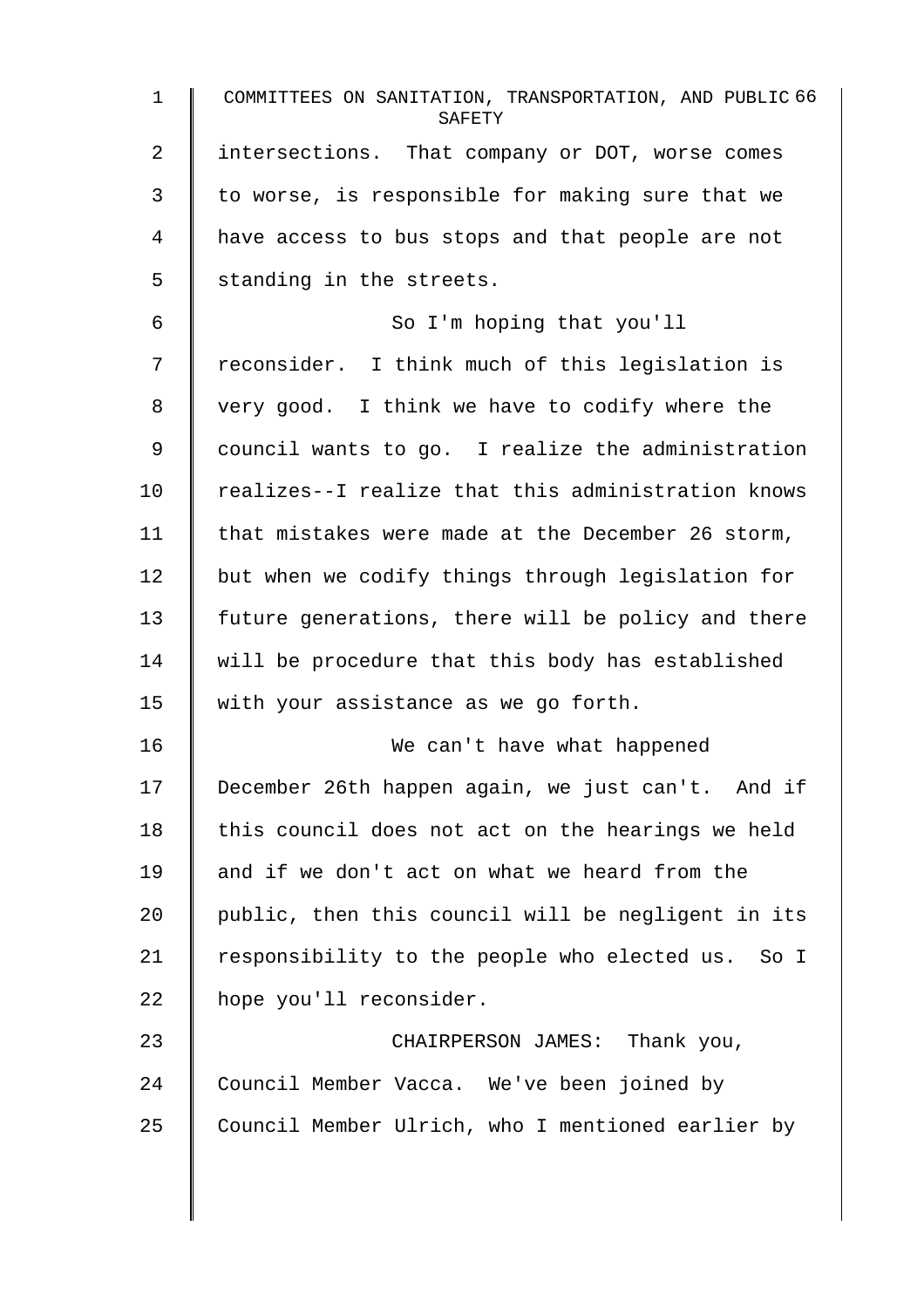intersections. That company or DOT, worse comes to worse, is responsible for making sure that we have access to bus stops and that people are not standing in the streets.

So I'm hoping that you'll reconsider. I think much of this legislation is very good. I think we have to codify where the council wants to go. I realize the administration realizes--I realize that this administration knows that mistakes were made at the December 26 storm, but when we codify things through legislation for future generations, there will be policy and there will be procedure that this body has established with your assistance as we go forth.

We can't have what happened December 26th happen again, we just can't. And if this council does not act on the hearings we held and if we don't act on what we heard from the public, then this council will be negligent in its responsibility to the people who elected us. So I hope you'll reconsider.

CHAIRPERSON JAMES: Thank you, Council Member Vacca. We've been joined by Council Member Ulrich, who I mentioned earlier by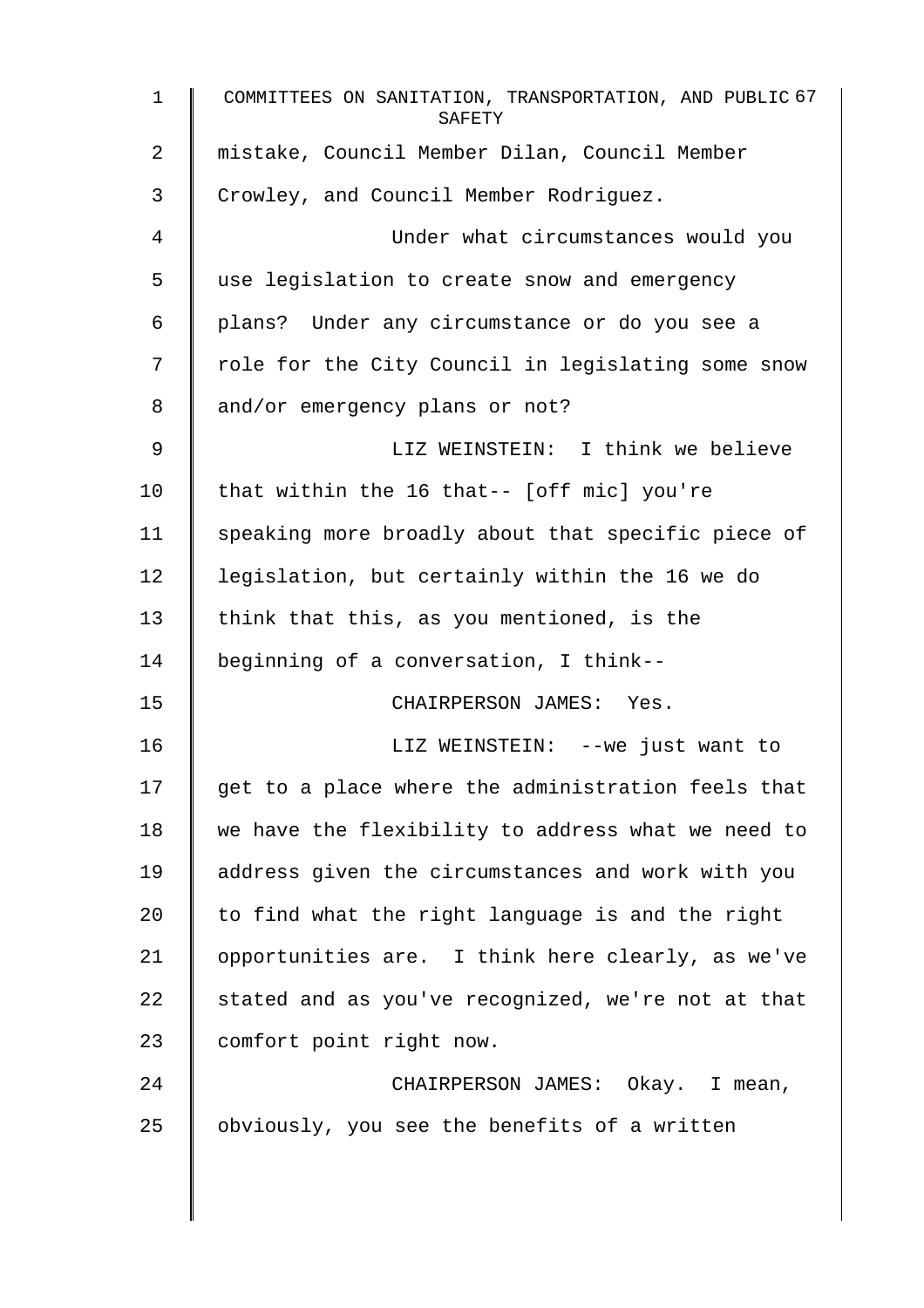mistake, Council Member Dilan, Council Member Crowley, and Council Member Rodriguez.

Under what circumstances would you use legislation to create snow and emergency plans? Under any circumstance or do you see a role for the City Council in legislating some snow and/or emergency plans or not?

LIZ WEINSTEIN: I think we believe that within the 16 that-- [off mic] you're speaking more broadly about that specific piece of legislation, but certainly within the 16 we do think that this, as you mentioned, is the beginning of a conversation, I think--

CHAIRPERSON JAMES: Yes.

LIZ WEINSTEIN: --we just want to get to a place where the administration feels that we have the flexibility to address what we need to address given the circumstances and work with you to find what the right language is and the right opportunities are. I think here clearly, as we've stated and as you've recognized, we're not at that comfort point right now.

CHAIRPERSON JAMES: Okay. I mean, obviously, you see the benefits of a written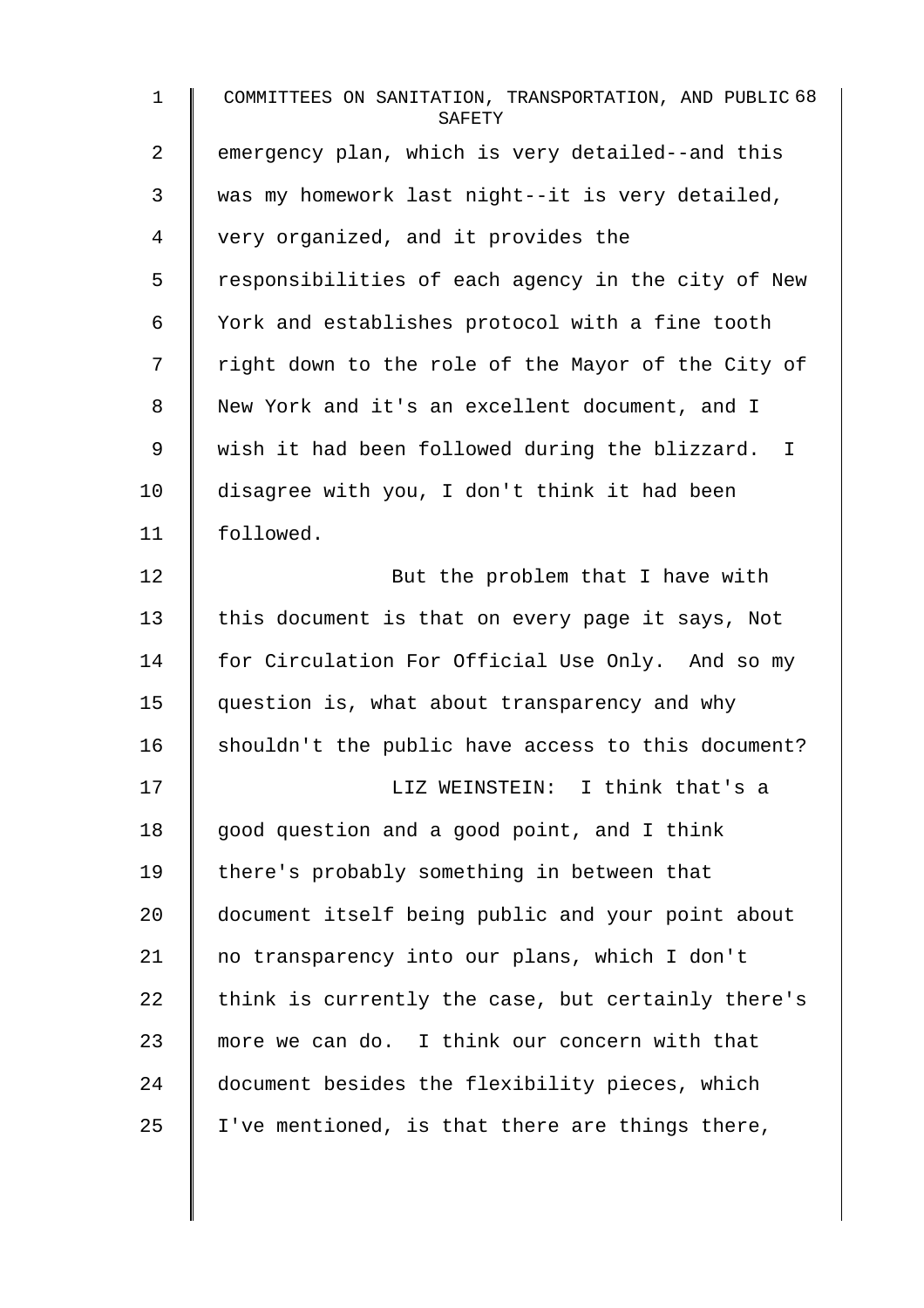emergency plan, which is very detailed--and this was my homework last night--it is very detailed, very organized, and it provides the responsibilities of each agency in the city of New York and establishes protocol with a fine tooth right down to the role of the Mayor of the City of New York and it's an excellent document, and I wish it had been followed during the blizzard. I disagree with you, I don't think it had been followed.

But the problem that I have with this document is that on every page it says, Not for Circulation For Official Use Only. And so my question is, what about transparency and why shouldn't the public have access to this document?

LIZ WEINSTEIN: I think that's a good question and a good point, and I think there's probably something in between that document itself being public and your point about no transparency into our plans, which I don't think is currently the case, but certainly there's more we can do. I think our concern with that document besides the flexibility pieces, which I've mentioned, is that there are things there,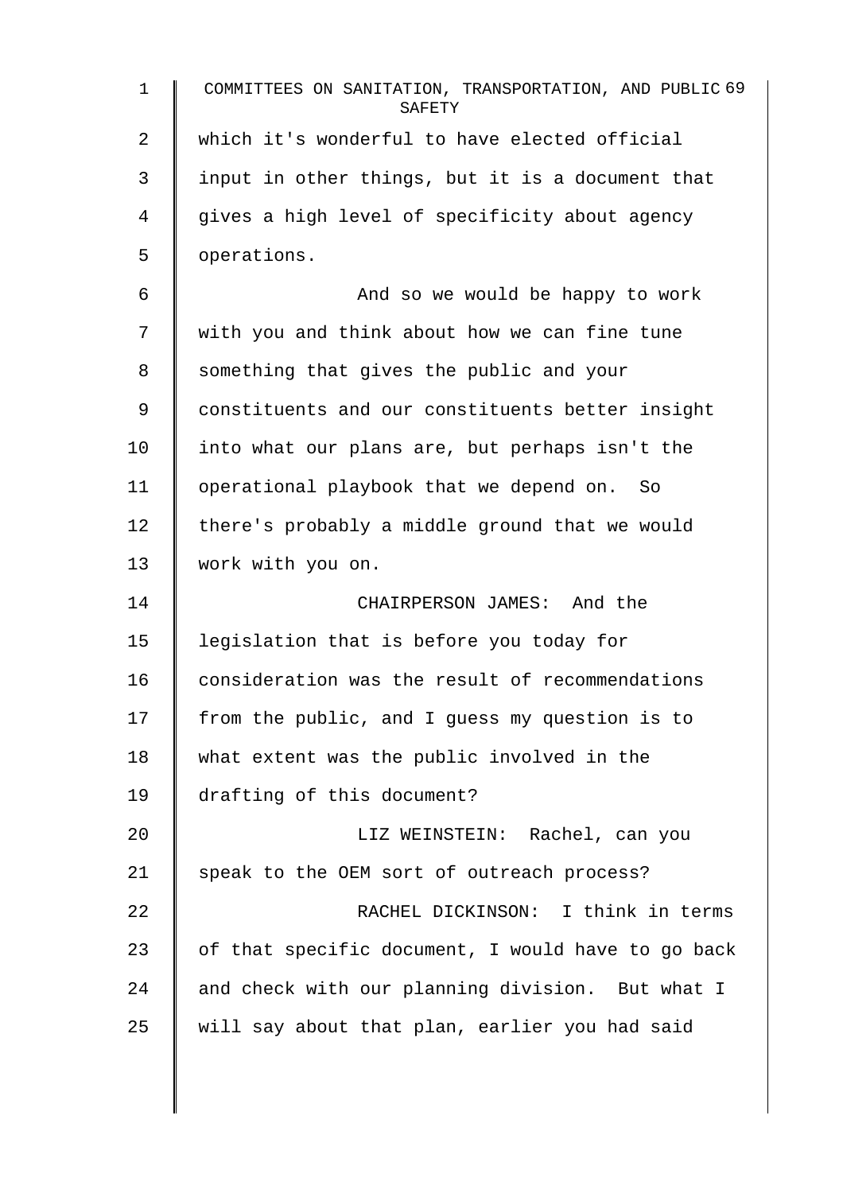which it's wonderful to have elected official input in other things, but it is a document that gives a high level of specificity about agency operations.

And so we would be happy to work with you and think about how we can fine tune something that gives the public and your constituents and our constituents better insight into what our plans are, but perhaps isn't the operational playbook that we depend on. So there's probably a middle ground that we would work with you on.

CHAIRPERSON JAMES: And the legislation that is before you today for consideration was the result of recommendations from the public, and I guess my question is to what extent was the public involved in the drafting of this document?

LIZ WEINSTEIN: Rachel, can you speak to the OEM sort of outreach process?

RACHEL DICKINSON: I think in terms of that specific document, I would have to go back and check with our planning division. But what I will say about that plan, earlier you had said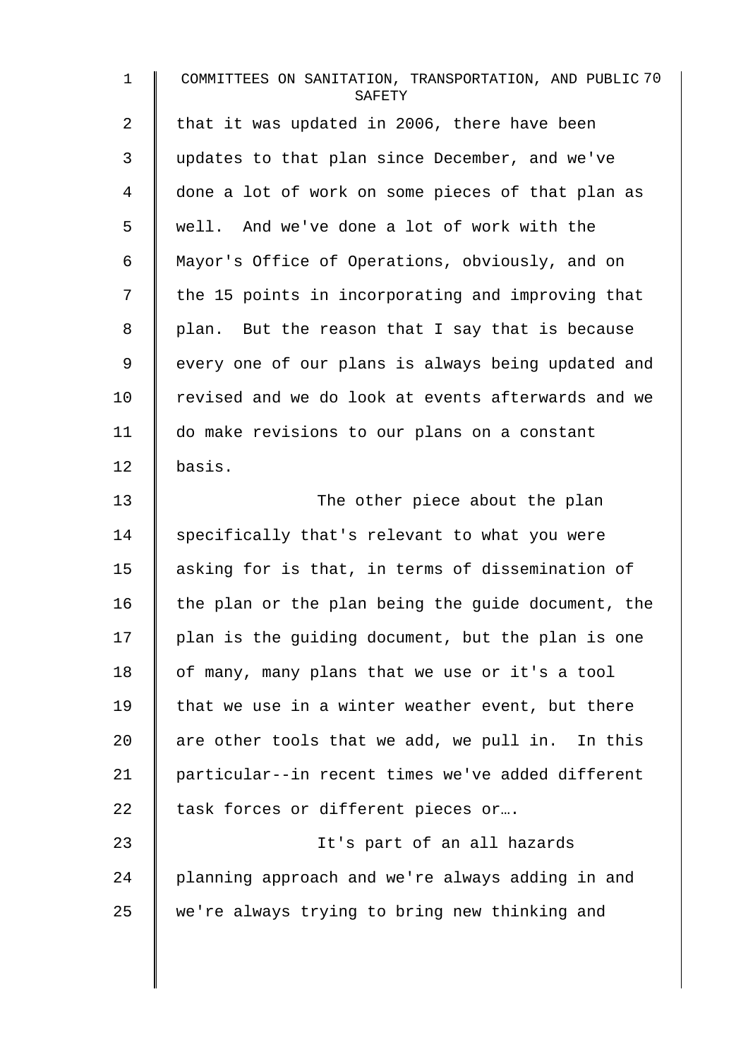that it was updated in 2006, there have been updates to that plan since December, and we've done a lot of work on some pieces of that plan as well. And we've done a lot of work with the Mayor's Office of Operations, obviously, and on the 15 points in incorporating and improving that plan. But the reason that I say that is because every one of our plans is always being updated and revised and we do look at events afterwards and we do make revisions to our plans on a constant basis.

The other piece about the plan specifically that's relevant to what you were asking for is that, in terms of dissemination of the plan or the plan being the guide document, the plan is the guiding document, but the plan is one of many, many plans that we use or it's a tool that we use in a winter weather event, but there are other tools that we add, we pull in. In this particular--in recent times we've added different task forces or different pieces or….

It's part of an all hazards planning approach and we're always adding in and we're always trying to bring new thinking and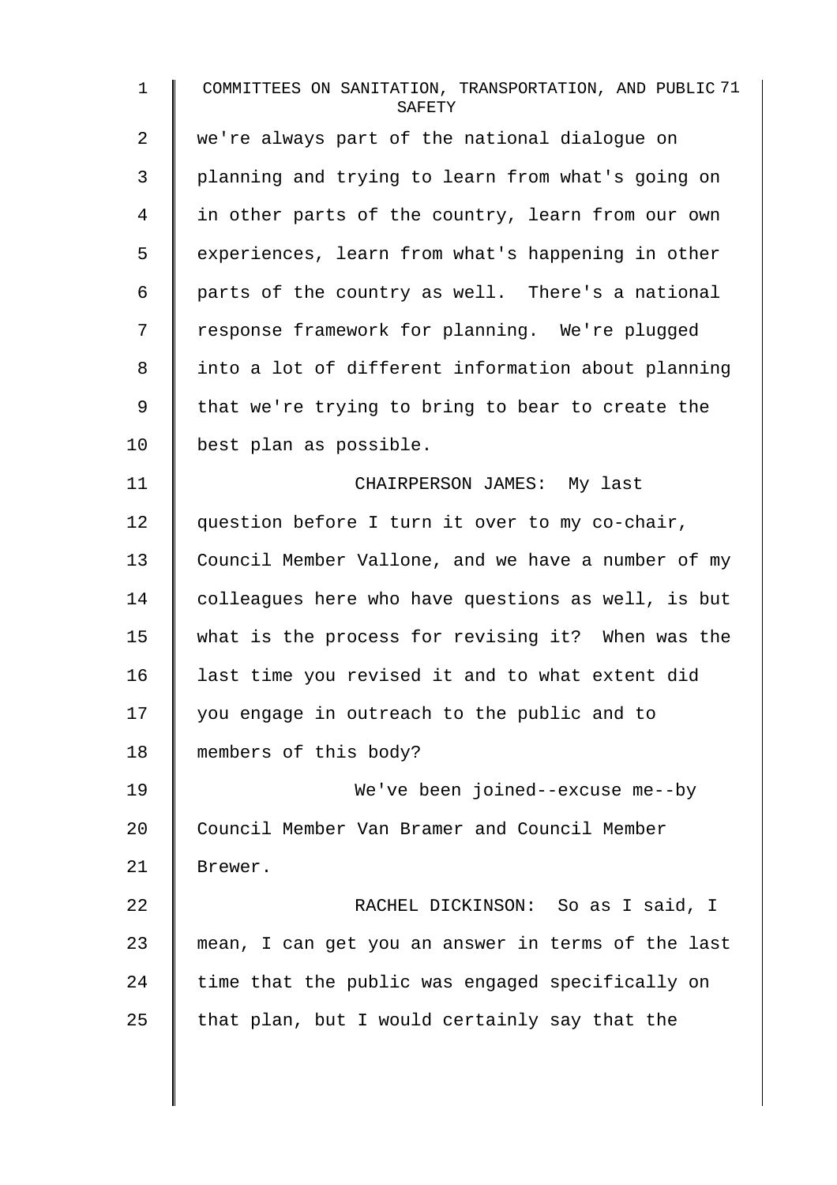we're always part of the national dialogue on planning and trying to learn from what's going on in other parts of the country, learn from our own experiences, learn from what's happening in other parts of the country as well. There's a national response framework for planning. We're plugged into a lot of different information about planning that we're trying to bring to bear to create the best plan as possible.

CHAIRPERSON JAMES: My last question before I turn it over to my co-chair, Council Member Vallone, and we have a number of my colleagues here who have questions as well, is but what is the process for revising it? When was the last time you revised it and to what extent did you engage in outreach to the public and to members of this body?

We've been joined--excuse me--by Council Member Van Bramer and Council Member Brewer.

RACHEL DICKINSON: So as I said, I mean, I can get you an answer in terms of the last time that the public was engaged specifically on that plan, but I would certainly say that the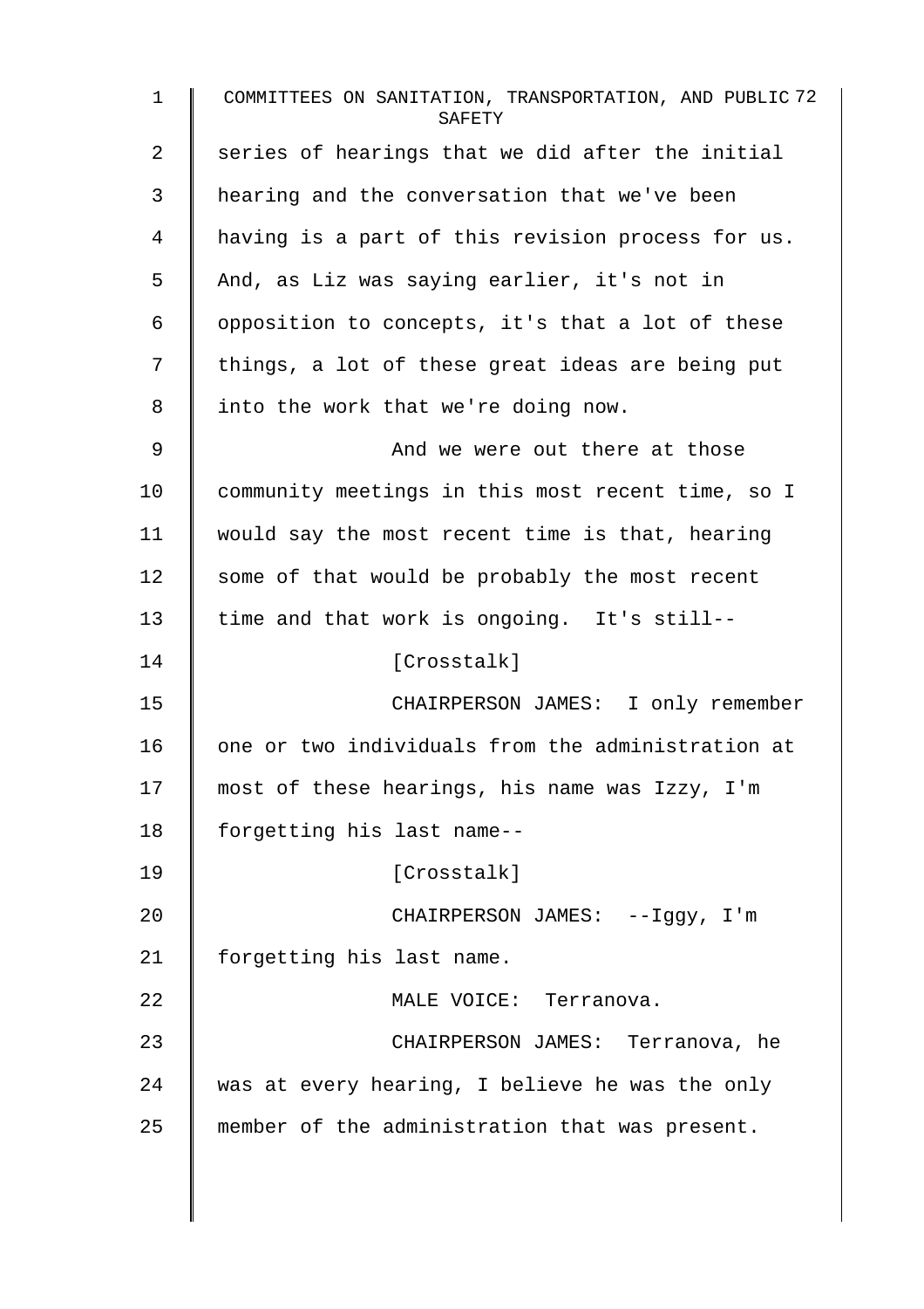series of hearings that we did after the initial hearing and the conversation that we've been having is a part of this revision process for us. And, as Liz was saying earlier, it's not in opposition to concepts, it's that a lot of these things, a lot of these great ideas are being put into the work that we're doing now.

And we were out there at those community meetings in this most recent time, so I would say the most recent time is that, hearing some of that would be probably the most recent time and that work is ongoing. It's still--

[Crosstalk]

CHAIRPERSON JAMES: I only remember one or two individuals from the administration at most of these hearings, his name was Izzy, I'm forgetting his last name--

[Crosstalk]

CHAIRPERSON JAMES: --Iggy, I'm forgetting his last name.

MALE VOICE: Terranova.

CHAIRPERSON JAMES: Terranova, he was at every hearing, I believe he was the only member of the administration that was present.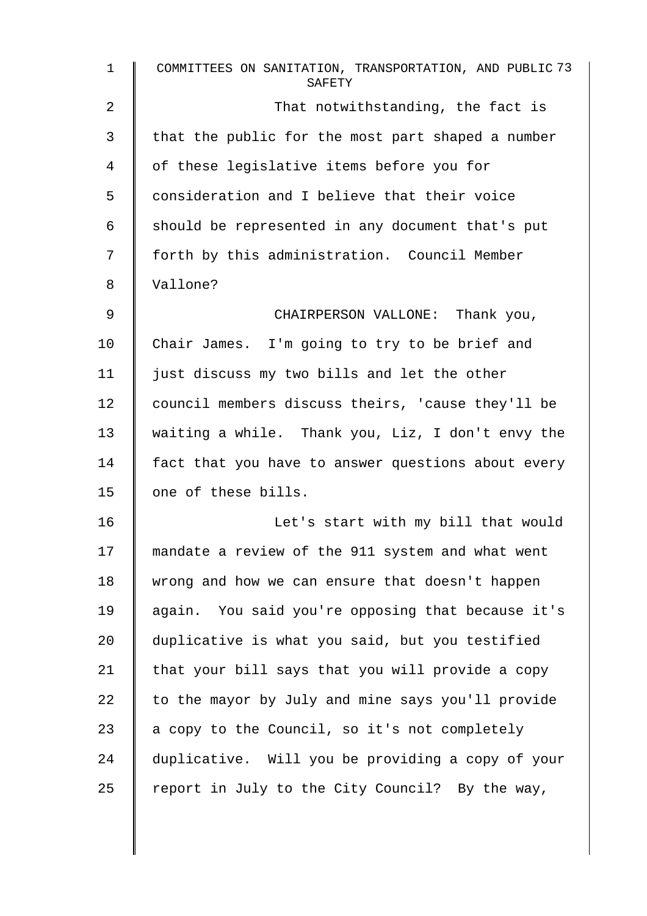That notwithstanding, the fact is that the public for the most part shaped a number of these legislative items before you for consideration and I believe that their voice should be represented in any document that's put forth by this administration. Council Member Vallone?

CHAIRPERSON VALLONE: Thank you, Chair James. I'm going to try to be brief and just discuss my two bills and let the other council members discuss theirs, 'cause they'll be waiting a while. Thank you, Liz, I don't envy the fact that you have to answer questions about every one of these bills.

Let's start with my bill that would mandate a review of the 911 system and what went wrong and how we can ensure that doesn't happen again. You said you're opposing that because it's duplicative is what you said, but you testified that your bill says that you will provide a copy to the mayor by July and mine says you'll provide a copy to the Council, so it's not completely duplicative. Will you be providing a copy of your report in July to the City Council? By the way,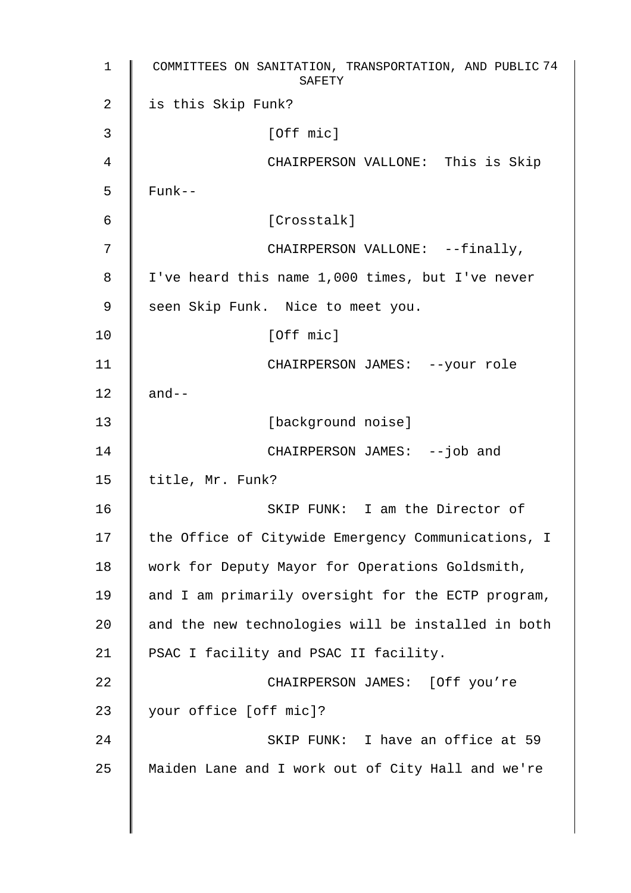is this Skip Funk?

[Off mic]

CHAIRPERSON VALLONE: This is Skip Funk--

[Crosstalk]

CHAIRPERSON VALLONE: --finally, I've heard this name 1,000 times, but I've never seen Skip Funk. Nice to meet you.

[Off mic]

CHAIRPERSON JAMES: --your role and--

[background noise]

CHAIRPERSON JAMES: --job and title, Mr. Funk?

SKIP FUNK: I am the Director of the Office of Citywide Emergency Communications, I work for Deputy Mayor for Operations Goldsmith, and I am primarily oversight for the ECTP program, and the new technologies will be installed in both PSAC I facility and PSAC II facility.

CHAIRPERSON JAMES: [Off you're your office [off mic]?

SKIP FUNK: I have an office at 59 Maiden Lane and I work out of City Hall and we're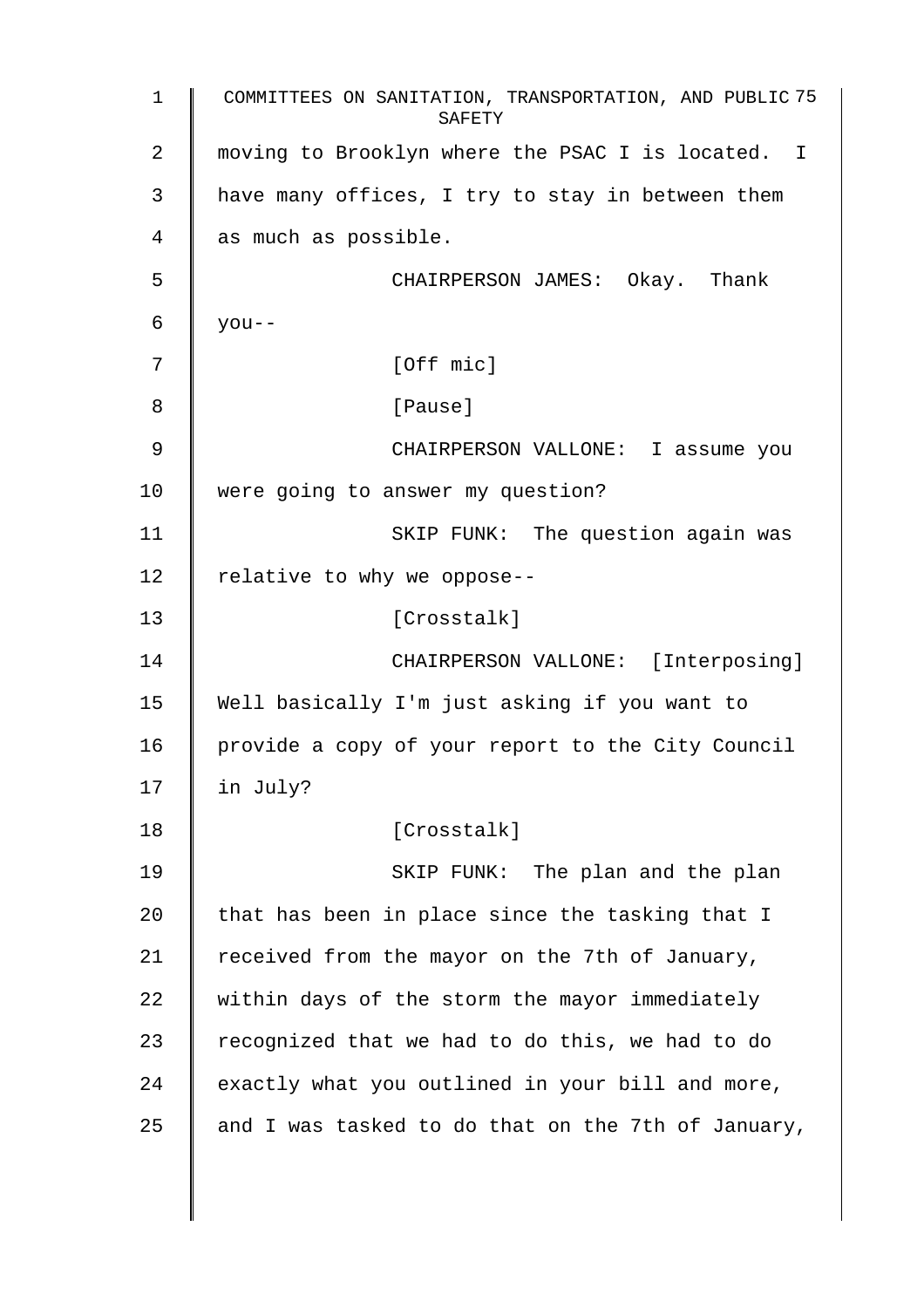moving to Brooklyn where the PSAC I is located. I have many offices, I try to stay in between them as much as possible.

CHAIRPERSON JAMES: Okay. Thank you--

[Off mic]

[Pause]

CHAIRPERSON VALLONE: I assume you were going to answer my question?

SKIP FUNK: The question again was relative to why we oppose--

[Crosstalk]

CHAIRPERSON VALLONE: [Interposing] Well basically I'm just asking if you want to provide a copy of your report to the City Council in July?

[Crosstalk]

SKIP FUNK: The plan and the plan that has been in place since the tasking that I received from the mayor on the 7th of January, within days of the storm the mayor immediately recognized that we had to do this, we had to do exactly what you outlined in your bill and more, and I was tasked to do that on the 7th of January,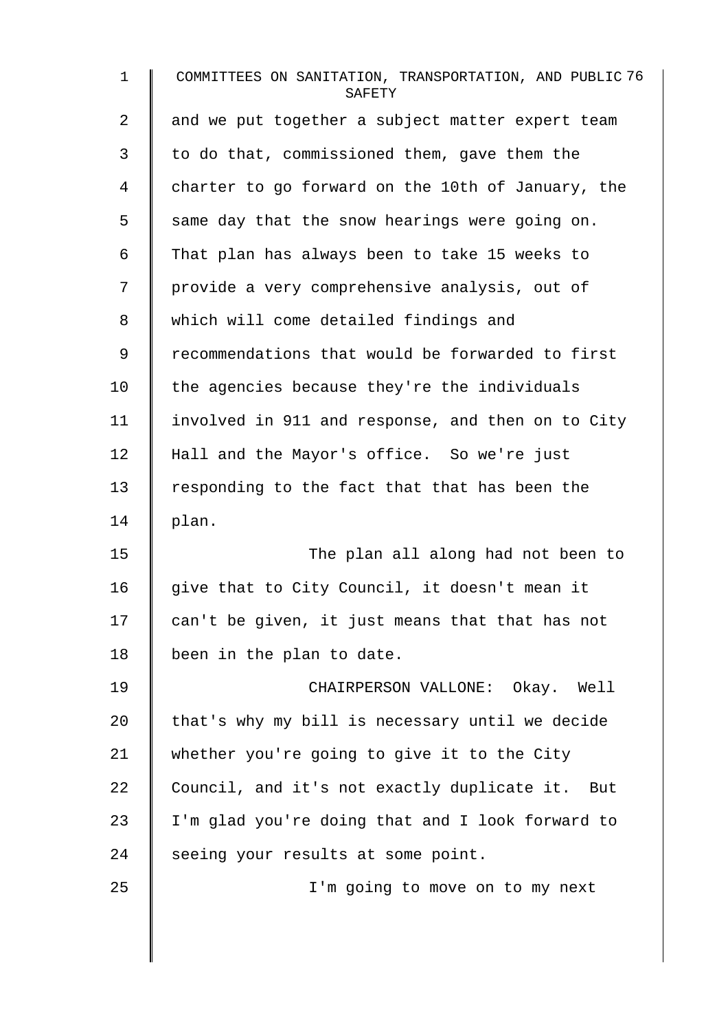and we put together a subject matter expert team to do that, commissioned them, gave them the charter to go forward on the 10th of January, the same day that the snow hearings were going on. That plan has always been to take 15 weeks to provide a very comprehensive analysis, out of which will come detailed findings and recommendations that would be forwarded to first the agencies because they're the individuals involved in 911 and response, and then on to City Hall and the Mayor's office. So we're just responding to the fact that that has been the plan.

The plan all along had not been to give that to City Council, it doesn't mean it can't be given, it just means that that has not been in the plan to date.

CHAIRPERSON VALLONE: Okay. Well that's why my bill is necessary until we decide whether you're going to give it to the City Council, and it's not exactly duplicate it. But I'm glad you're doing that and I look forward to seeing your results at some point.

I'm going to move on to my next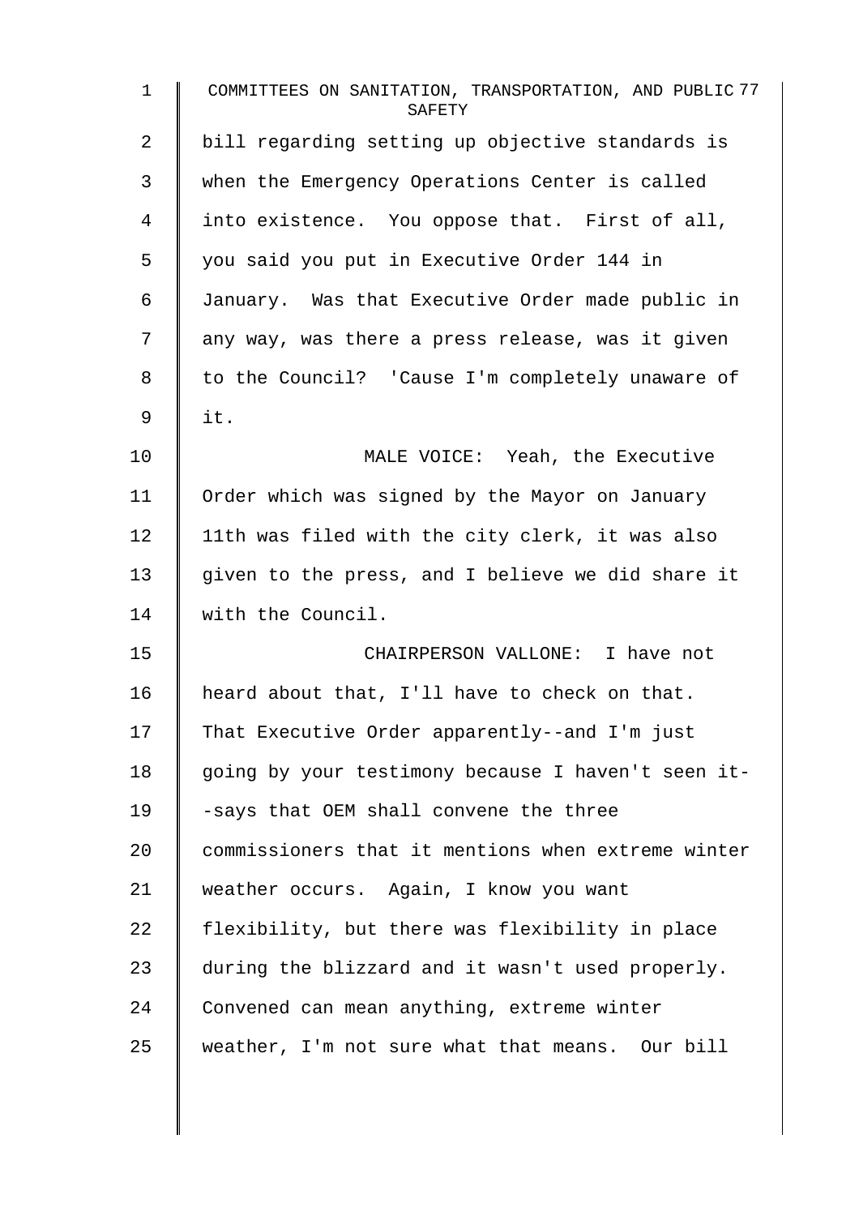bill regarding setting up objective standards is when the Emergency Operations Center is called into existence. You oppose that. First of all, you said you put in Executive Order 144 in January. Was that Executive Order made public in any way, was there a press release, was it given to the Council? 'Cause I'm completely unaware of it.

MALE VOICE: Yeah, the Executive Order which was signed by the Mayor on January 11th was filed with the city clerk, it was also given to the press, and I believe we did share it with the Council.

CHAIRPERSON VALLONE: I have not heard about that, I'll have to check on that. That Executive Order apparently--and I'm just going by your testimony because I haven't seen it--says that OEM shall convene the three commissioners that it mentions when extreme winter weather occurs. Again, I know you want flexibility, but there was flexibility in place during the blizzard and it wasn't used properly. Convened can mean anything, extreme winter weather, I'm not sure what that means. Our bill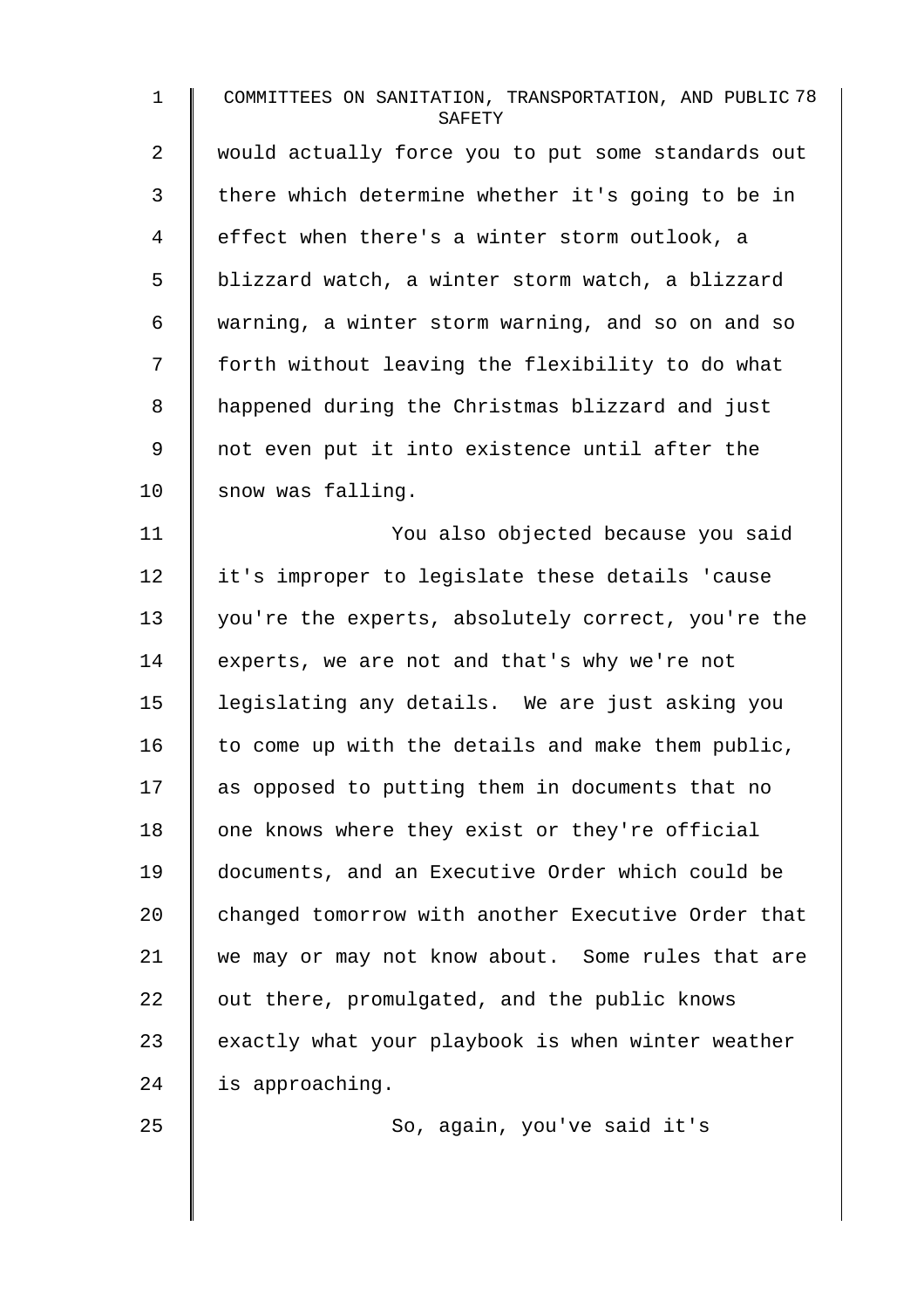would actually force you to put some standards out there which determine whether it's going to be in effect when there's a winter storm outlook, a blizzard watch, a winter storm watch, a blizzard warning, a winter storm warning, and so on and so forth without leaving the flexibility to do what happened during the Christmas blizzard and just not even put it into existence until after the snow was falling.

You also objected because you said it's improper to legislate these details 'cause you're the experts, absolutely correct, you're the experts, we are not and that's why we're not legislating any details. We are just asking you to come up with the details and make them public, as opposed to putting them in documents that no one knows where they exist or they're official documents, and an Executive Order which could be changed tomorrow with another Executive Order that we may or may not know about. Some rules that are out there, promulgated, and the public knows exactly what your playbook is when winter weather is approaching.

So, again, you've said it's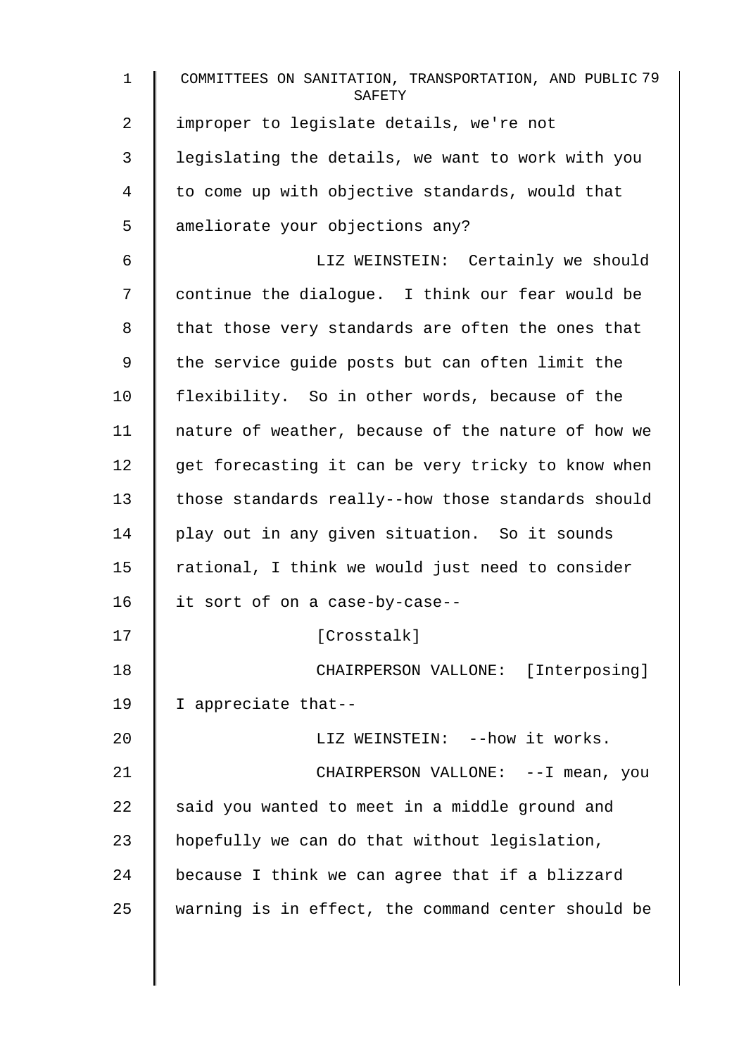improper to legislate details, we're not legislating the details, we want to work with you to come up with objective standards, would that ameliorate your objections any?

LIZ WEINSTEIN: Certainly we should continue the dialogue. I think our fear would be that those very standards are often the ones that the service guide posts but can often limit the flexibility. So in other words, because of the nature of weather, because of the nature of how we get forecasting it can be very tricky to know when those standards really--how those standards should play out in any given situation. So it sounds rational, I think we would just need to consider it sort of on a case-by-case--

[Crosstalk]

CHAIRPERSON VALLONE: [Interposing] I appreciate that--

LIZ WEINSTEIN: --how it works.

CHAIRPERSON VALLONE: --I mean, you said you wanted to meet in a middle ground and hopefully we can do that without legislation, because I think we can agree that if a blizzard warning is in effect, the command center should be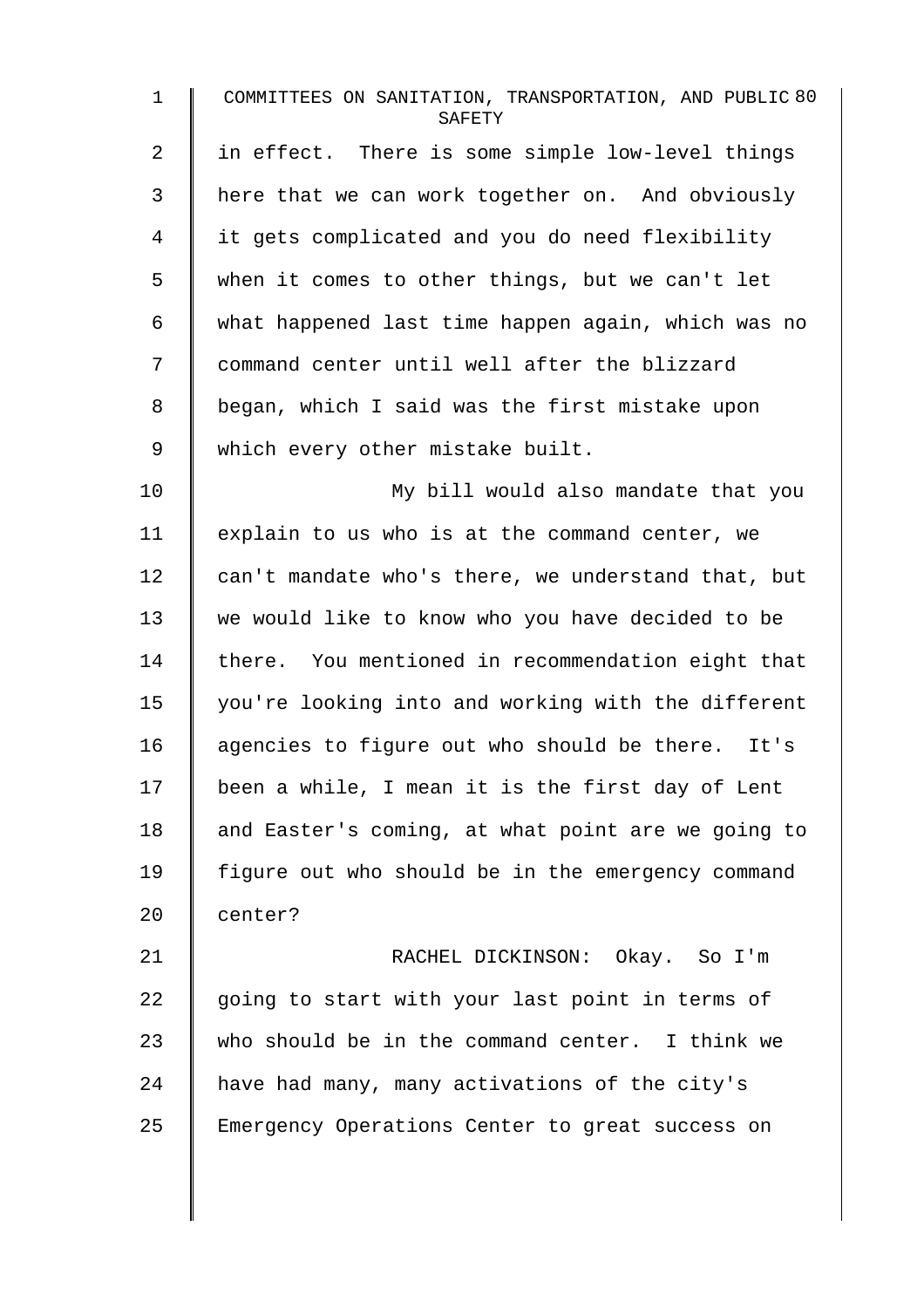in effect. There is some simple low-level things here that we can work together on. And obviously it gets complicated and you do need flexibility when it comes to other things, but we can't let what happened last time happen again, which was no command center until well after the blizzard began, which I said was the first mistake upon which every other mistake built.

My bill would also mandate that you explain to us who is at the command center, we can't mandate who's there, we understand that, but we would like to know who you have decided to be there. You mentioned in recommendation eight that you're looking into and working with the different agencies to figure out who should be there. It's been a while, I mean it is the first day of Lent and Easter's coming, at what point are we going to figure out who should be in the emergency command center?

RACHEL DICKINSON: Okay. So I'm going to start with your last point in terms of who should be in the command center. I think we have had many, many activations of the city's Emergency Operations Center to great success on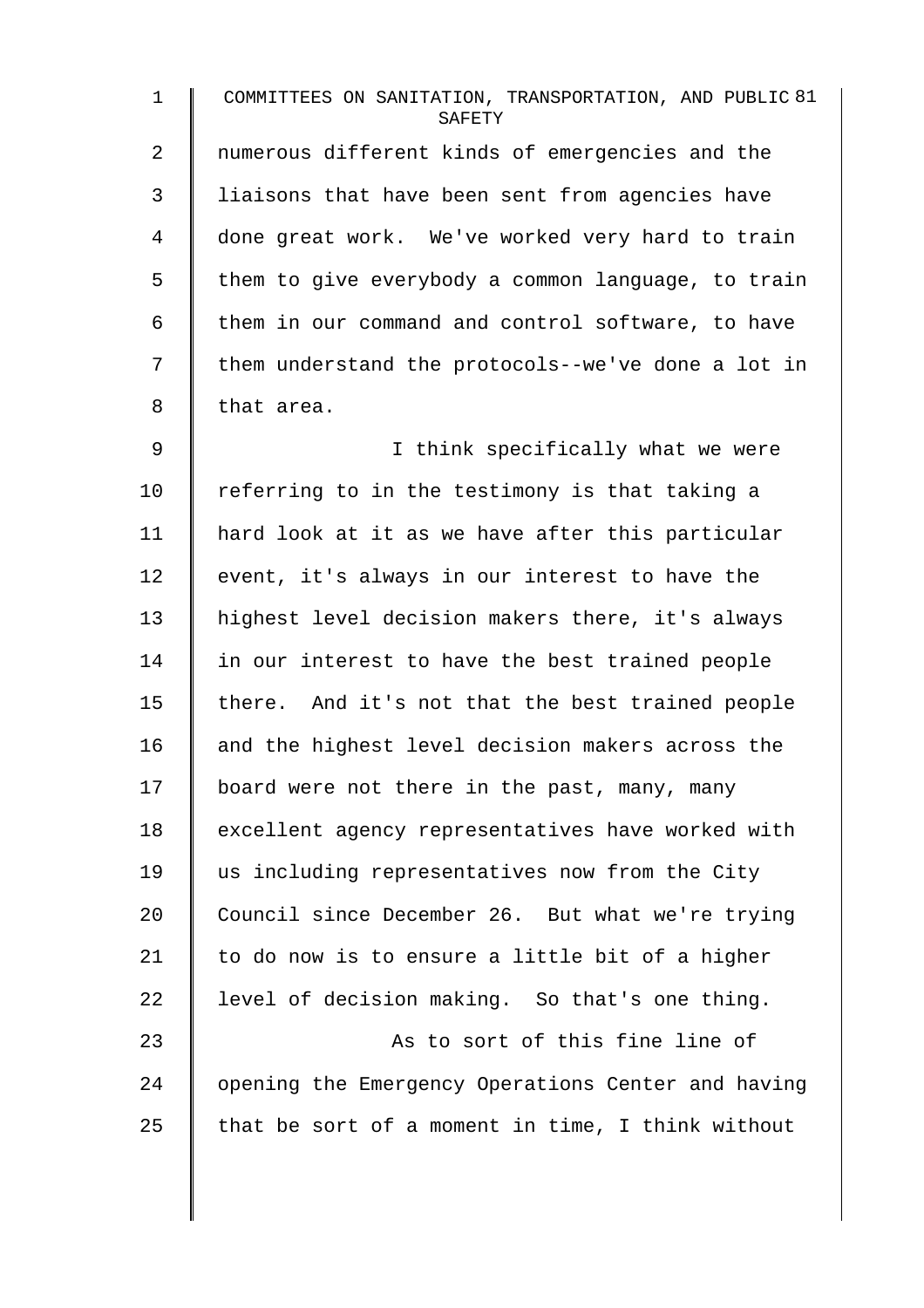numerous different kinds of emergencies and the liaisons that have been sent from agencies have done great work. We've worked very hard to train them to give everybody a common language, to train them in our command and control software, to have them understand the protocols--we've done a lot in that area.

I think specifically what we were referring to in the testimony is that taking a hard look at it as we have after this particular event, it's always in our interest to have the highest level decision makers there, it's always in our interest to have the best trained people there. And it's not that the best trained people and the highest level decision makers across the board were not there in the past, many, many excellent agency representatives have worked with us including representatives now from the City Council since December 26. But what we're trying to do now is to ensure a little bit of a higher level of decision making. So that's one thing.

As to sort of this fine line of opening the Emergency Operations Center and having that be sort of a moment in time, I think without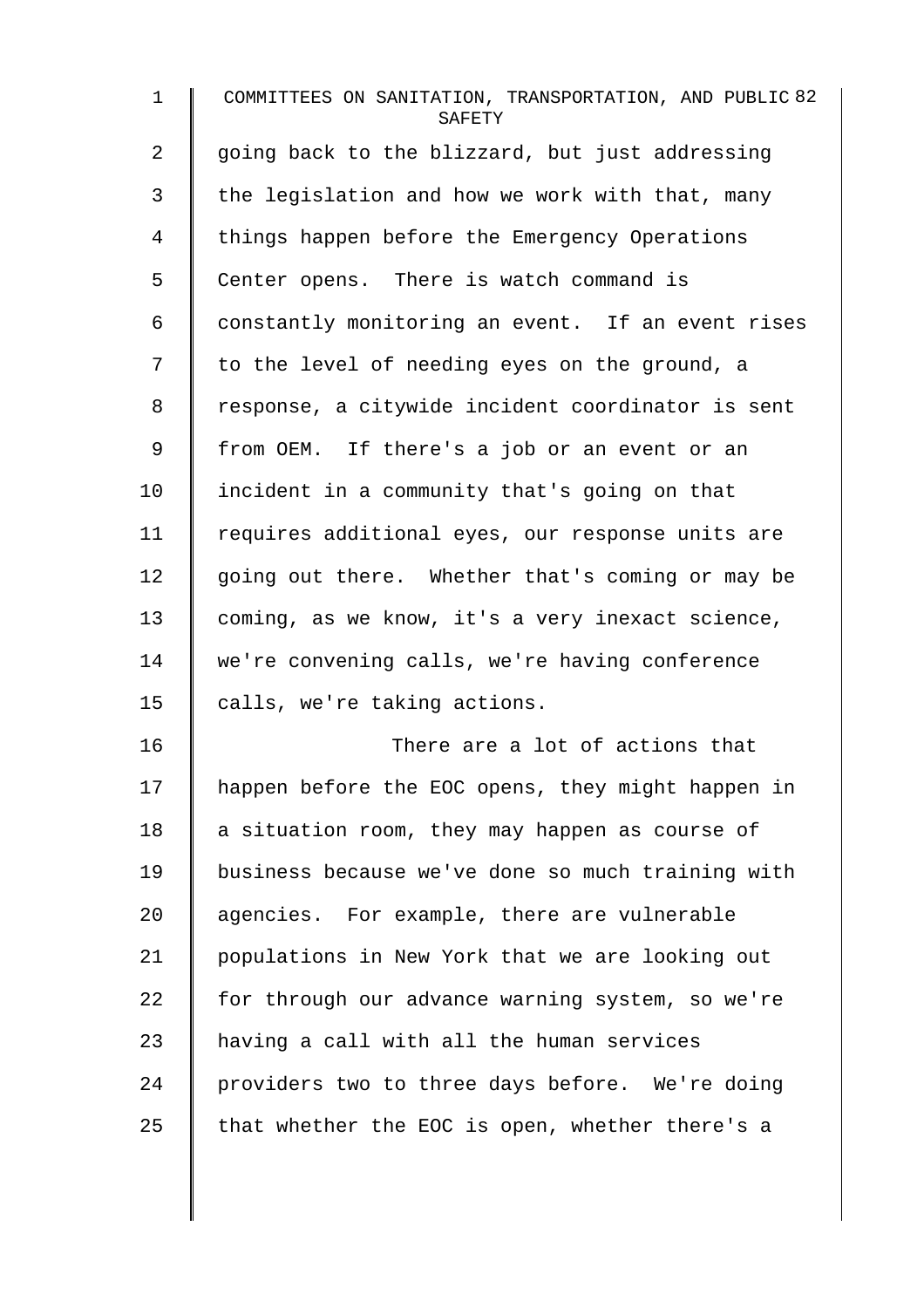going back to the blizzard, but just addressing the legislation and how we work with that, many things happen before the Emergency Operations Center opens. There is watch command is constantly monitoring an event. If an event rises to the level of needing eyes on the ground, a response, a citywide incident coordinator is sent from OEM. If there's a job or an event or an incident in a community that's going on that requires additional eyes, our response units are going out there. Whether that's coming or may be coming, as we know, it's a very inexact science, we're convening calls, we're having conference calls, we're taking actions.

There are a lot of actions that happen before the EOC opens, they might happen in a situation room, they may happen as course of business because we've done so much training with agencies. For example, there are vulnerable populations in New York that we are looking out for through our advance warning system, so we're having a call with all the human services providers two to three days before. We're doing that whether the EOC is open, whether there's a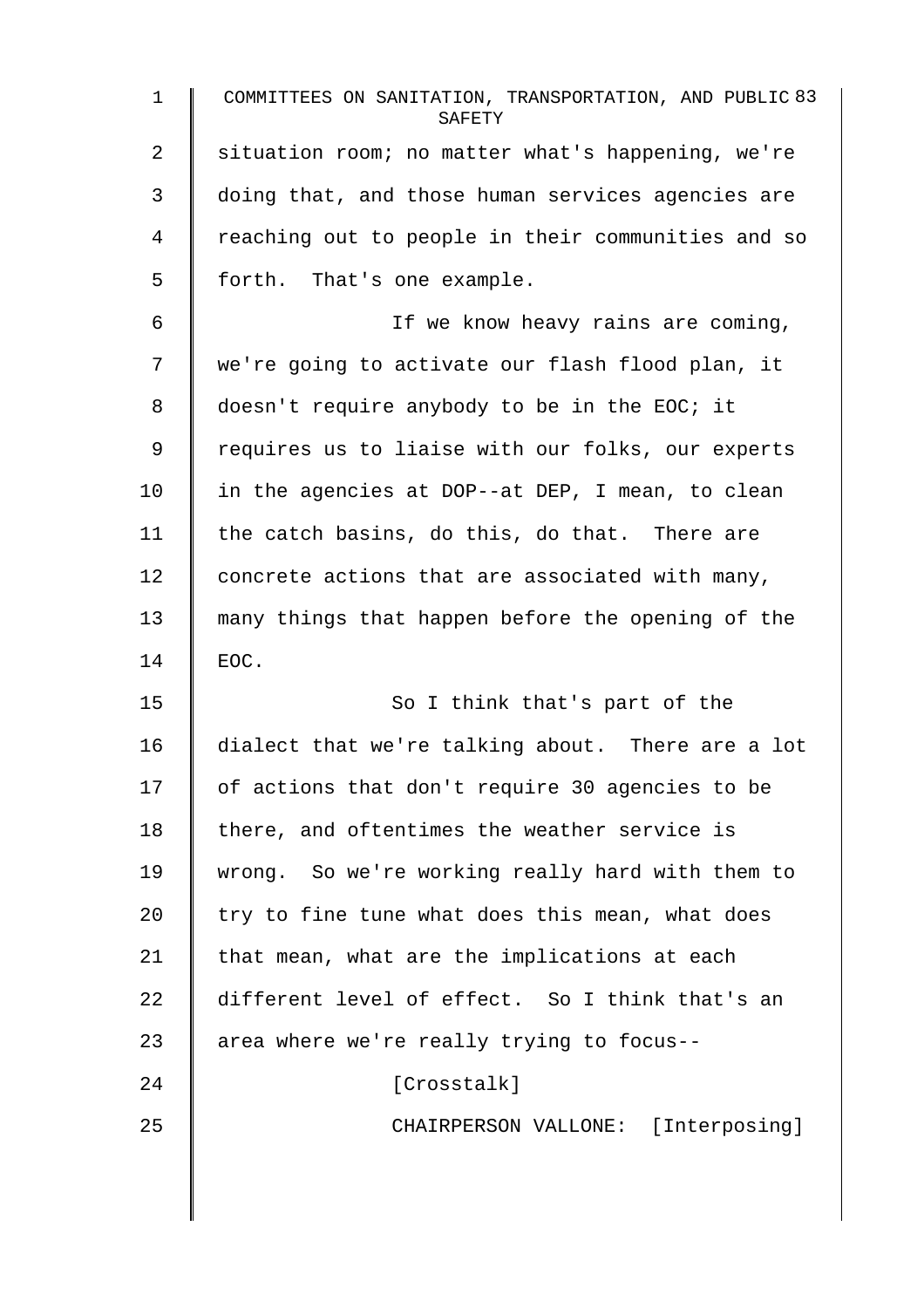situation room; no matter what's happening, we're doing that, and those human services agencies are reaching out to people in their communities and so forth. That's one example.

If we know heavy rains are coming, we're going to activate our flash flood plan, it doesn't require anybody to be in the EOC; it requires us to liaise with our folks, our experts in the agencies at DOP--at DEP, I mean, to clean the catch basins, do this, do that. There are concrete actions that are associated with many, many things that happen before the opening of the EOC.

So I think that's part of the dialect that we're talking about. There are a lot of actions that don't require 30 agencies to be there, and oftentimes the weather service is wrong. So we're working really hard with them to try to fine tune what does this mean, what does that mean, what are the implications at each different level of effect. So I think that's an area where we're really trying to focus--

[Crosstalk]

CHAIRPERSON VALLONE: [Interposing]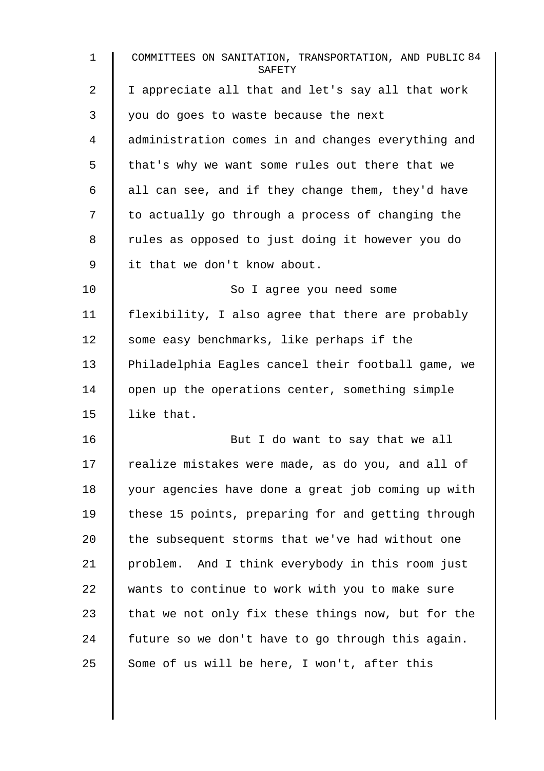I appreciate all that and let's say all that work you do goes to waste because the next administration comes in and changes everything and that's why we want some rules out there that we all can see, and if they change them, they'd have to actually go through a process of changing the rules as opposed to just doing it however you do it that we don't know about.

So I agree you need some flexibility, I also agree that there are probably some easy benchmarks, like perhaps if the Philadelphia Eagles cancel their football game, we open up the operations center, something simple like that.

But I do want to say that we all realize mistakes were made, as do you, and all of your agencies have done a great job coming up with these 15 points, preparing for and getting through the subsequent storms that we've had without one problem. And I think everybody in this room just wants to continue to work with you to make sure that we not only fix these things now, but for the future so we don't have to go through this again. Some of us will be here, I won't, after this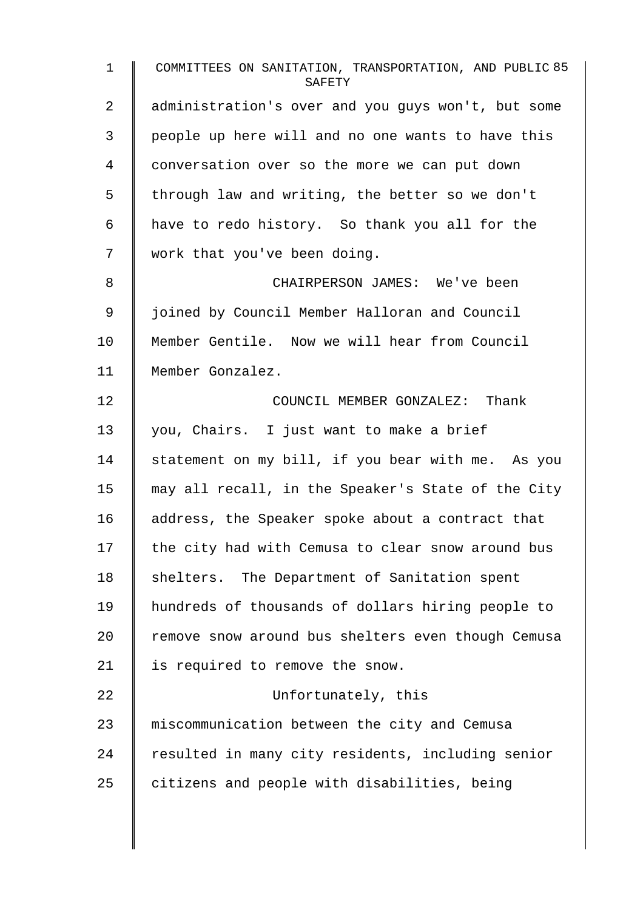administration's over and you guys won't, but some people up here will and no one wants to have this conversation over so the more we can put down through law and writing, the better so we don't have to redo history. So thank you all for the work that you've been doing.

CHAIRPERSON JAMES: We've been joined by Council Member Halloran and Council Member Gentile. Now we will hear from Council Member Gonzalez.

COUNCIL MEMBER GONZALEZ: Thank you, Chairs. I just want to make a brief statement on my bill, if you bear with me. As you may all recall, in the Speaker's State of the City address, the Speaker spoke about a contract that the city had with Cemusa to clear snow around bus shelters. The Department of Sanitation spent hundreds of thousands of dollars hiring people to remove snow around bus shelters even though Cemusa is required to remove the snow.

Unfortunately, this miscommunication between the city and Cemusa resulted in many city residents, including senior citizens and people with disabilities, being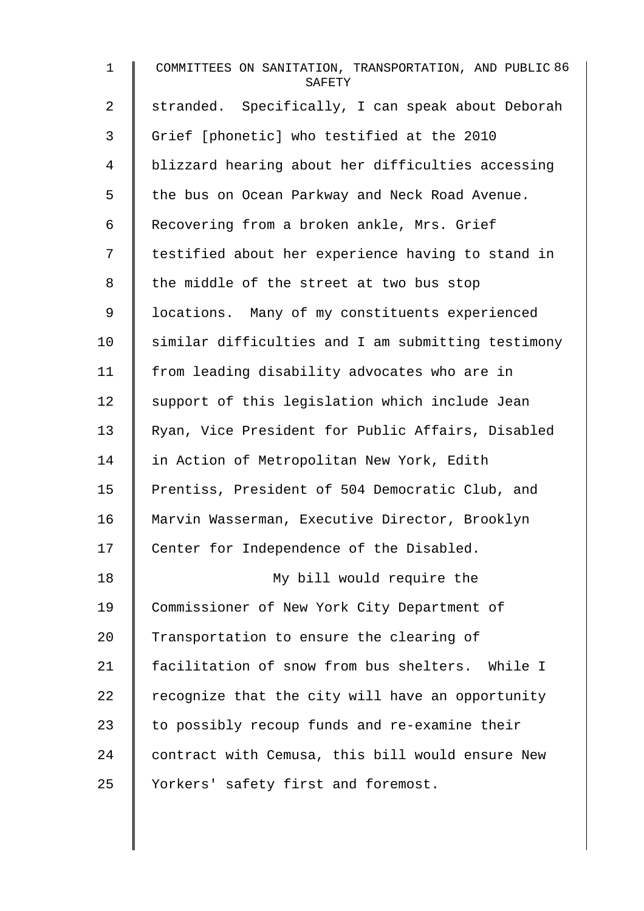stranded. Specifically, I can speak about Deborah Grief [phonetic] who testified at the 2010 blizzard hearing about her difficulties accessing the bus on Ocean Parkway and Neck Road Avenue. Recovering from a broken ankle, Mrs. Grief testified about her experience having to stand in the middle of the street at two bus stop locations. Many of my constituents experienced similar difficulties and I am submitting testimony from leading disability advocates who are in support of this legislation which include Jean Ryan, Vice President for Public Affairs, Disabled in Action of Metropolitan New York, Edith Prentiss, President of 504 Democratic Club, and Marvin Wasserman, Executive Director, Brooklyn Center for Independence of the Disabled.

My bill would require the Commissioner of New York City Department of Transportation to ensure the clearing of facilitation of snow from bus shelters. While I recognize that the city will have an opportunity to possibly recoup funds and re-examine their contract with Cemusa, this bill would ensure New Yorkers' safety first and foremost.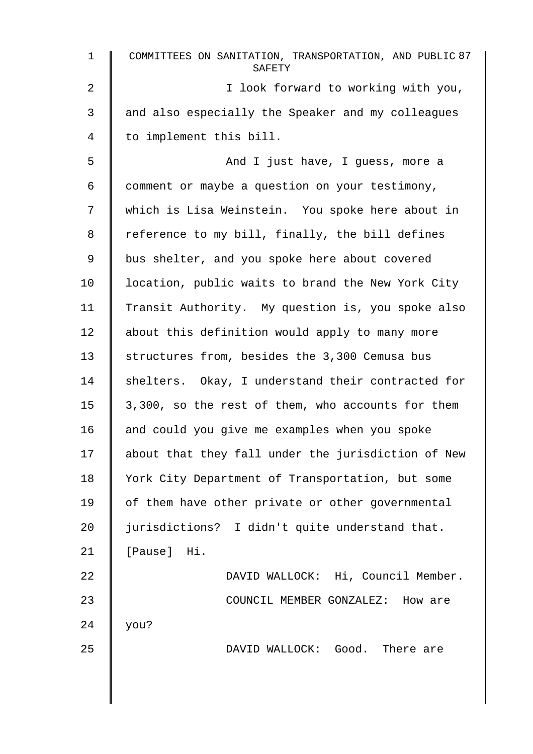I look forward to working with you, and also especially the Speaker and my colleagues to implement this bill.

And I just have, I guess, more a comment or maybe a question on your testimony, which is Lisa Weinstein. You spoke here about in reference to my bill, finally, the bill defines bus shelter, and you spoke here about covered location, public waits to brand the New York City Transit Authority. My question is, you spoke also about this definition would apply to many more structures from, besides the 3,300 Cemusa bus shelters. Okay, I understand their contracted for 3,300, so the rest of them, who accounts for them and could you give me examples when you spoke about that they fall under the jurisdiction of New York City Department of Transportation, but some of them have other private or other governmental jurisdictions? I didn't quite understand that. [Pause] Hi.

DAVID WALLOCK: Hi, Council Member.

COUNCIL MEMBER GONZALEZ: How are you?

DAVID WALLOCK: Good. There are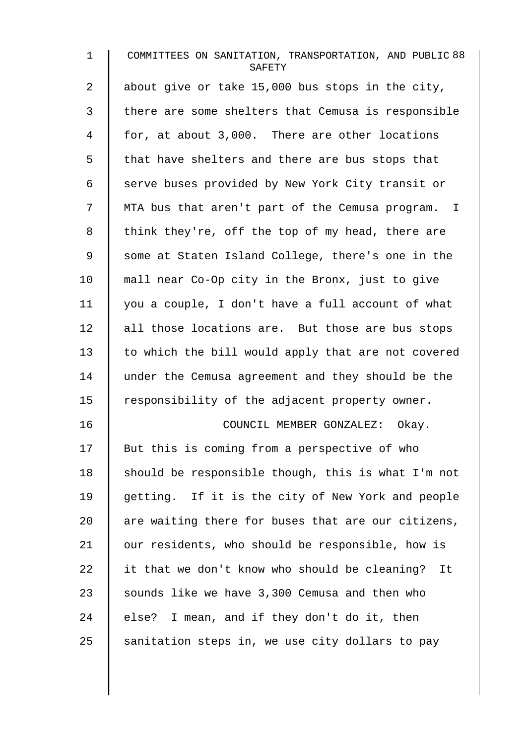about give or take 15,000 bus stops in the city, there are some shelters that Cemusa is responsible for, at about 3,000. There are other locations that have shelters and there are bus stops that serve buses provided by New York City transit or MTA bus that aren't part of the Cemusa program. I think they're, off the top of my head, there are some at Staten Island College, there's one in the mall near Co-Op city in the Bronx, just to give you a couple, I don't have a full account of what all those locations are. But those are bus stops to which the bill would apply that are not covered under the Cemusa agreement and they should be the responsibility of the adjacent property owner.

COUNCIL MEMBER GONZALEZ: Okay. But this is coming from a perspective of who should be responsible though, this is what I'm not getting. If it is the city of New York and people are waiting there for buses that are our citizens, our residents, who should be responsible, how is it that we don't know who should be cleaning? It sounds like we have 3,300 Cemusa and then who else? I mean, and if they don't do it, then sanitation steps in, we use city dollars to pay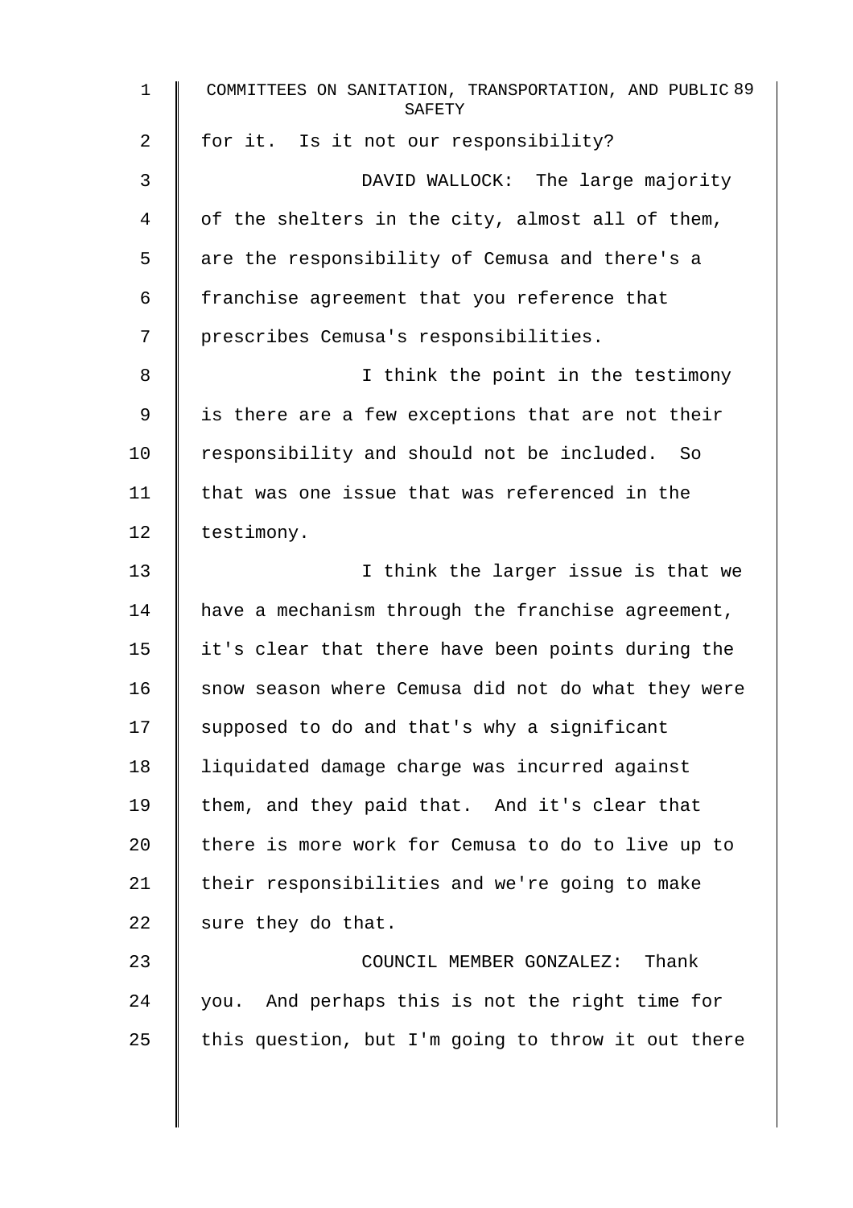for it. Is it not our responsibility?

DAVID WALLOCK: The large majority of the shelters in the city, almost all of them, are the responsibility of Cemusa and there's a franchise agreement that you reference that prescribes Cemusa's responsibilities.

I think the point in the testimony is there are a few exceptions that are not their responsibility and should not be included. So that was one issue that was referenced in the testimony.

I think the larger issue is that we have a mechanism through the franchise agreement, it's clear that there have been points during the snow season where Cemusa did not do what they were supposed to do and that's why a significant liquidated damage charge was incurred against them, and they paid that. And it's clear that there is more work for Cemusa to do to live up to their responsibilities and we're going to make sure they do that.

COUNCIL MEMBER GONZALEZ: Thank you. And perhaps this is not the right time for this question, but I'm going to throw it out there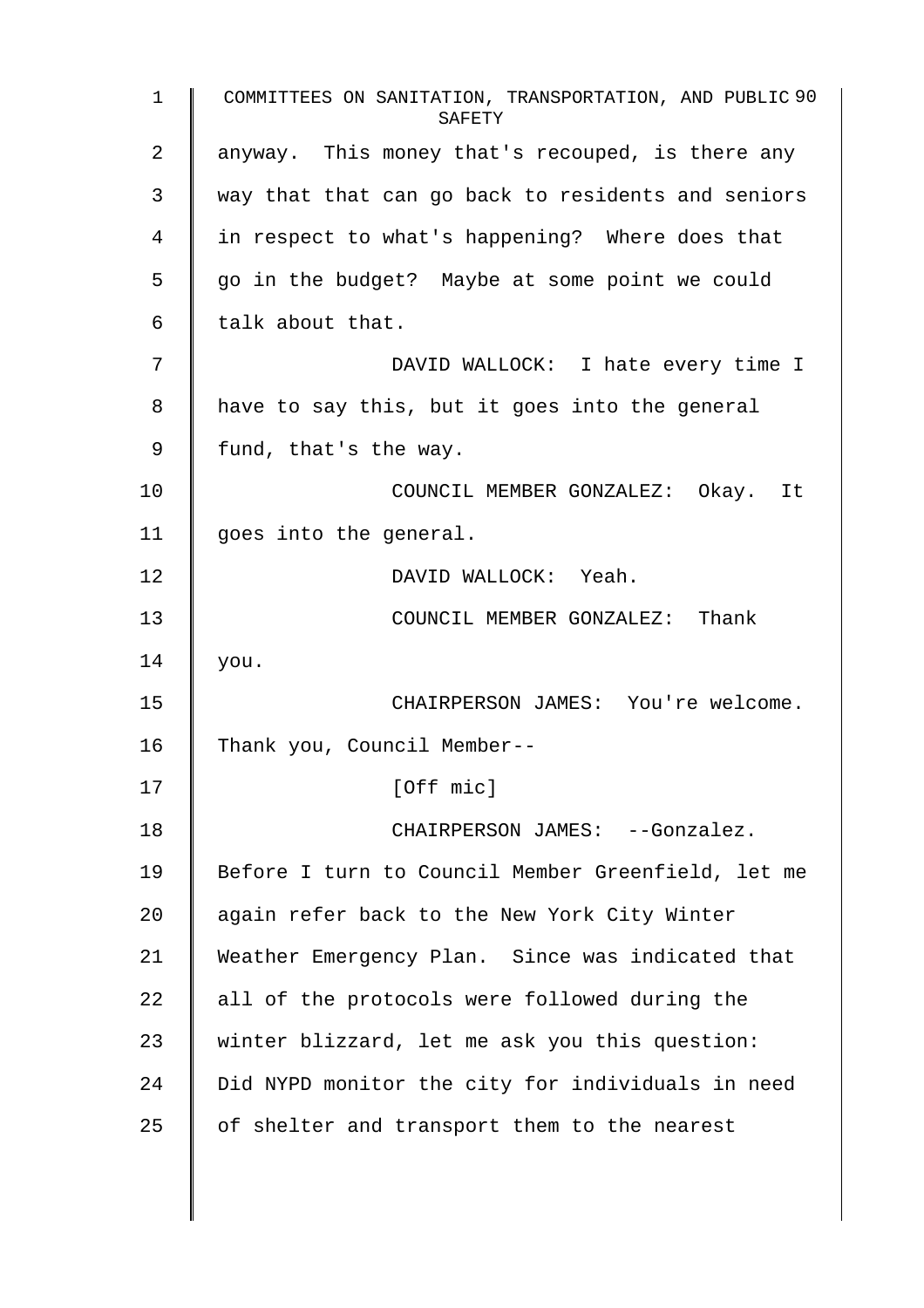anyway. This money that's recouped, is there any way that that can go back to residents and seniors in respect to what's happening? Where does that go in the budget? Maybe at some point we could talk about that.

DAVID WALLOCK: I hate every time I have to say this, but it goes into the general fund, that's the way.

COUNCIL MEMBER GONZALEZ: Okay. It goes into the general.

DAVID WALLOCK: Yeah.

COUNCIL MEMBER GONZALEZ: Thank you.

CHAIRPERSON JAMES: You're welcome. Thank you, Council Member--

[Off mic]

CHAIRPERSON JAMES: --Gonzalez. Before I turn to Council Member Greenfield, let me again refer back to the New York City Winter Weather Emergency Plan. Since was indicated that all of the protocols were followed during the winter blizzard, let me ask you this question: Did NYPD monitor the city for individuals in need of shelter and transport them to the nearest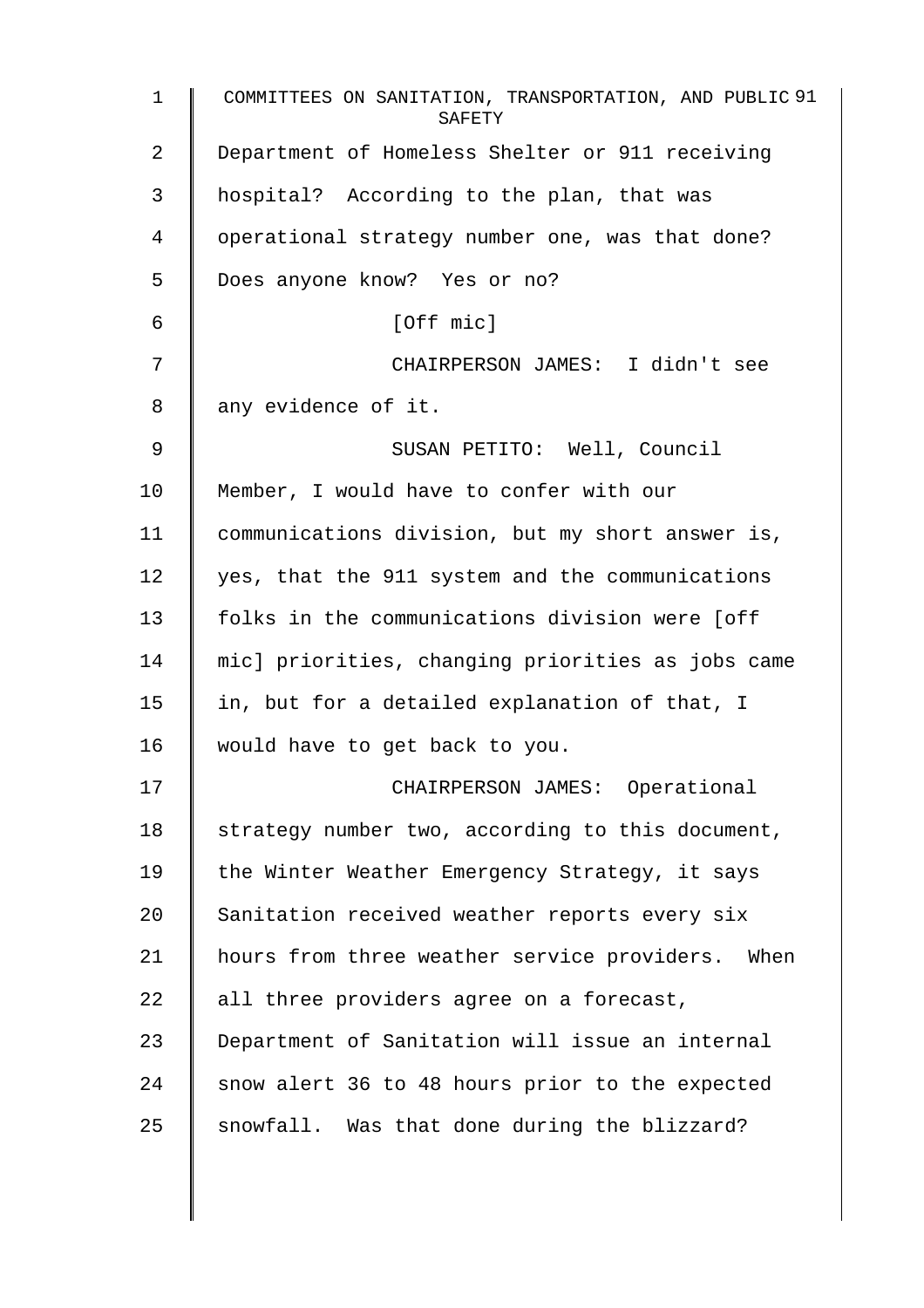Department of Homeless Shelter or 911 receiving hospital? According to the plan, that was operational strategy number one, was that done? Does anyone know? Yes or no?

[Off mic]

CHAIRPERSON JAMES: I didn't see any evidence of it.

SUSAN PETITO: Well, Council Member, I would have to confer with our communications division, but my short answer is, yes, that the 911 system and the communications folks in the communications division were [off mic] priorities, changing priorities as jobs came in, but for a detailed explanation of that, I would have to get back to you.

CHAIRPERSON JAMES: Operational strategy number two, according to this document, the Winter Weather Emergency Strategy, it says Sanitation received weather reports every six hours from three weather service providers. When all three providers agree on a forecast, Department of Sanitation will issue an internal snow alert 36 to 48 hours prior to the expected snowfall. Was that done during the blizzard?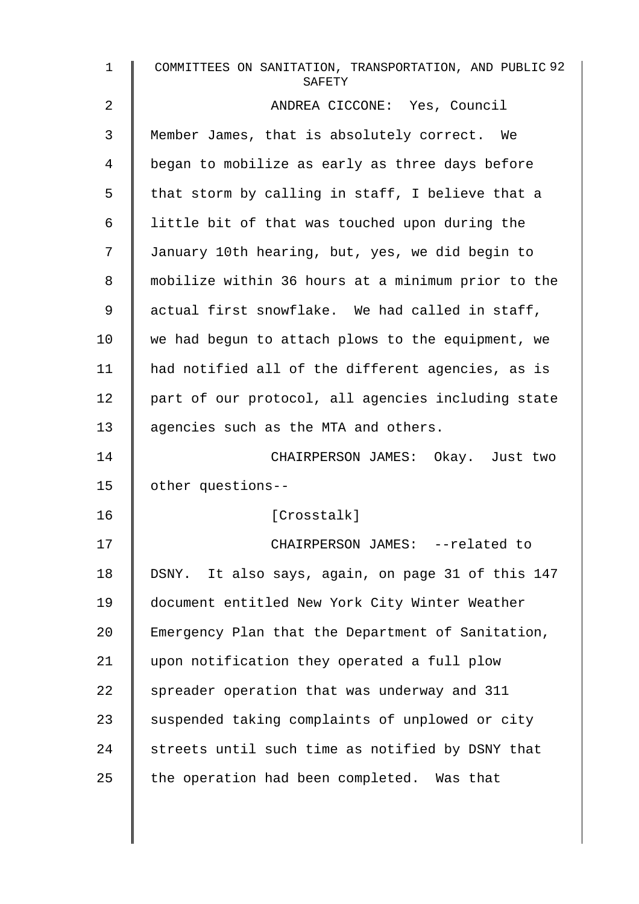ANDREA CICCONE: Yes, Council Member James, that is absolutely correct. We began to mobilize as early as three days before that storm by calling in staff, I believe that a little bit of that was touched upon during the January 10th hearing, but, yes, we did begin to mobilize within 36 hours at a minimum prior to the actual first snowflake. We had called in staff, we had begun to attach plows to the equipment, we had notified all of the different agencies, as is part of our protocol, all agencies including state agencies such as the MTA and others.

CHAIRPERSON JAMES: Okay. Just two other questions--

[Crosstalk]

CHAIRPERSON JAMES: --related to DSNY. It also says, again, on page 31 of this 147 document entitled New York City Winter Weather Emergency Plan that the Department of Sanitation, upon notification they operated a full plow spreader operation that was underway and 311 suspended taking complaints of unplowed or city streets until such time as notified by DSNY that the operation had been completed. Was that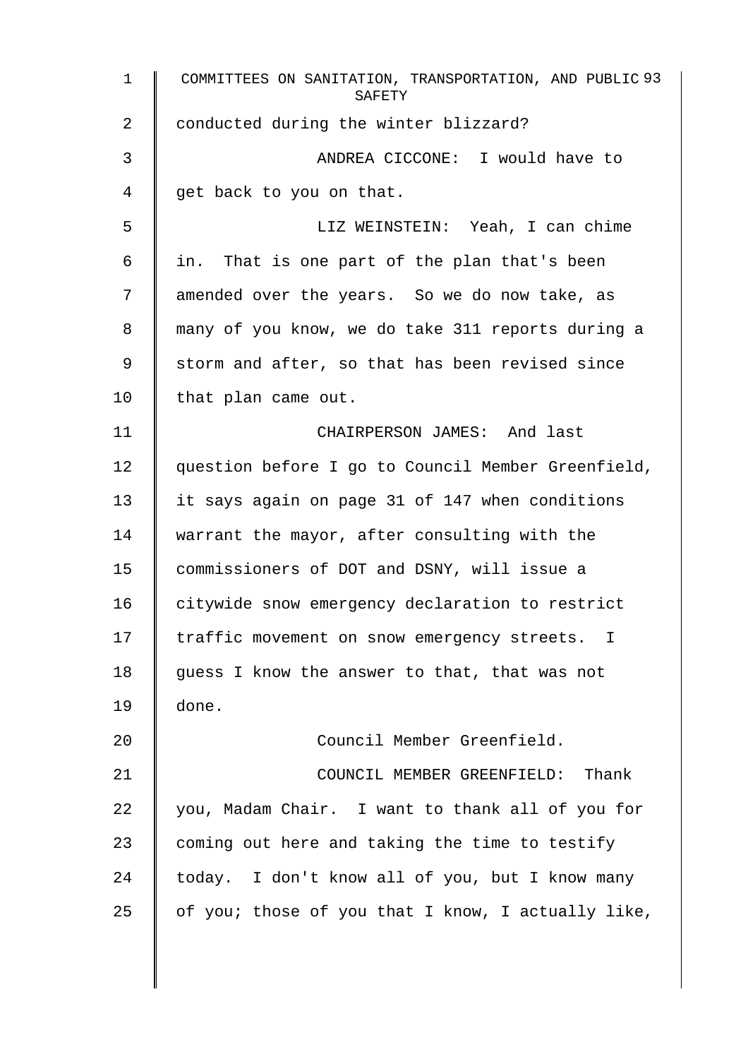conducted during the winter blizzard?

ANDREA CICCONE: I would have to get back to you on that.

LIZ WEINSTEIN: Yeah, I can chime in. That is one part of the plan that's been amended over the years. So we do now take, as many of you know, we do take 311 reports during a storm and after, so that has been revised since that plan came out.

CHAIRPERSON JAMES: And last question before I go to Council Member Greenfield, it says again on page 31 of 147 when conditions warrant the mayor, after consulting with the commissioners of DOT and DSNY, will issue a citywide snow emergency declaration to restrict traffic movement on snow emergency streets. I guess I know the answer to that, that was not done.

Council Member Greenfield.

COUNCIL MEMBER GREENFIELD: Thank you, Madam Chair. I want to thank all of you for coming out here and taking the time to testify today. I don't know all of you, but I know many of you; those of you that I know, I actually like,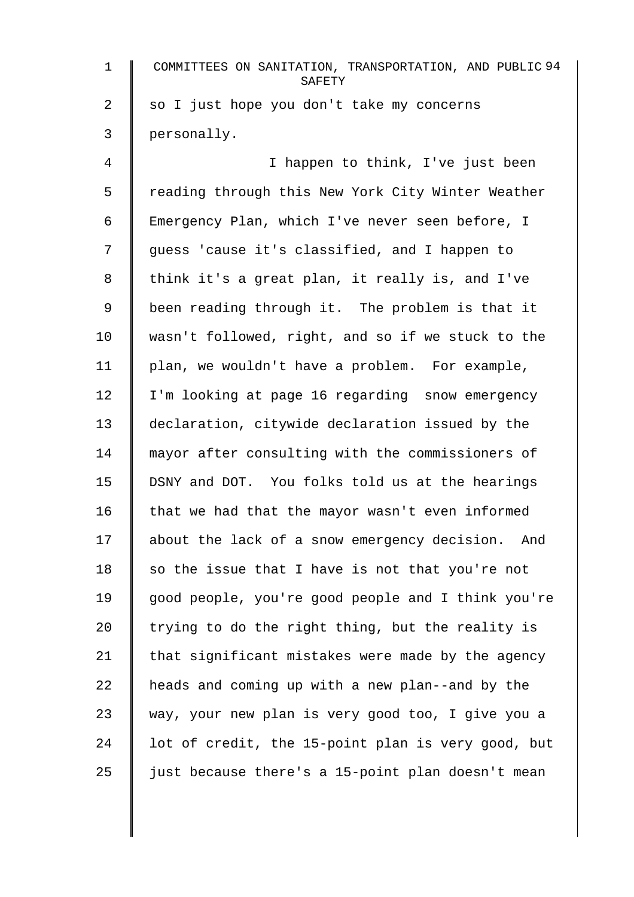so I just hope you don't take my concerns personally.

I happen to think, I've just been reading through this New York City Winter Weather Emergency Plan, which I've never seen before, I guess 'cause it's classified, and I happen to think it's a great plan, it really is, and I've been reading through it. The problem is that it wasn't followed, right, and so if we stuck to the plan, we wouldn't have a problem. For example, I'm looking at page 16 regarding snow emergency declaration, citywide declaration issued by the mayor after consulting with the commissioners of DSNY and DOT. You folks told us at the hearings that we had that the mayor wasn't even informed about the lack of a snow emergency decision. And so the issue that I have is not that you're not good people, you're good people and I think you're trying to do the right thing, but the reality is that significant mistakes were made by the agency heads and coming up with a new plan--and by the way, your new plan is very good too, I give you a lot of credit, the 15-point plan is very good, but just because there's a 15-point plan doesn't mean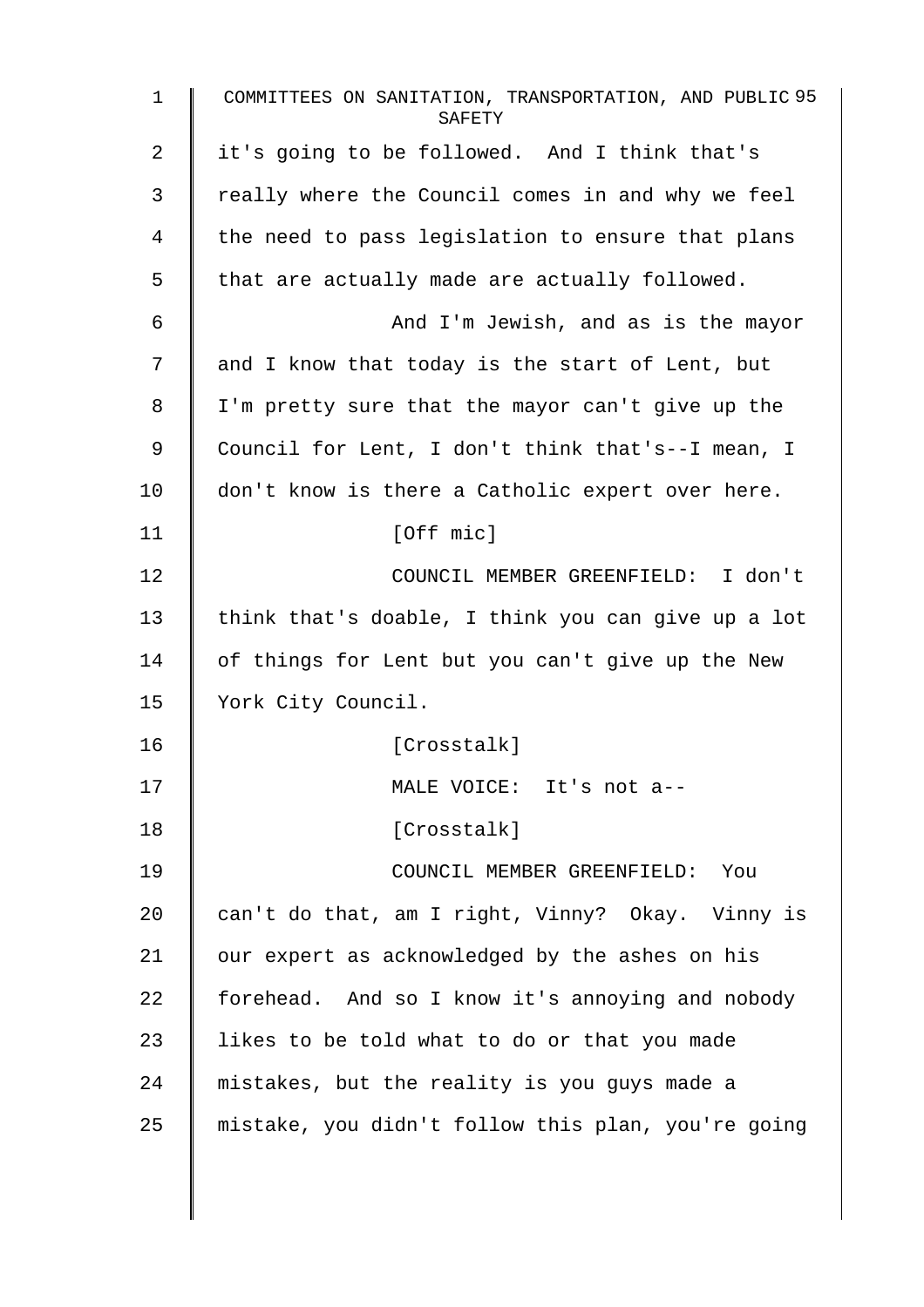it's going to be followed. And I think that's really where the Council comes in and why we feel the need to pass legislation to ensure that plans that are actually made are actually followed.

And I'm Jewish, and as is the mayor and I know that today is the start of Lent, but I'm pretty sure that the mayor can't give up the Council for Lent, I don't think that's--I mean, I don't know is there a Catholic expert over here.

[Off mic]

COUNCIL MEMBER GREENFIELD: I don't think that's doable, I think you can give up a lot of things for Lent but you can't give up the New York City Council.

[Crosstalk]

MALE VOICE: It's not a--

[Crosstalk]

COUNCIL MEMBER GREENFIELD: You can't do that, am I right, Vinny? Okay. Vinny is our expert as acknowledged by the ashes on his forehead. And so I know it's annoying and nobody likes to be told what to do or that you made mistakes, but the reality is you guys made a mistake, you didn't follow this plan, you're going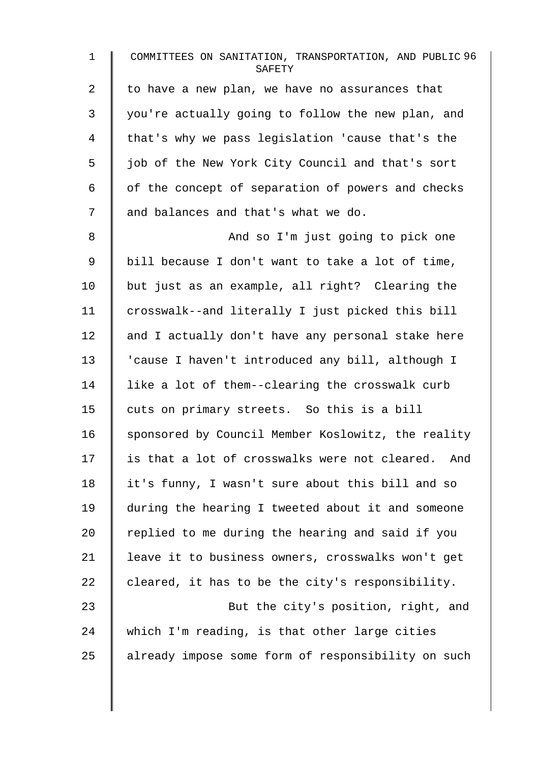to have a new plan, we have no assurances that you're actually going to follow the new plan, and that's why we pass legislation 'cause that's the job of the New York City Council and that's sort of the concept of separation of powers and checks and balances and that's what we do.

And so I'm just going to pick one bill because I don't want to take a lot of time, but just as an example, all right? Clearing the crosswalk--and literally I just picked this bill and I actually don't have any personal stake here 'cause I haven't introduced any bill, although I like a lot of them--clearing the crosswalk curb cuts on primary streets. So this is a bill sponsored by Council Member Koslowitz, the reality is that a lot of crosswalks were not cleared. And it's funny, I wasn't sure about this bill and so during the hearing I tweeted about it and someone replied to me during the hearing and said if you leave it to business owners, crosswalks won't get cleared, it has to be the city's responsibility.

But the city's position, right, and which I'm reading, is that other large cities already impose some form of responsibility on such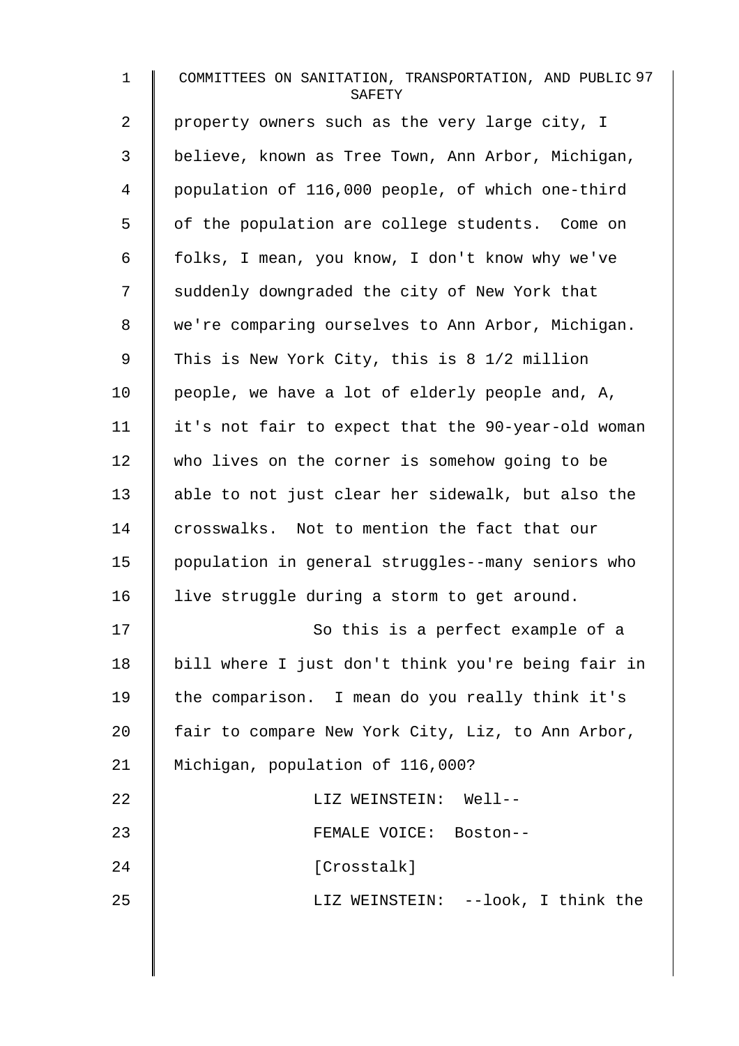property owners such as the very large city, I believe, known as Tree Town, Ann Arbor, Michigan, population of 116,000 people, of which one-third of the population are college students. Come on folks, I mean, you know, I don't know why we've suddenly downgraded the city of New York that we're comparing ourselves to Ann Arbor, Michigan. This is New York City, this is 8 1/2 million people, we have a lot of elderly people and, A, it's not fair to expect that the 90-year-old woman who lives on the corner is somehow going to be able to not just clear her sidewalk, but also the crosswalks. Not to mention the fact that our population in general struggles--many seniors who live struggle during a storm to get around.

So this is a perfect example of a bill where I just don't think you're being fair in the comparison. I mean do you really think it's fair to compare New York City, Liz, to Ann Arbor, Michigan, population of 116,000?

LIZ WEINSTEIN: Well--

FEMALE VOICE: Boston--

[Crosstalk]

LIZ WEINSTEIN: --look, I think the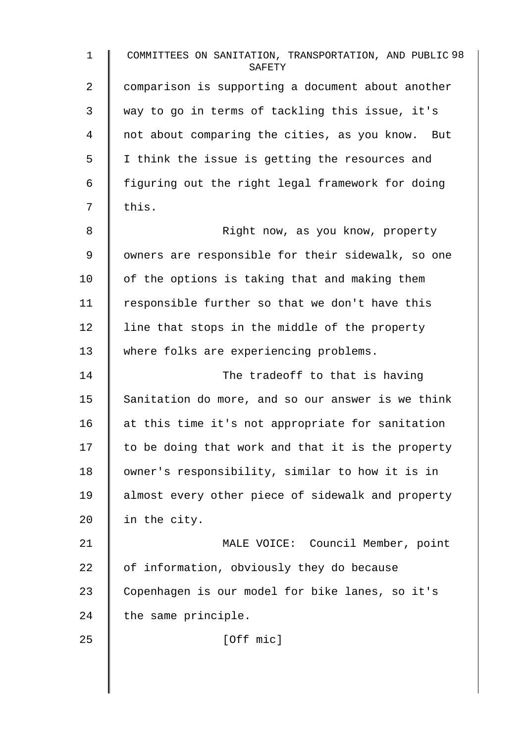comparison is supporting a document about another way to go in terms of tackling this issue, it's not about comparing the cities, as you know. But I think the issue is getting the resources and figuring out the right legal framework for doing this.

Right now, as you know, property owners are responsible for their sidewalk, so one of the options is taking that and making them responsible further so that we don't have this line that stops in the middle of the property where folks are experiencing problems.

The tradeoff to that is having Sanitation do more, and so our answer is we think at this time it's not appropriate for sanitation to be doing that work and that it is the property owner's responsibility, similar to how it is in almost every other piece of sidewalk and property in the city.

MALE VOICE: Council Member, point of information, obviously they do because Copenhagen is our model for bike lanes, so it's the same principle.

[Off mic]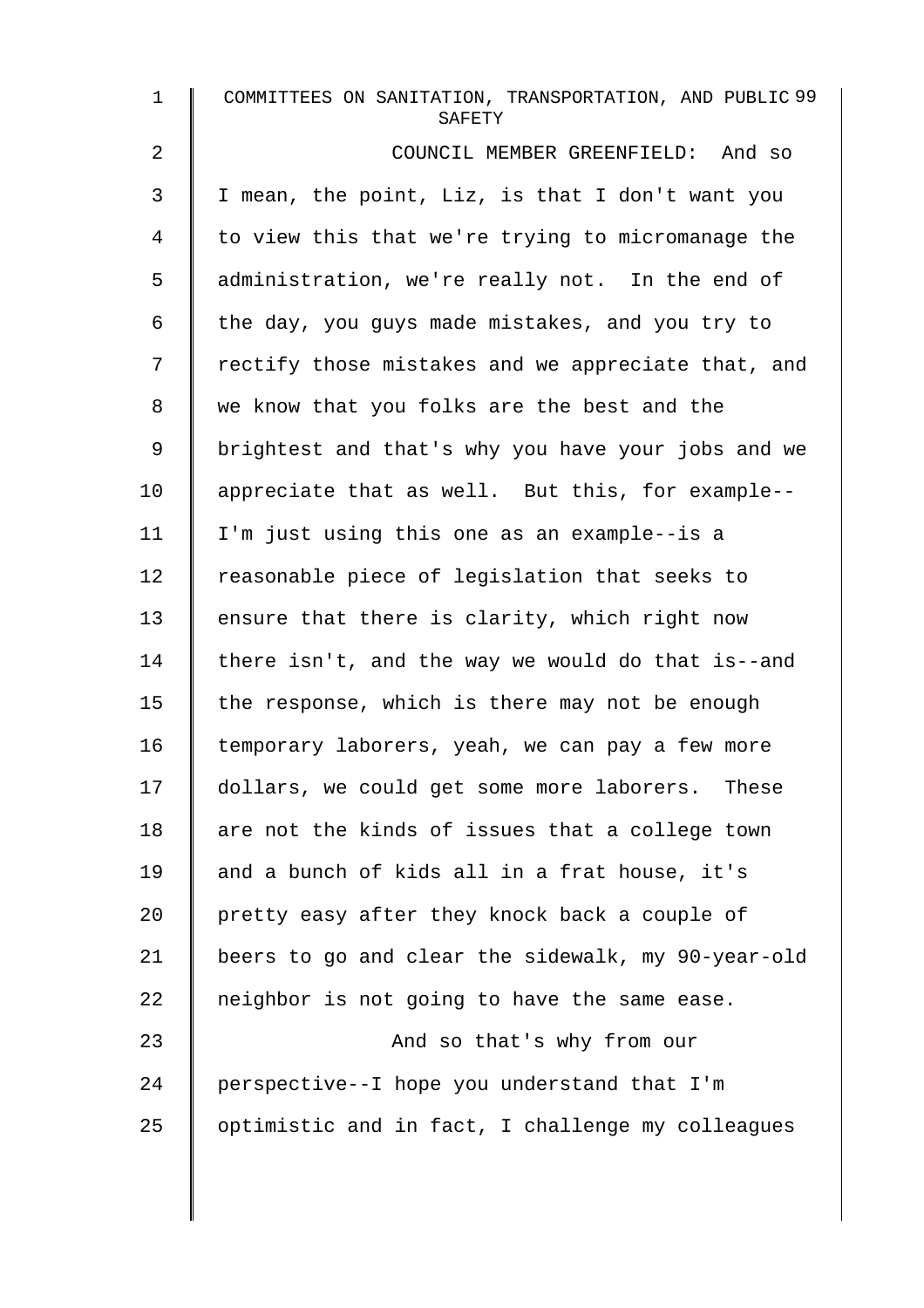COUNCIL MEMBER GREENFIELD: And so I mean, the point, Liz, is that I don't want you to view this that we're trying to micromanage the administration, we're really not. In the end of the day, you guys made mistakes, and you try to rectify those mistakes and we appreciate that, and we know that you folks are the best and the brightest and that's why you have your jobs and we appreciate that as well. But this, for example--I'm just using this one as an example--is a reasonable piece of legislation that seeks to ensure that there is clarity, which right now there isn't, and the way we would do that is--and the response, which is there may not be enough temporary laborers, yeah, we can pay a few more dollars, we could get some more laborers. These are not the kinds of issues that a college town and a bunch of kids all in a frat house, it's pretty easy after they knock back a couple of beers to go and clear the sidewalk, my 90-year-old neighbor is not going to have the same ease.

And so that's why from our perspective--I hope you understand that I'm optimistic and in fact, I challenge my colleagues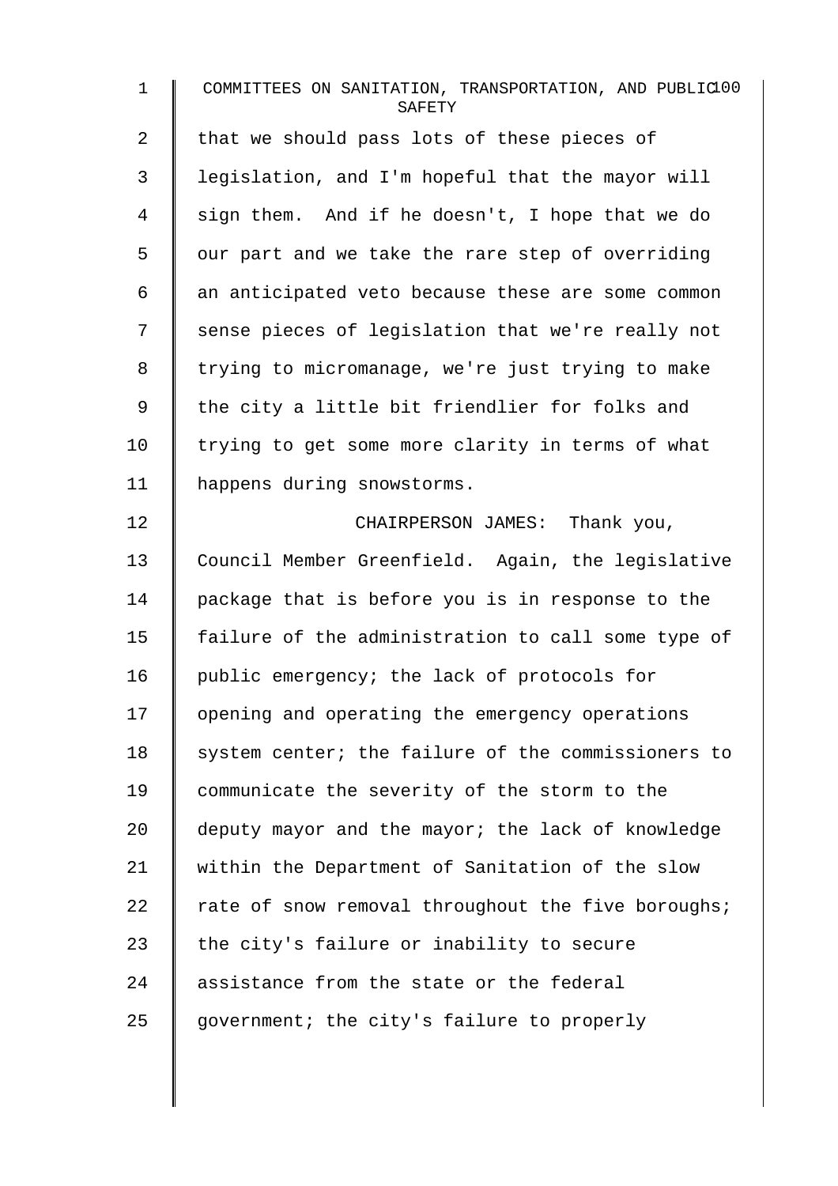that we should pass lots of these pieces of legislation, and I'm hopeful that the mayor will sign them. And if he doesn't, I hope that we do our part and we take the rare step of overriding an anticipated veto because these are some common sense pieces of legislation that we're really not trying to micromanage, we're just trying to make the city a little bit friendlier for folks and trying to get some more clarity in terms of what happens during snowstorms.

CHAIRPERSON JAMES: Thank you, Council Member Greenfield. Again, the legislative package that is before you is in response to the failure of the administration to call some type of public emergency; the lack of protocols for opening and operating the emergency operations system center; the failure of the commissioners to communicate the severity of the storm to the deputy mayor and the mayor; the lack of knowledge within the Department of Sanitation of the slow rate of snow removal throughout the five boroughs; the city's failure or inability to secure assistance from the state or the federal government; the city's failure to properly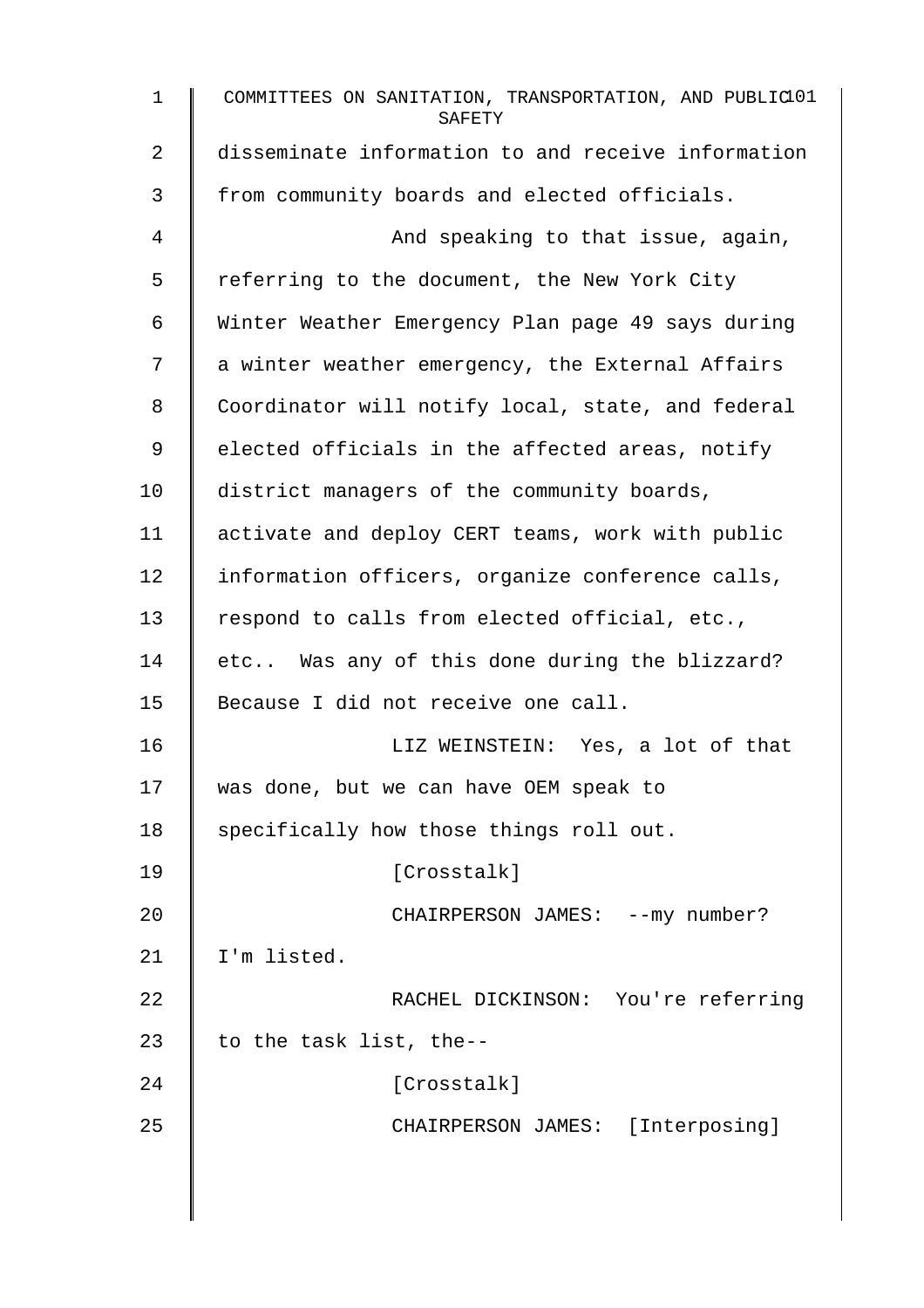disseminate information to and receive information from community boards and elected officials.

And speaking to that issue, again, referring to the document, the New York City Winter Weather Emergency Plan page 49 says during a winter weather emergency, the External Affairs Coordinator will notify local, state, and federal elected officials in the affected areas, notify district managers of the community boards, activate and deploy CERT teams, work with public information officers, organize conference calls, respond to calls from elected official, etc., etc.. Was any of this done during the blizzard? Because I did not receive one call.

LIZ WEINSTEIN: Yes, a lot of that was done, but we can have OEM speak to specifically how those things roll out.

[Crosstalk]

CHAIRPERSON JAMES: --my number? I'm listed.

RACHEL DICKINSON: You're referring to the task list, the--

[Crosstalk]

CHAIRPERSON JAMES: [Interposing]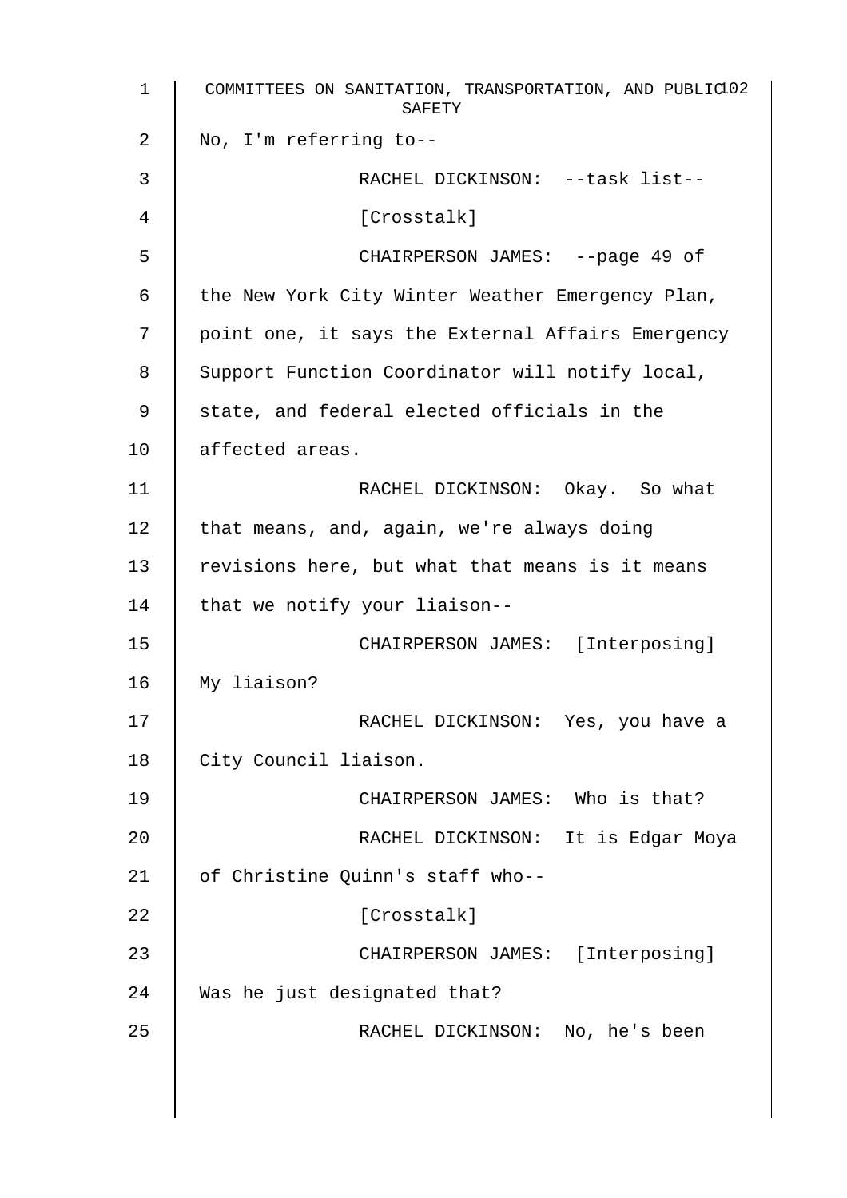No, I'm referring to--

RACHEL DICKINSON: --task list--

[Crosstalk]

CHAIRPERSON JAMES: --page 49 of the New York City Winter Weather Emergency Plan, point one, it says the External Affairs Emergency Support Function Coordinator will notify local, state, and federal elected officials in the affected areas.

RACHEL DICKINSON: Okay. So what that means, and, again, we're always doing revisions here, but what that means is it means that we notify your liaison--

CHAIRPERSON JAMES: [Interposing] My liaison?

RACHEL DICKINSON: Yes, you have a City Council liaison.

CHAIRPERSON JAMES: Who is that?

RACHEL DICKINSON: It is Edgar Moya of Christine Quinn's staff who--

[Crosstalk]

CHAIRPERSON JAMES: [Interposing] Was he just designated that?

RACHEL DICKINSON: No, he's been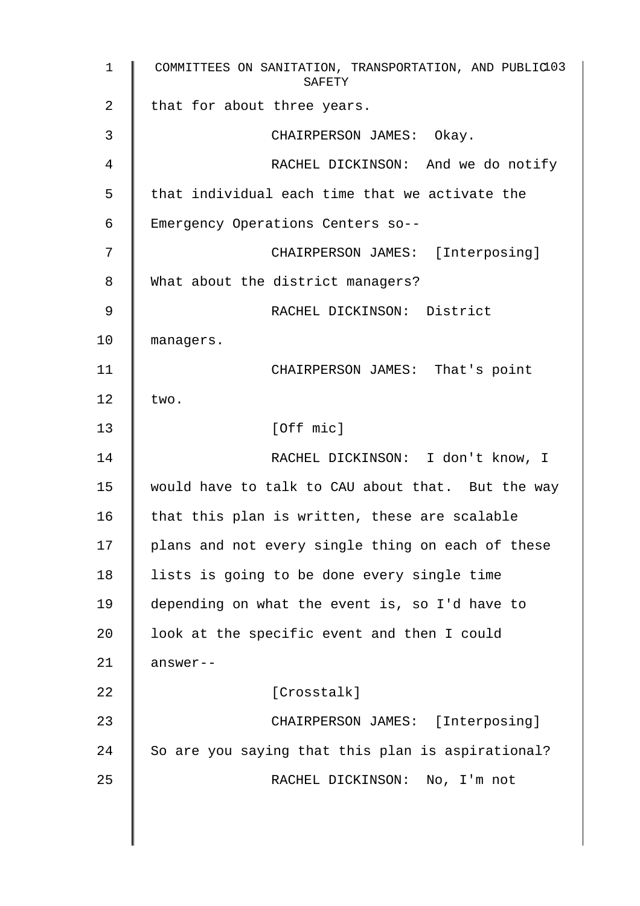that for about three years.

CHAIRPERSON JAMES: Okay.

RACHEL DICKINSON: And we do notify that individual each time that we activate the Emergency Operations Centers so--

CHAIRPERSON JAMES: [Interposing] What about the district managers?

RACHEL DICKINSON: District managers.

CHAIRPERSON JAMES: That's point two.

[Off mic]

RACHEL DICKINSON: I don't know, I would have to talk to CAU about that. But the way that this plan is written, these are scalable plans and not every single thing on each of these lists is going to be done every single time depending on what the event is, so I'd have to look at the specific event and then I could answer--

[Crosstalk]

CHAIRPERSON JAMES: [Interposing] So are you saying that this plan is aspirational?

RACHEL DICKINSON: No, I'm not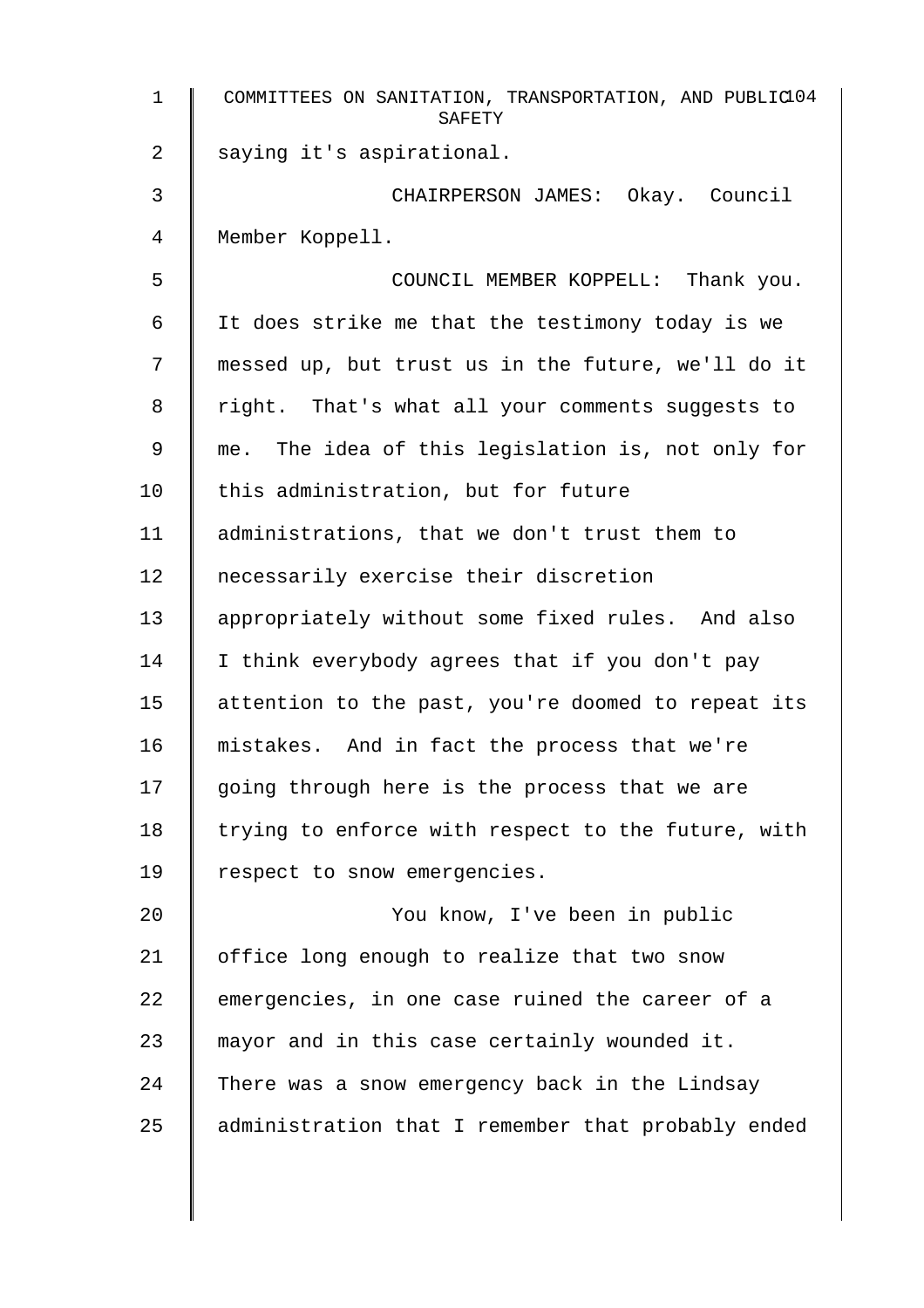saying it's aspirational.

CHAIRPERSON JAMES: Okay. Council Member Koppell.

COUNCIL MEMBER KOPPELL: Thank you. It does strike me that the testimony today is we messed up, but trust us in the future, we'll do it right. That's what all your comments suggests to me. The idea of this legislation is, not only for this administration, but for future administrations, that we don't trust them to necessarily exercise their discretion appropriately without some fixed rules. And also I think everybody agrees that if you don't pay attention to the past, you're doomed to repeat its mistakes. And in fact the process that we're going through here is the process that we are trying to enforce with respect to the future, with respect to snow emergencies.

You know, I've been in public office long enough to realize that two snow emergencies, in one case ruined the career of a mayor and in this case certainly wounded it. There was a snow emergency back in the Lindsay administration that I remember that probably ended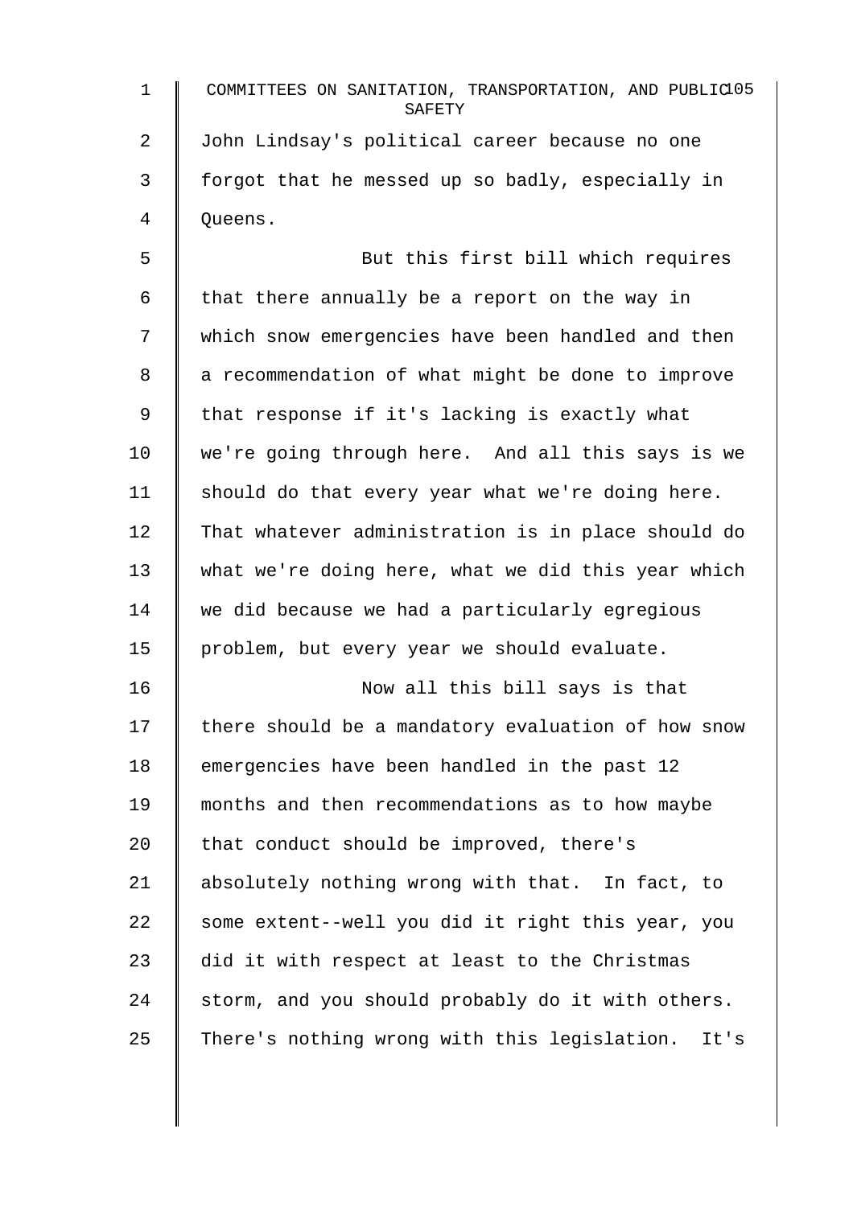John Lindsay's political career because no one forgot that he messed up so badly, especially in Queens.

But this first bill which requires that there annually be a report on the way in which snow emergencies have been handled and then a recommendation of what might be done to improve that response if it's lacking is exactly what we're going through here. And all this says is we should do that every year what we're doing here. That whatever administration is in place should do what we're doing here, what we did this year which we did because we had a particularly egregious problem, but every year we should evaluate.

Now all this bill says is that there should be a mandatory evaluation of how snow emergencies have been handled in the past 12 months and then recommendations as to how maybe that conduct should be improved, there's absolutely nothing wrong with that. In fact, to some extent--well you did it right this year, you did it with respect at least to the Christmas storm, and you should probably do it with others. There's nothing wrong with this legislation. It's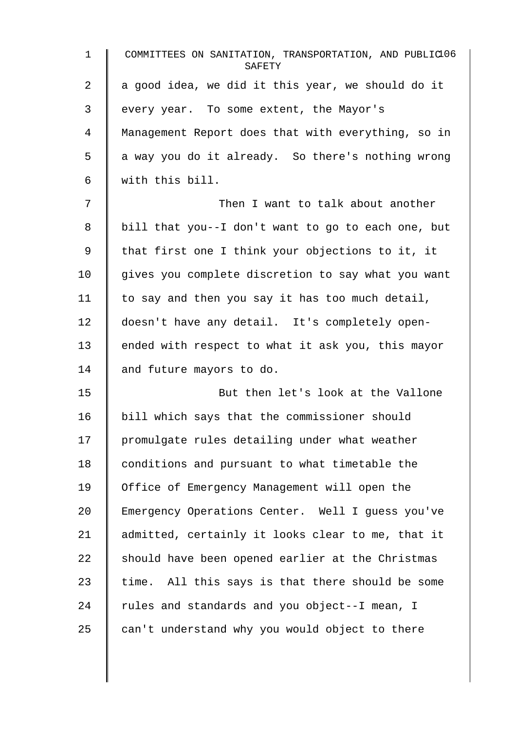a good idea, we did it this year, we should do it every year. To some extent, the Mayor's Management Report does that with everything, so in a way you do it already. So there's nothing wrong with this bill.

Then I want to talk about another bill that you--I don't want to go to each one, but that first one I think your objections to it, it gives you complete discretion to say what you want to say and then you say it has too much detail, doesn't have any detail. It's completely open-ended with respect to what it ask you, this mayor and future mayors to do.

But then let's look at the Vallone bill which says that the commissioner should promulgate rules detailing under what weather conditions and pursuant to what timetable the Office of Emergency Management will open the Emergency Operations Center. Well I guess you've admitted, certainly it looks clear to me, that it should have been opened earlier at the Christmas time. All this says is that there should be some rules and standards and you object--I mean, I can't understand why you would object to there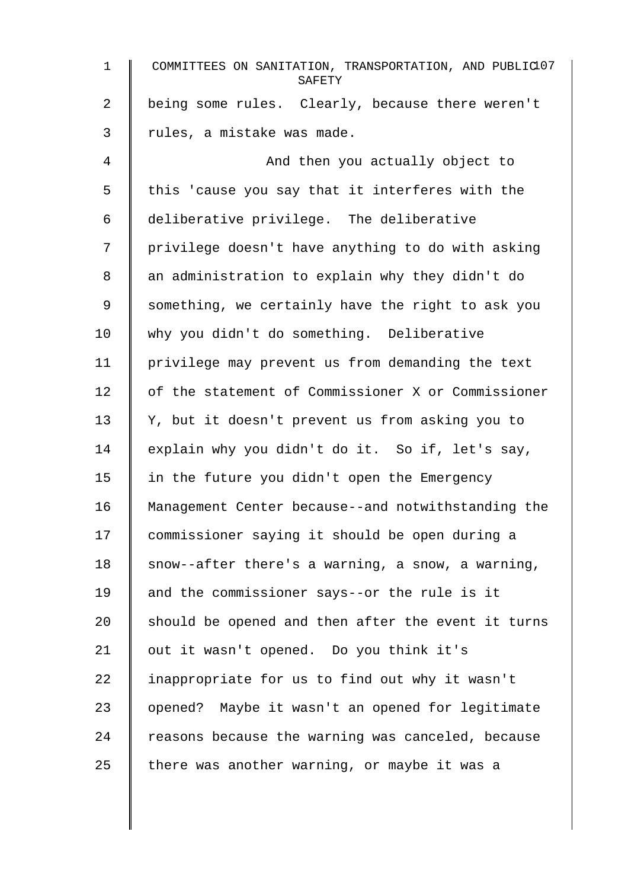being some rules. Clearly, because there weren't rules, a mistake was made.

And then you actually object to this 'cause you say that it interferes with the deliberative privilege. The deliberative privilege doesn't have anything to do with asking an administration to explain why they didn't do something, we certainly have the right to ask you why you didn't do something. Deliberative privilege may prevent us from demanding the text of the statement of Commissioner X or Commissioner Y, but it doesn't prevent us from asking you to explain why you didn't do it. So if, let's say, in the future you didn't open the Emergency Management Center because--and notwithstanding the commissioner saying it should be open during a snow--after there's a warning, a snow, a warning, and the commissioner says--or the rule is it should be opened and then after the event it turns out it wasn't opened. Do you think it's inappropriate for us to find out why it wasn't opened? Maybe it wasn't an opened for legitimate reasons because the warning was canceled, because there was another warning, or maybe it was a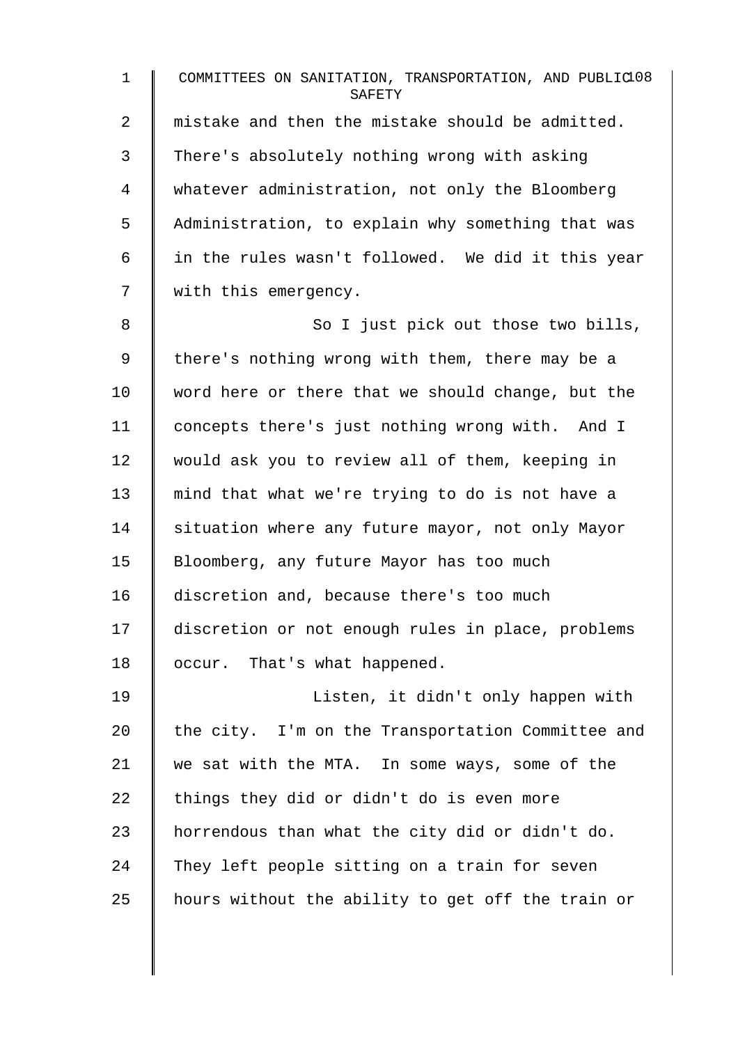mistake and then the mistake should be admitted. There's absolutely nothing wrong with asking whatever administration, not only the Bloomberg Administration, to explain why something that was in the rules wasn't followed. We did it this year with this emergency.

So I just pick out those two bills, there's nothing wrong with them, there may be a word here or there that we should change, but the concepts there's just nothing wrong with. And I would ask you to review all of them, keeping in mind that what we're trying to do is not have a situation where any future mayor, not only Mayor Bloomberg, any future Mayor has too much discretion and, because there's too much discretion or not enough rules in place, problems occur. That's what happened.

Listen, it didn't only happen with the city. I'm on the Transportation Committee and we sat with the MTA. In some ways, some of the things they did or didn't do is even more horrendous than what the city did or didn't do. They left people sitting on a train for seven hours without the ability to get off the train or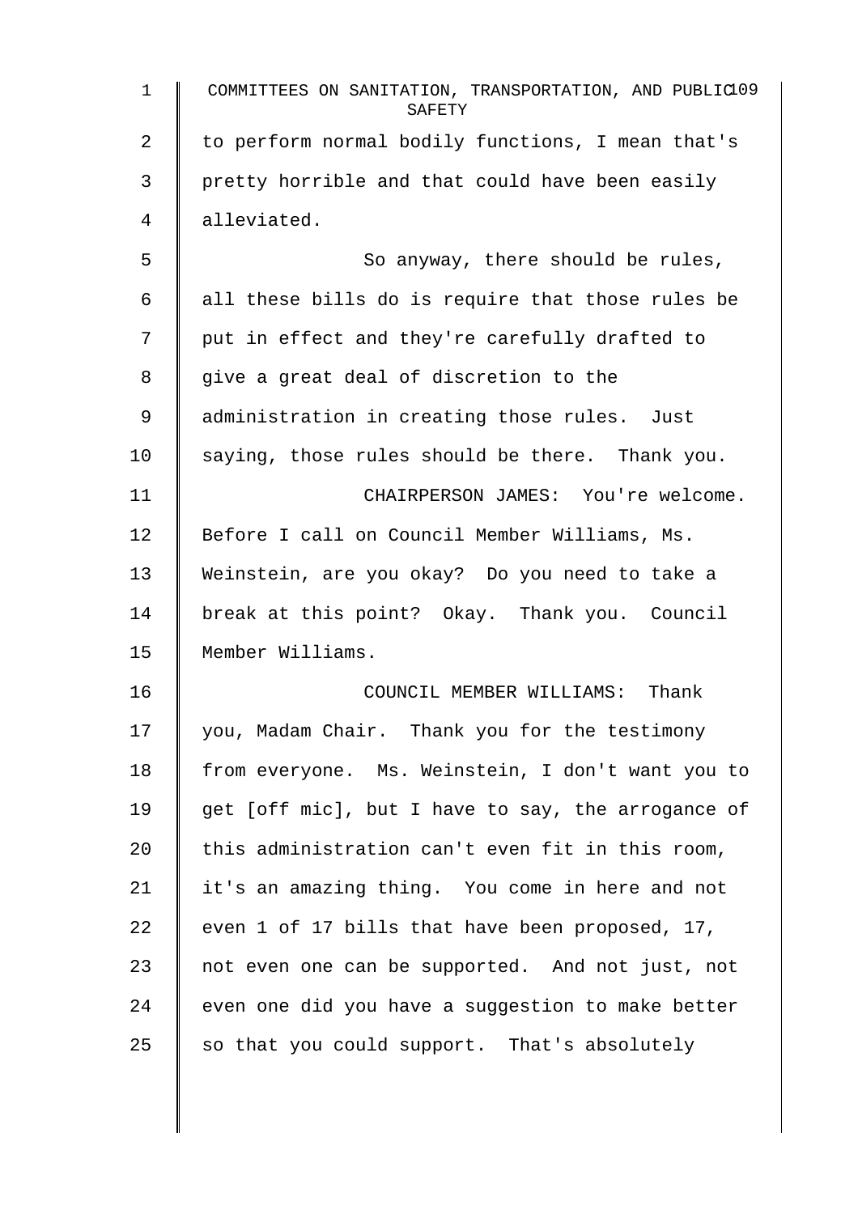to perform normal bodily functions, I mean that's pretty horrible and that could have been easily alleviated.

So anyway, there should be rules, all these bills do is require that those rules be put in effect and they're carefully drafted to give a great deal of discretion to the administration in creating those rules. Just saying, those rules should be there. Thank you.

CHAIRPERSON JAMES: You're welcome. Before I call on Council Member Williams, Ms. Weinstein, are you okay? Do you need to take a break at this point? Okay. Thank you. Council Member Williams.

COUNCIL MEMBER WILLIAMS: Thank you, Madam Chair. Thank you for the testimony from everyone. Ms. Weinstein, I don't want you to get [off mic], but I have to say, the arrogance of this administration can't even fit in this room, it's an amazing thing. You come in here and not even 1 of 17 bills that have been proposed, 17, not even one can be supported. And not just, not even one did you have a suggestion to make better so that you could support. That's absolutely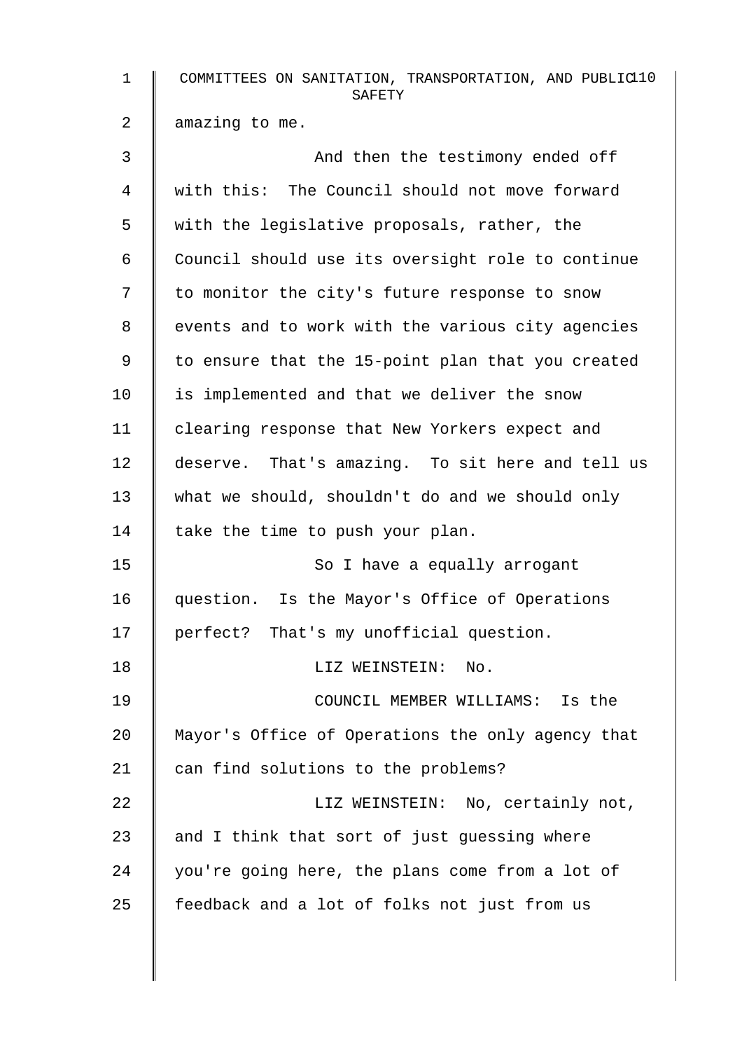amazing to me.

And then the testimony ended off with this: The Council should not move forward with the legislative proposals, rather, the Council should use its oversight role to continue to monitor the city's future response to snow events and to work with the various city agencies to ensure that the 15-point plan that you created is implemented and that we deliver the snow clearing response that New Yorkers expect and deserve. That's amazing. To sit here and tell us what we should, shouldn't do and we should only take the time to push your plan.

So I have a equally arrogant question. Is the Mayor's Office of Operations perfect? That's my unofficial question.

LIZ WEINSTEIN: No.

COUNCIL MEMBER WILLIAMS: Is the Mayor's Office of Operations the only agency that can find solutions to the problems?

LIZ WEINSTEIN: No, certainly not, and I think that sort of just guessing where you're going here, the plans come from a lot of feedback and a lot of folks not just from us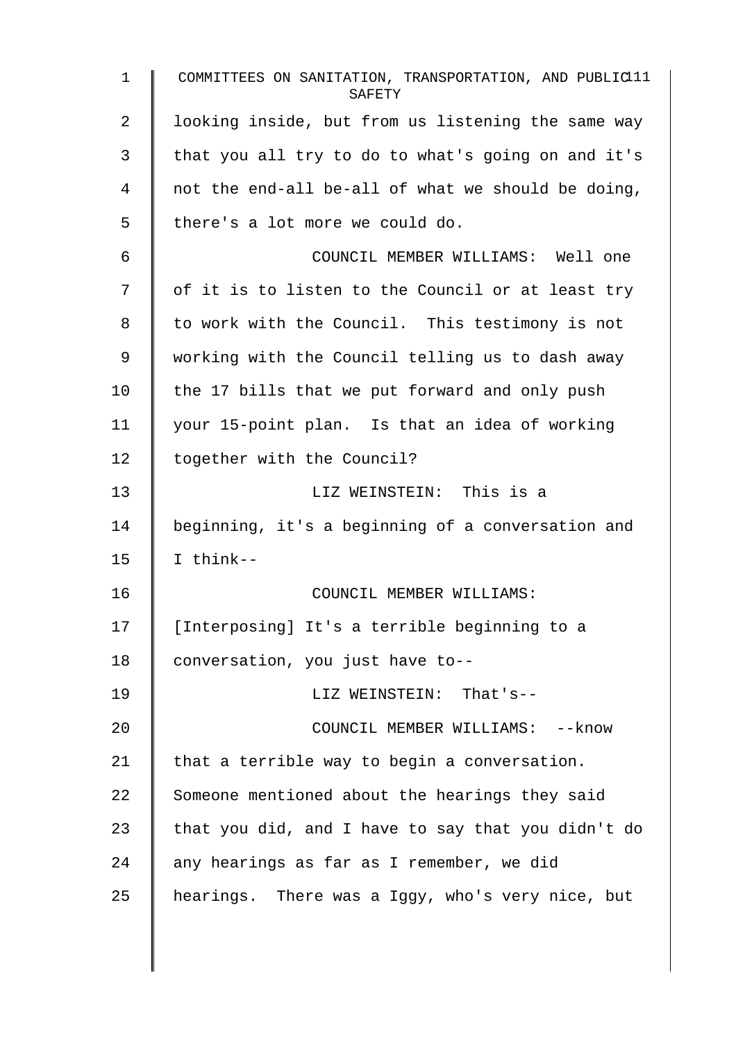looking inside, but from us listening the same way that you all try to do to what's going on and it's not the end-all be-all of what we should be doing, there's a lot more we could do.

COUNCIL MEMBER WILLIAMS: Well one of it is to listen to the Council or at least try to work with the Council. This testimony is not working with the Council telling us to dash away the 17 bills that we put forward and only push your 15-point plan. Is that an idea of working together with the Council?

LIZ WEINSTEIN: This is a beginning, it's a beginning of a conversation and I think--

COUNCIL MEMBER WILLIAMS: [Interposing] It's a terrible beginning to a conversation, you just have to--

LIZ WEINSTEIN: That's--

COUNCIL MEMBER WILLIAMS: --know that a terrible way to begin a conversation. Someone mentioned about the hearings they said that you did, and I have to say that you didn't do any hearings as far as I remember, we did hearings. There was a Iggy, who's very nice, but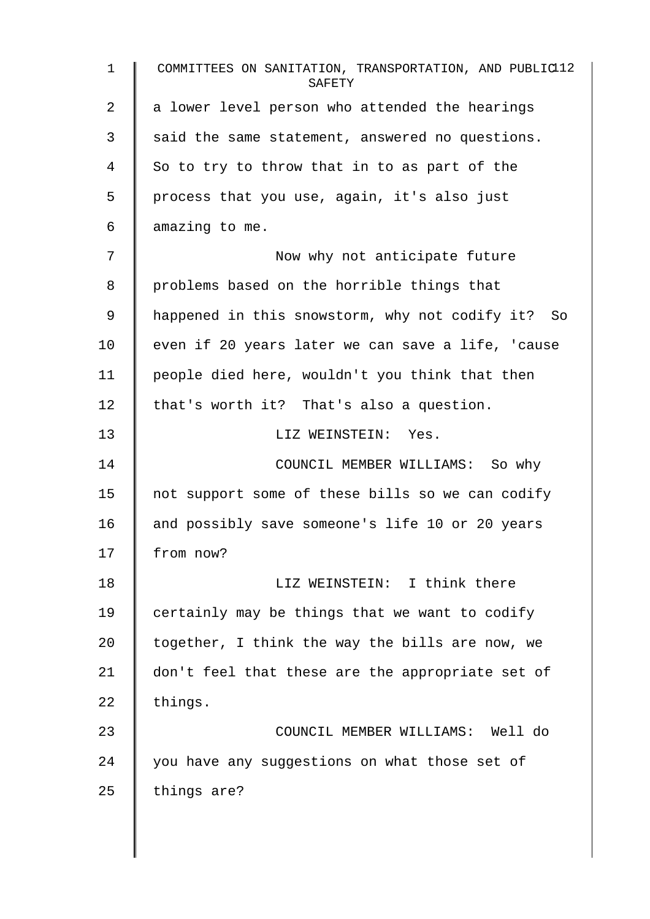a lower level person who attended the hearings said the same statement, answered no questions. So to try to throw that in to as part of the process that you use, again, it's also just amazing to me.

Now why not anticipate future problems based on the horrible things that happened in this snowstorm, why not codify it? So even if 20 years later we can save a life, 'cause people died here, wouldn't you think that then that's worth it? That's also a question.

LIZ WEINSTEIN: Yes.

COUNCIL MEMBER WILLIAMS: So why not support some of these bills so we can codify and possibly save someone's life 10 or 20 years from now?

LIZ WEINSTEIN: I think there certainly may be things that we want to codify together, I think the way the bills are now, we don't feel that these are the appropriate set of things.

COUNCIL MEMBER WILLIAMS: Well do you have any suggestions on what those set of things are?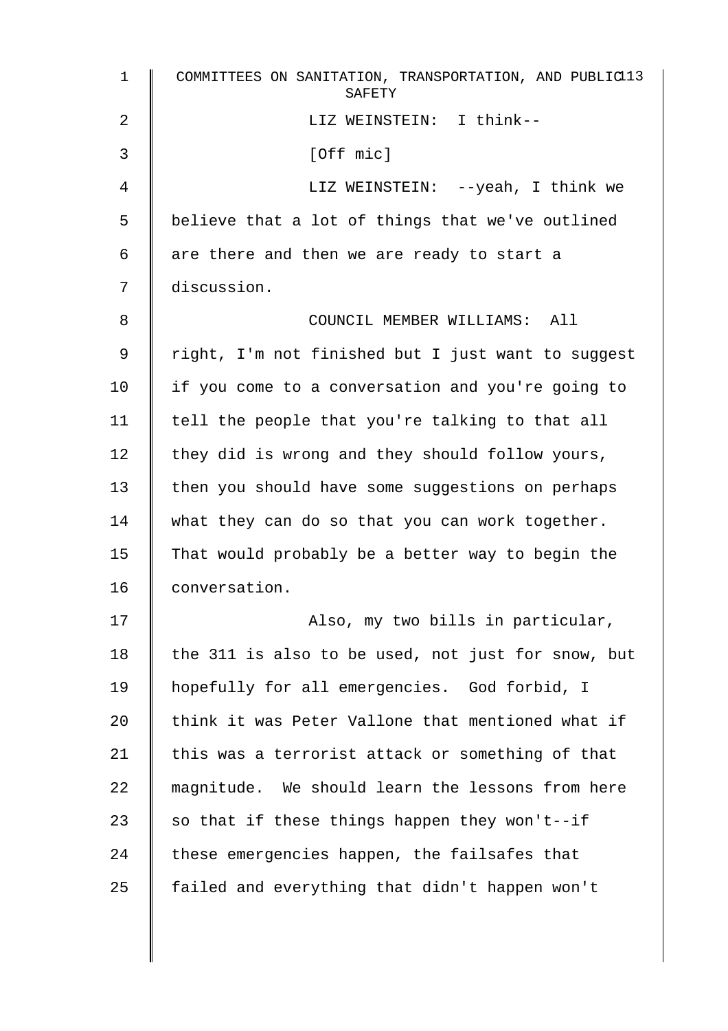LIZ WEINSTEIN: I think--

[Off mic]

LIZ WEINSTEIN: --yeah, I think we believe that a lot of things that we've outlined are there and then we are ready to start a discussion.

COUNCIL MEMBER WILLIAMS: All right, I'm not finished but I just want to suggest if you come to a conversation and you're going to tell the people that you're talking to that all they did is wrong and they should follow yours, then you should have some suggestions on perhaps what they can do so that you can work together. That would probably be a better way to begin the conversation.

Also, my two bills in particular, the 311 is also to be used, not just for snow, but hopefully for all emergencies. God forbid, I think it was Peter Vallone that mentioned what if this was a terrorist attack or something of that magnitude. We should learn the lessons from here so that if these things happen they won't--if these emergencies happen, the failsafes that failed and everything that didn't happen won't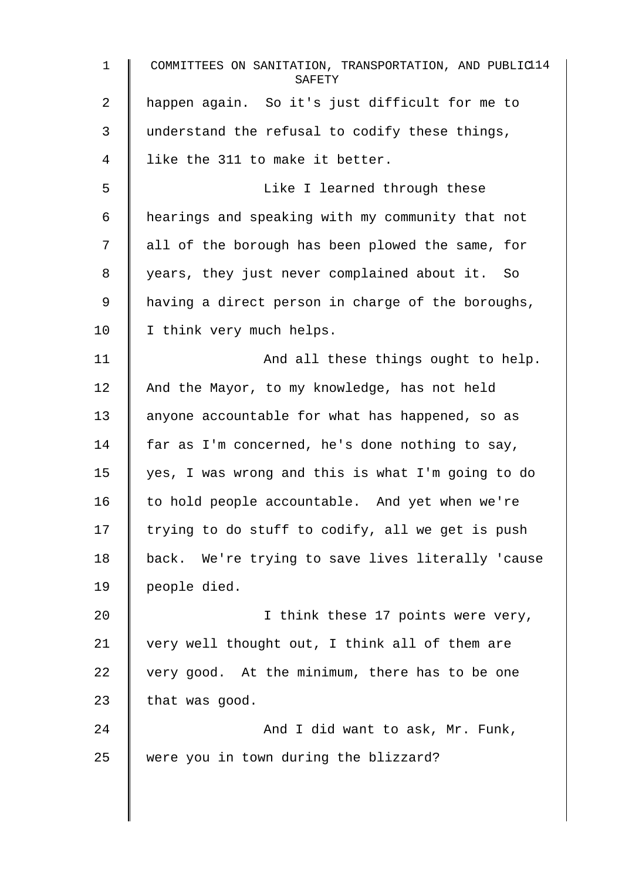happen again. So it's just difficult for me to understand the refusal to codify these things, like the 311 to make it better.

Like I learned through these hearings and speaking with my community that not all of the borough has been plowed the same, for years, they just never complained about it. So having a direct person in charge of the boroughs, I think very much helps.

And all these things ought to help. And the Mayor, to my knowledge, has not held anyone accountable for what has happened, so as far as I'm concerned, he's done nothing to say, yes, I was wrong and this is what I'm going to do to hold people accountable. And yet when we're trying to do stuff to codify, all we get is push back. We're trying to save lives literally 'cause people died.

I think these 17 points were very, very well thought out, I think all of them are very good. At the minimum, there has to be one that was good.

And I did want to ask, Mr. Funk, were you in town during the blizzard?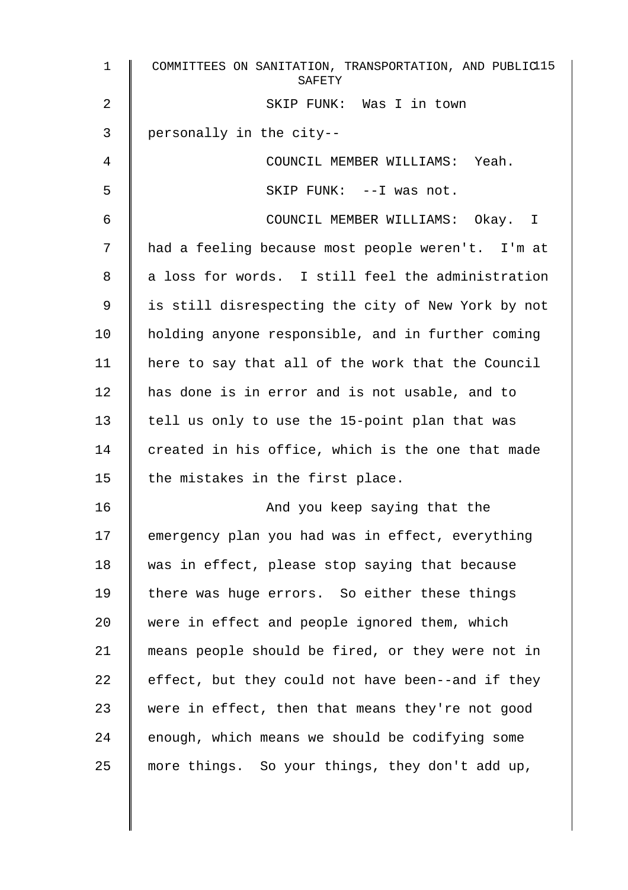SKIP FUNK: Was I in town personally in the city--

COUNCIL MEMBER WILLIAMS: Yeah.

SKIP FUNK: --I was not.

COUNCIL MEMBER WILLIAMS: Okay. I had a feeling because most people weren't. I'm at a loss for words. I still feel the administration is still disrespecting the city of New York by not holding anyone responsible, and in further coming here to say that all of the work that the Council has done is in error and is not usable, and to tell us only to use the 15-point plan that was created in his office, which is the one that made the mistakes in the first place.

And you keep saying that the emergency plan you had was in effect, everything was in effect, please stop saying that because there was huge errors. So either these things were in effect and people ignored them, which means people should be fired, or they were not in effect, but they could not have been--and if they were in effect, then that means they're not good enough, which means we should be codifying some more things. So your things, they don't add up,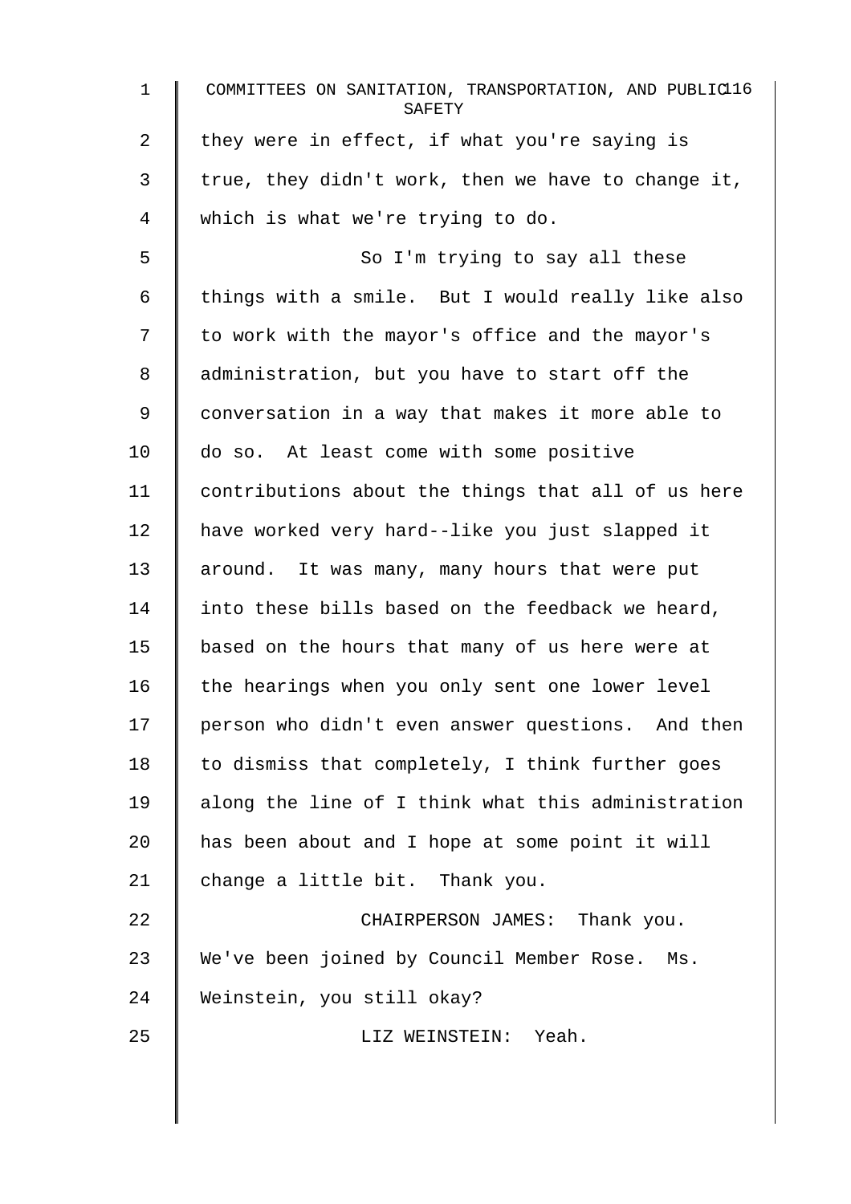they were in effect, if what you're saying is true, they didn't work, then we have to change it, which is what we're trying to do.

So I'm trying to say all these things with a smile. But I would really like also to work with the mayor's office and the mayor's administration, but you have to start off the conversation in a way that makes it more able to do so. At least come with some positive contributions about the things that all of us here have worked very hard--like you just slapped it around. It was many, many hours that were put into these bills based on the feedback we heard, based on the hours that many of us here were at the hearings when you only sent one lower level person who didn't even answer questions. And then to dismiss that completely, I think further goes along the line of I think what this administration has been about and I hope at some point it will change a little bit. Thank you.

CHAIRPERSON JAMES: Thank you. We've been joined by Council Member Rose. Ms. Weinstein, you still okay?

LIZ WEINSTEIN: Yeah.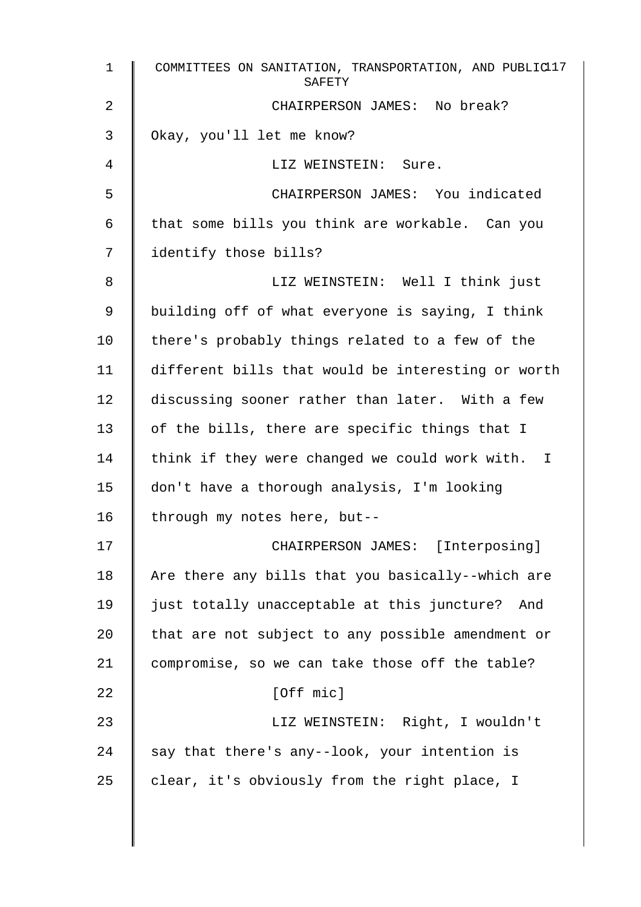CHAIRPERSON JAMES: No break? Okay, you'll let me know?

LIZ WEINSTEIN: Sure.

CHAIRPERSON JAMES: You indicated that some bills you think are workable. Can you identify those bills?

LIZ WEINSTEIN: Well I think just building off of what everyone is saying, I think there's probably things related to a few of the different bills that would be interesting or worth discussing sooner rather than later. With a few of the bills, there are specific things that I think if they were changed we could work with. I don't have a thorough analysis, I'm looking through my notes here, but--

CHAIRPERSON JAMES: [Interposing] Are there any bills that you basically--which are just totally unacceptable at this juncture? And that are not subject to any possible amendment or compromise, so we can take those off the table?

[Off mic]

LIZ WEINSTEIN: Right, I wouldn't say that there's any--look, your intention is clear, it's obviously from the right place, I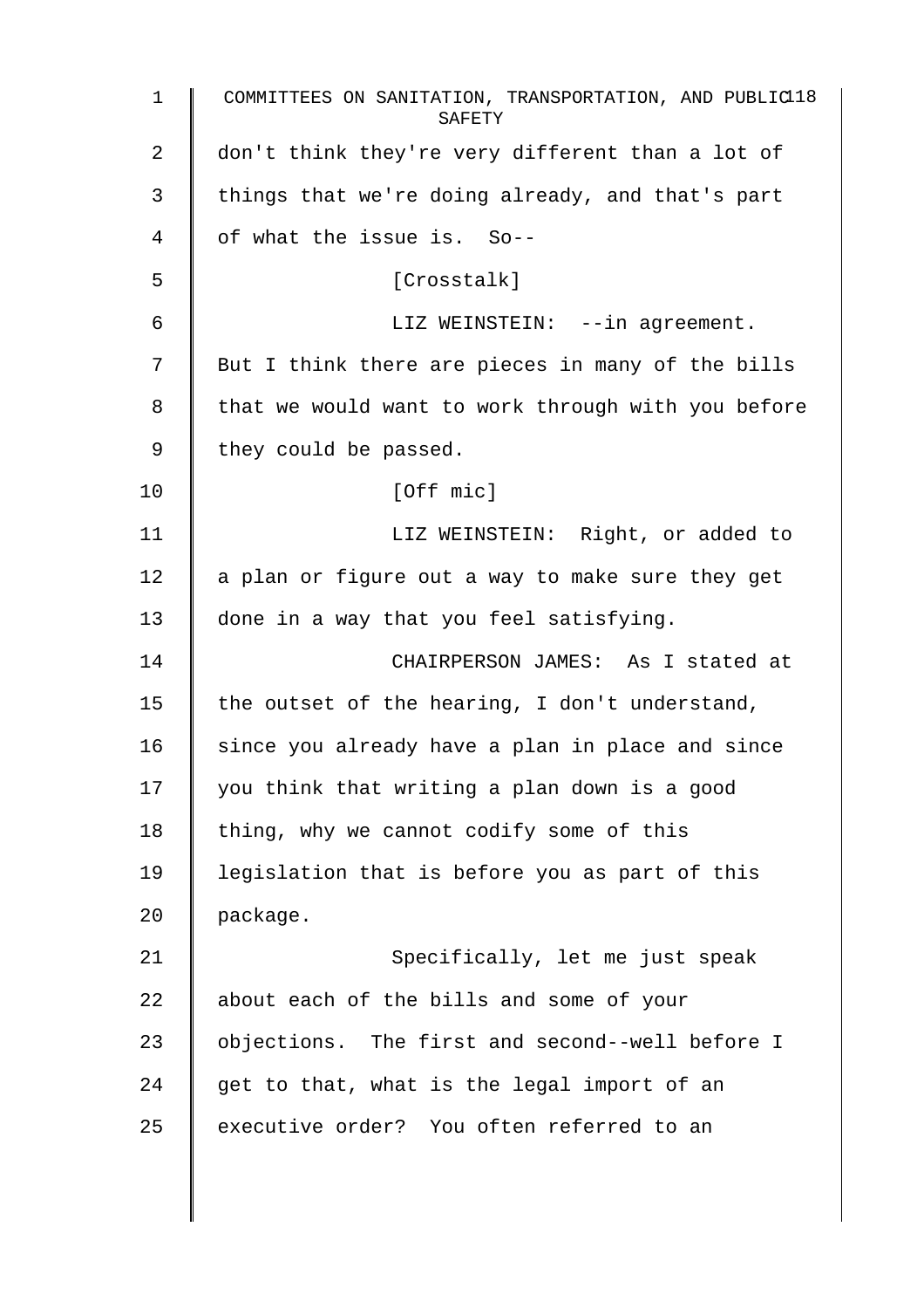don't think they're very different than a lot of things that we're doing already, and that's part of what the issue is. So--

[Crosstalk]

LIZ WEINSTEIN: --in agreement. But I think there are pieces in many of the bills that we would want to work through with you before they could be passed.

[Off mic]

LIZ WEINSTEIN: Right, or added to a plan or figure out a way to make sure they get done in a way that you feel satisfying.

CHAIRPERSON JAMES: As I stated at the outset of the hearing, I don't understand, since you already have a plan in place and since you think that writing a plan down is a good thing, why we cannot codify some of this legislation that is before you as part of this package.

Specifically, let me just speak about each of the bills and some of your objections. The first and second--well before I get to that, what is the legal import of an executive order? You often referred to an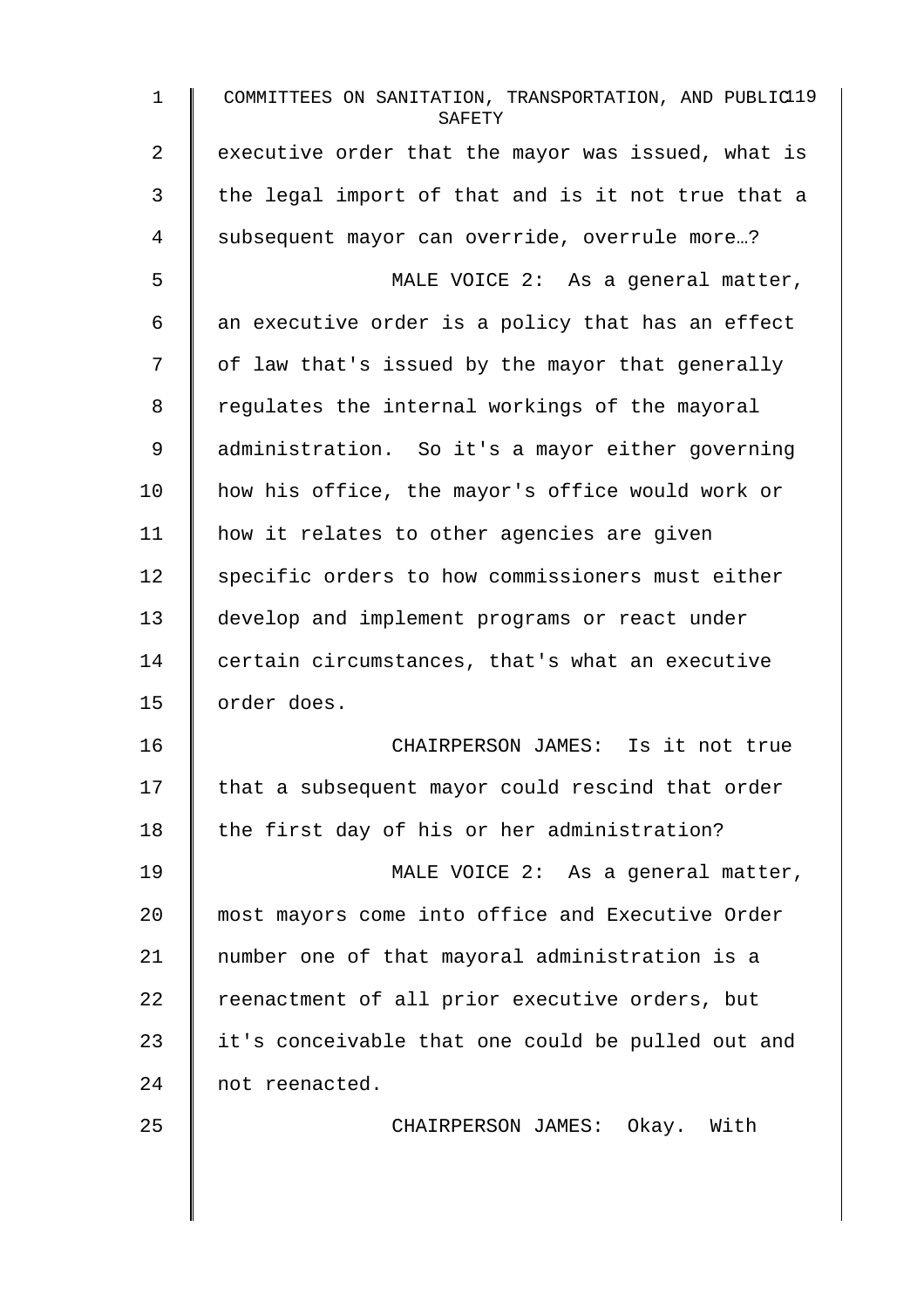executive order that the mayor was issued, what is the legal import of that and is it not true that a subsequent mayor can override, overrule more…?

MALE VOICE 2: As a general matter, an executive order is a policy that has an effect of law that's issued by the mayor that generally regulates the internal workings of the mayoral administration. So it's a mayor either governing how his office, the mayor's office would work or how it relates to other agencies are given specific orders to how commissioners must either develop and implement programs or react under certain circumstances, that's what an executive order does.

CHAIRPERSON JAMES: Is it not true that a subsequent mayor could rescind that order the first day of his or her administration?

MALE VOICE 2: As a general matter, most mayors come into office and Executive Order number one of that mayoral administration is a reenactment of all prior executive orders, but it's conceivable that one could be pulled out and not reenacted.

CHAIRPERSON JAMES: Okay. With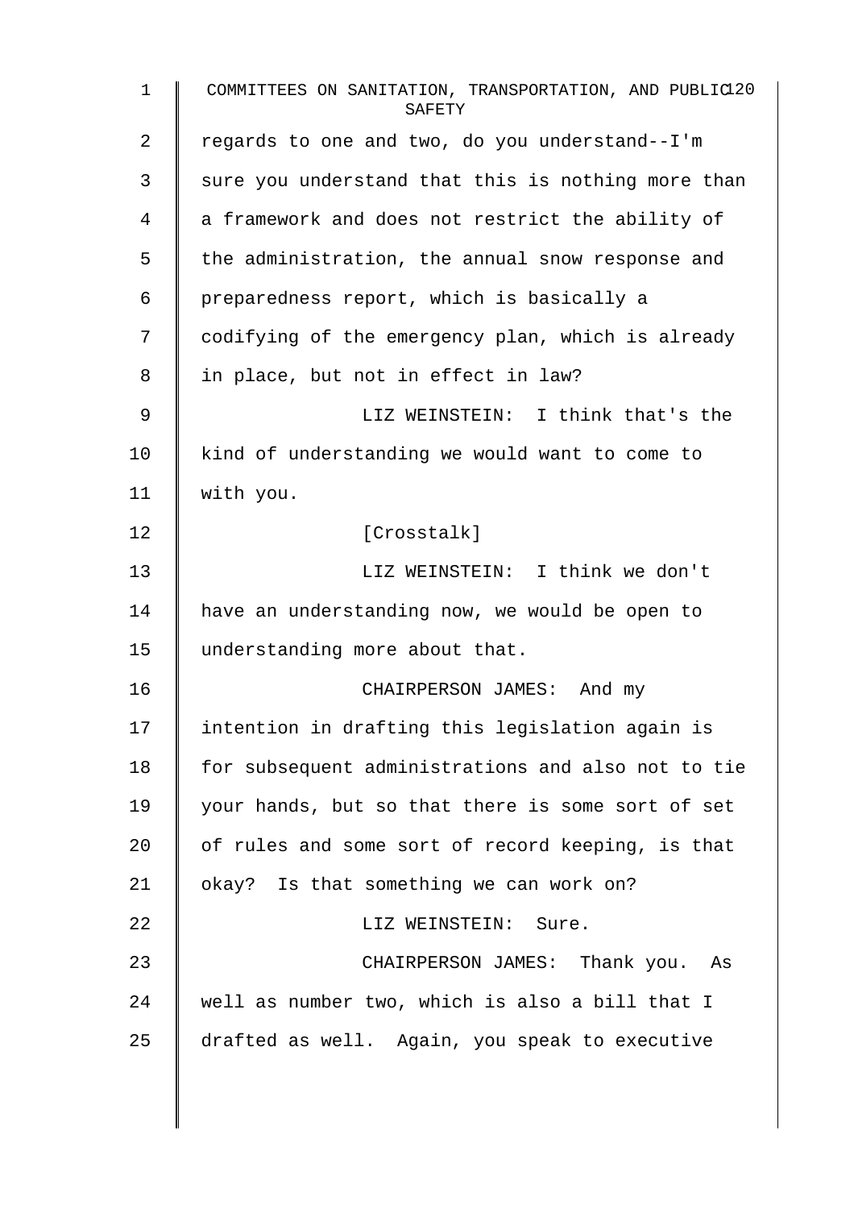regards to one and two, do you understand--I'm sure you understand that this is nothing more than a framework and does not restrict the ability of the administration, the annual snow response and preparedness report, which is basically a codifying of the emergency plan, which is already in place, but not in effect in law?

LIZ WEINSTEIN: I think that's the kind of understanding we would want to come to with you.

[Crosstalk]

LIZ WEINSTEIN: I think we don't have an understanding now, we would be open to understanding more about that.

CHAIRPERSON JAMES: And my intention in drafting this legislation again is for subsequent administrations and also not to tie your hands, but so that there is some sort of set of rules and some sort of record keeping, is that okay? Is that something we can work on?

LIZ WEINSTEIN: Sure.

CHAIRPERSON JAMES: Thank you. As well as number two, which is also a bill that I drafted as well. Again, you speak to executive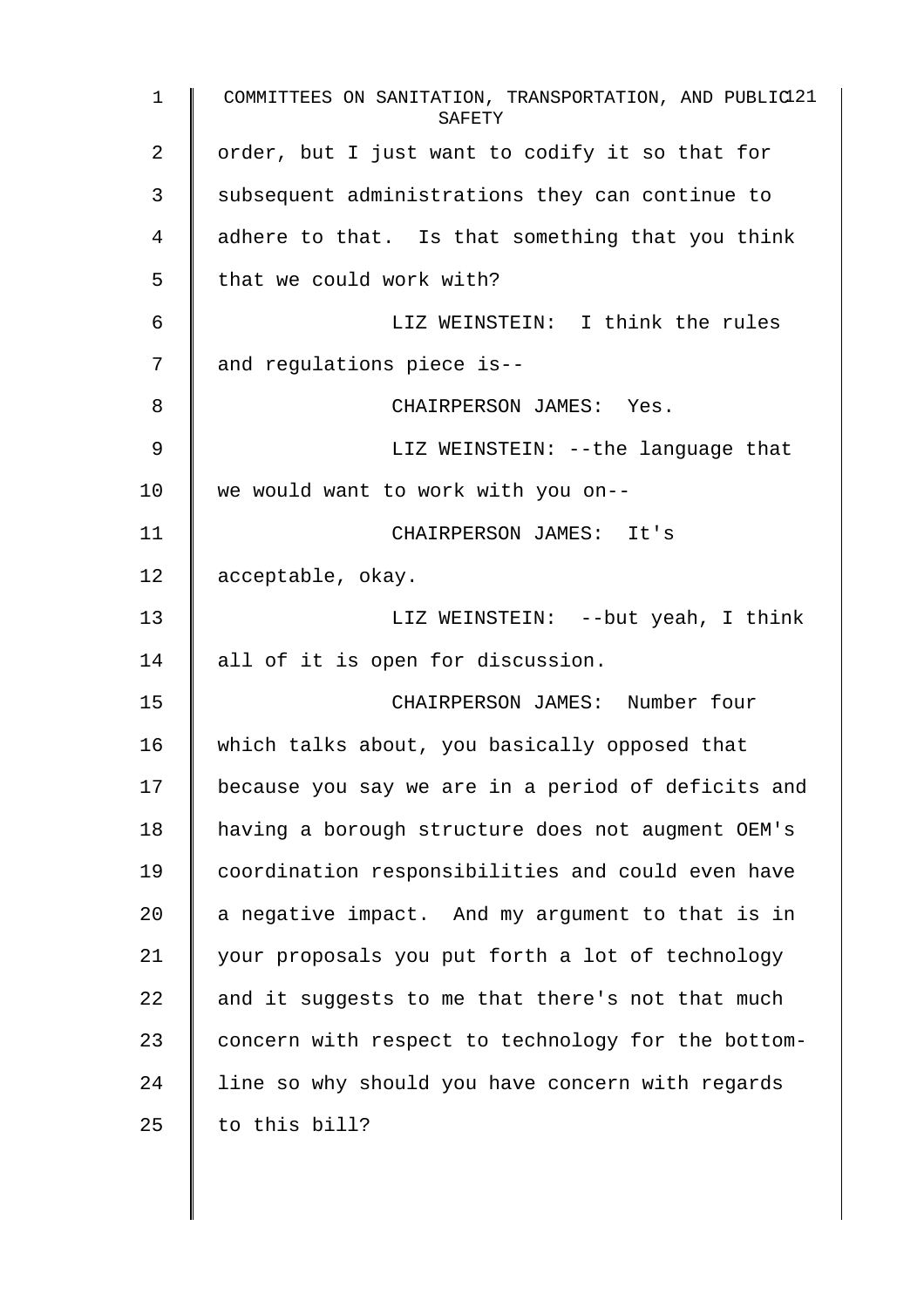order, but I just want to codify it so that for subsequent administrations they can continue to adhere to that. Is that something that you think that we could work with?

LIZ WEINSTEIN: I think the rules and regulations piece is--

CHAIRPERSON JAMES: Yes.

LIZ WEINSTEIN: --the language that we would want to work with you on--

CHAIRPERSON JAMES: It's acceptable, okay.

LIZ WEINSTEIN: --but yeah, I think all of it is open for discussion.

CHAIRPERSON JAMES: Number four which talks about, you basically opposed that because you say we are in a period of deficits and having a borough structure does not augment OEM's coordination responsibilities and could even have a negative impact. And my argument to that is in your proposals you put forth a lot of technology and it suggests to me that there's not that much concern with respect to technology for the bottom-line so why should you have concern with regards to this bill?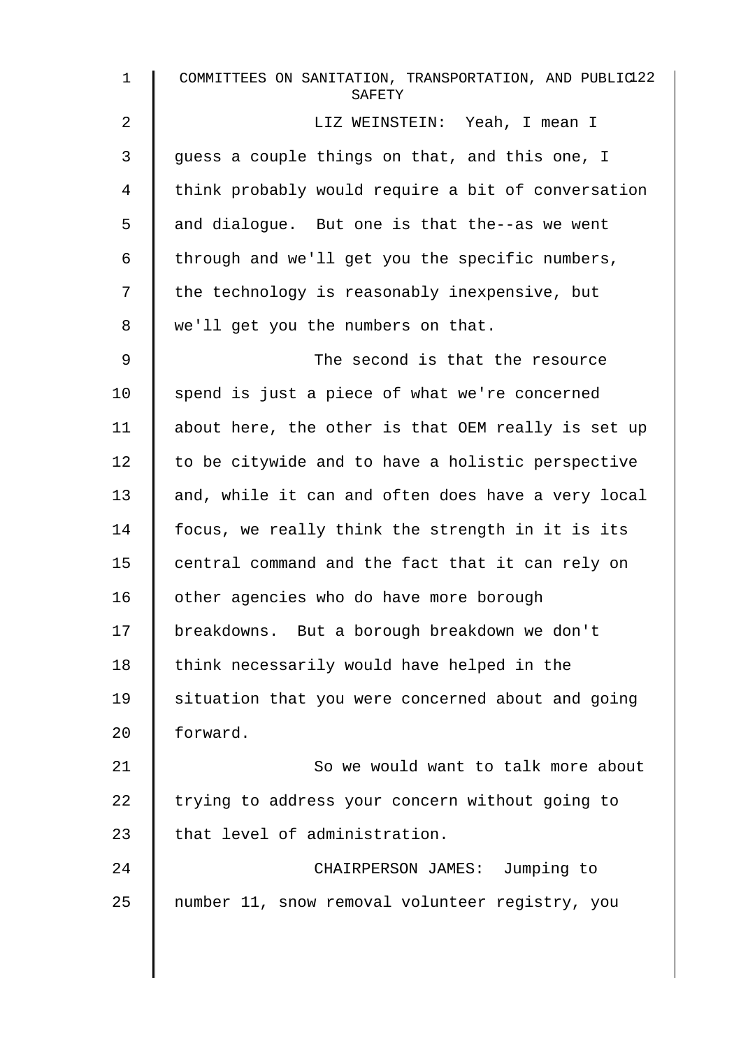LIZ WEINSTEIN: Yeah, I mean I guess a couple things on that, and this one, I think probably would require a bit of conversation and dialogue. But one is that the--as we went through and we'll get you the specific numbers, the technology is reasonably inexpensive, but we'll get you the numbers on that.

The second is that the resource spend is just a piece of what we're concerned about here, the other is that OEM really is set up to be citywide and to have a holistic perspective and, while it can and often does have a very local focus, we really think the strength in it is its central command and the fact that it can rely on other agencies who do have more borough breakdowns. But a borough breakdown we don't think necessarily would have helped in the situation that you were concerned about and going forward.

So we would want to talk more about trying to address your concern without going to that level of administration.

CHAIRPERSON JAMES: Jumping to number 11, snow removal volunteer registry, you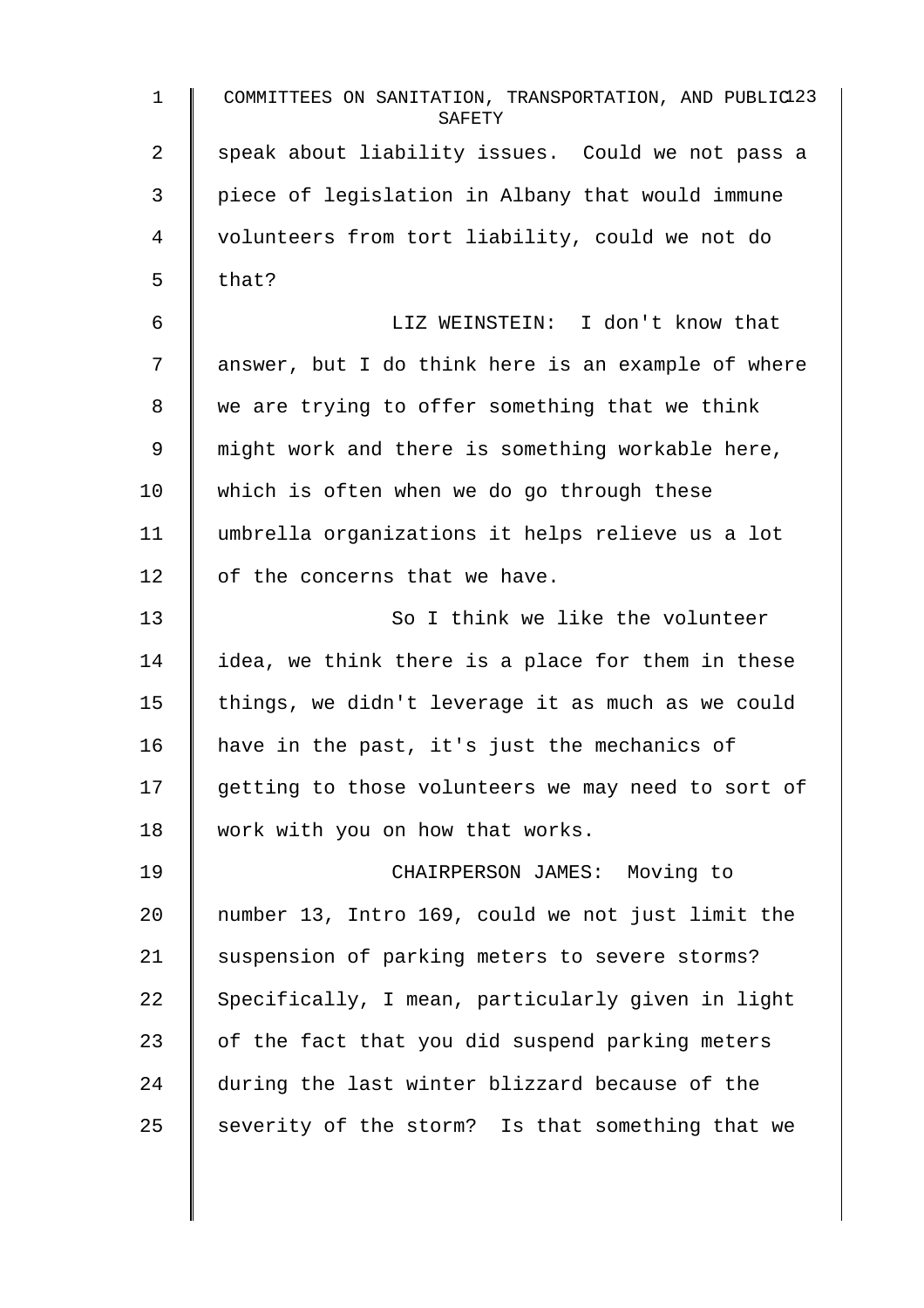speak about liability issues. Could we not pass a piece of legislation in Albany that would immune volunteers from tort liability, could we not do that?

LIZ WEINSTEIN: I don't know that answer, but I do think here is an example of where we are trying to offer something that we think might work and there is something workable here, which is often when we do go through these umbrella organizations it helps relieve us a lot of the concerns that we have.

So I think we like the volunteer idea, we think there is a place for them in these things, we didn't leverage it as much as we could have in the past, it's just the mechanics of getting to those volunteers we may need to sort of work with you on how that works.

CHAIRPERSON JAMES: Moving to number 13, Intro 169, could we not just limit the suspension of parking meters to severe storms? Specifically, I mean, particularly given in light of the fact that you did suspend parking meters during the last winter blizzard because of the severity of the storm? Is that something that we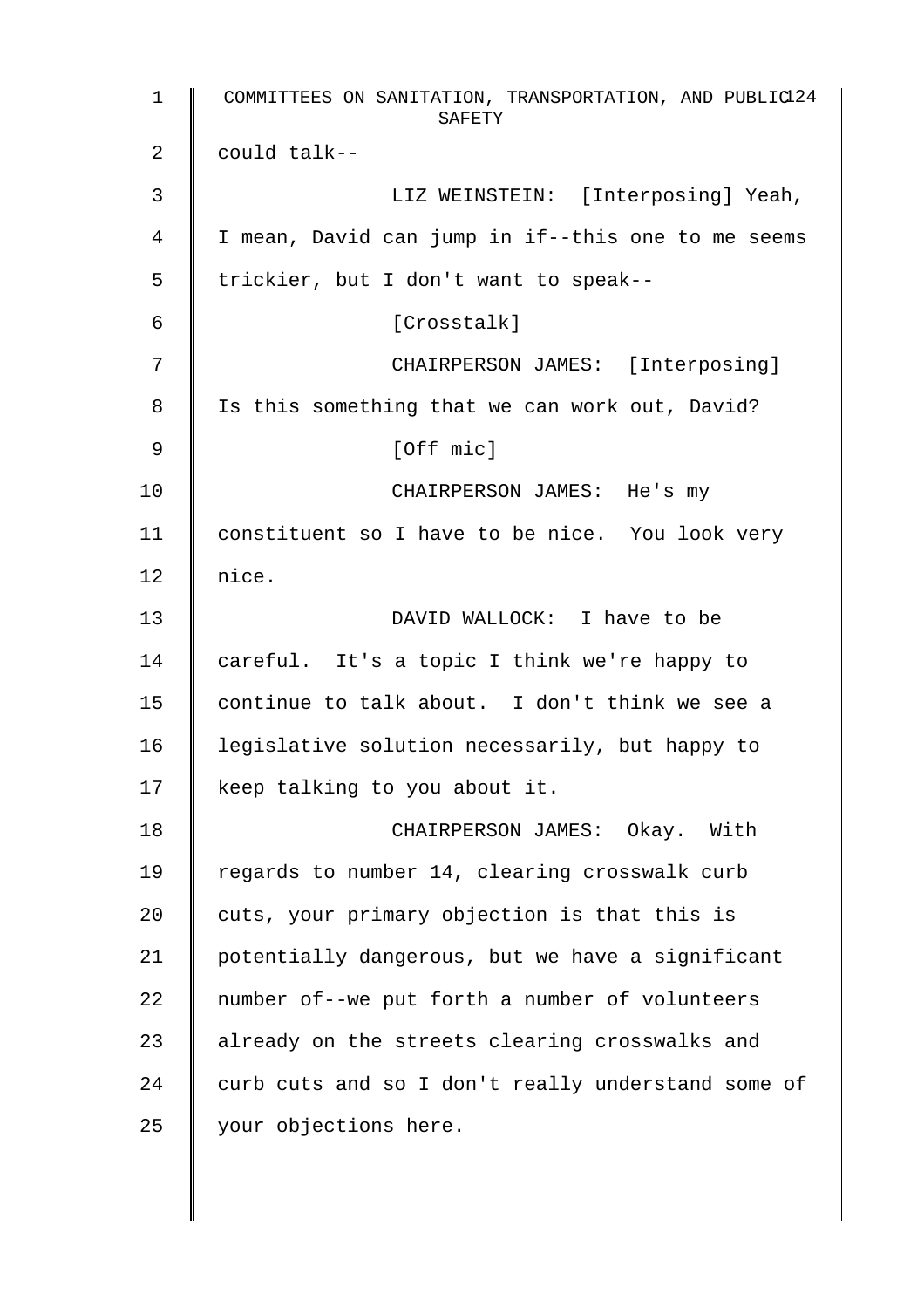could talk--

LIZ WEINSTEIN: [Interposing] Yeah, I mean, David can jump in if--this one to me seems trickier, but I don't want to speak--

[Crosstalk]

CHAIRPERSON JAMES: [Interposing] Is this something that we can work out, David?

[Off mic]

CHAIRPERSON JAMES: He's my constituent so I have to be nice. You look very nice.

DAVID WALLOCK: I have to be careful. It's a topic I think we're happy to continue to talk about. I don't think we see a legislative solution necessarily, but happy to keep talking to you about it.

CHAIRPERSON JAMES: Okay. With regards to number 14, clearing crosswalk curb cuts, your primary objection is that this is potentially dangerous, but we have a significant number of--we put forth a number of volunteers already on the streets clearing crosswalks and curb cuts and so I don't really understand some of your objections here.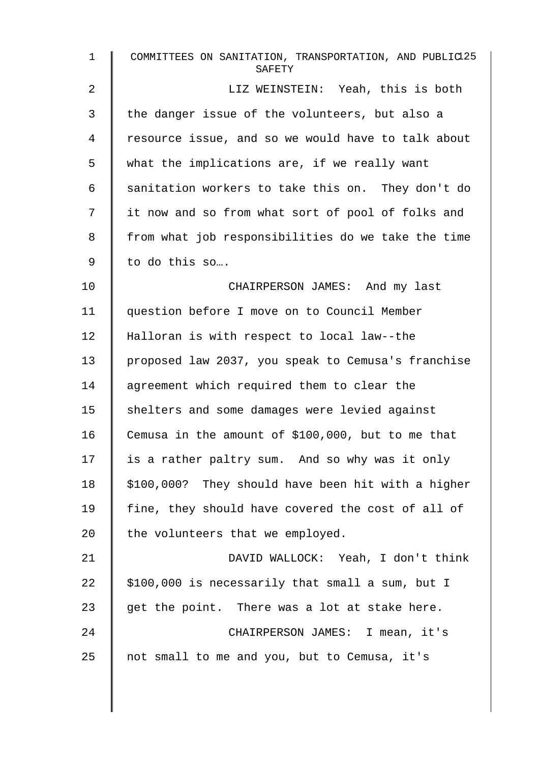LIZ WEINSTEIN: Yeah, this is both the danger issue of the volunteers, but also a resource issue, and so we would have to talk about what the implications are, if we really want sanitation workers to take this on. They don't do it now and so from what sort of pool of folks and from what job responsibilities do we take the time to do this so….

CHAIRPERSON JAMES: And my last question before I move on to Council Member Halloran is with respect to local law--the proposed law 2037, you speak to Cemusa's franchise agreement which required them to clear the shelters and some damages were levied against Cemusa in the amount of $100,000, but to me that is a rather paltry sum. And so why was it only $100,000? They should have been hit with a higher fine, they should have covered the cost of all of the volunteers that we employed.

DAVID WALLOCK: Yeah, I don't think $100,000 is necessarily that small a sum, but I get the point. There was a lot at stake here.

CHAIRPERSON JAMES: I mean, it's not small to me and you, but to Cemusa, it's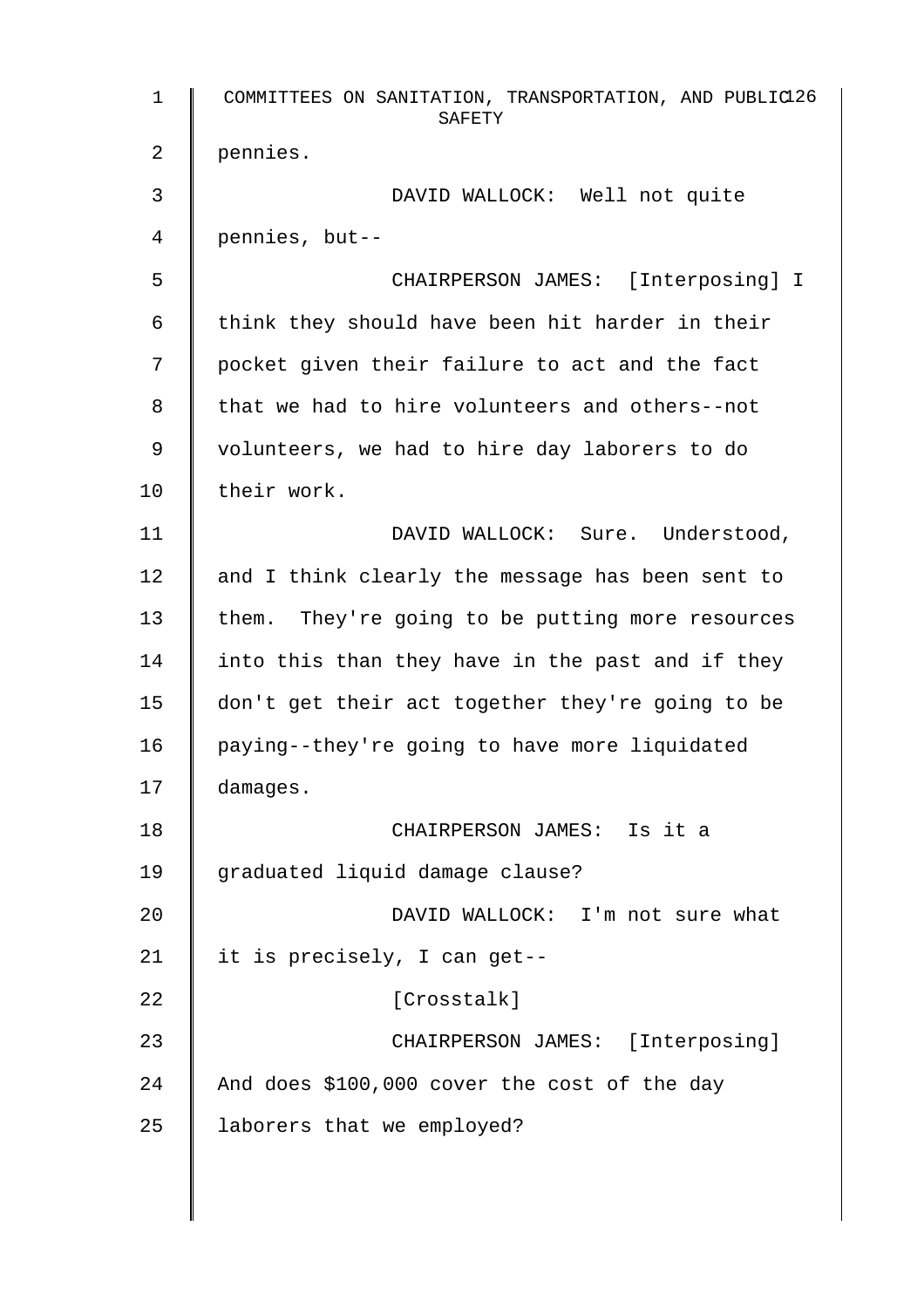pennies.

DAVID WALLOCK: Well not quite pennies, but--

CHAIRPERSON JAMES: [Interposing] I think they should have been hit harder in their pocket given their failure to act and the fact that we had to hire volunteers and others--not volunteers, we had to hire day laborers to do their work.

DAVID WALLOCK: Sure. Understood, and I think clearly the message has been sent to them. They're going to be putting more resources into this than they have in the past and if they don't get their act together they're going to be paying--they're going to have more liquidated damages.

CHAIRPERSON JAMES: Is it a graduated liquid damage clause?

DAVID WALLOCK: I'm not sure what it is precisely, I can get--

[Crosstalk]

CHAIRPERSON JAMES: [Interposing] And does $100,000 cover the cost of the day laborers that we employed?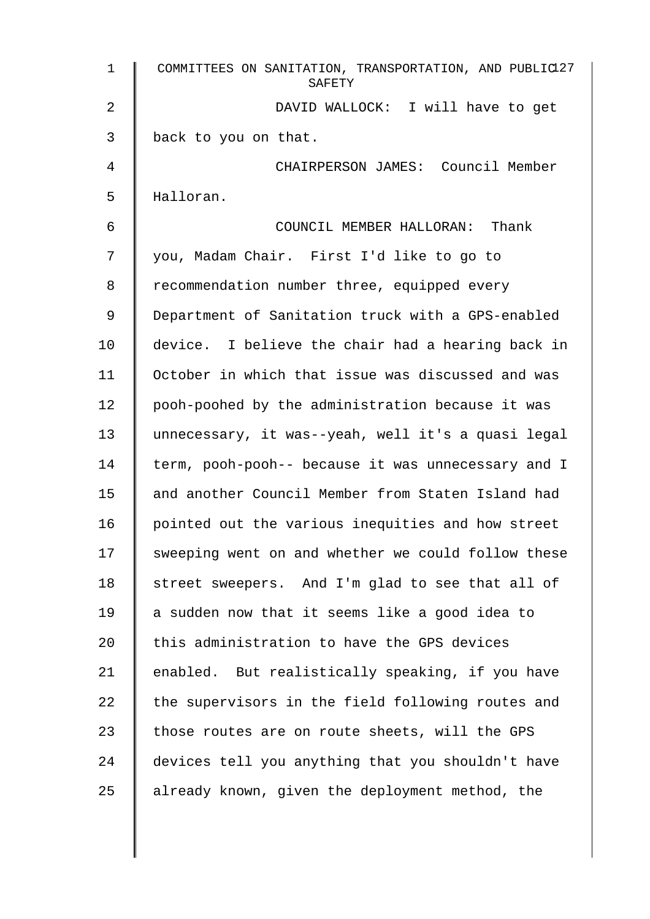DAVID WALLOCK: I will have to get back to you on that.

CHAIRPERSON JAMES: Council Member Halloran.

COUNCIL MEMBER HALLORAN: Thank you, Madam Chair. First I'd like to go to recommendation number three, equipped every Department of Sanitation truck with a GPS-enabled device. I believe the chair had a hearing back in October in which that issue was discussed and was pooh-poohed by the administration because it was unnecessary, it was--yeah, well it's a quasi legal term, pooh-pooh-- because it was unnecessary and I and another Council Member from Staten Island had pointed out the various inequities and how street sweeping went on and whether we could follow these street sweepers. And I'm glad to see that all of a sudden now that it seems like a good idea to this administration to have the GPS devices enabled. But realistically speaking, if you have the supervisors in the field following routes and those routes are on route sheets, will the GPS devices tell you anything that you shouldn't have already known, given the deployment method, the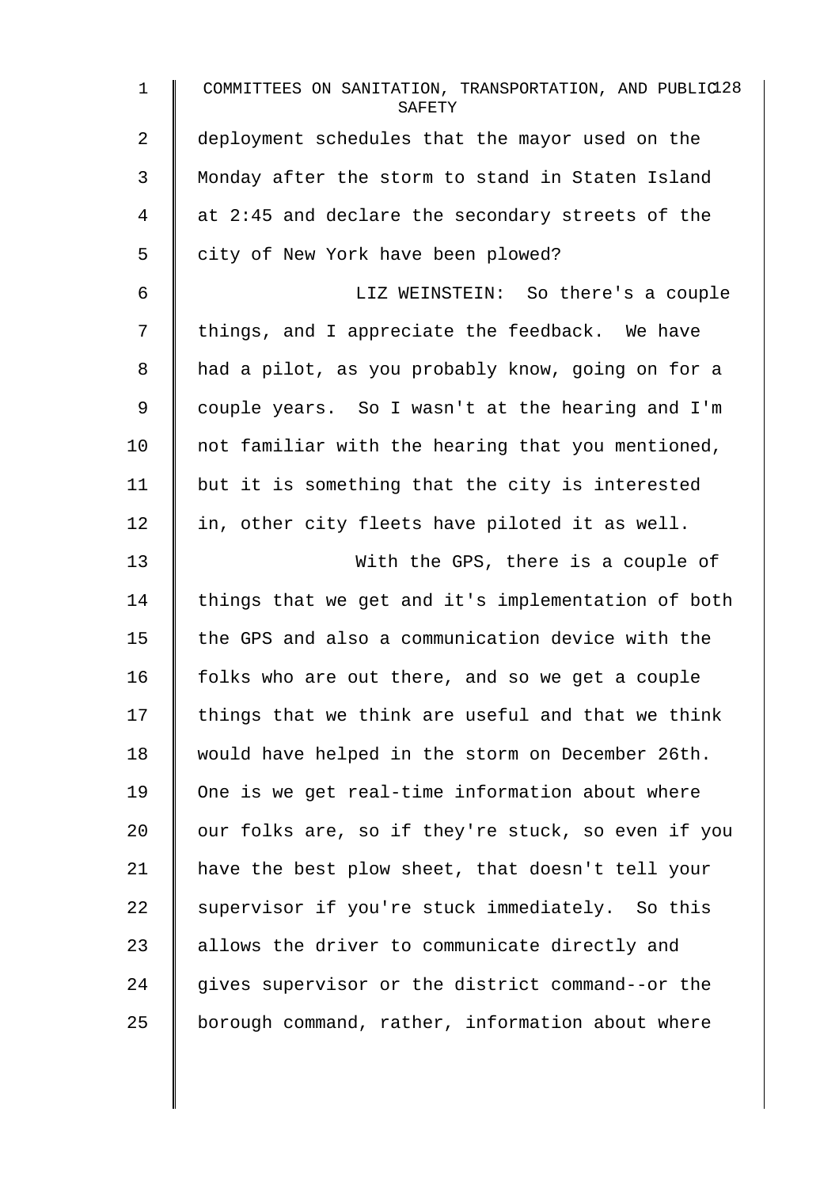deployment schedules that the mayor used on the Monday after the storm to stand in Staten Island at 2:45 and declare the secondary streets of the city of New York have been plowed?

LIZ WEINSTEIN: So there's a couple things, and I appreciate the feedback. We have had a pilot, as you probably know, going on for a couple years. So I wasn't at the hearing and I'm not familiar with the hearing that you mentioned, but it is something that the city is interested in, other city fleets have piloted it as well.

With the GPS, there is a couple of things that we get and it's implementation of both the GPS and also a communication device with the folks who are out there, and so we get a couple things that we think are useful and that we think would have helped in the storm on December 26th. One is we get real-time information about where our folks are, so if they're stuck, so even if you have the best plow sheet, that doesn't tell your supervisor if you're stuck immediately. So this allows the driver to communicate directly and gives supervisor or the district command--or the borough command, rather, information about where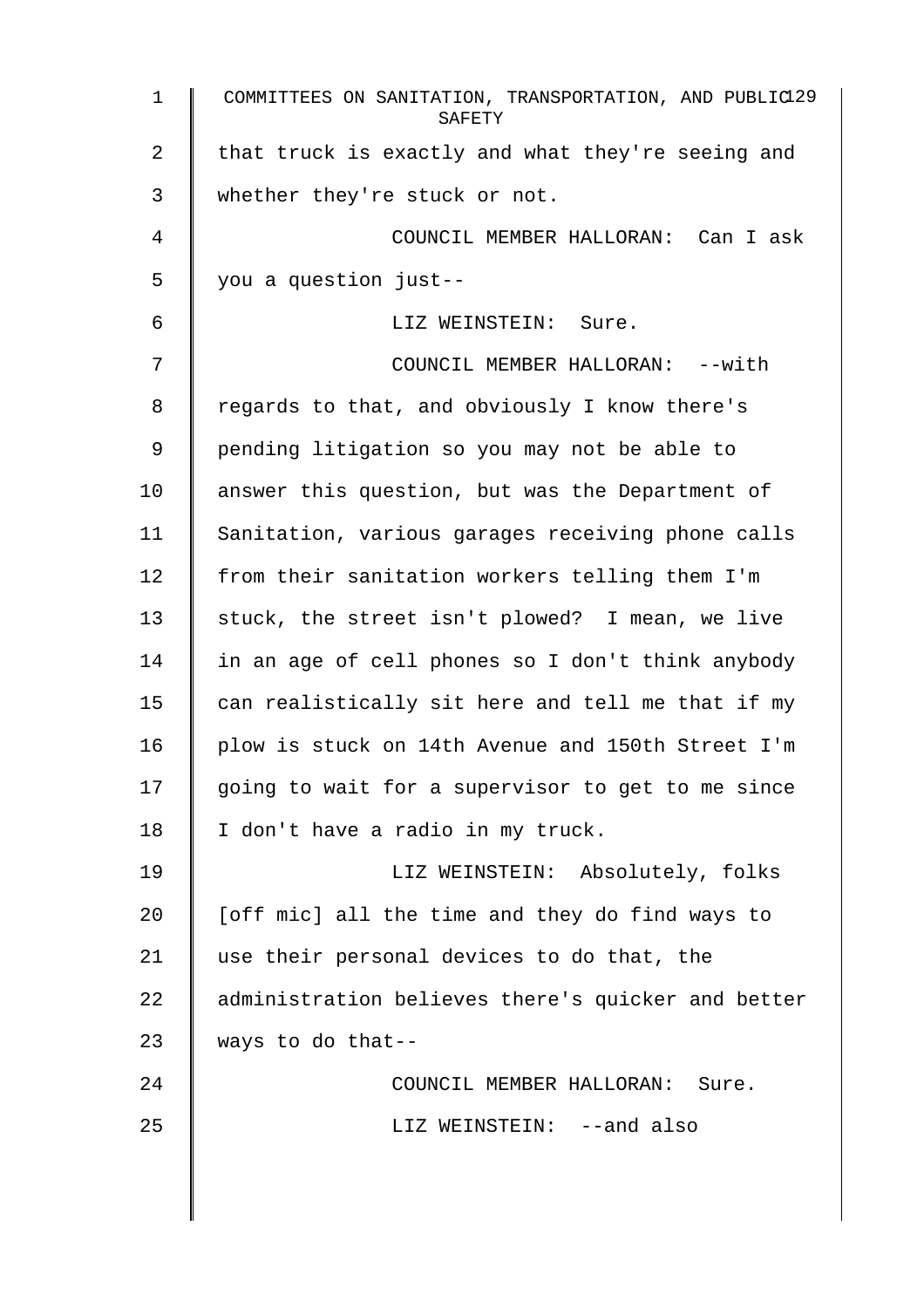that truck is exactly and what they're seeing and whether they're stuck or not.

COUNCIL MEMBER HALLORAN: Can I ask you a question just--

LIZ WEINSTEIN: Sure.

COUNCIL MEMBER HALLORAN: --with regards to that, and obviously I know there's pending litigation so you may not be able to answer this question, but was the Department of Sanitation, various garages receiving phone calls from their sanitation workers telling them I'm stuck, the street isn't plowed? I mean, we live in an age of cell phones so I don't think anybody can realistically sit here and tell me that if my plow is stuck on 14th Avenue and 150th Street I'm going to wait for a supervisor to get to me since I don't have a radio in my truck.

LIZ WEINSTEIN: Absolutely, folks [off mic] all the time and they do find ways to use their personal devices to do that, the administration believes there's quicker and better ways to do that--

COUNCIL MEMBER HALLORAN: Sure.

LIZ WEINSTEIN: --and also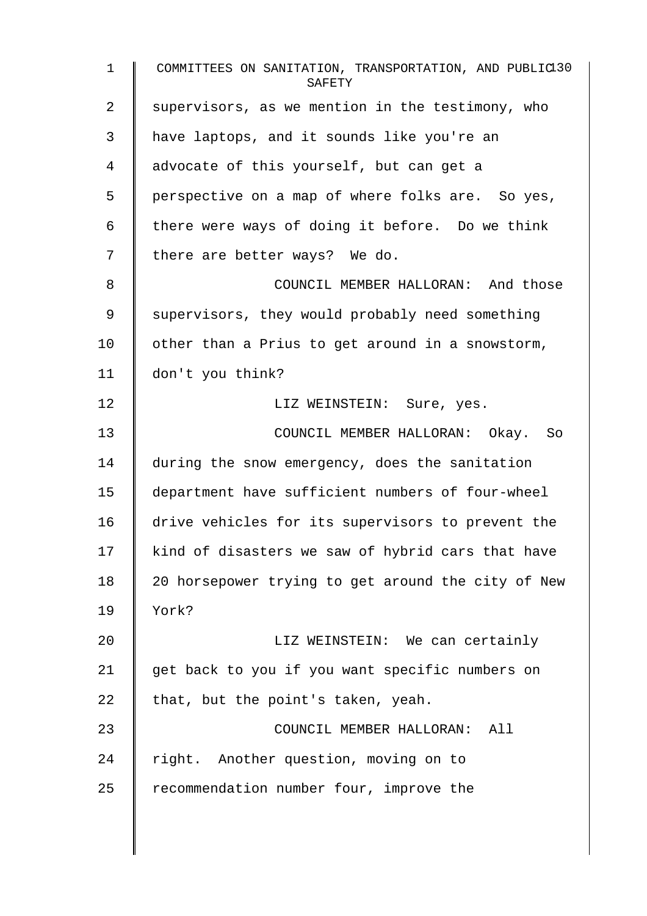supervisors, as we mention in the testimony, who have laptops, and it sounds like you're an advocate of this yourself, but can get a perspective on a map of where folks are. So yes, there were ways of doing it before. Do we think there are better ways? We do.

COUNCIL MEMBER HALLORAN: And those supervisors, they would probably need something other than a Prius to get around in a snowstorm, don't you think?

LIZ WEINSTEIN: Sure, yes.

COUNCIL MEMBER HALLORAN: Okay. So during the snow emergency, does the sanitation department have sufficient numbers of four-wheel drive vehicles for its supervisors to prevent the kind of disasters we saw of hybrid cars that have 20 horsepower trying to get around the city of New York?

LIZ WEINSTEIN: We can certainly get back to you if you want specific numbers on that, but the point's taken, yeah.

COUNCIL MEMBER HALLORAN: All right. Another question, moving on to recommendation number four, improve the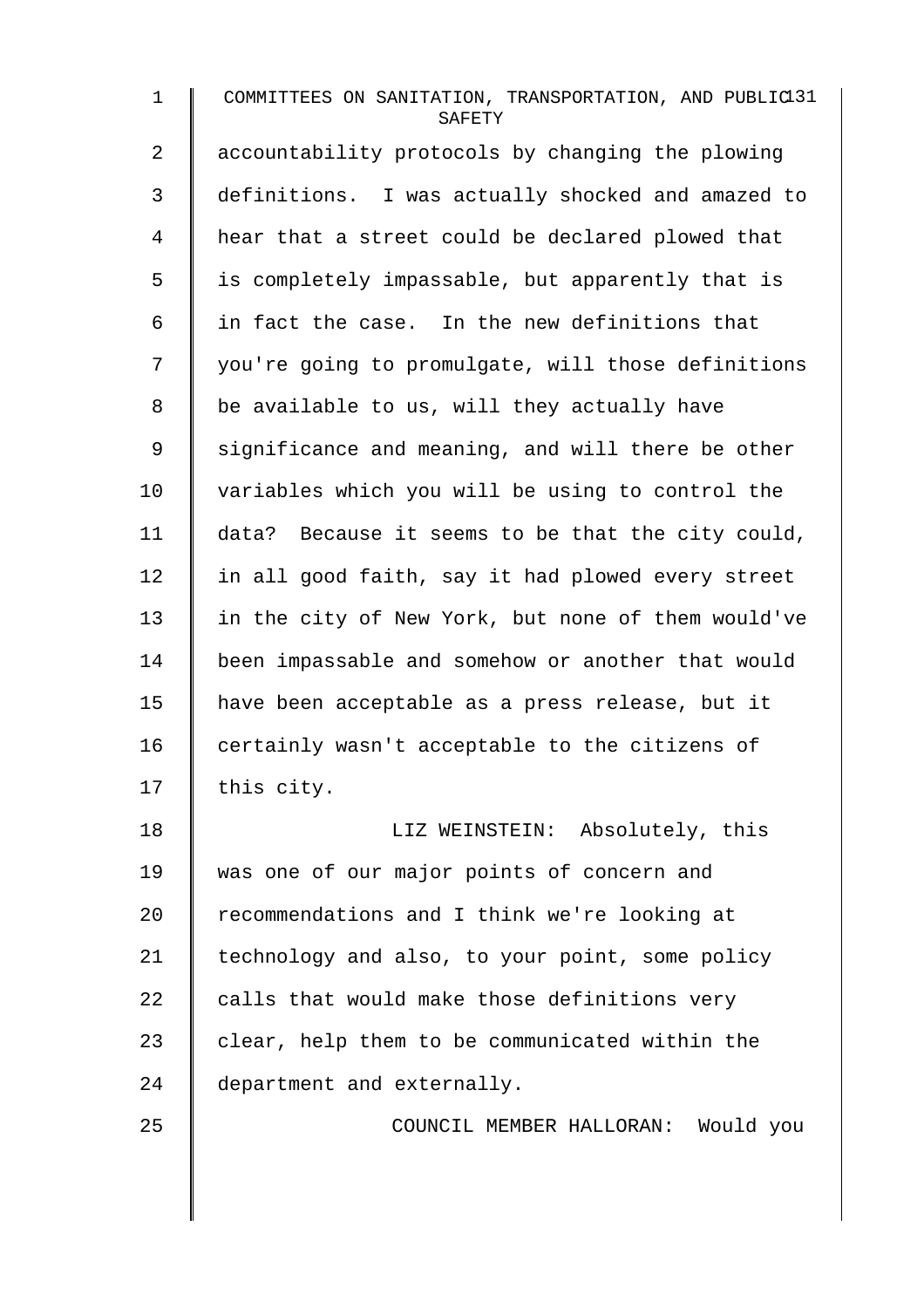accountability protocols by changing the plowing definitions. I was actually shocked and amazed to hear that a street could be declared plowed that is completely impassable, but apparently that is in fact the case. In the new definitions that you're going to promulgate, will those definitions be available to us, will they actually have significance and meaning, and will there be other variables which you will be using to control the data? Because it seems to be that the city could, in all good faith, say it had plowed every street in the city of New York, but none of them would've been impassable and somehow or another that would have been acceptable as a press release, but it certainly wasn't acceptable to the citizens of this city.

LIZ WEINSTEIN: Absolutely, this was one of our major points of concern and recommendations and I think we're looking at technology and also, to your point, some policy calls that would make those definitions very clear, help them to be communicated within the department and externally.

COUNCIL MEMBER HALLORAN: Would you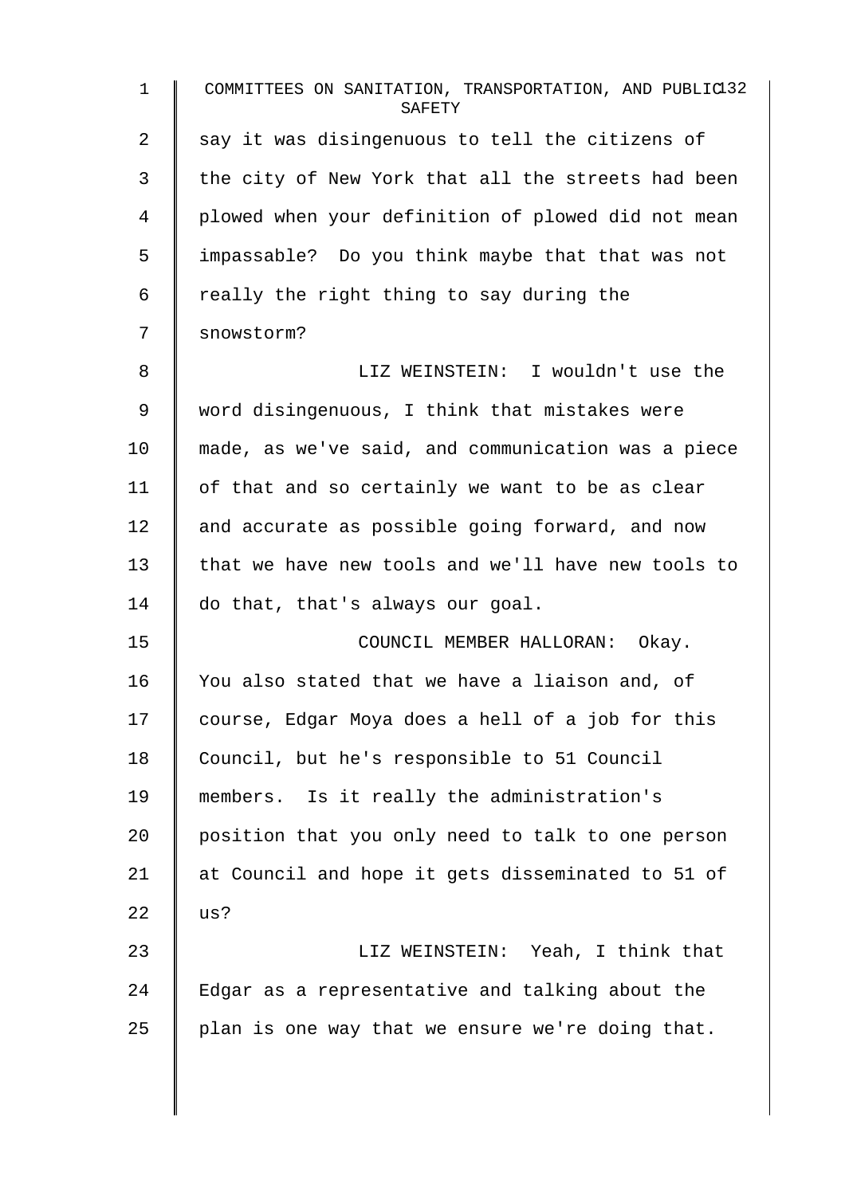say it was disingenuous to tell the citizens of the city of New York that all the streets had been plowed when your definition of plowed did not mean impassable? Do you think maybe that that was not really the right thing to say during the snowstorm?

LIZ WEINSTEIN: I wouldn't use the word disingenuous, I think that mistakes were made, as we've said, and communication was a piece of that and so certainly we want to be as clear and accurate as possible going forward, and now that we have new tools and we'll have new tools to do that, that's always our goal.

COUNCIL MEMBER HALLORAN: Okay. You also stated that we have a liaison and, of course, Edgar Moya does a hell of a job for this Council, but he's responsible to 51 Council members. Is it really the administration's position that you only need to talk to one person at Council and hope it gets disseminated to 51 of us?

LIZ WEINSTEIN: Yeah, I think that Edgar as a representative and talking about the plan is one way that we ensure we're doing that.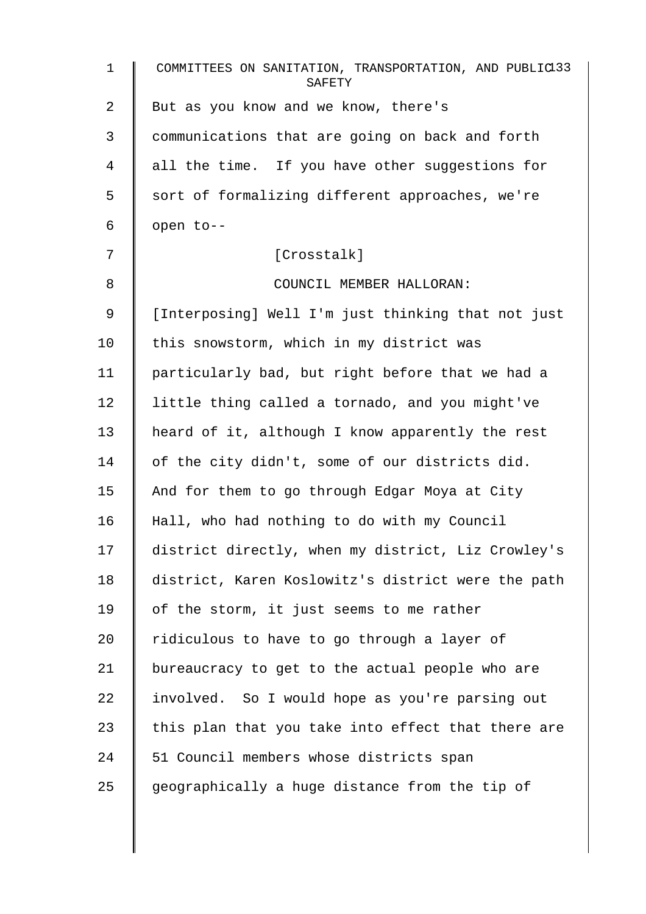But as you know and we know, there's communications that are going on back and forth all the time. If you have other suggestions for sort of formalizing different approaches, we're open to--

[Crosstalk]

COUNCIL MEMBER HALLORAN:

[Interposing] Well I'm just thinking that not just this snowstorm, which in my district was particularly bad, but right before that we had a little thing called a tornado, and you might've heard of it, although I know apparently the rest of the city didn't, some of our districts did. And for them to go through Edgar Moya at City Hall, who had nothing to do with my Council district directly, when my district, Liz Crowley's district, Karen Koslowitz's district were the path of the storm, it just seems to me rather ridiculous to have to go through a layer of bureaucracy to get to the actual people who are involved. So I would hope as you're parsing out this plan that you take into effect that there are 51 Council members whose districts span geographically a huge distance from the tip of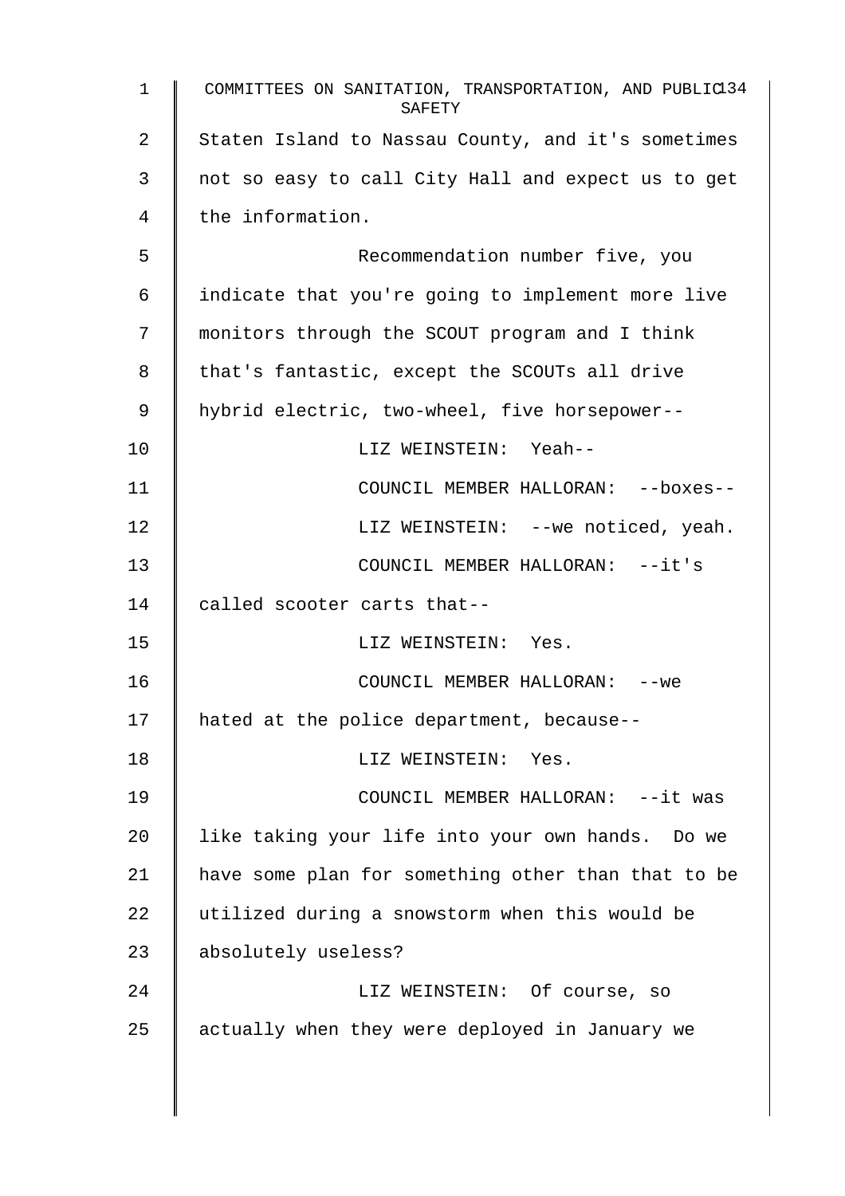Staten Island to Nassau County, and it's sometimes not so easy to call City Hall and expect us to get the information.

Recommendation number five, you indicate that you're going to implement more live monitors through the SCOUT program and I think that's fantastic, except the SCOUTs all drive hybrid electric, two-wheel, five horsepower--

LIZ WEINSTEIN: Yeah--

COUNCIL MEMBER HALLORAN: --boxes--

LIZ WEINSTEIN: --we noticed, yeah.

COUNCIL MEMBER HALLORAN: --it's called scooter carts that--

LIZ WEINSTEIN: Yes.

COUNCIL MEMBER HALLORAN: --we hated at the police department, because--

LIZ WEINSTEIN: Yes.

COUNCIL MEMBER HALLORAN: --it was like taking your life into your own hands. Do we have some plan for something other than that to be utilized during a snowstorm when this would be absolutely useless?

LIZ WEINSTEIN: Of course, so actually when they were deployed in January we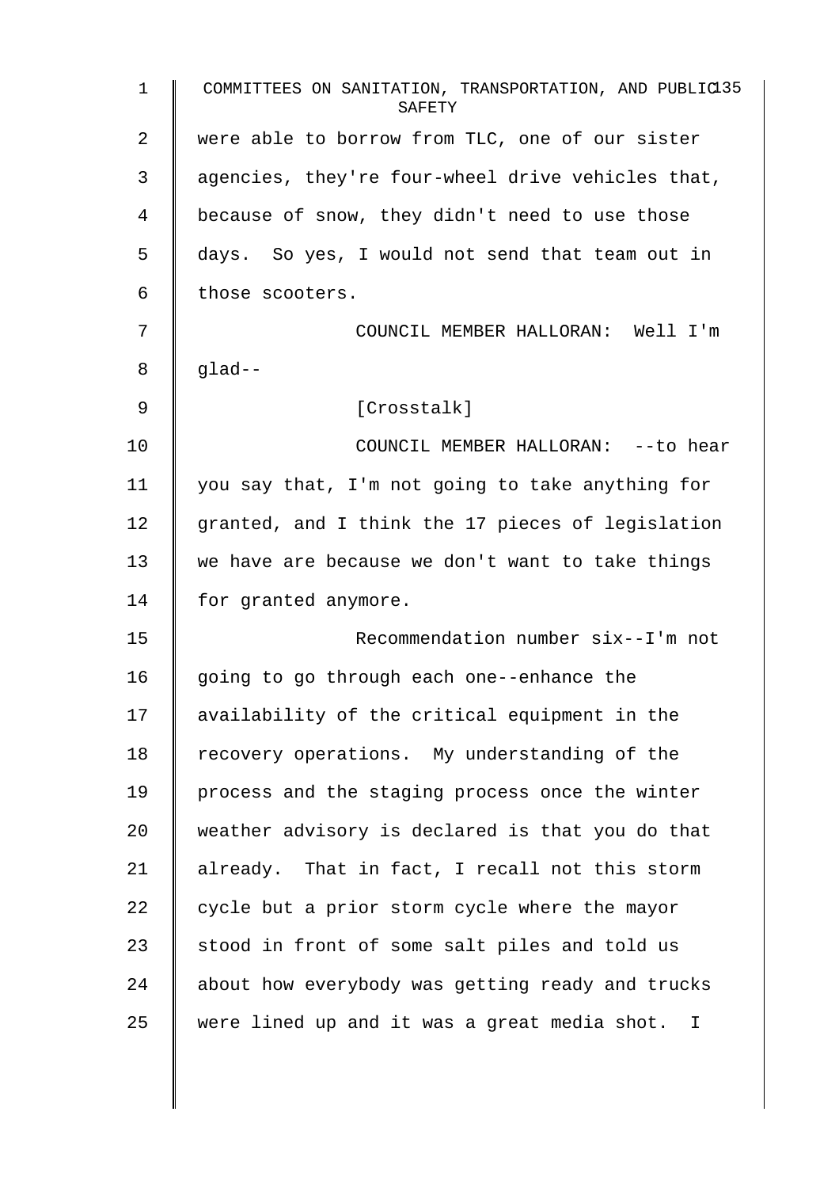were able to borrow from TLC, one of our sister agencies, they're four-wheel drive vehicles that, because of snow, they didn't need to use those days. So yes, I would not send that team out in those scooters.

COUNCIL MEMBER HALLORAN: Well I'm glad--

[Crosstalk]

COUNCIL MEMBER HALLORAN: --to hear you say that, I'm not going to take anything for granted, and I think the 17 pieces of legislation we have are because we don't want to take things for granted anymore.

Recommendation number six--I'm not going to go through each one--enhance the availability of the critical equipment in the recovery operations. My understanding of the process and the staging process once the winter weather advisory is declared is that you do that already. That in fact, I recall not this storm cycle but a prior storm cycle where the mayor stood in front of some salt piles and told us about how everybody was getting ready and trucks were lined up and it was a great media shot. I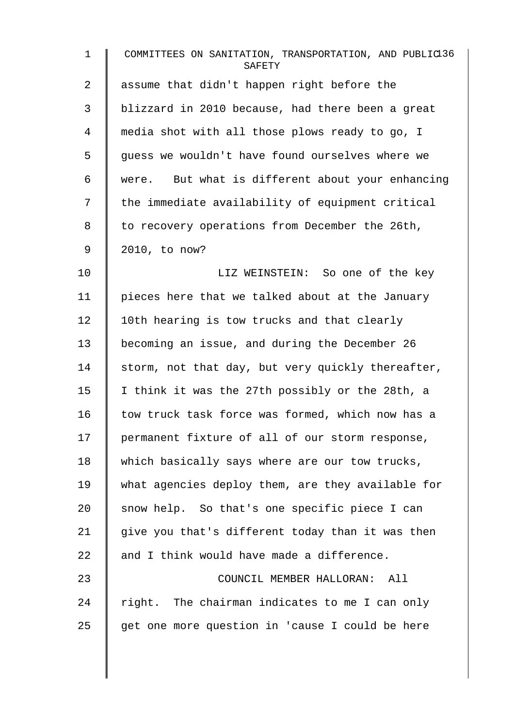assume that didn't happen right before the blizzard in 2010 because, had there been a great media shot with all those plows ready to go, I guess we wouldn't have found ourselves where we were. But what is different about your enhancing the immediate availability of equipment critical to recovery operations from December the 26th, 2010, to now?

LIZ WEINSTEIN: So one of the key pieces here that we talked about at the January 10th hearing is tow trucks and that clearly becoming an issue, and during the December 26 storm, not that day, but very quickly thereafter, I think it was the 27th possibly or the 28th, a tow truck task force was formed, which now has a permanent fixture of all of our storm response, which basically says where are our tow trucks, what agencies deploy them, are they available for snow help. So that's one specific piece I can give you that's different today than it was then and I think would have made a difference.

COUNCIL MEMBER HALLORAN: All right. The chairman indicates to me I can only get one more question in 'cause I could be here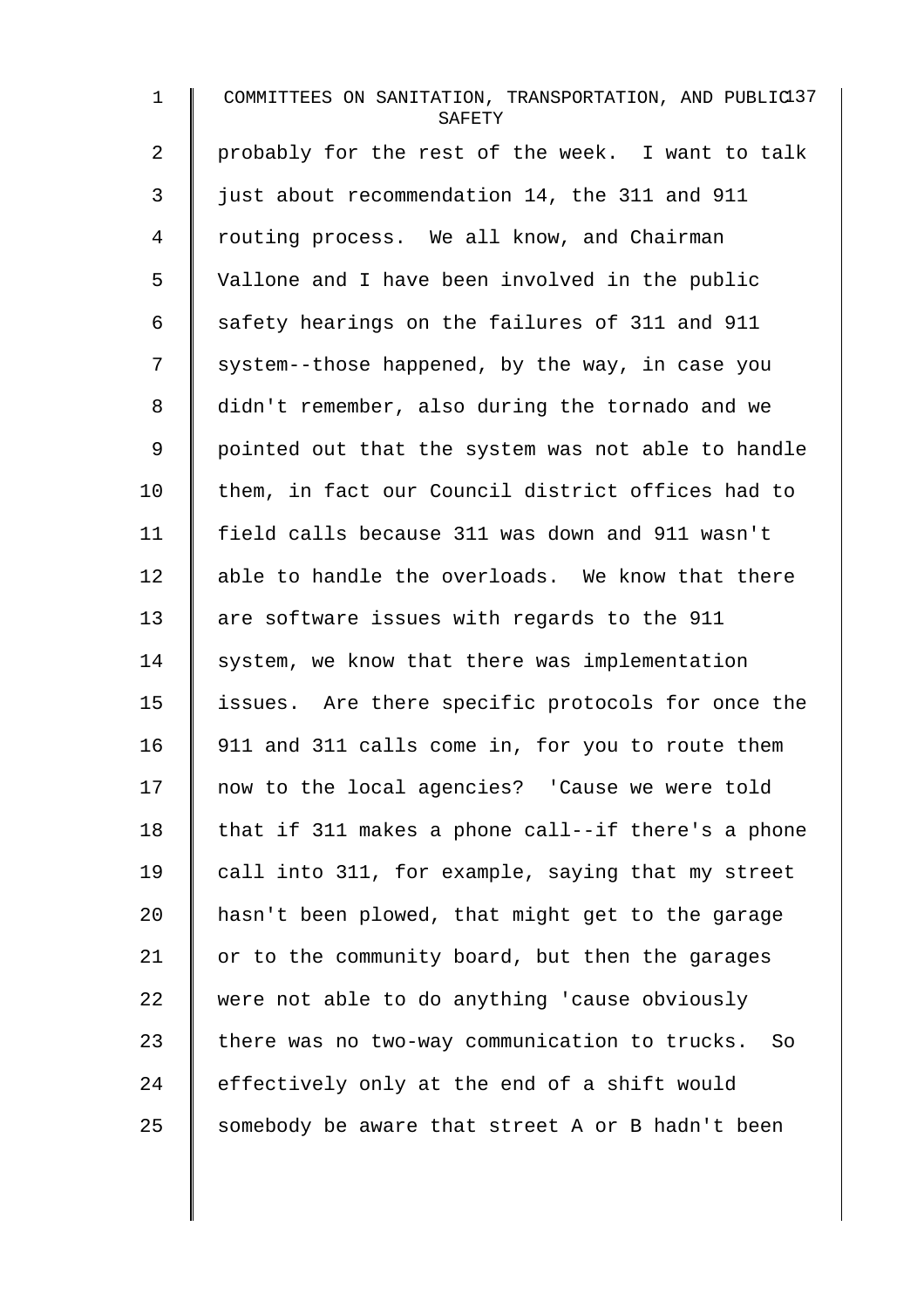probably for the rest of the week. I want to talk just about recommendation 14, the 311 and 911 routing process. We all know, and Chairman Vallone and I have been involved in the public safety hearings on the failures of 311 and 911 system--those happened, by the way, in case you didn't remember, also during the tornado and we pointed out that the system was not able to handle them, in fact our Council district offices had to field calls because 311 was down and 911 wasn't able to handle the overloads. We know that there are software issues with regards to the 911 system, we know that there was implementation issues. Are there specific protocols for once the 911 and 311 calls come in, for you to route them now to the local agencies? 'Cause we were told that if 311 makes a phone call--if there's a phone call into 311, for example, saying that my street hasn't been plowed, that might get to the garage or to the community board, but then the garages were not able to do anything 'cause obviously there was no two-way communication to trucks. So effectively only at the end of a shift would somebody be aware that street A or B hadn't been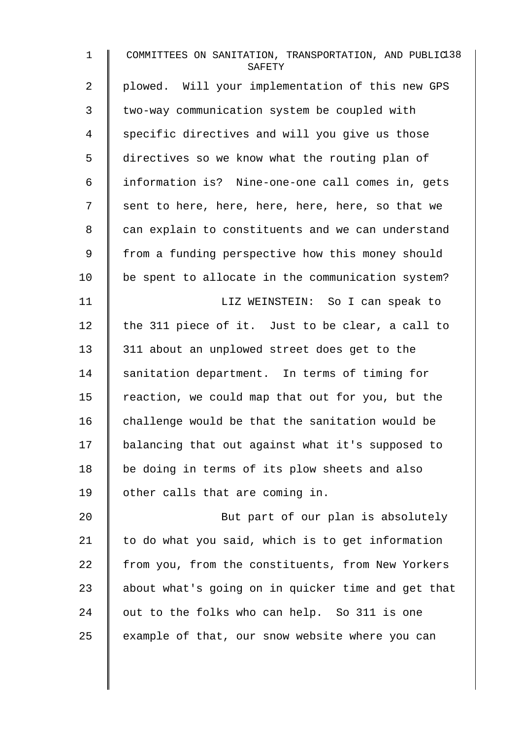plowed. Will your implementation of this new GPS two-way communication system be coupled with specific directives and will you give us those directives so we know what the routing plan of information is? Nine-one-one call comes in, gets sent to here, here, here, here, here, so that we can explain to constituents and we can understand from a funding perspective how this money should be spent to allocate in the communication system?

LIZ WEINSTEIN: So I can speak to the 311 piece of it. Just to be clear, a call to 311 about an unplowed street does get to the sanitation department. In terms of timing for reaction, we could map that out for you, but the challenge would be that the sanitation would be balancing that out against what it's supposed to be doing in terms of its plow sheets and also other calls that are coming in.

But part of our plan is absolutely to do what you said, which is to get information from you, from the constituents, from New Yorkers about what's going on in quicker time and get that out to the folks who can help. So 311 is one example of that, our snow website where you can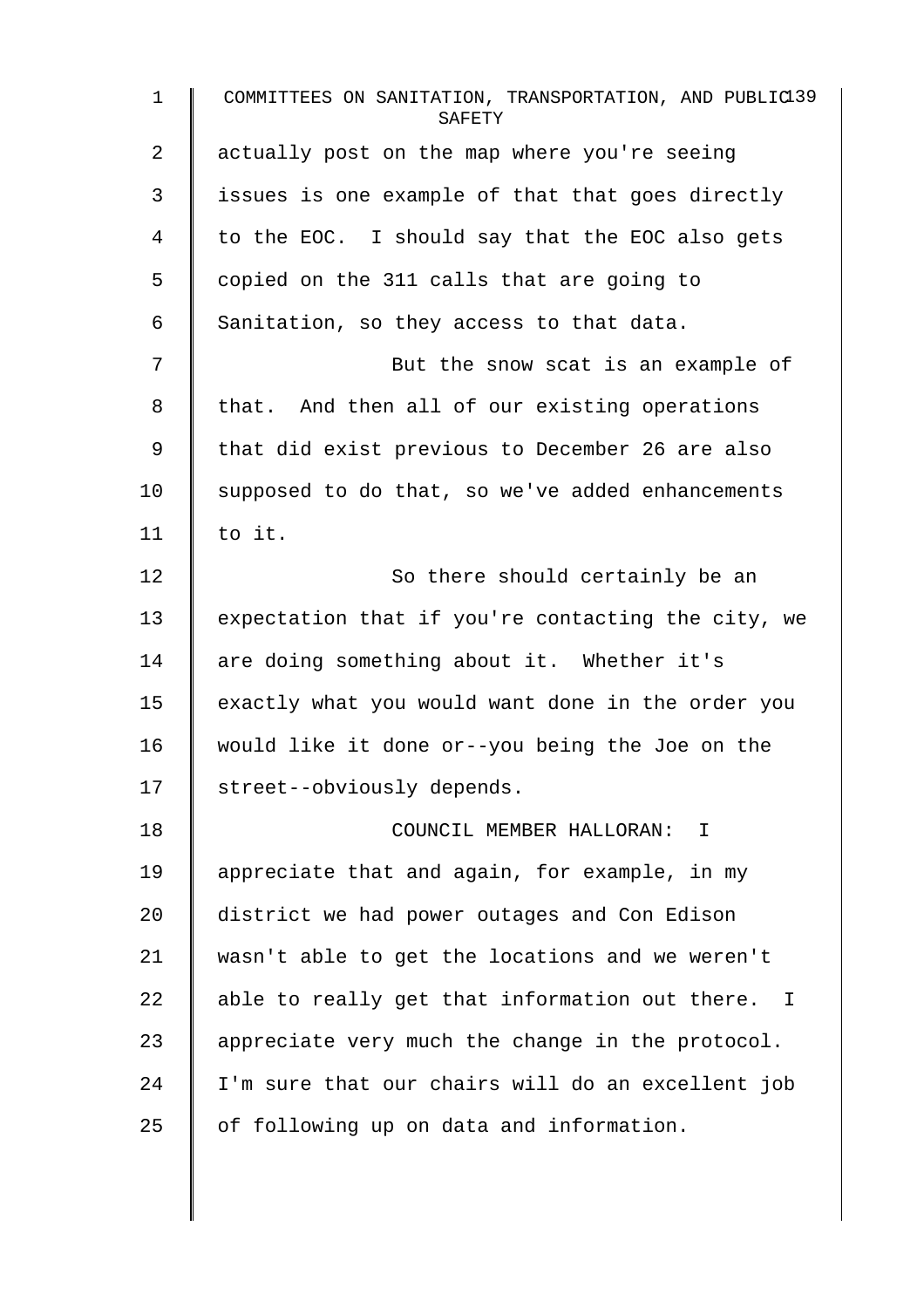actually post on the map where you're seeing issues is one example of that that goes directly to the EOC. I should say that the EOC also gets copied on the 311 calls that are going to Sanitation, so they access to that data.

But the snow scat is an example of that. And then all of our existing operations that did exist previous to December 26 are also supposed to do that, so we've added enhancements to it.

So there should certainly be an expectation that if you're contacting the city, we are doing something about it. Whether it's exactly what you would want done in the order you would like it done or--you being the Joe on the street--obviously depends.

COUNCIL MEMBER HALLORAN: I appreciate that and again, for example, in my district we had power outages and Con Edison wasn't able to get the locations and we weren't able to really get that information out there. I appreciate very much the change in the protocol. I'm sure that our chairs will do an excellent job of following up on data and information.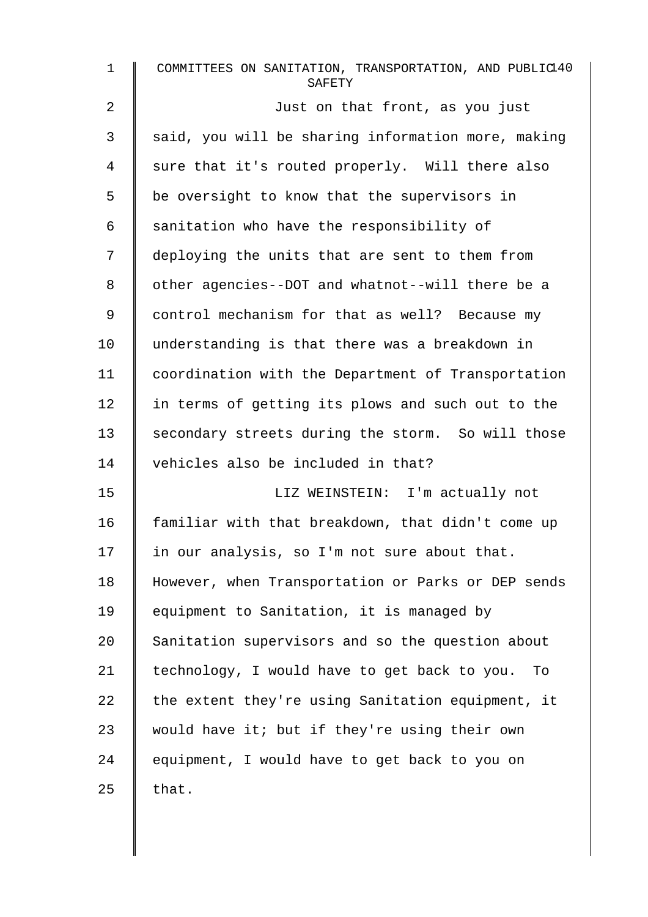Just on that front, as you just said, you will be sharing information more, making sure that it's routed properly. Will there also be oversight to know that the supervisors in sanitation who have the responsibility of deploying the units that are sent to them from other agencies--DOT and whatnot--will there be a control mechanism for that as well? Because my understanding is that there was a breakdown in coordination with the Department of Transportation in terms of getting its plows and such out to the secondary streets during the storm. So will those vehicles also be included in that?

LIZ WEINSTEIN: I'm actually not familiar with that breakdown, that didn't come up in our analysis, so I'm not sure about that. However, when Transportation or Parks or DEP sends equipment to Sanitation, it is managed by Sanitation supervisors and so the question about technology, I would have to get back to you. To the extent they're using Sanitation equipment, it would have it; but if they're using their own equipment, I would have to get back to you on that.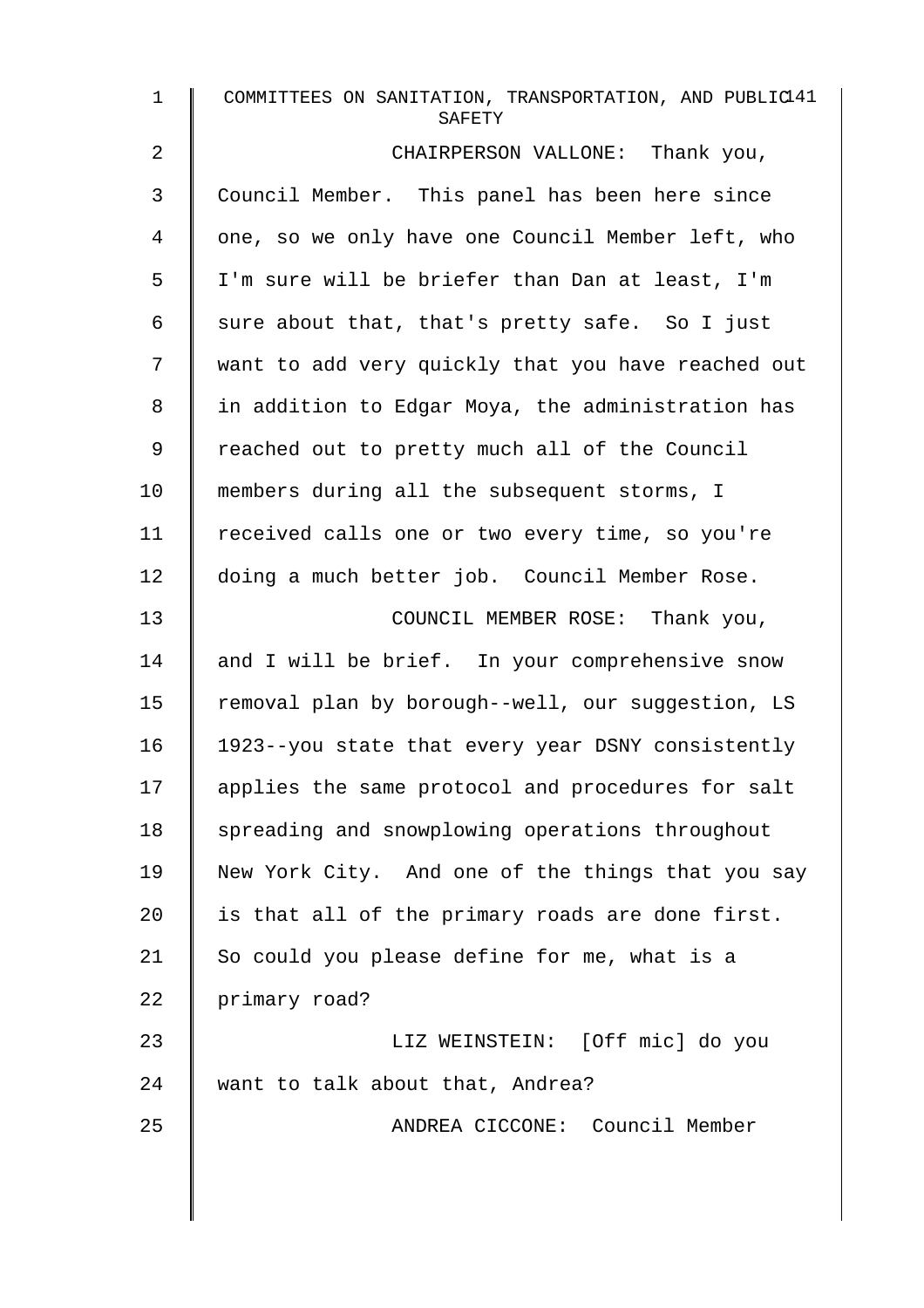CHAIRPERSON VALLONE: Thank you, Council Member. This panel has been here since one, so we only have one Council Member left, who I'm sure will be briefer than Dan at least, I'm sure about that, that's pretty safe. So I just want to add very quickly that you have reached out in addition to Edgar Moya, the administration has reached out to pretty much all of the Council members during all the subsequent storms, I received calls one or two every time, so you're doing a much better job. Council Member Rose.

COUNCIL MEMBER ROSE: Thank you, and I will be brief. In your comprehensive snow removal plan by borough--well, our suggestion, LS 1923--you state that every year DSNY consistently applies the same protocol and procedures for salt spreading and snowplowing operations throughout New York City. And one of the things that you say is that all of the primary roads are done first. So could you please define for me, what is a primary road?

LIZ WEINSTEIN: [Off mic] do you want to talk about that, Andrea?

ANDREA CICCONE: Council Member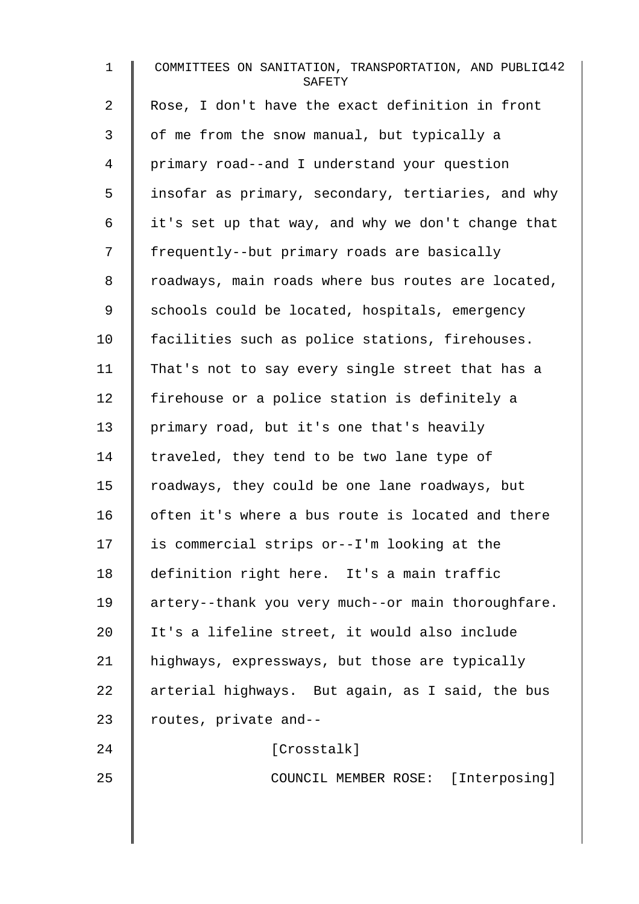Rose, I don't have the exact definition in front of me from the snow manual, but typically a primary road--and I understand your question insofar as primary, secondary, tertiaries, and why it's set up that way, and why we don't change that frequently--but primary roads are basically roadways, main roads where bus routes are located, schools could be located, hospitals, emergency facilities such as police stations, firehouses. That's not to say every single street that has a firehouse or a police station is definitely a primary road, but it's one that's heavily traveled, they tend to be two lane type of roadways, they could be one lane roadways, but often it's where a bus route is located and there is commercial strips or--I'm looking at the definition right here. It's a main traffic artery--thank you very much--or main thoroughfare. It's a lifeline street, it would also include highways, expressways, but those are typically arterial highways. But again, as I said, the bus routes, private and--

[Crosstalk]

COUNCIL MEMBER ROSE: [Interposing]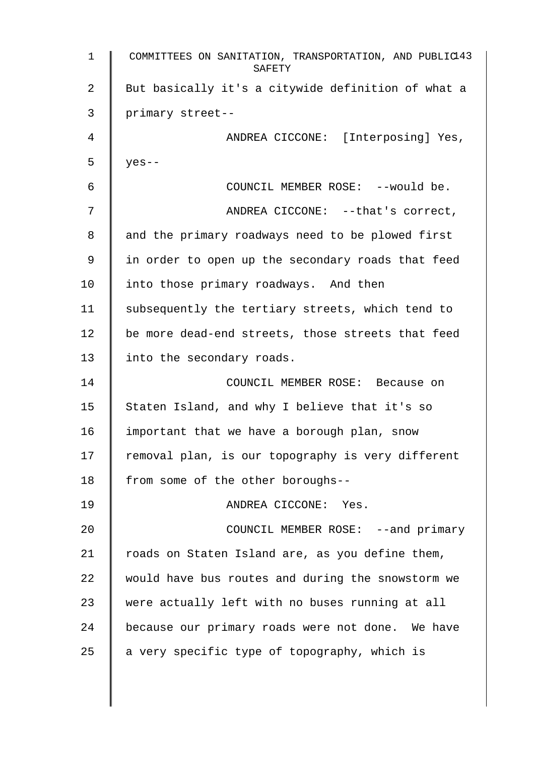But basically it's a citywide definition of what a primary street--

ANDREA CICCONE: [Interposing] Yes, yes--

COUNCIL MEMBER ROSE: --would be.

ANDREA CICCONE: --that's correct, and the primary roadways need to be plowed first in order to open up the secondary roads that feed into those primary roadways. And then subsequently the tertiary streets, which tend to be more dead-end streets, those streets that feed into the secondary roads.

COUNCIL MEMBER ROSE: Because on Staten Island, and why I believe that it's so important that we have a borough plan, snow removal plan, is our topography is very different from some of the other boroughs--

ANDREA CICCONE: Yes.

COUNCIL MEMBER ROSE: --and primary roads on Staten Island are, as you define them, would have bus routes and during the snowstorm we were actually left with no buses running at all because our primary roads were not done. We have a very specific type of topography, which is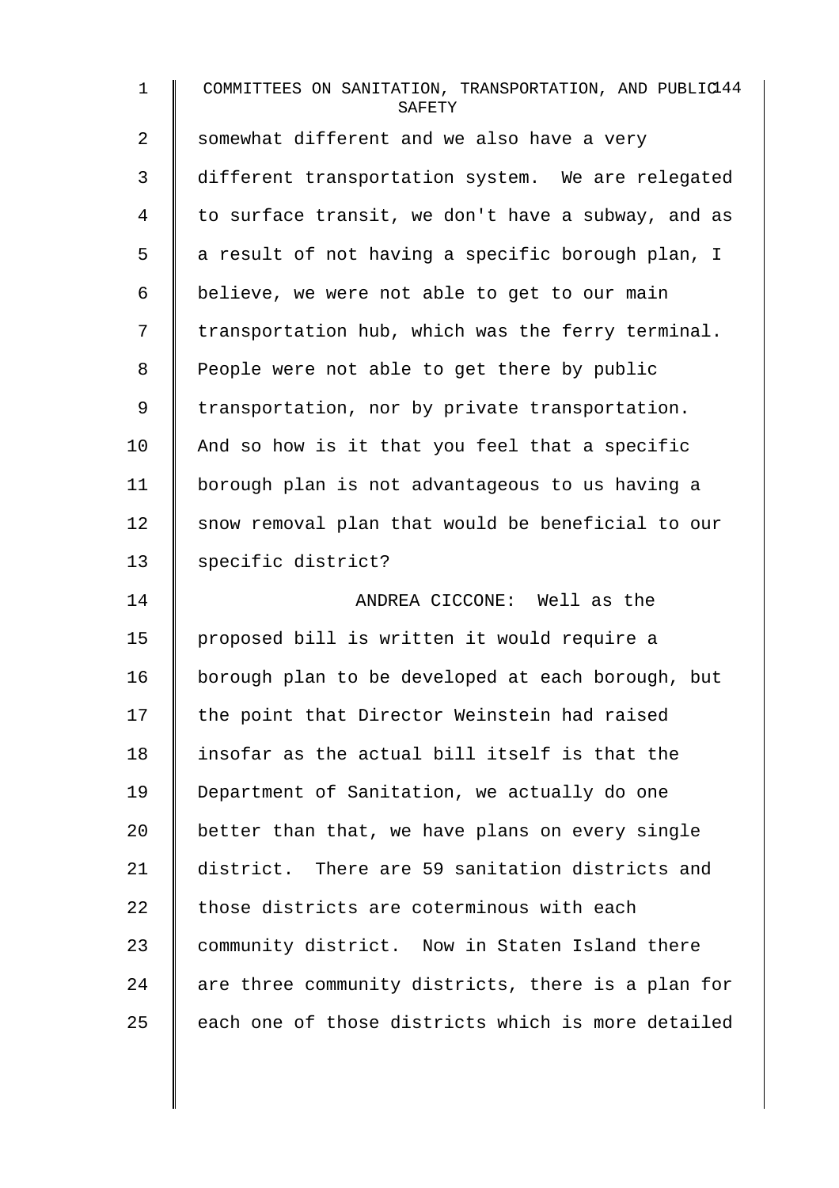somewhat different and we also have a very different transportation system. We are relegated to surface transit, we don't have a subway, and as a result of not having a specific borough plan, I believe, we were not able to get to our main transportation hub, which was the ferry terminal. People were not able to get there by public transportation, nor by private transportation. And so how is it that you feel that a specific borough plan is not advantageous to us having a snow removal plan that would be beneficial to our specific district?

ANDREA CICCONE: Well as the proposed bill is written it would require a borough plan to be developed at each borough, but the point that Director Weinstein had raised insofar as the actual bill itself is that the Department of Sanitation, we actually do one better than that, we have plans on every single district. There are 59 sanitation districts and those districts are coterminous with each community district. Now in Staten Island there are three community districts, there is a plan for each one of those districts which is more detailed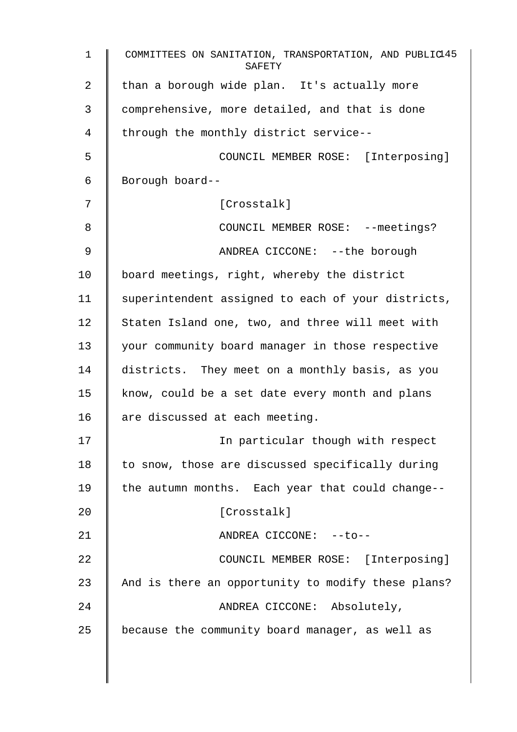than a borough wide plan. It's actually more comprehensive, more detailed, and that is done through the monthly district service--

COUNCIL MEMBER ROSE: [Interposing] Borough board--

[Crosstalk]

COUNCIL MEMBER ROSE: --meetings?

ANDREA CICCONE: --the borough board meetings, right, whereby the district superintendent assigned to each of your districts, Staten Island one, two, and three will meet with your community board manager in those respective districts. They meet on a monthly basis, as you know, could be a set date every month and plans are discussed at each meeting.

In particular though with respect to snow, those are discussed specifically during the autumn months. Each year that could change--

[Crosstalk]

ANDREA CICCONE: --to--

COUNCIL MEMBER ROSE: [Interposing] And is there an opportunity to modify these plans?

ANDREA CICCONE: Absolutely, because the community board manager, as well as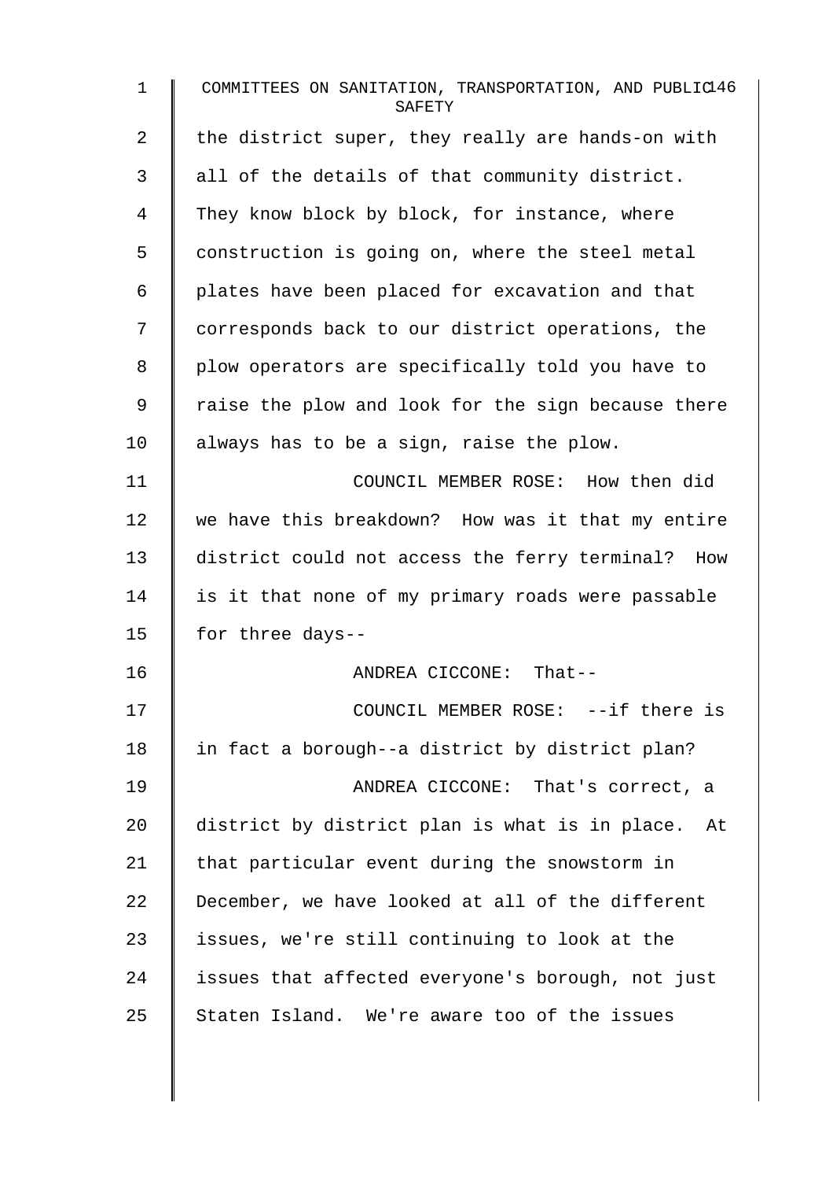the district super, they really are hands-on with all of the details of that community district. They know block by block, for instance, where construction is going on, where the steel metal plates have been placed for excavation and that corresponds back to our district operations, the plow operators are specifically told you have to raise the plow and look for the sign because there always has to be a sign, raise the plow.

COUNCIL MEMBER ROSE: How then did we have this breakdown? How was it that my entire district could not access the ferry terminal? How is it that none of my primary roads were passable for three days--

ANDREA CICCONE: That--

COUNCIL MEMBER ROSE: --if there is in fact a borough--a district by district plan?

ANDREA CICCONE: That's correct, a district by district plan is what is in place. At that particular event during the snowstorm in December, we have looked at all of the different issues, we're still continuing to look at the issues that affected everyone's borough, not just Staten Island. We're aware too of the issues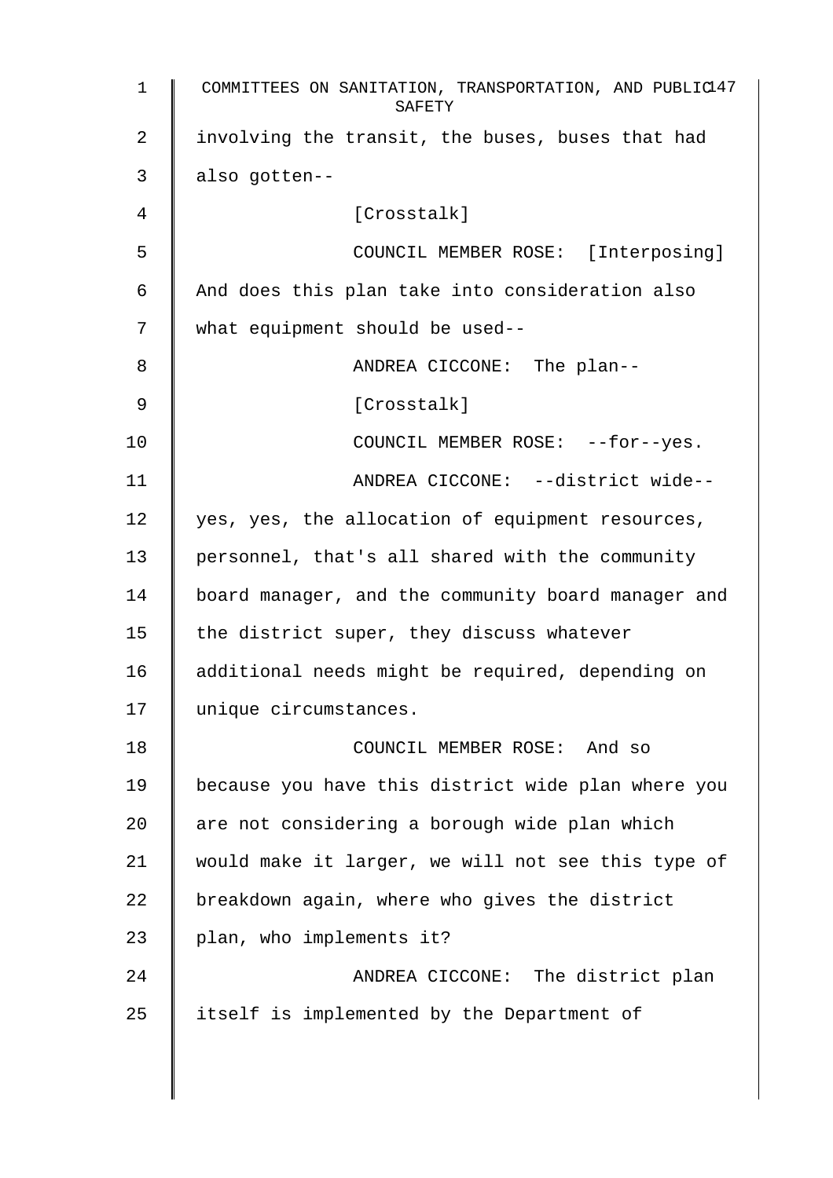involving the transit, the buses, buses that had also gotten--

[Crosstalk]

COUNCIL MEMBER ROSE: [Interposing] And does this plan take into consideration also what equipment should be used--

ANDREA CICCONE: The plan--

[Crosstalk]

COUNCIL MEMBER ROSE: --for--yes.

ANDREA CICCONE: --district wide-- yes, yes, the allocation of equipment resources, personnel, that's all shared with the community board manager, and the community board manager and the district super, they discuss whatever additional needs might be required, depending on unique circumstances.

COUNCIL MEMBER ROSE: And so because you have this district wide plan where you are not considering a borough wide plan which would make it larger, we will not see this type of breakdown again, where who gives the district plan, who implements it?

ANDREA CICCONE: The district plan itself is implemented by the Department of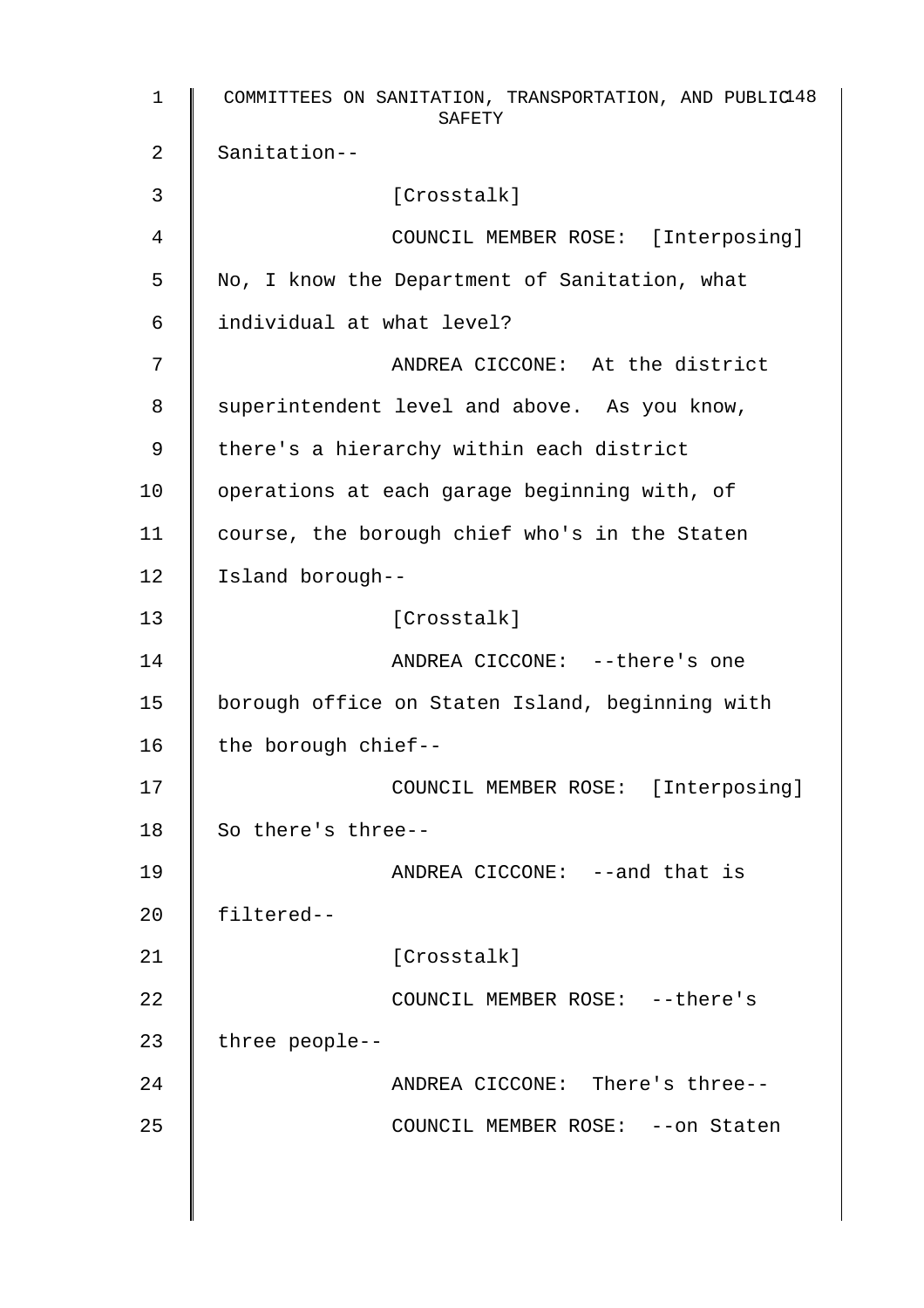Sanitation--

[Crosstalk]

COUNCIL MEMBER ROSE: [Interposing] No, I know the Department of Sanitation, what individual at what level?

ANDREA CICCONE: At the district superintendent level and above. As you know, there's a hierarchy within each district operations at each garage beginning with, of course, the borough chief who's in the Staten Island borough--

[Crosstalk]

ANDREA CICCONE: --there's one borough office on Staten Island, beginning with the borough chief--

COUNCIL MEMBER ROSE: [Interposing] So there's three--

ANDREA CICCONE: --and that is filtered--

[Crosstalk]

COUNCIL MEMBER ROSE: --there's three people--

ANDREA CICCONE: There's three--

COUNCIL MEMBER ROSE: --on Staten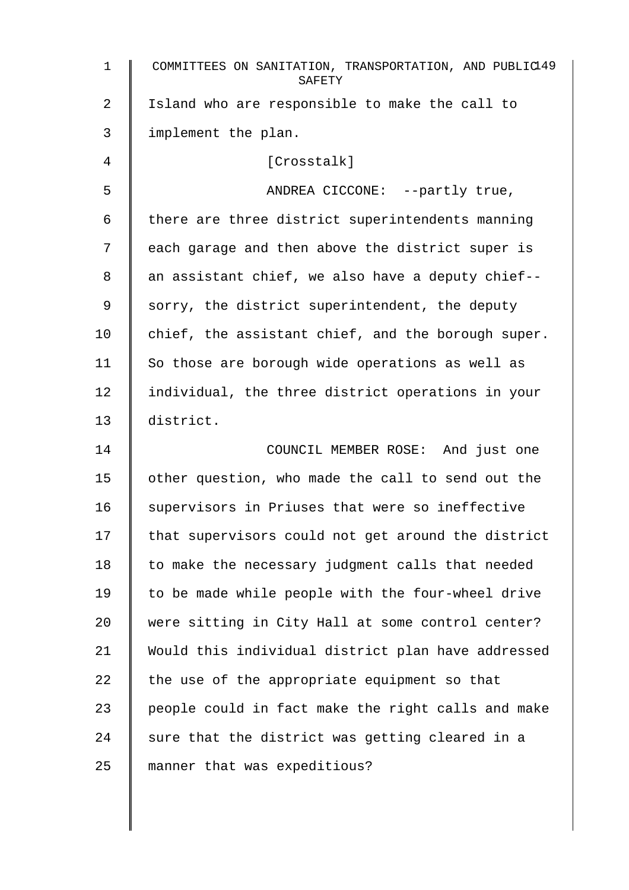Island who are responsible to make the call to implement the plan.

[Crosstalk]

ANDREA CICCONE: --partly true, there are three district superintendents manning each garage and then above the district super is an assistant chief, we also have a deputy chief-- sorry, the district superintendent, the deputy chief, the assistant chief, and the borough super. So those are borough wide operations as well as individual, the three district operations in your district.

COUNCIL MEMBER ROSE: And just one other question, who made the call to send out the supervisors in Priuses that were so ineffective that supervisors could not get around the district to make the necessary judgment calls that needed to be made while people with the four-wheel drive were sitting in City Hall at some control center? Would this individual district plan have addressed the use of the appropriate equipment so that people could in fact make the right calls and make sure that the district was getting cleared in a manner that was expeditious?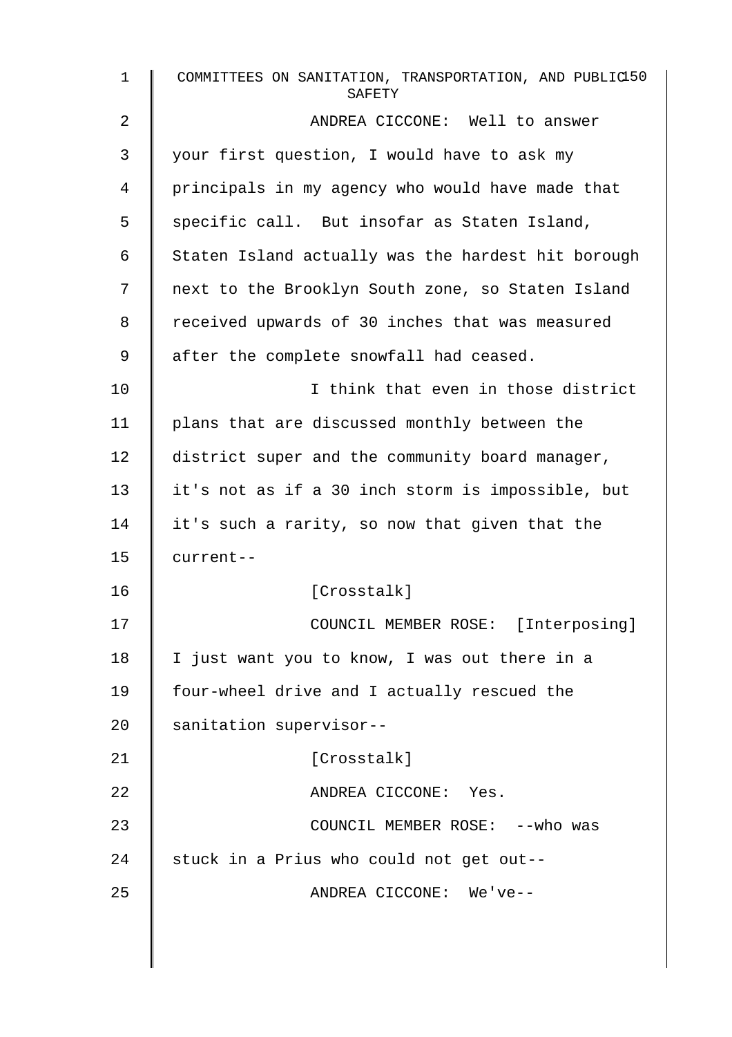ANDREA CICCONE: Well to answer your first question, I would have to ask my principals in my agency who would have made that specific call. But insofar as Staten Island, Staten Island actually was the hardest hit borough next to the Brooklyn South zone, so Staten Island received upwards of 30 inches that was measured after the complete snowfall had ceased.

I think that even in those district plans that are discussed monthly between the district super and the community board manager, it's not as if a 30 inch storm is impossible, but it's such a rarity, so now that given that the current--

[Crosstalk]

COUNCIL MEMBER ROSE: [Interposing] I just want you to know, I was out there in a four-wheel drive and I actually rescued the sanitation supervisor--

[Crosstalk]

ANDREA CICCONE: Yes.

COUNCIL MEMBER ROSE: --who was stuck in a Prius who could not get out--

ANDREA CICCONE: We've--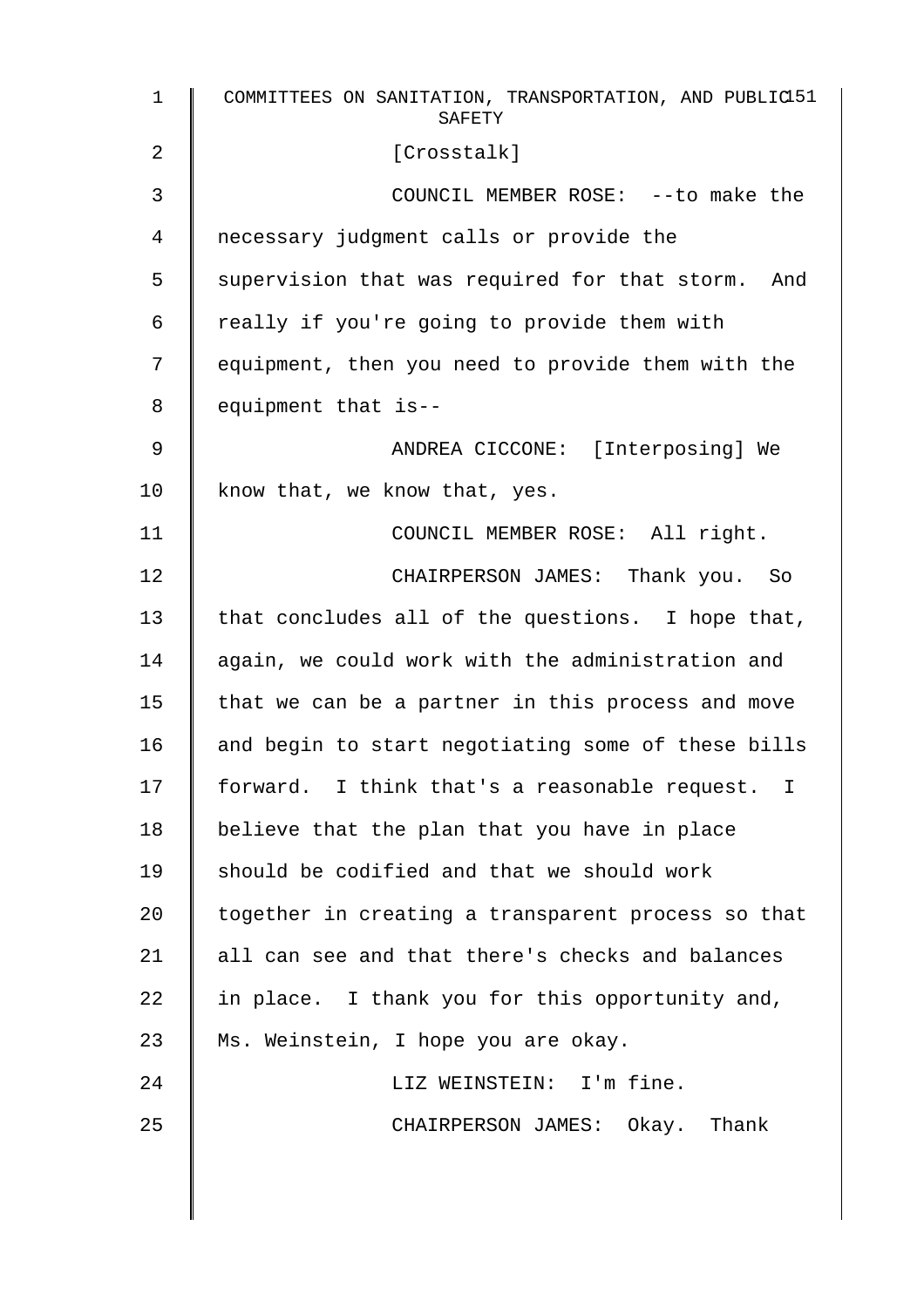[Crosstalk]

COUNCIL MEMBER ROSE: --to make the necessary judgment calls or provide the supervision that was required for that storm. And really if you're going to provide them with equipment, then you need to provide them with the equipment that is--

ANDREA CICCONE: [Interposing] We know that, we know that, yes.

COUNCIL MEMBER ROSE: All right.

CHAIRPERSON JAMES: Thank you. So that concludes all of the questions. I hope that, again, we could work with the administration and that we can be a partner in this process and move and begin to start negotiating some of these bills forward. I think that's a reasonable request. I believe that the plan that you have in place should be codified and that we should work together in creating a transparent process so that all can see and that there's checks and balances in place. I thank you for this opportunity and, Ms. Weinstein, I hope you are okay.

LIZ WEINSTEIN: I'm fine.

CHAIRPERSON JAMES: Okay. Thank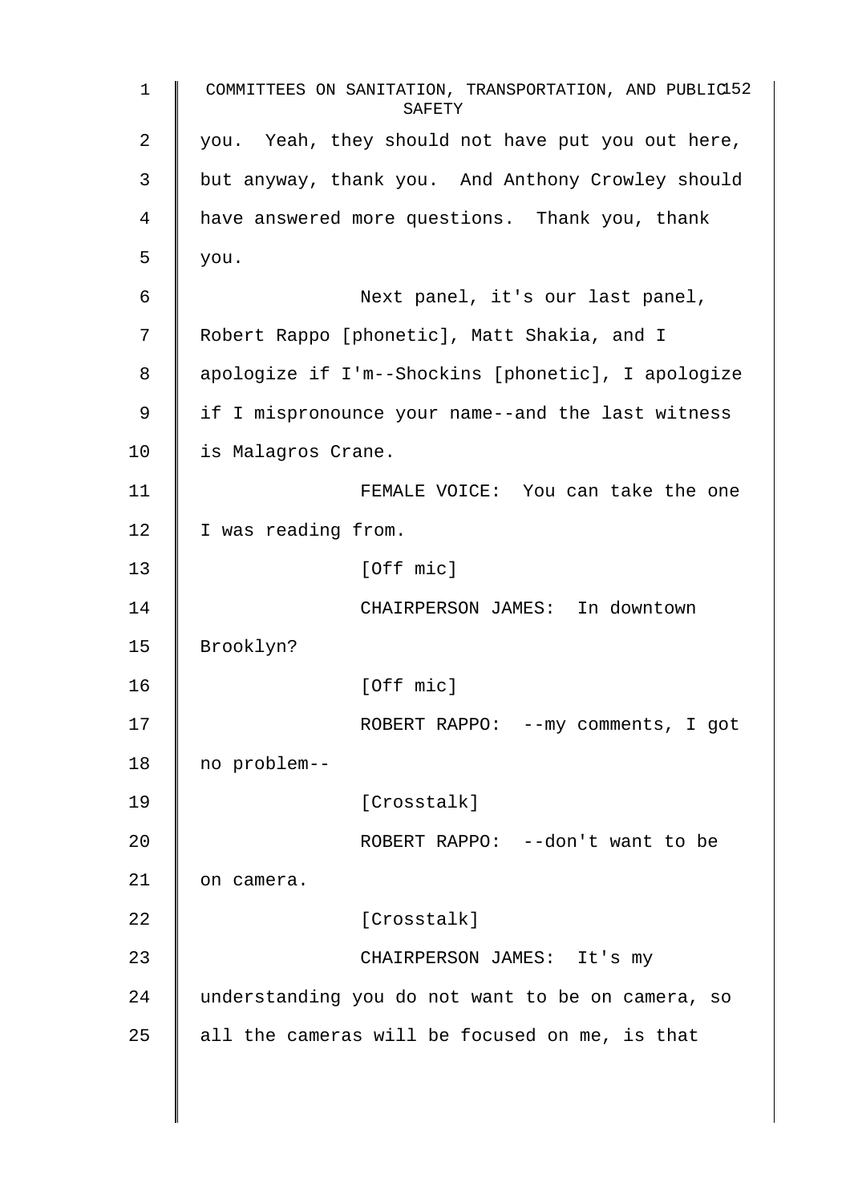you. Yeah, they should not have put you out here, but anyway, thank you. And Anthony Crowley should have answered more questions. Thank you, thank you.

Next panel, it's our last panel, Robert Rappo [phonetic], Matt Shakia, and I apologize if I'm--Shockins [phonetic], I apologize if I mispronounce your name--and the last witness is Malagros Crane.

FEMALE VOICE: You can take the one I was reading from.

[Off mic]

CHAIRPERSON JAMES: In downtown Brooklyn?

[Off mic]

ROBERT RAPPO: --my comments, I got no problem--

[Crosstalk]

ROBERT RAPPO: --don't want to be on camera.

[Crosstalk]

CHAIRPERSON JAMES: It's my understanding you do not want to be on camera, so all the cameras will be focused on me, is that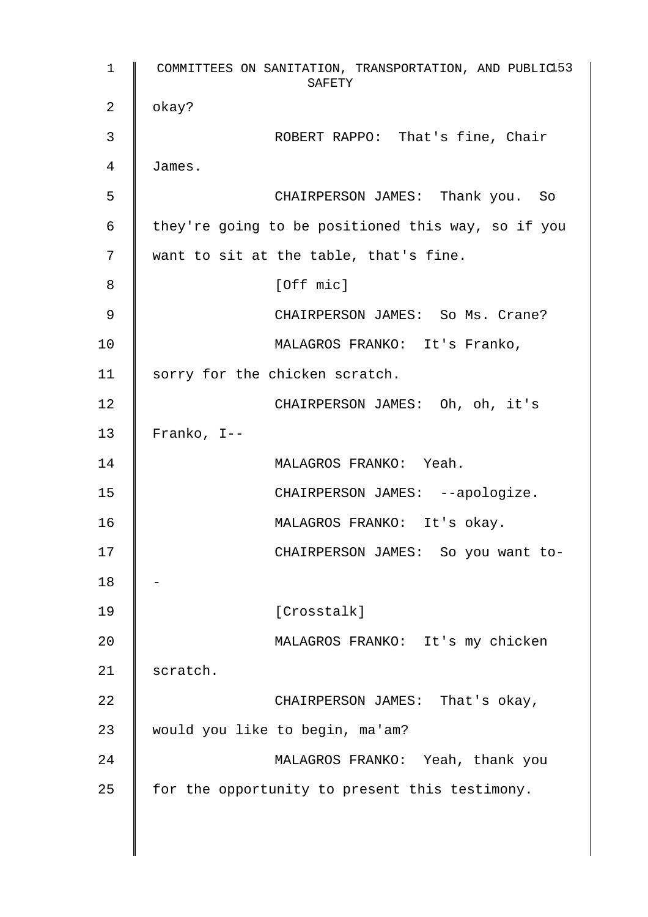okay?

ROBERT RAPPO: That's fine, Chair James.

CHAIRPERSON JAMES: Thank you. So they're going to be positioned this way, so if you want to sit at the table, that's fine.

[Off mic]

CHAIRPERSON JAMES: So Ms. Crane?

MALAGROS FRANKO: It's Franko, sorry for the chicken scratch.

CHAIRPERSON JAMES: Oh, oh, it's Franko, I--

MALAGROS FRANKO: Yeah.

CHAIRPERSON JAMES: --apologize.

MALAGROS FRANKO: It's okay.

CHAIRPERSON JAMES: So you want to--

[Crosstalk]

MALAGROS FRANKO: It's my chicken scratch.

CHAIRPERSON JAMES: That's okay, would you like to begin, ma'am?

MALAGROS FRANKO: Yeah, thank you for the opportunity to present this testimony.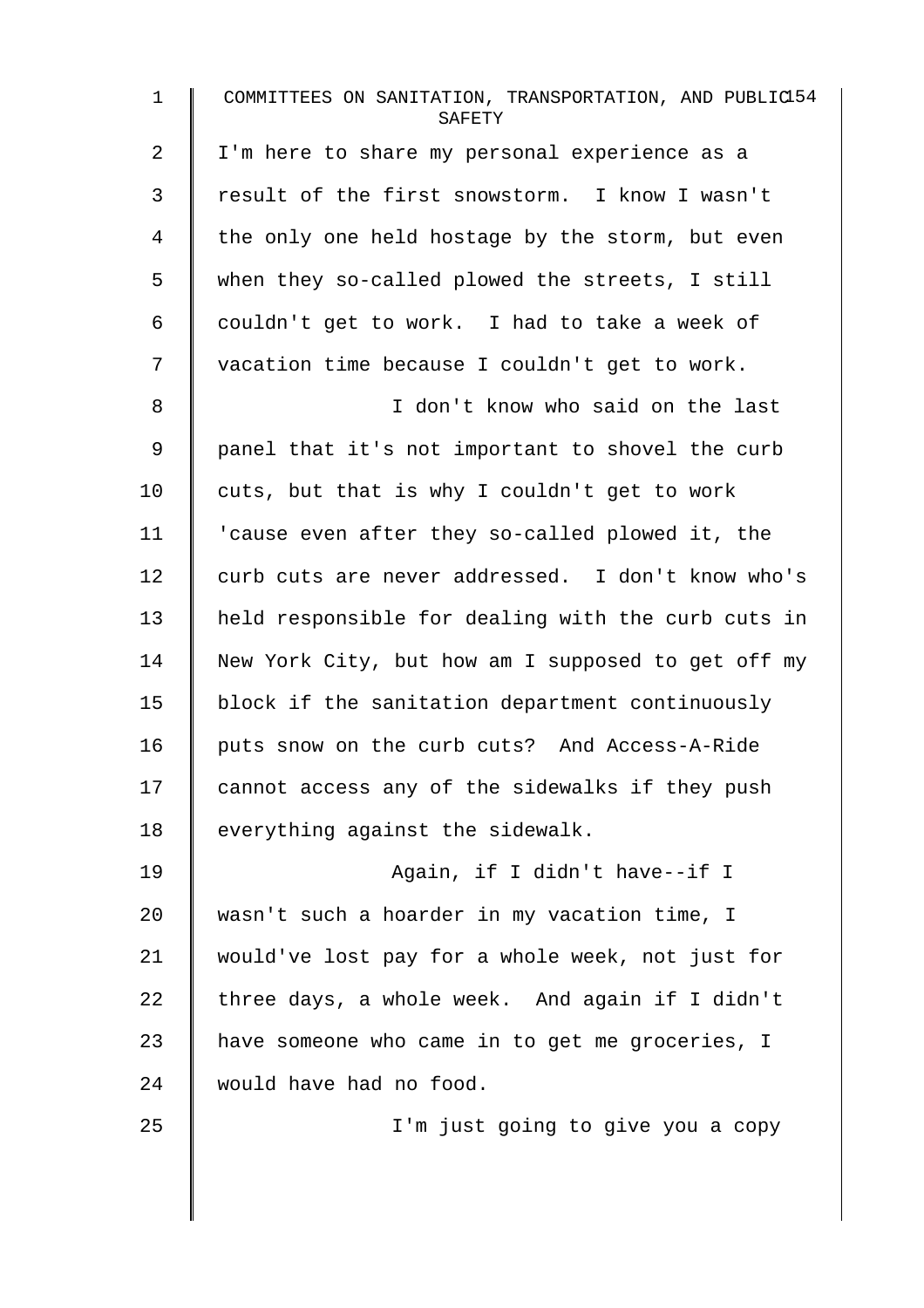I'm here to share my personal experience as a result of the first snowstorm. I know I wasn't the only one held hostage by the storm, but even when they so-called plowed the streets, I still couldn't get to work. I had to take a week of vacation time because I couldn't get to work.

I don't know who said on the last panel that it's not important to shovel the curb cuts, but that is why I couldn't get to work 'cause even after they so-called plowed it, the curb cuts are never addressed. I don't know who's held responsible for dealing with the curb cuts in New York City, but how am I supposed to get off my block if the sanitation department continuously puts snow on the curb cuts? And Access-A-Ride cannot access any of the sidewalks if they push everything against the sidewalk.

Again, if I didn't have--if I wasn't such a hoarder in my vacation time, I would've lost pay for a whole week, not just for three days, a whole week. And again if I didn't have someone who came in to get me groceries, I would have had no food.

I'm just going to give you a copy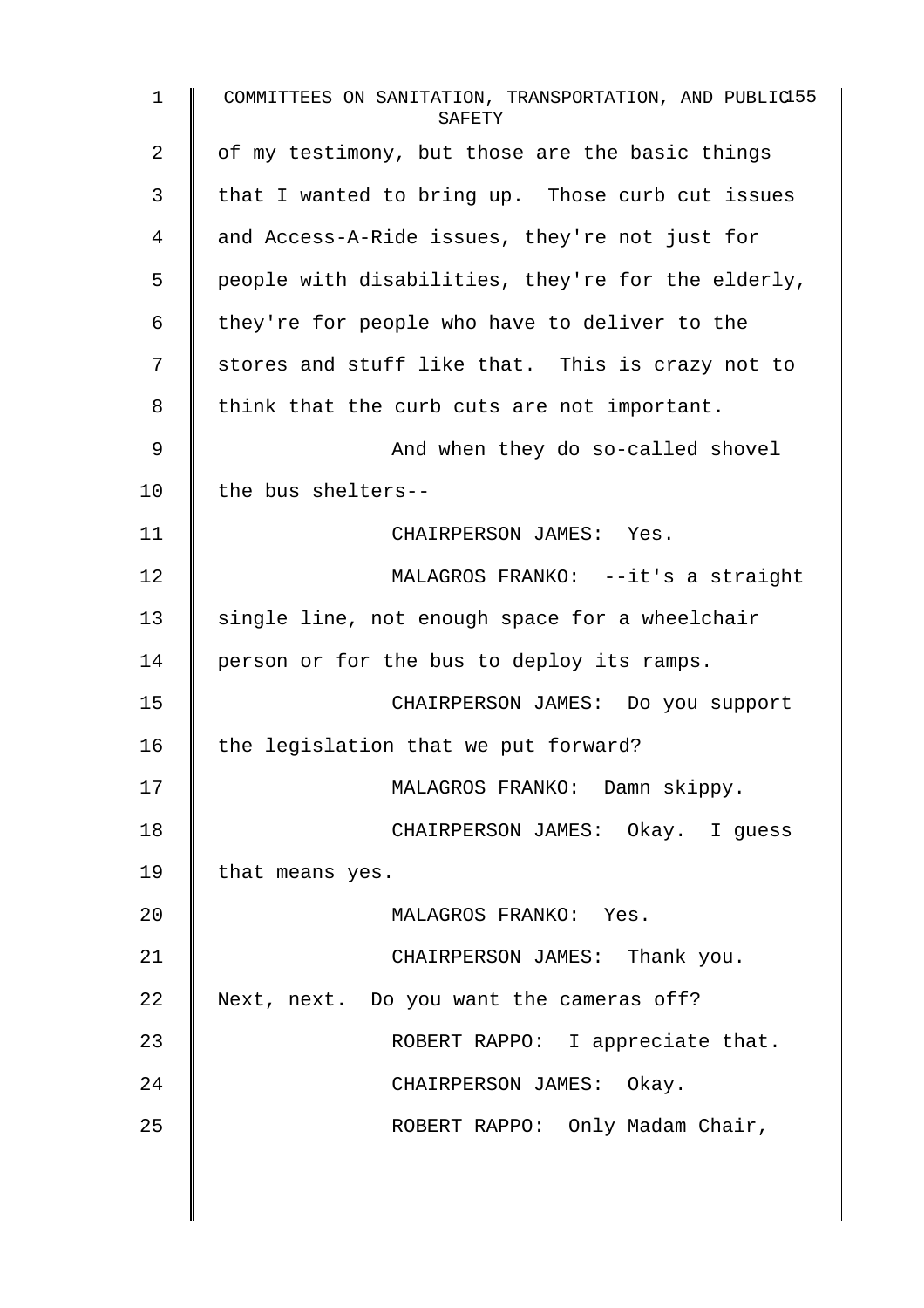of my testimony, but those are the basic things that I wanted to bring up. Those curb cut issues and Access-A-Ride issues, they're not just for people with disabilities, they're for the elderly, they're for people who have to deliver to the stores and stuff like that. This is crazy not to think that the curb cuts are not important.

And when they do so-called shovel the bus shelters--

CHAIRPERSON JAMES: Yes.

MALAGROS FRANKO: --it's a straight single line, not enough space for a wheelchair person or for the bus to deploy its ramps.

CHAIRPERSON JAMES: Do you support the legislation that we put forward?

MALAGROS FRANKO: Damn skippy.

CHAIRPERSON JAMES: Okay. I guess that means yes.

MALAGROS FRANKO: Yes.

CHAIRPERSON JAMES: Thank you. Next, next. Do you want the cameras off?

ROBERT RAPPO: I appreciate that.

CHAIRPERSON JAMES: Okay.

ROBERT RAPPO: Only Madam Chair,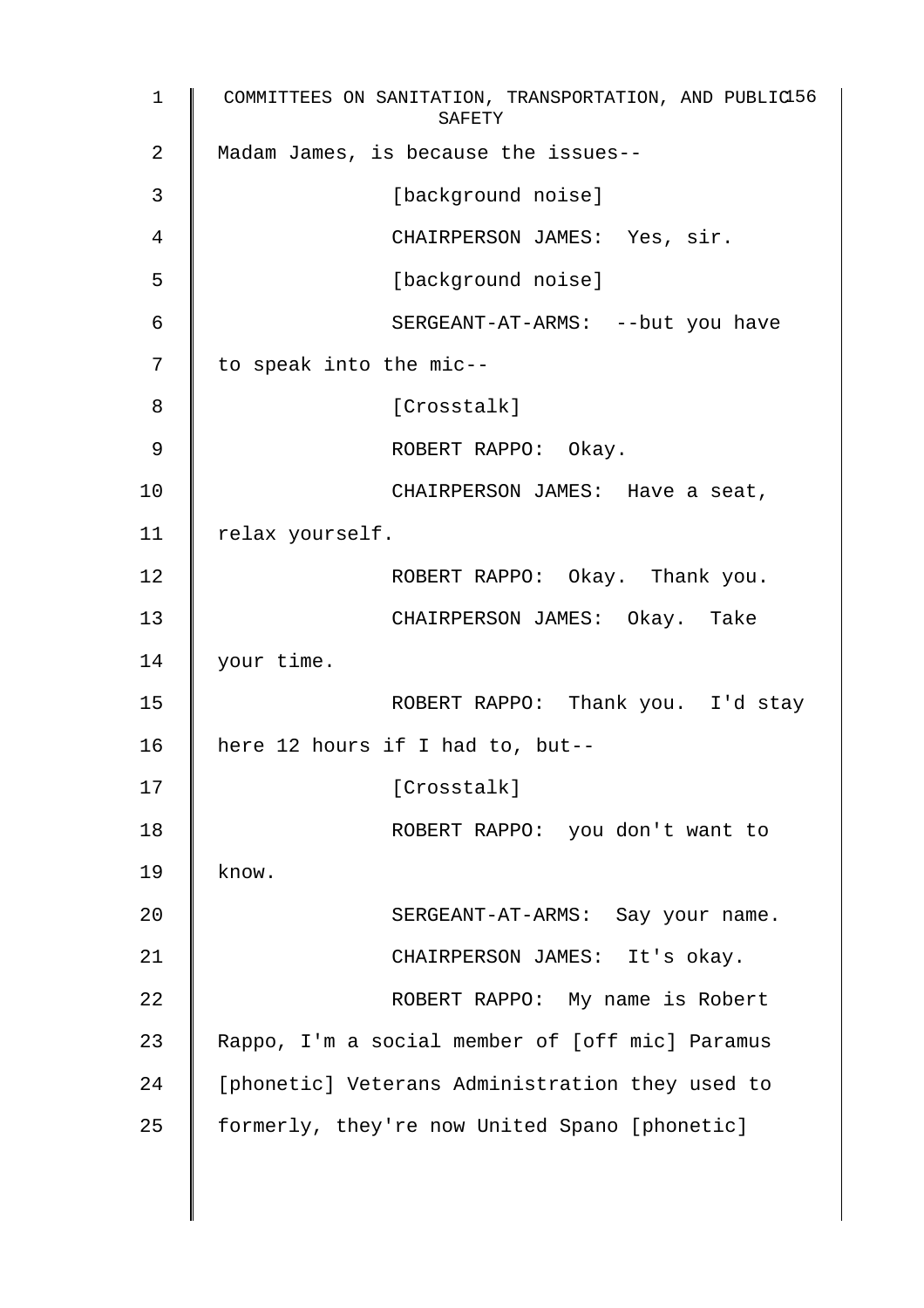Madam James, is because the issues--

[background noise]

CHAIRPERSON JAMES: Yes, sir.

[background noise]

SERGEANT-AT-ARMS: --but you have to speak into the mic--

[Crosstalk]

ROBERT RAPPO: Okay.

CHAIRPERSON JAMES: Have a seat, relax yourself.

ROBERT RAPPO: Okay. Thank you.

CHAIRPERSON JAMES: Okay. Take your time.

ROBERT RAPPO: Thank you. I'd stay here 12 hours if I had to, but--

[Crosstalk]

ROBERT RAPPO: you don't want to know.

SERGEANT-AT-ARMS: Say your name.

CHAIRPERSON JAMES: It's okay.

ROBERT RAPPO: My name is Robert Rappo, I'm a social member of [off mic] Paramus [phonetic] Veterans Administration they used to formerly, they're now United Spano [phonetic]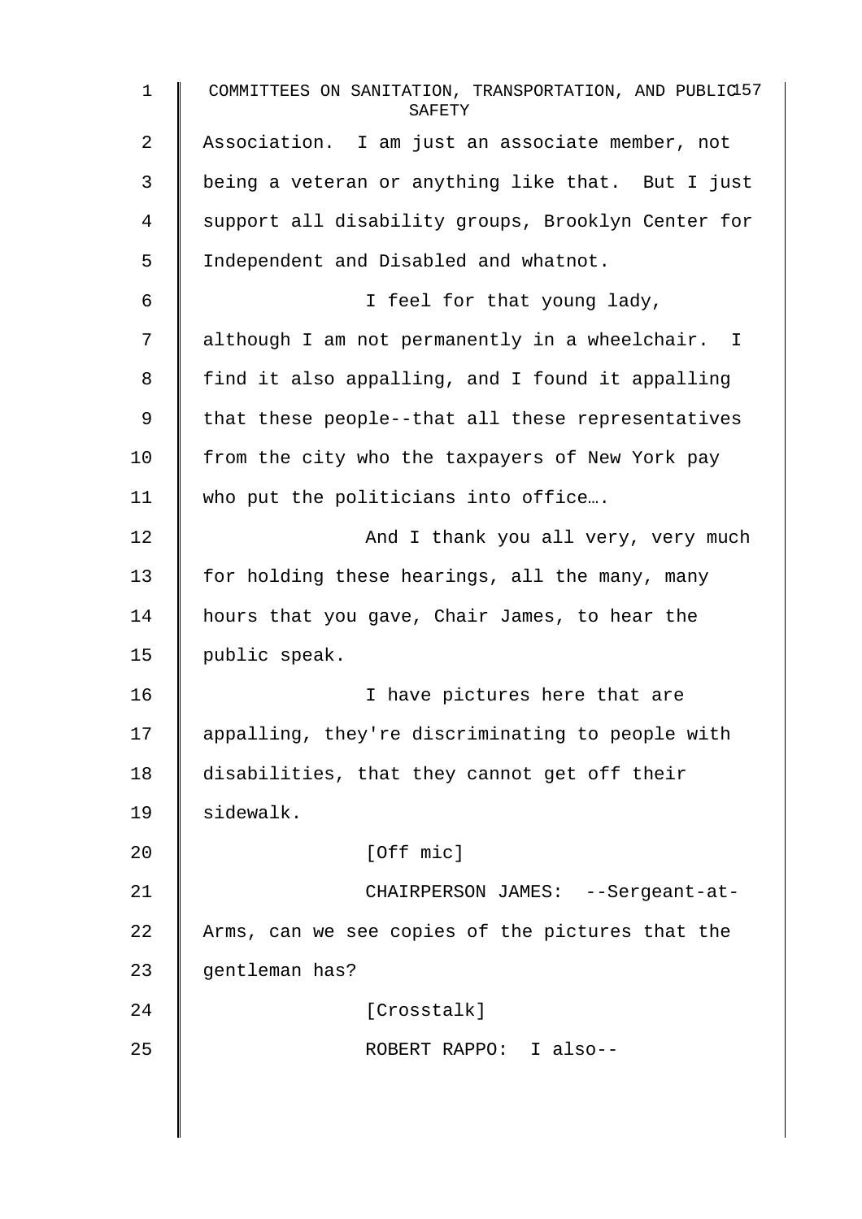Association. I am just an associate member, not being a veteran or anything like that. But I just support all disability groups, Brooklyn Center for Independent and Disabled and whatnot.

I feel for that young lady, although I am not permanently in a wheelchair. I find it also appalling, and I found it appalling that these people--that all these representatives from the city who the taxpayers of New York pay who put the politicians into office….

And I thank you all very, very much for holding these hearings, all the many, many hours that you gave, Chair James, to hear the public speak.

I have pictures here that are appalling, they're discriminating to people with disabilities, that they cannot get off their sidewalk.

[Off mic]

CHAIRPERSON JAMES: --Sergeant-at-Arms, can we see copies of the pictures that the gentleman has?

[Crosstalk]

ROBERT RAPPO: I also--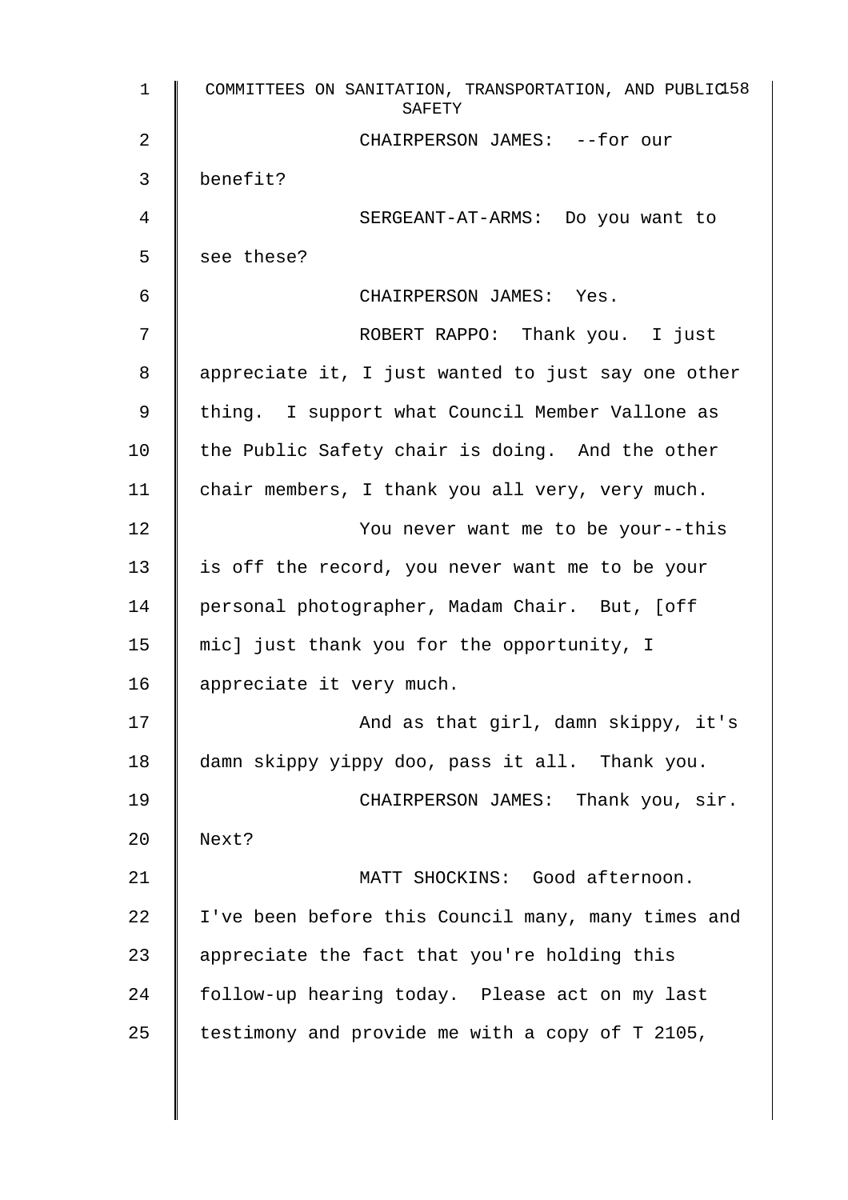CHAIRPERSON JAMES: --for our benefit?

SERGEANT-AT-ARMS: Do you want to see these?

CHAIRPERSON JAMES: Yes.

ROBERT RAPPO: Thank you. I just appreciate it, I just wanted to just say one other thing. I support what Council Member Vallone as the Public Safety chair is doing. And the other chair members, I thank you all very, very much.

You never want me to be your--this is off the record, you never want me to be your personal photographer, Madam Chair. But, [off mic] just thank you for the opportunity, I appreciate it very much.

And as that girl, damn skippy, it's damn skippy yippy doo, pass it all. Thank you.

CHAIRPERSON JAMES: Thank you, sir. Next?

MATT SHOCKINS: Good afternoon. I've been before this Council many, many times and appreciate the fact that you're holding this follow-up hearing today. Please act on my last testimony and provide me with a copy of T 2105,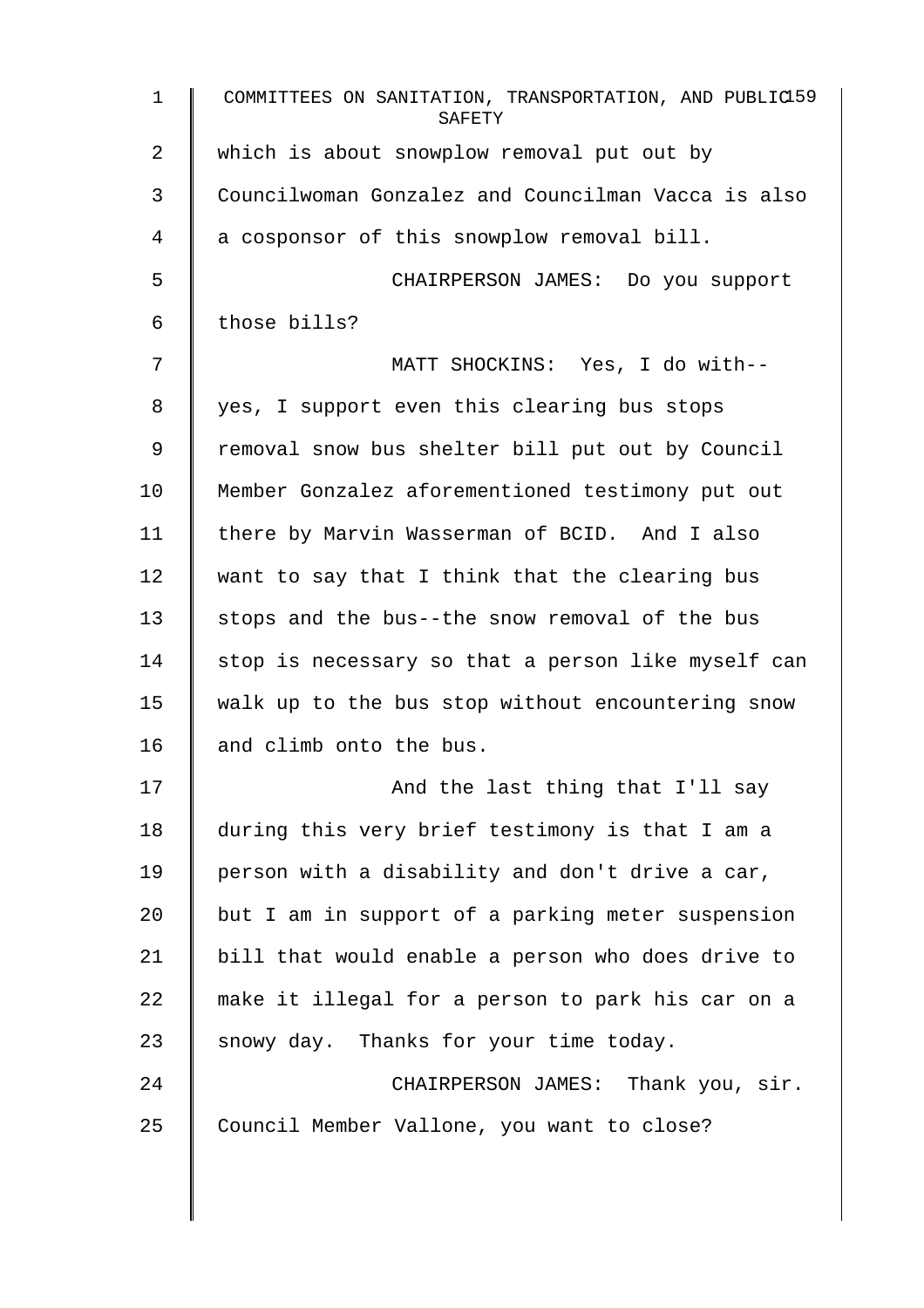which is about snowplow removal put out by Councilwoman Gonzalez and Councilman Vacca is also a cosponsor of this snowplow removal bill.

CHAIRPERSON JAMES: Do you support those bills?

MATT SHOCKINS: Yes, I do with-- yes, I support even this clearing bus stops removal snow bus shelter bill put out by Council Member Gonzalez aforementioned testimony put out there by Marvin Wasserman of BCID. And I also want to say that I think that the clearing bus stops and the bus--the snow removal of the bus stop is necessary so that a person like myself can walk up to the bus stop without encountering snow and climb onto the bus.

And the last thing that I'll say during this very brief testimony is that I am a person with a disability and don't drive a car, but I am in support of a parking meter suspension bill that would enable a person who does drive to make it illegal for a person to park his car on a snowy day. Thanks for your time today.

CHAIRPERSON JAMES: Thank you, sir. Council Member Vallone, you want to close?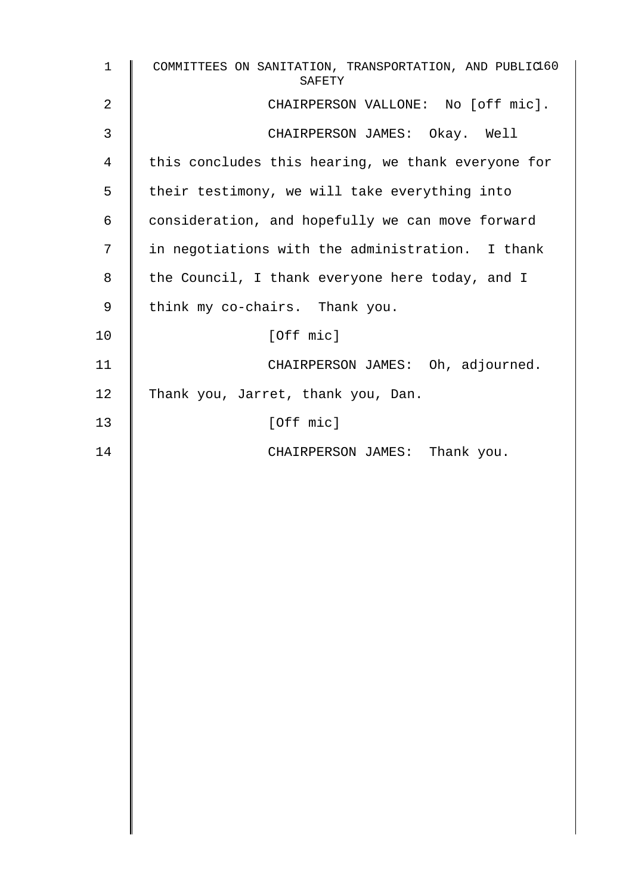CHAIRPERSON VALLONE: No [off mic].

CHAIRPERSON JAMES: Okay. Well this concludes this hearing, we thank everyone for their testimony, we will take everything into consideration, and hopefully we can move forward in negotiations with the administration. I thank the Council, I thank everyone here today, and I think my co-chairs. Thank you.

[Off mic]

CHAIRPERSON JAMES: Oh, adjourned. Thank you, Jarret, thank you, Dan.

[Off mic]

CHAIRPERSON JAMES: Thank you.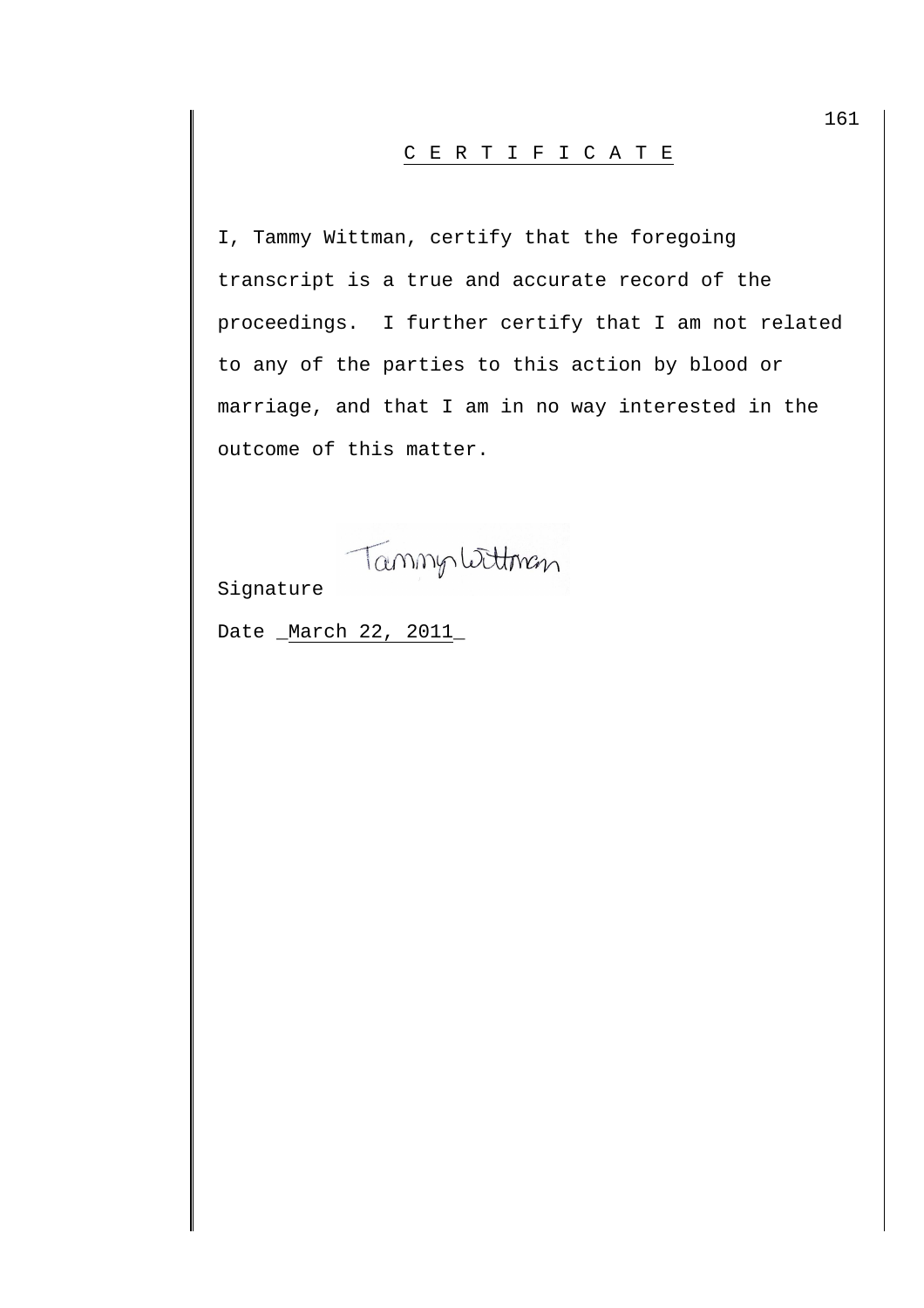# C E R T I F I C A T E

I, Tammy Wittman, certify that the foregoing transcript is a true and accurate record of the proceedings. I further certify that I am not related to any of the parties to this action by blood or marriage, and that I am in no way interested in the outcome of this matter.

Signature Tammy Wittman

Date _March 22, 2011_